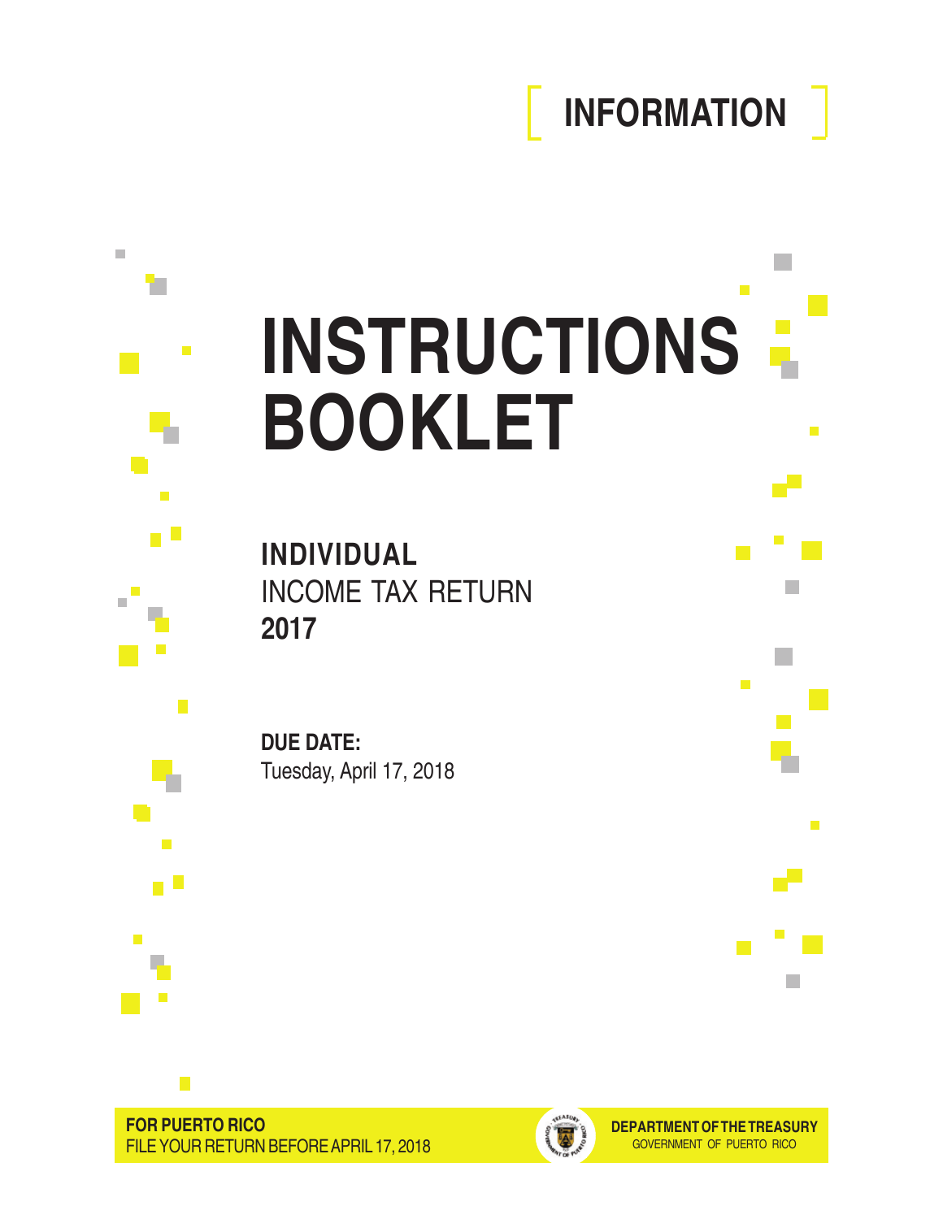**INFORMATION**

# INSTRUCTIONS BOOKLET

**INDIVIDUAL**
INCOME TAX RETURN
**2017**

**DUE DATE:**
Tuesday, April 17, 2018

**FOR PUERTO RICO**
FILE YOUR RETURN BEFORE APRIL 17, 2018

**DEPARTMENT OF THE TREASURY**
GOVERNMENT OF PUERTO RICO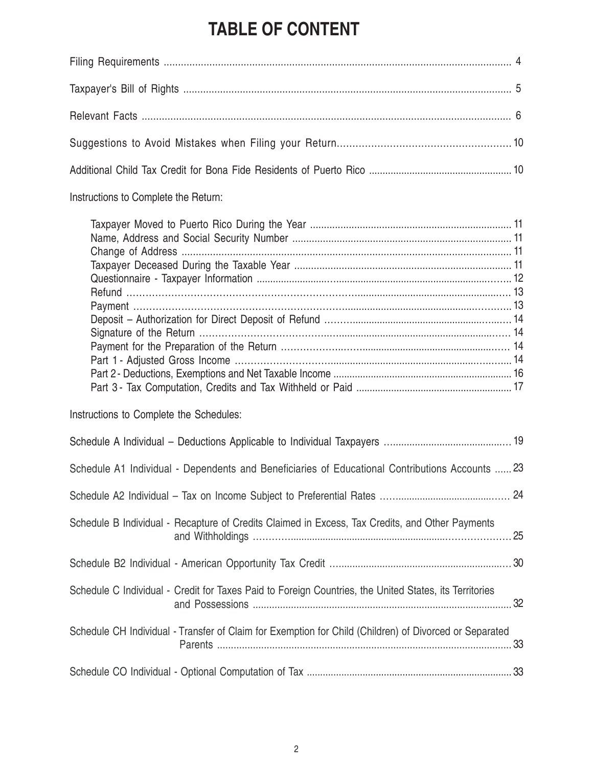# TABLE OF CONTENT

Filing Requirements .......... 4

Taxpayer's Bill of Rights .......... 5

Relevant Facts .......... 6

Suggestions to Avoid Mistakes when Filing your Return.......... 10

Additional Child Tax Credit for Bona Fide Residents of Puerto Rico .......... 10

Instructions to Complete the Return:

- Taxpayer Moved to Puerto Rico During the Year .......... 11
- Name, Address and Social Security Number .......... 11
- Change of Address .......... 11
- Taxpayer Deceased During the Taxable Year .......... 11
- Questionnaire - Taxpayer Information .......... 12
- Refund .......... 13
- Payment .......... 13
- Deposit – Authorization for Direct Deposit of Refund .......... 14
- Signature of the Return .......... 14
- Payment for the Preparation of the Return .......... 14
- Part 1 - Adjusted Gross Income .......... 14
- Part 2 - Deductions, Exemptions and Net Taxable Income .......... 16
- Part 3 - Tax Computation, Credits and Tax Withheld or Paid .......... 17

Instructions to Complete the Schedules:

Schedule A Individual – Deductions Applicable to Individual Taxpayers .......... 19

Schedule A1 Individual - Dependents and Beneficiaries of Educational Contributions Accounts .......... 23

Schedule A2 Individual – Tax on Income Subject to Preferential Rates .......... 24

Schedule B Individual - Recapture of Credits Claimed in Excess, Tax Credits, and Other Payments and Withholdings .......... 25

Schedule B2 Individual - American Opportunity Tax Credit .......... 30

Schedule C Individual - Credit for Taxes Paid to Foreign Countries, the United States, its Territories and Possessions .......... 32

Schedule CH Individual - Transfer of Claim for Exemption for Child (Children) of Divorced or Separated Parents .......... 33

Schedule CO Individual - Optional Computation of Tax .......... 33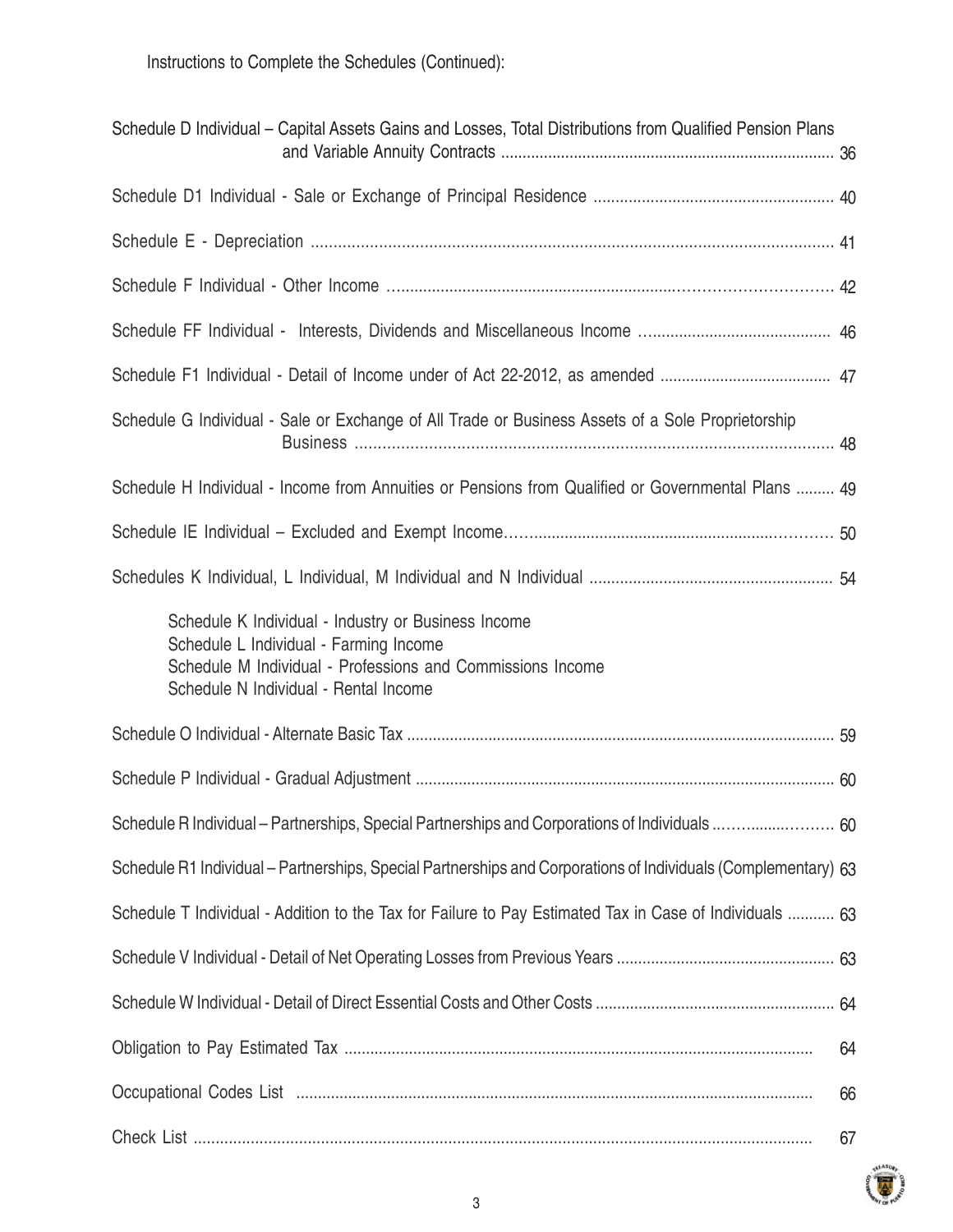Instructions to Complete the Schedules (Continued):

| | |
|---|---|
| Schedule D Individual – Capital Assets Gains and Losses, Total Distributions from Qualified Pension Plans and Variable Annuity Contracts | 36 |
| Schedule D1 Individual - Sale or Exchange of Principal Residence | 40 |
| Schedule E - Depreciation | 41 |
| Schedule F Individual - Other Income | 42 |
| Schedule FF Individual - Interests, Dividends and Miscellaneous Income | 46 |
| Schedule F1 Individual - Detail of Income under of Act 22-2012, as amended | 47 |
| Schedule G Individual - Sale or Exchange of All Trade or Business Assets of a Sole Proprietorship Business | 48 |
| Schedule H Individual - Income from Annuities or Pensions from Qualified or Governmental Plans | 49 |
| Schedule IE Individual – Excluded and Exempt Income | 50 |
| Schedules K Individual, L Individual, M Individual and N Individual | 54 |

- Schedule K Individual - Industry or Business Income
- Schedule L Individual - Farming Income
- Schedule M Individual - Professions and Commissions Income
- Schedule N Individual - Rental Income

| | |
|---|---|
| Schedule O Individual - Alternate Basic Tax | 59 |
| Schedule P Individual - Gradual Adjustment | 60 |
| Schedule R Individual – Partnerships, Special Partnerships and Corporations of Individuals | 60 |
| Schedule R1 Individual – Partnerships, Special Partnerships and Corporations of Individuals (Complementary) | 63 |
| Schedule T Individual - Addition to the Tax for Failure to Pay Estimated Tax in Case of Individuals | 63 |
| Schedule V Individual - Detail of Net Operating Losses from Previous Years | 63 |
| Schedule W Individual - Detail of Direct Essential Costs and Other Costs | 64 |
| Obligation to Pay Estimated Tax | 64 |
| Occupational Codes List | 66 |
| Check List | 67 |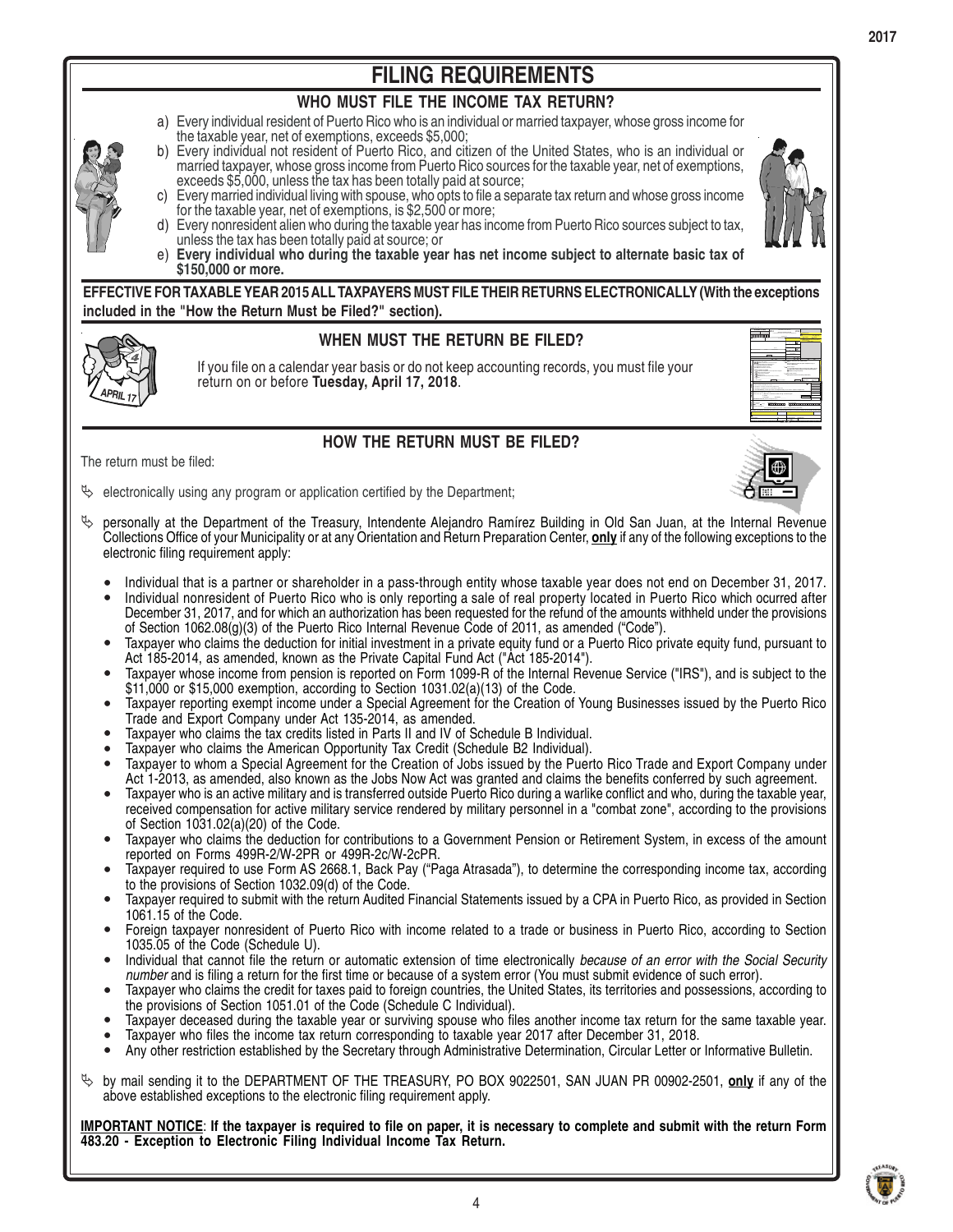# FILING REQUIREMENTS

## WHO MUST FILE THE INCOME TAX RETURN?

a) Every individual resident of Puerto Rico who is an individual or married taxpayer, whose gross income for the taxable year, net of exemptions, exceeds $5,000;

b) Every individual not resident of Puerto Rico, and citizen of the United States, who is an individual or married taxpayer, whose gross income from Puerto Rico sources for the taxable year, net of exemptions, exceeds $5,000, unless the tax has been totally paid at source;

c) Every married individual living with spouse, who opts to file a separate tax return and whose gross income for the taxable year, net of exemptions, is $2,500 or more;

d) Every nonresident alien who during the taxable year has income from Puerto Rico sources subject to tax, unless the tax has been totally paid at source; or

e) **Every individual who during the taxable year has net income subject to alternate basic tax of $150,000 or more.**

**EFFECTIVE FOR TAXABLE YEAR 2015 ALL TAXPAYERS MUST FILE THEIR RETURNS ELECTRONICALLY (With the exceptions included in the "How the Return Must be Filed?" section).**

## WHEN MUST THE RETURN BE FILED?

If you file on a calendar year basis or do not keep accounting records, you must file your return on or before **Tuesday, April 17, 2018**.

## HOW THE RETURN MUST BE FILED?

The return must be filed:

- electronically using any program or application certified by the Department;

- personally at the Department of the Treasury, Intendente Alejandro Ramírez Building in Old San Juan, at the Internal Revenue Collections Office of your Municipality or at any Orientation and Return Preparation Center, **only** if any of the following exceptions to the electronic filing requirement apply:

  - Individual that is a partner or shareholder in a pass-through entity whose taxable year does not end on December 31, 2017.
  - Individual nonresident of Puerto Rico who is only reporting a sale of real property located in Puerto Rico which ocurred after December 31, 2017, and for which an authorization has been requested for the refund of the amounts withheld under the provisions of Section 1062.08(g)(3) of the Puerto Rico Internal Revenue Code of 2011, as amended ("Code").
  - Taxpayer who claims the deduction for initial investment in a private equity fund or a Puerto Rico private equity fund, pursuant to Act 185-2014, as amended, known as the Private Capital Fund Act ("Act 185-2014").
  - Taxpayer whose income from pension is reported on Form 1099-R of the Internal Revenue Service ("IRS"), and is subject to the $11,000 or $15,000 exemption, according to Section 1031.02(a)(13) of the Code.
  - Taxpayer reporting exempt income under a Special Agreement for the Creation of Young Businesses issued by the Puerto Rico Trade and Export Company under Act 135-2014, as amended.
  - Taxpayer who claims the tax credits listed in Parts II and IV of Schedule B Individual.
  - Taxpayer who claims the American Opportunity Tax Credit (Schedule B2 Individual).
  - Taxpayer to whom a Special Agreement for the Creation of Jobs issued by the Puerto Rico Trade and Export Company under Act 1-2013, as amended, also known as the Jobs Now Act was granted and claims the benefits conferred by such agreement.
  - Taxpayer who is an active military and is transferred outside Puerto Rico during a warlike conflict and who, during the taxable year, received compensation for active military service rendered by military personnel in a "combat zone", according to the provisions of Section 1031.02(a)(20) of the Code.
  - Taxpayer who claims the deduction for contributions to a Government Pension or Retirement System, in excess of the amount reported on Forms 499R-2/W-2PR or 499R-2c/W-2cPR.
  - Taxpayer required to use Form AS 2668.1, Back Pay ("Paga Atrasada"), to determine the corresponding income tax, according to the provisions of Section 1032.09(d) of the Code.
  - Taxpayer required to submit with the return Audited Financial Statements issued by a CPA in Puerto Rico, as provided in Section 1061.15 of the Code.
  - Foreign taxpayer nonresident of Puerto Rico with income related to a trade or business in Puerto Rico, according to Section 1035.05 of the Code (Schedule U).
  - Individual that cannot file the return or automatic extension of time electronically *because of an error with the Social Security number* and is filing a return for the first time or because of a system error (You must submit evidence of such error).
  - Taxpayer who claims the credit for taxes paid to foreign countries, the United States, its territories and possessions, according to the provisions of Section 1051.01 of the Code (Schedule C Individual).
  - Taxpayer deceased during the taxable year or surviving spouse who files another income tax return for the same taxable year.
  - Taxpayer who files the income tax return corresponding to taxable year 2017 after December 31, 2018.
  - Any other restriction established by the Secretary through Administrative Determination, Circular Letter or Informative Bulletin.

- by mail sending it to the DEPARTMENT OF THE TREASURY, PO BOX 9022501, SAN JUAN PR 00902-2501, **only** if any of the above established exceptions to the electronic filing requirement apply.

**IMPORTANT NOTICE: If the taxpayer is required to file on paper, it is necessary to complete and submit with the return Form 483.20 - Exception to Electronic Filing Individual Income Tax Return.**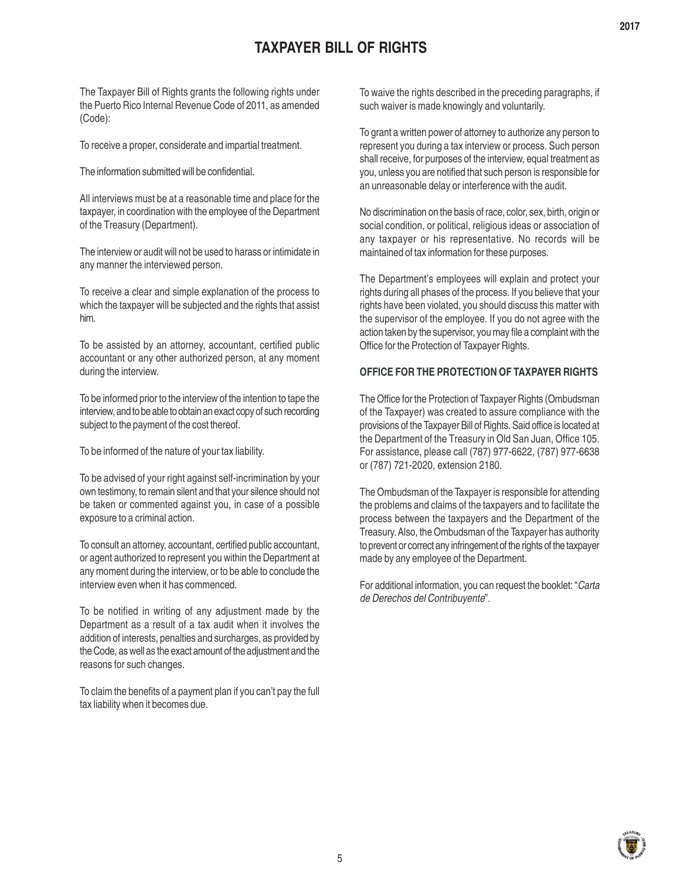# TAXPAYER BILL OF RIGHTS

The Taxpayer Bill of Rights grants the following rights under the Puerto Rico Internal Revenue Code of 2011, as amended (Code):

To receive a proper, considerate and impartial treatment.

The information submitted will be confidential.

All interviews must be at a reasonable time and place for the taxpayer, in coordination with the employee of the Department of the Treasury (Department).

The interview or audit will not be used to harass or intimidate in any manner the interviewed person.

To receive a clear and simple explanation of the process to which the taxpayer will be subjected and the rights that assist him.

To be assisted by an attorney, accountant, certified public accountant or any other authorized person, at any moment during the interview.

To be informed prior to the interview of the intention to tape the interview, and to be able to obtain an exact copy of such recording subject to the payment of the cost thereof.

To be informed of the nature of your tax liability.

To be advised of your right against self-incrimination by your own testimony, to remain silent and that your silence should not be taken or commented against you, in case of a possible exposure to a criminal action.

To consult an attorney, accountant, certified public accountant, or agent authorized to represent you within the Department at any moment during the interview, or to be able to conclude the interview even when it has commenced.

To be notified in writing of any adjustment made by the Department as a result of a tax audit when it involves the addition of interests, penalties and surcharges, as provided by the Code, as well as the exact amount of the adjustment and the reasons for such changes.

To claim the benefits of a payment plan if you can't pay the full tax liability when it becomes due.

To waive the rights described in the preceding paragraphs, if such waiver is made knowingly and voluntarily.

To grant a written power of attorney to authorize any person to represent you during a tax interview or process. Such person shall receive, for purposes of the interview, equal treatment as you, unless you are notified that such person is responsible for an unreasonable delay or interference with the audit.

No discrimination on the basis of race, color, sex, birth, origin or social condition, or political, religious ideas or association of any taxpayer or his representative. No records will be maintained of tax information for these purposes.

The Department's employees will explain and protect your rights during all phases of the process. If you believe that your rights have been violated, you should discuss this matter with the supervisor of the employee. If you do not agree with the action taken by the supervisor, you may file a complaint with the Office for the Protection of Taxpayer Rights.

## OFFICE FOR THE PROTECTION OF TAXPAYER RIGHTS

The Office for the Protection of Taxpayer Rights (Ombudsman of the Taxpayer) was created to assure compliance with the provisions of the Taxpayer Bill of Rights. Said office is located at the Department of the Treasury in Old San Juan, Office 105. For assistance, please call (787) 977-6622, (787) 977-6638 or (787) 721-2020, extension 2180.

The Ombudsman of the Taxpayer is responsible for attending the problems and claims of the taxpayers and to facilitate the process between the taxpayers and the Department of the Treasury. Also, the Ombudsman of the Taxpayer has authority to prevent or correct any infringement of the rights of the taxpayer made by any employee of the Department.

For additional information, you can request the booklet: "*Carta de Derechos del Contribuyente*".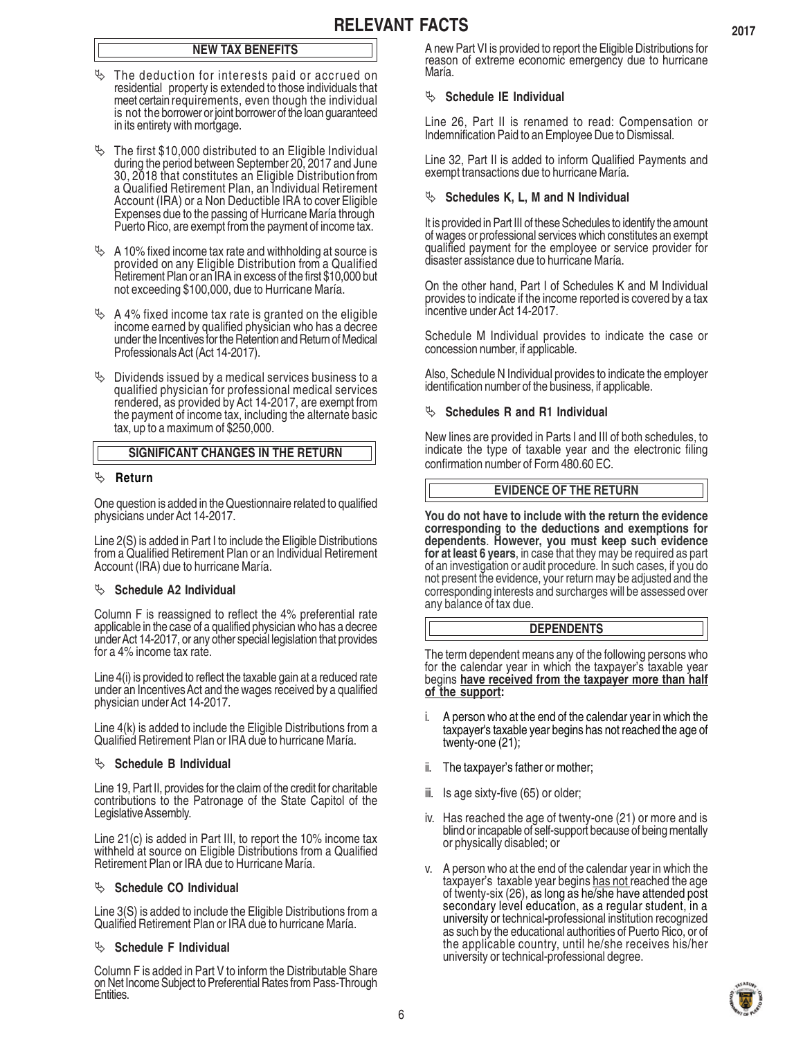# RELEVANT FACTS

## NEW TAX BENEFITS

- The deduction for interests paid or accrued on residential property is extended to those individuals that meet certain requirements, even though the individual is not the borrower or joint borrower of the loan guaranteed in its entirety with mortgage.
- The first $10,000 distributed to an Eligible Individual during the period between September 20, 2017 and June 30, 2018 that constitutes an Eligible Distribution from a Qualified Retirement Plan, an Individual Retirement Account (IRA) or a Non Deductible IRA to cover Eligible Expenses due to the passing of Hurricane María through Puerto Rico, are exempt from the payment of income tax.
- A 10% fixed income tax rate and withholding at source is provided on any Eligible Distribution from a Qualified Retirement Plan or an IRA in excess of the first $10,000 but not exceeding $100,000, due to Hurricane María.
- A 4% fixed income tax rate is granted on the eligible income earned by qualified physician who has a decree under the Incentives for the Retention and Return of Medical Professionals Act (Act 14-2017).
- Dividends issued by a medical services business to a qualified physician for professional medical services rendered, as provided by Act 14-2017, are exempt from the payment of income tax, including the alternate basic tax, up to a maximum of $250,000.

## SIGNIFICANT CHANGES IN THE RETURN

### Return

One question is added in the Questionnaire related to qualified physicians under Act 14-2017.

Line 2(S) is added in Part I to include the Eligible Distributions from a Qualified Retirement Plan or an Individual Retirement Account (IRA) due to hurricane María.

### Schedule A2 Individual

Column F is reassigned to reflect the 4% preferential rate applicable in the case of a qualified physician who has a decree under Act 14-2017, or any other special legislation that provides for a 4% income tax rate.

Line 4(i) is provided to reflect the taxable gain at a reduced rate under an Incentives Act and the wages received by a qualified physician under Act 14-2017.

Line 4(k) is added to include the Eligible Distributions from a Qualified Retirement Plan or IRA due to hurricane María.

### Schedule B Individual

Line 19, Part II, provides for the claim of the credit for charitable contributions to the Patronage of the State Capitol of the Legislative Assembly.

Line 21(c) is added in Part III, to report the 10% income tax withheld at source on Eligible Distributions from a Qualified Retirement Plan or IRA due to Hurricane María.

### Schedule CO Individual

Line 3(S) is added to include the Eligible Distributions from a Qualified Retirement Plan or IRA due to hurricane María.

### Schedule F Individual

Column F is added in Part V to inform the Distributable Share on Net Income Subject to Preferential Rates from Pass-Through Entities.

A new Part VI is provided to report the Eligible Distributions for reason of extreme economic emergency due to hurricane María.

### Schedule IE Individual

Line 26, Part II is renamed to read: Compensation or Indemnification Paid to an Employee Due to Dismissal.

Line 32, Part II is added to inform Qualified Payments and exempt transactions due to hurricane María.

### Schedules K, L, M and N Individual

It is provided in Part III of these Schedules to identify the amount of wages or professional services which constitutes an exempt qualified payment for the employee or service provider for disaster assistance due to hurricane María.

On the other hand, Part I of Schedules K and M Individual provides to indicate if the income reported is covered by a tax incentive under Act 14-2017.

Schedule M Individual provides to indicate the case or concession number, if applicable.

Also, Schedule N Individual provides to indicate the employer identification number of the business, if applicable.

### Schedules R and R1 Individual

New lines are provided in Parts I and III of both schedules, to indicate the type of taxable year and the electronic filing confirmation number of Form 480.60 EC.

## EVIDENCE OF THE RETURN

**You do not have to include with the return the evidence corresponding to the deductions and exemptions for dependents**. **However, you must keep such evidence for at least 6 years**, in case that they may be required as part of an investigation or audit procedure. In such cases, if you do not present the evidence, your return may be adjusted and the corresponding interests and surcharges will be assessed over any balance of tax due.

## DEPENDENTS

The term dependent means any of the following persons who for the calendar year in which the taxpayer's taxable year begins **have received from the taxpayer more than half of the support:**

i. A person who at the end of the calendar year in which the taxpayer's taxable year begins has not reached the age of twenty-one (21);

ii. The taxpayer's father or mother;

iii. Is age sixty-five (65) or older;

iv. Has reached the age of twenty-one (21) or more and is blind or incapable of self-support because of being mentally or physically disabled; or

v. A person who at the end of the calendar year in which the taxpayer's taxable year begins has not reached the age of twenty-six (26), as long as he/she have attended post secondary level education, as a regular student, in a university or technical-professional institution recognized as such by the educational authorities of Puerto Rico, or of the applicable country, until he/she receives his/her university or technical-professional degree.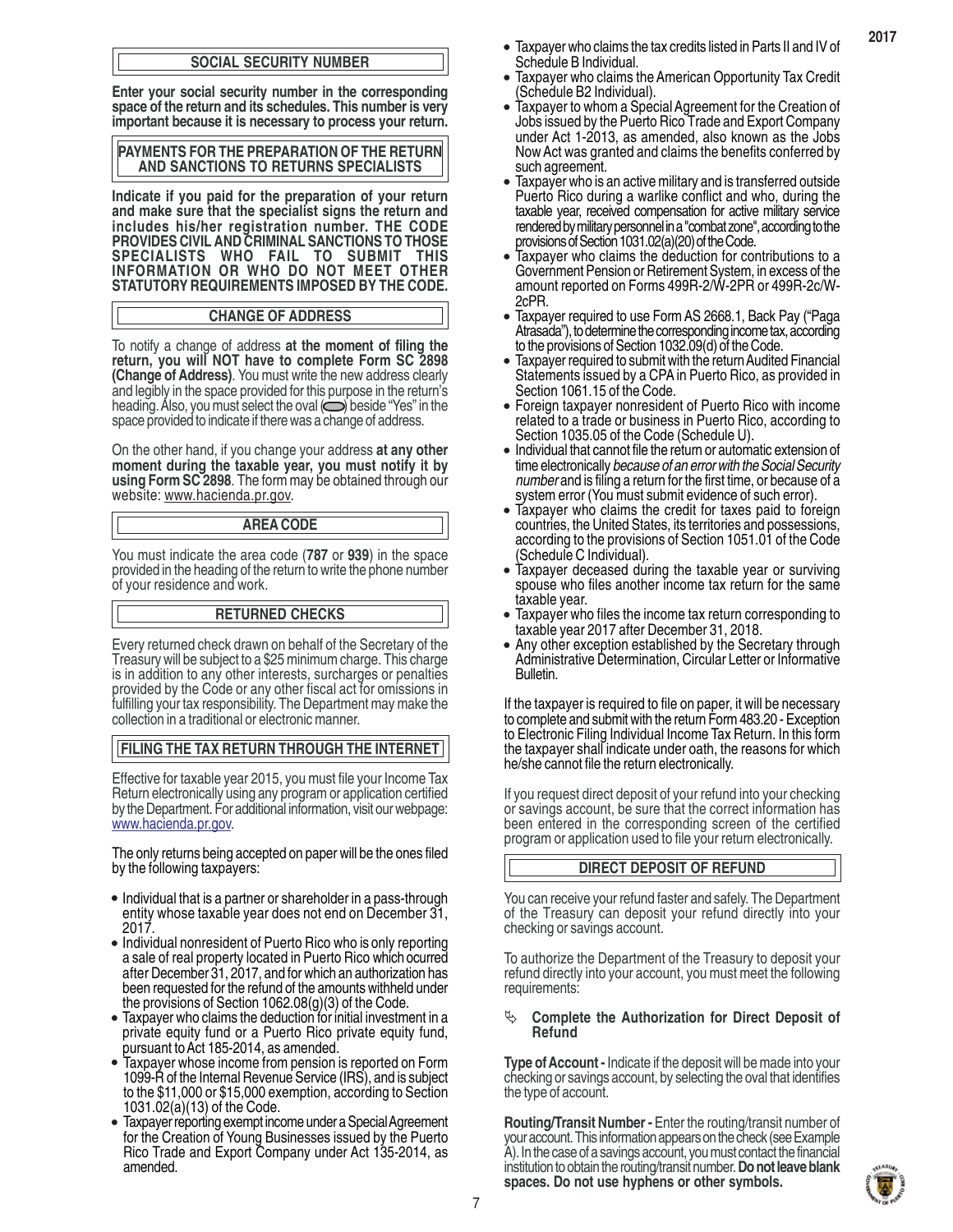## SOCIAL SECURITY NUMBER

**Enter your social security number in the corresponding space of the return and its schedules. This number is very important because it is necessary to process your return.**

## PAYMENTS FOR THE PREPARATION OF THE RETURN AND SANCTIONS TO RETURNS SPECIALISTS

**Indicate if you paid for the preparation of your return and make sure that the specialist signs the return and includes his/her registration number. THE CODE PROVIDES CIVIL AND CRIMINAL SANCTIONS TO THOSE SPECIALISTS WHO FAIL TO SUBMIT THIS INFORMATION OR WHO DO NOT MEET OTHER STATUTORY REQUIREMENTS IMPOSED BY THE CODE.**

## CHANGE OF ADDRESS

To notify a change of address **at the moment of filing the return, you will NOT have to complete Form SC 2898 (Change of Address)**. You must write the new address clearly and legibly in the space provided for this purpose in the return's heading. Also, you must select the oval (⬭) beside "Yes" in the space provided to indicate if there was a change of address.

On the other hand, if you change your address **at any other moment during the taxable year, you must notify it by using Form SC 2898**. The form may be obtained through our website: www.hacienda.pr.gov.

## AREA CODE

You must indicate the area code (**787** or **939**) in the space provided in the heading of the return to write the phone number of your residence and work.

## RETURNED CHECKS

Every returned check drawn on behalf of the Secretary of the Treasury will be subject to a $25 minimum charge. This charge is in addition to any other interests, surcharges or penalties provided by the Code or any other fiscal act for omissions in fulfilling your tax responsibility. The Department may make the collection in a traditional or electronic manner.

## FILING THE TAX RETURN THROUGH THE INTERNET

Effective for taxable year 2015, you must file your Income Tax Return electronically using any program or application certified by the Department. For additional information, visit our webpage: www.hacienda.pr.gov.

The only returns being accepted on paper will be the ones filed by the following taxpayers:

- Individual that is a partner or shareholder in a pass-through entity whose taxable year does not end on December 31, 2017.
- Individual nonresident of Puerto Rico who is only reporting a sale of real property located in Puerto Rico which ocurred after December 31, 2017, and for which an authorization has been requested for the refund of the amounts withheld under the provisions of Section 1062.08(g)(3) of the Code.
- Taxpayer who claims the deduction for initial investment in a private equity fund or a Puerto Rico private equity fund, pursuant to Act 185-2014, as amended.
- Taxpayer whose income from pension is reported on Form 1099-R of the Internal Revenue Service (IRS), and is subject to the $11,000 or $15,000 exemption, according to Section 1031.02(a)(13) of the Code.
- Taxpayer reporting exempt income under a Special Agreement for the Creation of Young Businesses issued by the Puerto Rico Trade and Export Company under Act 135-2014, as amended.
- Taxpayer who claims the tax credits listed in Parts II and IV of Schedule B Individual.
- Taxpayer who claims the American Opportunity Tax Credit (Schedule B2 Individual).
- Taxpayer to whom a Special Agreement for the Creation of Jobs issued by the Puerto Rico Trade and Export Company under Act 1-2013, as amended, also known as the Jobs Now Act was granted and claims the benefits conferred by such agreement.
- Taxpayer who is an active military and is transferred outside Puerto Rico during a warlike conflict and who, during the taxable year, received compensation for active military service rendered by military personnel in a "combat zone", according to the provisions of Section 1031.02(a)(20) of the Code.
- Taxpayer who claims the deduction for contributions to a Government Pension or Retirement System, in excess of the amount reported on Forms 499R-2/W-2PR or 499R-2c/W-2cPR.
- Taxpayer required to use Form AS 2668.1, Back Pay ("Paga Atrasada"), to determine the corresponding income tax, according to the provisions of Section 1032.09(d) of the Code.
- Taxpayer required to submit with the return Audited Financial Statements issued by a CPA in Puerto Rico, as provided in Section 1061.15 of the Code.
- Foreign taxpayer nonresident of Puerto Rico with income related to a trade or business in Puerto Rico, according to Section 1035.05 of the Code (Schedule U).
- Individual that cannot file the return or automatic extension of time electronically *because of an error with the Social Security number* and is filing a return for the first time, or because of a system error (You must submit evidence of such error).
- Taxpayer who claims the credit for taxes paid to foreign countries, the United States, its territories and possessions, according to the provisions of Section 1051.01 of the Code (Schedule C Individual).
- Taxpayer deceased during the taxable year or surviving spouse who files another income tax return for the same taxable year.
- Taxpayer who files the income tax return corresponding to taxable year 2017 after December 31, 2018.
- Any other exception established by the Secretary through Administrative Determination, Circular Letter or Informative Bulletin.

If the taxpayer is required to file on paper, it will be necessary to complete and submit with the return Form 483.20 - Exception to Electronic Filing Individual Income Tax Return. In this form the taxpayer shall indicate under oath, the reasons for which he/she cannot file the return electronically.

If you request direct deposit of your refund into your checking or savings account, be sure that the correct information has been entered in the corresponding screen of the certified program or application used to file your return electronically.

## DIRECT DEPOSIT OF REFUND

You can receive your refund faster and safely. The Department of the Treasury can deposit your refund directly into your checking or savings account.

To authorize the Department of the Treasury to deposit your refund directly into your account, you must meet the following requirements:

**Complete the Authorization for Direct Deposit of Refund**

**Type of Account -** Indicate if the deposit will be made into your checking or savings account, by selecting the oval that identifies the type of account.

**Routing/Transit Number -** Enter the routing/transit number of your account. This information appears on the check (see Example A). In the case of a savings account, you must contact the financial institution to obtain the routing/transit number. **Do not leave blank spaces. Do not use hyphens or other symbols.**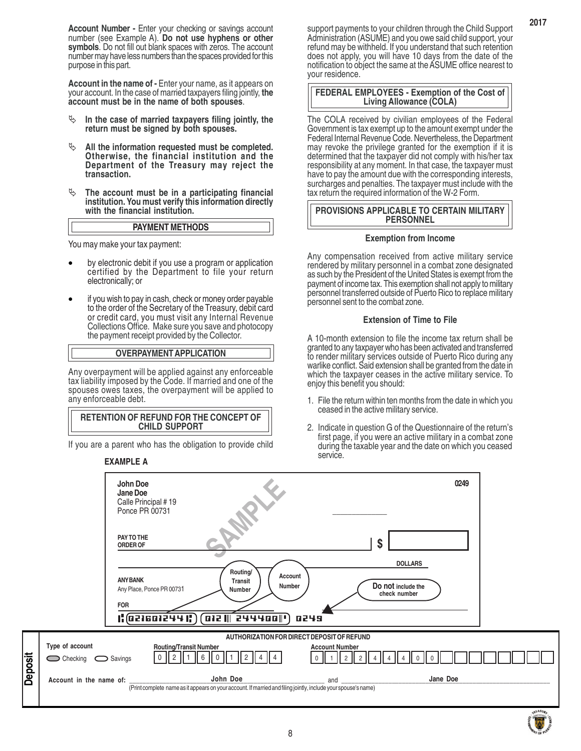**Account Number -** Enter your checking or savings account number (see Example A). **Do not use hyphens or other symbols**. Do not fill out blank spaces with zeros. The account number may have less numbers than the spaces provided for this purpose in this part.

**Account in the name of -** Enter your name, as it appears on your account. In the case of married taxpayers filing jointly, **the account must be in the name of both spouses**.

- **In the case of married taxpayers filing jointly, the return must be signed by both spouses.**
- **All the information requested must be completed. Otherwise, the financial institution and the Department of the Treasury may reject the transaction.**
- **The account must be in a participating financial institution. You must verify this information directly with the financial institution.**

## PAYMENT METHODS

You may make your tax payment:

- by electronic debit if you use a program or application certified by the Department to file your return electronically; or
- if you wish to pay in cash, check or money order payable to the order of the Secretary of the Treasury, debit card or credit card, you must visit any Internal Revenue Collections Office. Make sure you save and photocopy the payment receipt provided by the Collector.

## OVERPAYMENT APPLICATION

Any overpayment will be applied against any enforceable tax liability imposed by the Code. If married and one of the spouses owes taxes, the overpayment will be applied to any enforceable debt.

## RETENTION OF REFUND FOR THE CONCEPT OF CHILD SUPPORT

If you are a parent who has the obligation to provide child support payments to your children through the Child Support Administration (ASUME) and you owe said child support, your refund may be withheld. If you understand that such retention does not apply, you will have 10 days from the date of the notification to object the same at the ASUME office nearest to your residence.

## FEDERAL EMPLOYEES - Exemption of the Cost of Living Allowance (COLA)

The COLA received by civilian employees of the Federal Government is tax exempt up to the amount exempt under the Federal Internal Revenue Code. Nevertheless, the Department may revoke the privilege granted for the exemption if it is determined that the taxpayer did not comply with his/her tax responsibility at any moment. In that case, the taxpayer must have to pay the amount due with the corresponding interests, surcharges and penalties. The taxpayer must include with the tax return the required information of the W-2 Form.

## PROVISIONS APPLICABLE TO CERTAIN MILITARY PERSONNEL

### Exemption from Income

Any compensation received from active military service rendered by military personnel in a combat zone designated as such by the President of the United States is exempt from the payment of income tax. This exemption shall not apply to military personnel transferred outside of Puerto Rico to replace military personnel sent to the combat zone.

### Extension of Time to File

A 10-month extension to file the income tax return shall be granted to any taxpayer who has been activated and transferred to render military services outside of Puerto Rico during any warlike conflict. Said extension shall be granted from the date in which the taxpayer ceases in the active military service. To enjoy this benefit you should:

1. File the return within ten months from the date in which you ceased in the active military service.
2. Indicate in question G of the Questionnaire of the return's first page, if you were an active military in a combat zone during the taxable year and the date on which you ceased service.

**EXAMPLE A**

John Doe
Jane Doe
Calle Principal # 19
Ponce PR 00731

0249

SAMPLE

PAY TO THE ORDER OF $

DOLLARS

ANY BANK
Any Place, Ponce PR 00731

FOR

Routing/Transit Number — Account Number — **Do not** include the check number

021601244 012 244400 0249

**Deposit**

**AUTHORIZATION FOR DIRECT DEPOSIT OF REFUND**

Type of account: Checking / Savings

Routing/Transit Number: 0 2 1 6 0 1 2 4 4

Account Number: 0 1 2 2 4 4 4 0 0

Account in the name of: John Doe and Jane Doe

(Print complete name as it appears on your account. If married and filing jointly, include your spouse's name)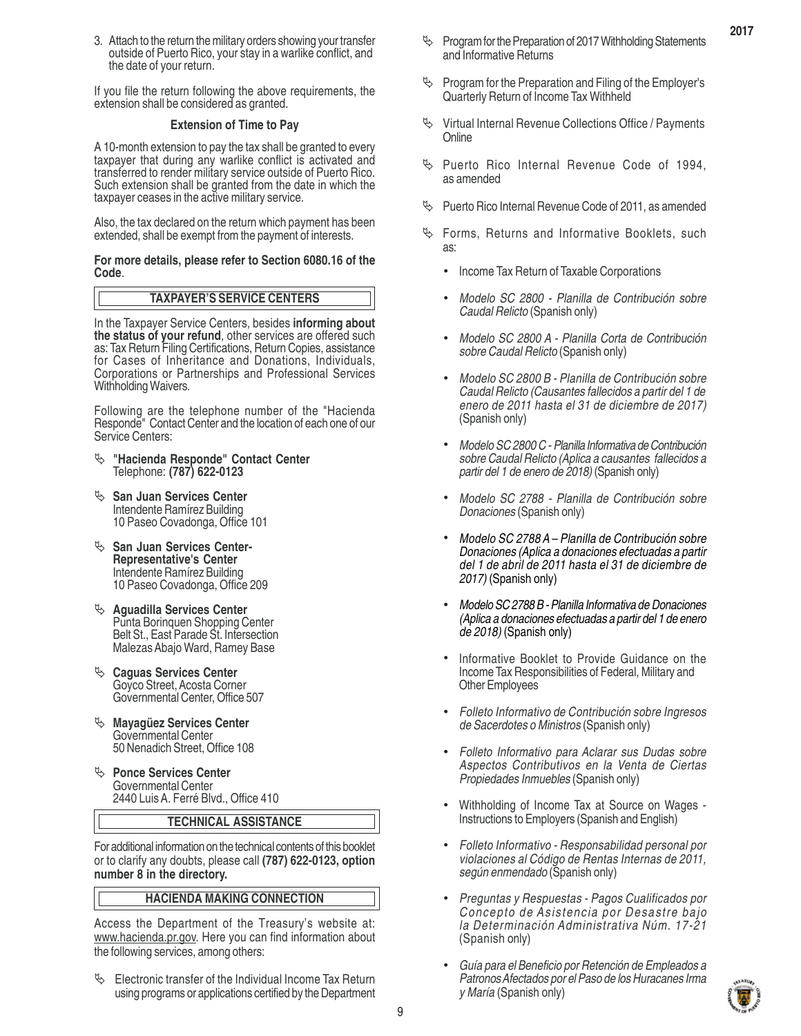3. Attach to the return the military orders showing your transfer outside of Puerto Rico, your stay in a warlike conflict, and the date of your return.

If you file the return following the above requirements, the extension shall be considered as granted.

**Extension of Time to Pay**

A 10-month extension to pay the tax shall be granted to every taxpayer that during any warlike conflict is activated and transferred to render military service outside of Puerto Rico. Such extension shall be granted from the date in which the taxpayer ceases in the active military service.

Also, the tax declared on the return which payment has been extended, shall be exempt from the payment of interests.

**For more details, please refer to Section 6080.16 of the Code**.

## TAXPAYER'S SERVICE CENTERS

In the Taxpayer Service Centers, besides **informing about the status of your refund**, other services are offered such as: Tax Return Filing Certifications, Return Copies, assistance for Cases of Inheritance and Donations, Individuals, Corporations or Partnerships and Professional Services Withholding Waivers.

Following are the telephone number of the "Hacienda Responde" Contact Center and the location of each one of our Service Centers:

- **"Hacienda Responde" Contact Center**
  Telephone: **(787) 622-0123**
- **San Juan Services Center**
  Intendente Ramírez Building
  10 Paseo Covadonga, Office 101
- **San Juan Services Center- Representative's Center**
  Intendente Ramírez Building
  10 Paseo Covadonga, Office 209
- **Aguadilla Services Center**
  Punta Borinquen Shopping Center
  Belt St., East Parade St. Intersection
  Malezas Abajo Ward, Ramey Base
- **Caguas Services Center**
  Goyco Street, Acosta Corner
  Governmental Center, Office 507
- **Mayagüez Services Center**
  Governmental Center
  50 Nenadich Street, Office 108
- **Ponce Services Center**
  Governmental Center
  2440 Luis A. Ferré Blvd., Office 410

## TECHNICAL ASSISTANCE

For additional information on the technical contents of this booklet or to clarify any doubts, please call **(787) 622-0123, option number 8 in the directory.**

## HACIENDA MAKING CONNECTION

Access the Department of the Treasury's website at: www.hacienda.pr.gov. Here you can find information about the following services, among others:

- Electronic transfer of the Individual Income Tax Return using programs or applications certified by the Department
- Program for the Preparation of 2017 Withholding Statements and Informative Returns
- Program for the Preparation and Filing of the Employer's Quarterly Return of Income Tax Withheld
- Virtual Internal Revenue Collections Office / Payments Online
- Puerto Rico Internal Revenue Code of 1994, as amended
- Puerto Rico Internal Revenue Code of 2011, as amended
- Forms, Returns and Informative Booklets, such as:
  - Income Tax Return of Taxable Corporations
  - *Modelo SC 2800 - Planilla de Contribución sobre Caudal Relicto* (Spanish only)
  - *Modelo SC 2800 A - Planilla Corta de Contribución sobre Caudal Relicto* (Spanish only)
  - *Modelo SC 2800 B - Planilla de Contribución sobre Caudal Relicto (Causantes fallecidos a partir del 1 de enero de 2011 hasta el 31 de diciembre de 2017)* (Spanish only)
  - *Modelo SC 2800 C - Planilla Informativa de Contribución sobre Caudal Relicto (Aplica a causantes fallecidos a partir del 1 de enero de 2018)* (Spanish only)
  - *Modelo SC 2788 - Planilla de Contribución sobre Donaciones* (Spanish only)
  - *Modelo SC 2788 A – Planilla de Contribución sobre Donaciones (Aplica a donaciones efectuadas a partir del 1 de abril de 2011 hasta el 31 de diciembre de 2017)* (Spanish only)
  - *Modelo SC 2788 B - Planilla Informativa de Donaciones (Aplica a donaciones efectuadas a partir del 1 de enero de 2018)* (Spanish only)
  - Informative Booklet to Provide Guidance on the Income Tax Responsibilities of Federal, Military and Other Employees
  - *Folleto Informativo de Contribución sobre Ingresos de Sacerdotes o Ministros* (Spanish only)
  - *Folleto Informativo para Aclarar sus Dudas sobre Aspectos Contributivos en la Venta de Ciertas Propiedades Inmuebles* (Spanish only)
  - Withholding of Income Tax at Source on Wages - Instructions to Employers (Spanish and English)
  - *Folleto Informativo - Responsabilidad personal por violaciones al Código de Rentas Internas de 2011, según enmendado* (Spanish only)
  - *Preguntas y Respuestas - Pagos Cualificados por Concepto de Asistencia por Desastre bajo la Determinación Administrativa Núm. 17-21* (Spanish only)
  - *Guía para el Beneficio por Retención de Empleados a Patronos Afectados por el Paso de los Huracanes Irma y María* (Spanish only)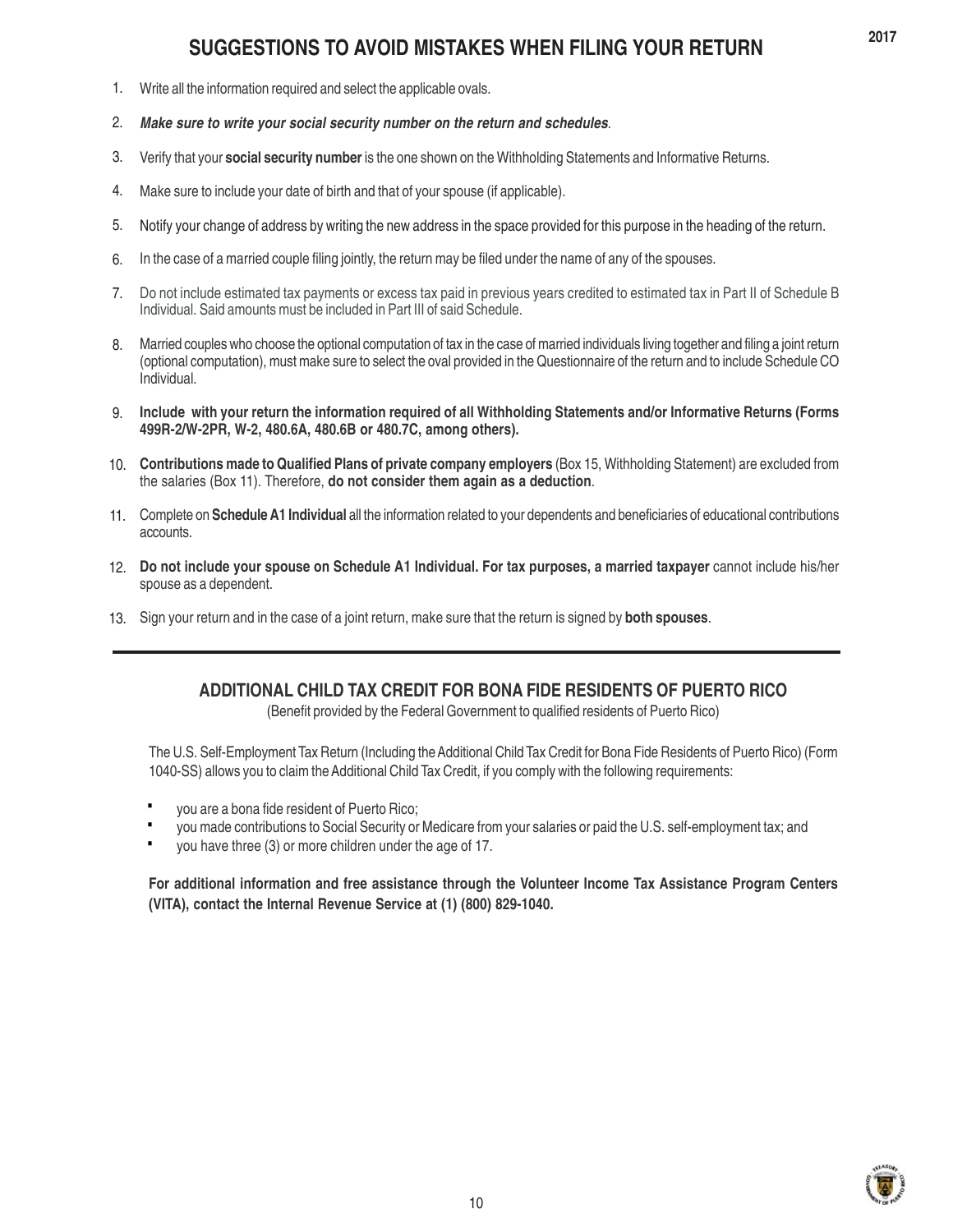# SUGGESTIONS TO AVOID MISTAKES WHEN FILING YOUR RETURN

1. Write all the information required and select the applicable ovals.
2. ***Make sure to write your social security number on the return and schedules***.
3. Verify that your **social security number** is the one shown on the Withholding Statements and Informative Returns.
4. Make sure to include your date of birth and that of your spouse (if applicable).
5. Notify your change of address by writing the new address in the space provided for this purpose in the heading of the return.
6. In the case of a married couple filing jointly, the return may be filed under the name of any of the spouses.
7. Do not include estimated tax payments or excess tax paid in previous years credited to estimated tax in Part II of Schedule B Individual. Said amounts must be included in Part III of said Schedule.
8. Married couples who choose the optional computation of tax in the case of married individuals living together and filing a joint return (optional computation), must make sure to select the oval provided in the Questionnaire of the return and to include Schedule CO Individual.
9. **Include with your return the information required of all Withholding Statements and/or Informative Returns (Forms 499R-2/W-2PR, W-2, 480.6A, 480.6B or 480.7C, among others).**
10. **Contributions made to Qualified Plans of private company employers** (Box 15, Withholding Statement) are excluded from the salaries (Box 11). Therefore, **do not consider them again as a deduction**.
11. Complete on **Schedule A1 Individual** all the information related to your dependents and beneficiaries of educational contributions accounts.
12. **Do not include your spouse on Schedule A1 Individual. For tax purposes, a married taxpayer** cannot include his/her spouse as a dependent.
13. Sign your return and in the case of a joint return, make sure that the return is signed by **both spouses**.

---

## ADDITIONAL CHILD TAX CREDIT FOR BONA FIDE RESIDENTS OF PUERTO RICO

(Benefit provided by the Federal Government to qualified residents of Puerto Rico)

The U.S. Self-Employment Tax Return (Including the Additional Child Tax Credit for Bona Fide Residents of Puerto Rico) (Form 1040-SS) allows you to claim the Additional Child Tax Credit, if you comply with the following requirements:

- you are a bona fide resident of Puerto Rico;
- you made contributions to Social Security or Medicare from your salaries or paid the U.S. self-employment tax; and
- you have three (3) or more children under the age of 17.

**For additional information and free assistance through the Volunteer Income Tax Assistance Program Centers (VITA), contact the Internal Revenue Service at (1) (800) 829-1040.**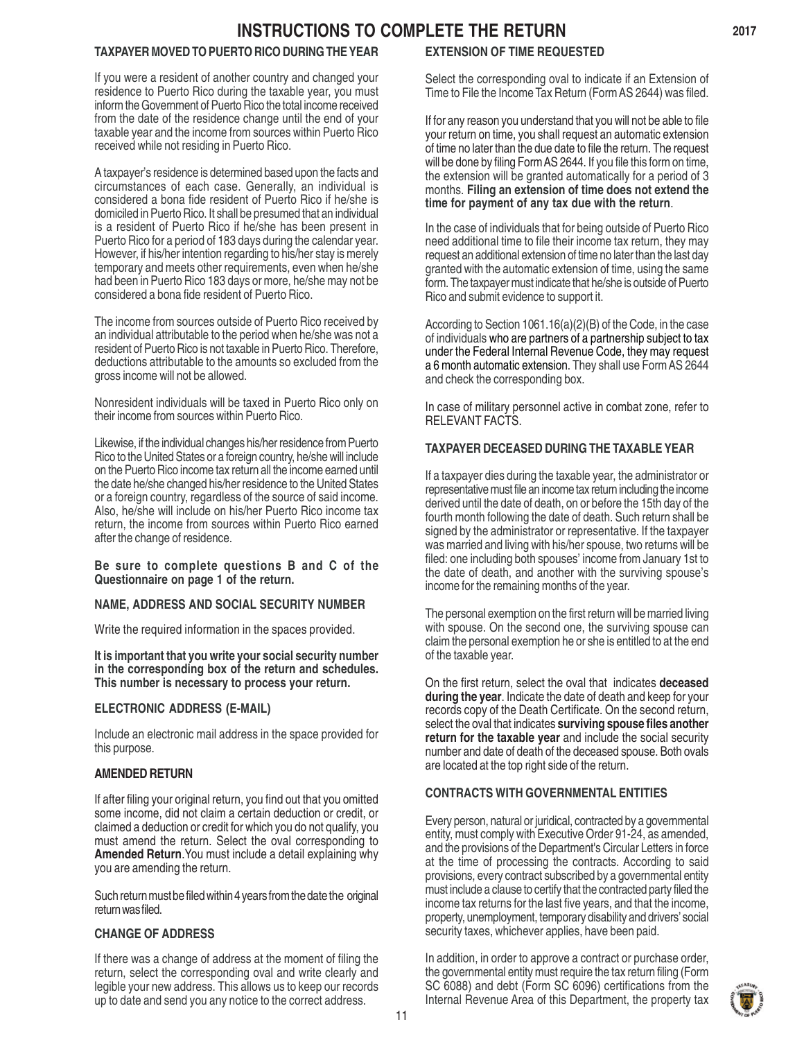# INSTRUCTIONS TO COMPLETE THE RETURN

## TAXPAYER MOVED TO PUERTO RICO DURING THE YEAR

If you were a resident of another country and changed your residence to Puerto Rico during the taxable year, you must inform the Government of Puerto Rico the total income received from the date of the residence change until the end of your taxable year and the income from sources within Puerto Rico received while not residing in Puerto Rico.

A taxpayer's residence is determined based upon the facts and circumstances of each case. Generally, an individual is considered a bona fide resident of Puerto Rico if he/she is domiciled in Puerto Rico. It shall be presumed that an individual is a resident of Puerto Rico if he/she has been present in Puerto Rico for a period of 183 days during the calendar year. However, if his/her intention regarding to his/her stay is merely temporary and meets other requirements, even when he/she had been in Puerto Rico 183 days or more, he/she may not be considered a bona fide resident of Puerto Rico.

The income from sources outside of Puerto Rico received by an individual attributable to the period when he/she was not a resident of Puerto Rico is not taxable in Puerto Rico. Therefore, deductions attributable to the amounts so excluded from the gross income will not be allowed.

Nonresident individuals will be taxed in Puerto Rico only on their income from sources within Puerto Rico.

Likewise, if the individual changes his/her residence from Puerto Rico to the United States or a foreign country, he/she will include on the Puerto Rico income tax return all the income earned until the date he/she changed his/her residence to the United States or a foreign country, regardless of the source of said income. Also, he/she will include on his/her Puerto Rico income tax return, the income from sources within Puerto Rico earned after the change of residence.

**Be sure to complete questions B and C of the Questionnaire on page 1 of the return.**

## NAME, ADDRESS AND SOCIAL SECURITY NUMBER

Write the required information in the spaces provided.

**It is important that you write your social security number in the corresponding box of the return and schedules. This number is necessary to process your return.**

## ELECTRONIC ADDRESS (E-MAIL)

Include an electronic mail address in the space provided for this purpose.

## AMENDED RETURN

If after filing your original return, you find out that you omitted some income, did not claim a certain deduction or credit, or claimed a deduction or credit for which you do not qualify, you must amend the return. Select the oval corresponding to **Amended Return**. You must include a detail explaining why you are amending the return.

Such return must be filed within 4 years from the date the original return was filed.

## CHANGE OF ADDRESS

If there was a change of address at the moment of filing the return, select the corresponding oval and write clearly and legible your new address. This allows us to keep our records up to date and send you any notice to the correct address.

## EXTENSION OF TIME REQUESTED

Select the corresponding oval to indicate if an Extension of Time to File the Income Tax Return (Form AS 2644) was filed.

If for any reason you understand that you will not be able to file your return on time, you shall request an automatic extension of time no later than the due date to file the return. The request will be done by filing Form AS 2644. If you file this form on time, the extension will be granted automatically for a period of 3 months. **Filing an extension of time does not extend the time for payment of any tax due with the return**.

In the case of individuals that for being outside of Puerto Rico need additional time to file their income tax return, they may request an additional extension of time no later than the last day granted with the automatic extension of time, using the same form. The taxpayer must indicate that he/she is outside of Puerto Rico and submit evidence to support it.

According to Section 1061.16(a)(2)(B) of the Code, in the case of individuals who are partners of a partnership subject to tax under the Federal Internal Revenue Code, they may request a 6 month automatic extension. They shall use Form AS 2644 and check the corresponding box.

In case of military personnel active in combat zone, refer to RELEVANT FACTS.

## TAXPAYER DECEASED DURING THE TAXABLE YEAR

If a taxpayer dies during the taxable year, the administrator or representative must file an income tax return including the income derived until the date of death, on or before the 15th day of the fourth month following the date of death. Such return shall be signed by the administrator or representative. If the taxpayer was married and living with his/her spouse, two returns will be filed: one including both spouses' income from January 1st to the date of death, and another with the surviving spouse's income for the remaining months of the year.

The personal exemption on the first return will be married living with spouse. On the second one, the surviving spouse can claim the personal exemption he or she is entitled to at the end of the taxable year.

On the first return, select the oval that indicates **deceased during the year**. Indicate the date of death and keep for your records copy of the Death Certificate. On the second return, select the oval that indicates **surviving spouse files another return for the taxable year** and include the social security number and date of death of the deceased spouse. Both ovals are located at the top right side of the return.

## CONTRACTS WITH GOVERNMENTAL ENTITIES

Every person, natural or juridical, contracted by a governmental entity, must comply with Executive Order 91-24, as amended, and the provisions of the Department's Circular Letters in force at the time of processing the contracts. According to said provisions, every contract subscribed by a governmental entity must include a clause to certify that the contracted party filed the income tax returns for the last five years, and that the income, property, unemployment, temporary disability and drivers' social security taxes, whichever applies, have been paid.

In addition, in order to approve a contract or purchase order, the governmental entity must require the tax return filing (Form SC 6088) and debt (Form SC 6096) certifications from the Internal Revenue Area of this Department, the property tax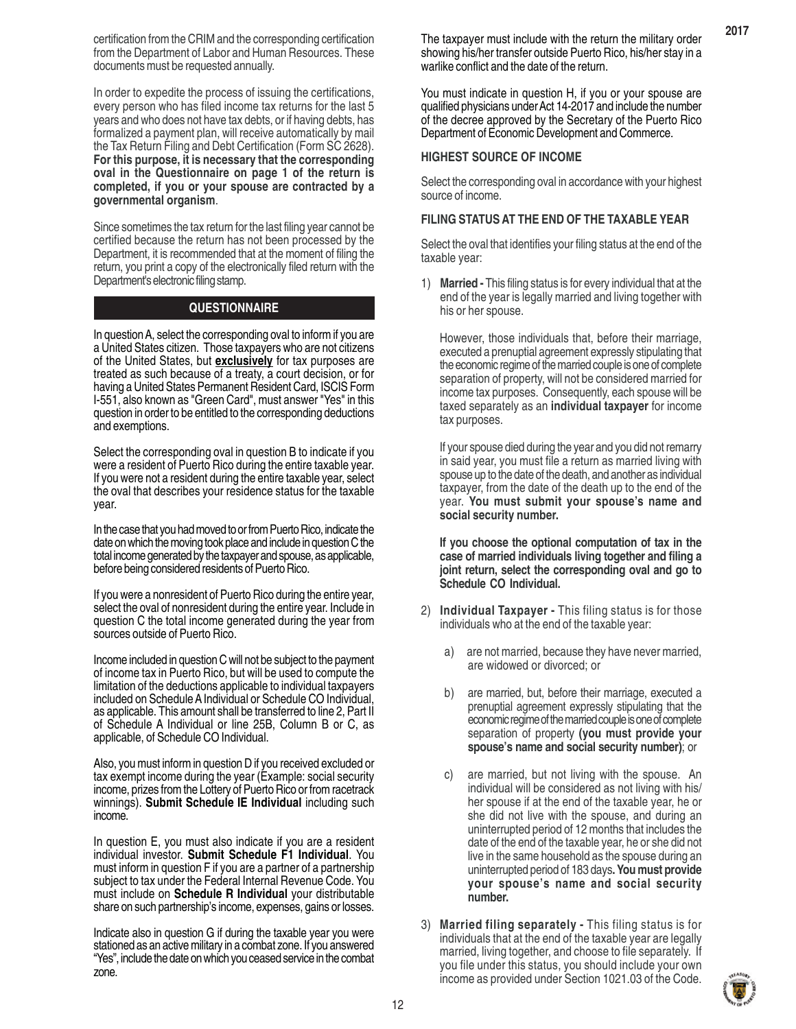certification from the CRIM and the corresponding certification from the Department of Labor and Human Resources. These documents must be requested annually.

In order to expedite the process of issuing the certifications, every person who has filed income tax returns for the last 5 years and who does not have tax debts, or if having debts, has formalized a payment plan, will receive automatically by mail the Tax Return Filing and Debt Certification (Form SC 2628). **For this purpose, it is necessary that the corresponding oval in the Questionnaire on page 1 of the return is completed, if you or your spouse are contracted by a governmental organism**.

Since sometimes the tax return for the last filing year cannot be certified because the return has not been processed by the Department, it is recommended that at the moment of filing the return, you print a copy of the electronically filed return with the Department's electronic filing stamp.

## QUESTIONNAIRE

In question A, select the corresponding oval to inform if you are a United States citizen. Those taxpayers who are not citizens of the United States, but **exclusively** for tax purposes are treated as such because of a treaty, a court decision, or for having a United States Permanent Resident Card, ISCIS Form I-551, also known as "Green Card", must answer "Yes" in this question in order to be entitled to the corresponding deductions and exemptions.

Select the corresponding oval in question B to indicate if you were a resident of Puerto Rico during the entire taxable year. If you were not a resident during the entire taxable year, select the oval that describes your residence status for the taxable year.

In the case that you had moved to or from Puerto Rico, indicate the date on which the moving took place and include in question C the total income generated by the taxpayer and spouse, as applicable, before being considered residents of Puerto Rico.

If you were a nonresident of Puerto Rico during the entire year, select the oval of nonresident during the entire year. Include in question C the total income generated during the year from sources outside of Puerto Rico.

Income included in question C will not be subject to the payment of income tax in Puerto Rico, but will be used to compute the limitation of the deductions applicable to individual taxpayers included on Schedule A Individual or Schedule CO Individual, as applicable. This amount shall be transferred to line 2, Part II of Schedule A Individual or line 25B, Column B or C, as applicable, of Schedule CO Individual.

Also, you must inform in question D if you received excluded or tax exempt income during the year (Example: social security income, prizes from the Lottery of Puerto Rico or from racetrack winnings). **Submit Schedule IE Individual** including such income.

In question E, you must also indicate if you are a resident individual investor. **Submit Schedule F1 Individual**. You must inform in question F if you are a partner of a partnership subject to tax under the Federal Internal Revenue Code. You must include on **Schedule R Individual** your distributable share on such partnership's income, expenses, gains or losses.

Indicate also in question G if during the taxable year you were stationed as an active military in a combat zone. If you answered "Yes", include the date on which you ceased service in the combat zone.

The taxpayer must include with the return the military order showing his/her transfer outside Puerto Rico, his/her stay in a warlike conflict and the date of the return.

You must indicate in question H, if you or your spouse are qualified physicians under Act 14-2017 and include the number of the decree approved by the Secretary of the Puerto Rico Department of Economic Development and Commerce.

### HIGHEST SOURCE OF INCOME

Select the corresponding oval in accordance with your highest source of income.

### FILING STATUS AT THE END OF THE TAXABLE YEAR

Select the oval that identifies your filing status at the end of the taxable year:

1) **Married -** This filing status is for every individual that at the end of the year is legally married and living together with his or her spouse.

   However, those individuals that, before their marriage, executed a prenuptial agreement expressly stipulating that the economic regime of the married couple is one of complete separation of property, will not be considered married for income tax purposes. Consequently, each spouse will be taxed separately as an **individual taxpayer** for income tax purposes.

   If your spouse died during the year and you did not remarry in said year, you must file a return as married living with spouse up to the date of the death, and another as individual taxpayer, from the date of the death up to the end of the year. **You must submit your spouse's name and social security number.**

   **If you choose the optional computation of tax in the case of married individuals living together and filing a joint return, select the corresponding oval and go to Schedule CO Individual.**

2) **Individual Taxpayer -** This filing status is for those individuals who at the end of the taxable year:

   a) are not married, because they have never married, are widowed or divorced; or

   b) are married, but, before their marriage, executed a prenuptial agreement expressly stipulating that the economic regime of the married couple is one of complete separation of property **(you must provide your spouse's name and social security number)**; or

   c) are married, but not living with the spouse. An individual will be considered as not living with his/her spouse if at the end of the taxable year, he or she did not live with the spouse, and during an uninterrupted period of 12 months that includes the date of the end of the taxable year, he or she did not live in the same household as the spouse during an uninterrupted period of 183 days**. You must provide your spouse's name and social security number.**

3) **Married filing separately -** This filing status is for individuals that at the end of the taxable year are legally married, living together, and choose to file separately. If you file under this status, you should include your own income as provided under Section 1021.03 of the Code.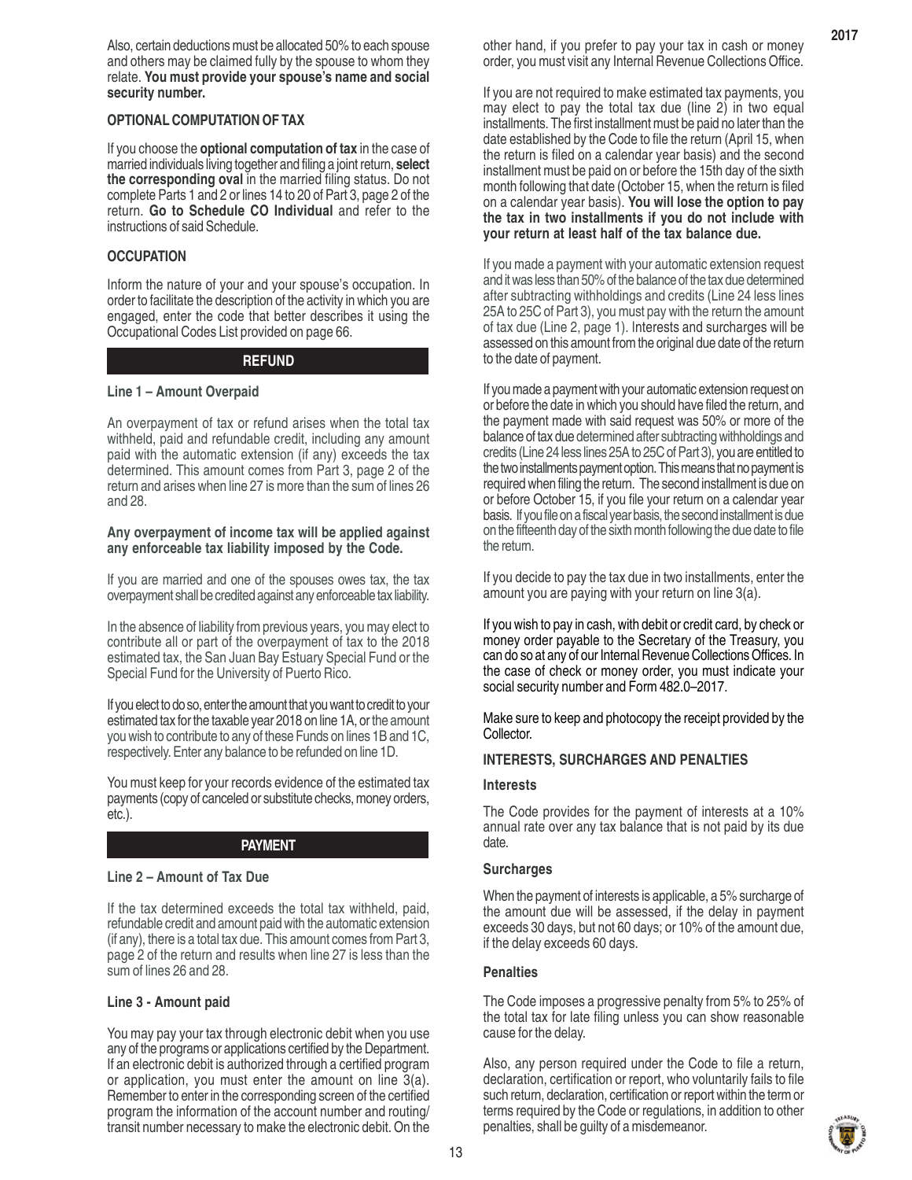Also, certain deductions must be allocated 50% to each spouse and others may be claimed fully by the spouse to whom they relate. **You must provide your spouse's name and social security number.**

**OPTIONAL COMPUTATION OF TAX**

If you choose the **optional computation of tax** in the case of married individuals living together and filing a joint return, **select the corresponding oval** in the married filing status. Do not complete Parts 1 and 2 or lines 14 to 20 of Part 3, page 2 of the return. **Go to Schedule CO Individual** and refer to the instructions of said Schedule.

**OCCUPATION**

Inform the nature of your and your spouse's occupation. In order to facilitate the description of the activity in which you are engaged, enter the code that better describes it using the Occupational Codes List provided on page 66.

## REFUND

**Line 1 – Amount Overpaid**

An overpayment of tax or refund arises when the total tax withheld, paid and refundable credit, including any amount paid with the automatic extension (if any) exceeds the tax determined. This amount comes from Part 3, page 2 of the return and arises when line 27 is more than the sum of lines 26 and 28.

**Any overpayment of income tax will be applied against any enforceable tax liability imposed by the Code.**

If you are married and one of the spouses owes tax, the tax overpayment shall be credited against any enforceable tax liability.

In the absence of liability from previous years, you may elect to contribute all or part of the overpayment of tax to the 2018 estimated tax, the San Juan Bay Estuary Special Fund or the Special Fund for the University of Puerto Rico.

If you elect to do so, enter the amount that you want to credit to your estimated tax for the taxable year 2018 on line 1A, or the amount you wish to contribute to any of these Funds on lines 1B and 1C, respectively. Enter any balance to be refunded on line 1D.

You must keep for your records evidence of the estimated tax payments (copy of canceled or substitute checks, money orders, etc.).

## PAYMENT

**Line 2 – Amount of Tax Due**

If the tax determined exceeds the total tax withheld, paid, refundable credit and amount paid with the automatic extension (if any), there is a total tax due. This amount comes from Part 3, page 2 of the return and results when line 27 is less than the sum of lines 26 and 28.

**Line 3 - Amount paid**

You may pay your tax through electronic debit when you use any of the programs or applications certified by the Department. If an electronic debit is authorized through a certified program or application, you must enter the amount on line 3(a). Remember to enter in the corresponding screen of the certified program the information of the account number and routing/ transit number necessary to make the electronic debit. On the other hand, if you prefer to pay your tax in cash or money order, you must visit any Internal Revenue Collections Office.

If you are not required to make estimated tax payments, you may elect to pay the total tax due (line 2) in two equal installments. The first installment must be paid no later than the date established by the Code to file the return (April 15, when the return is filed on a calendar year basis) and the second installment must be paid on or before the 15th day of the sixth month following that date (October 15, when the return is filed on a calendar year basis). **You will lose the option to pay the tax in two installments if you do not include with your return at least half of the tax balance due.**

If you made a payment with your automatic extension request and it was less than 50% of the balance of the tax due determined after subtracting withholdings and credits (Line 24 less lines 25A to 25C of Part 3), you must pay with the return the amount of tax due (Line 2, page 1). Interests and surcharges will be assessed on this amount from the original due date of the return to the date of payment.

If you made a payment with your automatic extension request on or before the date in which you should have filed the return, and the payment made with said request was 50% or more of the balance of tax due determined after subtracting withholdings and credits (Line 24 less lines 25A to 25C of Part 3), you are entitled to the two installments payment option. This means that no payment is required when filing the return. The second installment is due on or before October 15, if you file your return on a calendar year basis. If you file on a fiscal year basis, the second installment is due on the fifteenth day of the sixth month following the due date to file the return.

If you decide to pay the tax due in two installments, enter the amount you are paying with your return on line 3(a).

If you wish to pay in cash, with debit or credit card, by check or money order payable to the Secretary of the Treasury, you can do so at any of our Internal Revenue Collections Offices. In the case of check or money order, you must indicate your social security number and Form 482.0–2017.

Make sure to keep and photocopy the receipt provided by the Collector.

**INTERESTS, SURCHARGES AND PENALTIES**

**Interests**

The Code provides for the payment of interests at a 10% annual rate over any tax balance that is not paid by its due date.

**Surcharges**

When the payment of interests is applicable, a 5% surcharge of the amount due will be assessed, if the delay in payment exceeds 30 days, but not 60 days; or 10% of the amount due, if the delay exceeds 60 days.

**Penalties**

The Code imposes a progressive penalty from 5% to 25% of the total tax for late filing unless you can show reasonable cause for the delay.

Also, any person required under the Code to file a return, declaration, certification or report, who voluntarily fails to file such return, declaration, certification or report within the term or terms required by the Code or regulations, in addition to other penalties, shall be guilty of a misdemeanor.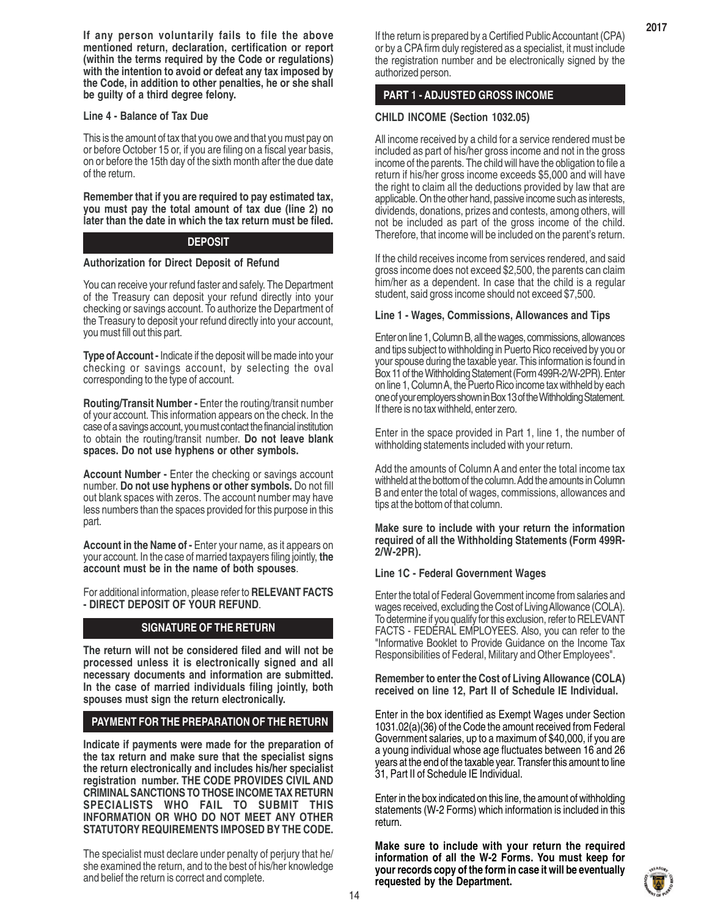**If any person voluntarily fails to file the above mentioned return, declaration, certification or report (within the terms required by the Code or regulations) with the intention to avoid or defeat any tax imposed by the Code, in addition to other penalties, he or she shall be guilty of a third degree felony.**

**Line 4 - Balance of Tax Due**

This is the amount of tax that you owe and that you must pay on or before October 15 or, if you are filing on a fiscal year basis, on or before the 15th day of the sixth month after the due date of the return.

**Remember that if you are required to pay estimated tax, you must pay the total amount of tax due (line 2) no later than the date in which the tax return must be filed.**

## DEPOSIT

**Authorization for Direct Deposit of Refund**

You can receive your refund faster and safely. The Department of the Treasury can deposit your refund directly into your checking or savings account. To authorize the Department of the Treasury to deposit your refund directly into your account, you must fill out this part.

**Type of Account -** Indicate if the deposit will be made into your checking or savings account, by selecting the oval corresponding to the type of account.

**Routing/Transit Number -** Enter the routing/transit number of your account. This information appears on the check. In the case of a savings account, you must contact the financial institution to obtain the routing/transit number. **Do not leave blank spaces. Do not use hyphens or other symbols.**

**Account Number -** Enter the checking or savings account number. **Do not use hyphens or other symbols.** Do not fill out blank spaces with zeros. The account number may have less numbers than the spaces provided for this purpose in this part.

**Account in the Name of -** Enter your name, as it appears on your account. In the case of married taxpayers filing jointly, **the account must be in the name of both spouses**.

For additional information, please refer to **RELEVANT FACTS - DIRECT DEPOSIT OF YOUR REFUND**.

## SIGNATURE OF THE RETURN

**The return will not be considered filed and will not be processed unless it is electronically signed and all necessary documents and information are submitted. In the case of married individuals filing jointly, both spouses must sign the return electronically.**

## PAYMENT FOR THE PREPARATION OF THE RETURN

**Indicate if payments were made for the preparation of the tax return and make sure that the specialist signs the return electronically and includes his/her specialist registration number. THE CODE PROVIDES CIVIL AND CRIMINAL SANCTIONS TO THOSE INCOME TAX RETURN SPECIALISTS WHO FAIL TO SUBMIT THIS INFORMATION OR WHO DO NOT MEET ANY OTHER STATUTORY REQUIREMENTS IMPOSED BY THE CODE.**

The specialist must declare under penalty of perjury that he/she examined the return, and to the best of his/her knowledge and belief the return is correct and complete.

If the return is prepared by a Certified Public Accountant (CPA) or by a CPA firm duly registered as a specialist, it must include the registration number and be electronically signed by the authorized person.

## PART 1 - ADJUSTED GROSS INCOME

**CHILD INCOME (Section 1032.05)**

All income received by a child for a service rendered must be included as part of his/her gross income and not in the gross income of the parents. The child will have the obligation to file a return if his/her gross income exceeds $5,000 and will have the right to claim all the deductions provided by law that are applicable. On the other hand, passive income such as interests, dividends, donations, prizes and contests, among others, will not be included as part of the gross income of the child. Therefore, that income will be included on the parent's return.

If the child receives income from services rendered, and said gross income does not exceed $2,500, the parents can claim him/her as a dependent. In case that the child is a regular student, said gross income should not exceed $7,500.

**Line 1 - Wages, Commissions, Allowances and Tips**

Enter on line 1, Column B, all the wages, commissions, allowances and tips subject to withholding in Puerto Rico received by you or your spouse during the taxable year. This information is found in Box 11 of the Withholding Statement (Form 499R-2/W-2PR). Enter on line 1, Column A, the Puerto Rico income tax withheld by each one of your employers shown in Box 13 of the Withholding Statement. If there is no tax withheld, enter zero.

Enter in the space provided in Part 1, line 1, the number of withholding statements included with your return.

Add the amounts of Column A and enter the total income tax withheld at the bottom of the column. Add the amounts in Column B and enter the total of wages, commissions, allowances and tips at the bottom of that column.

**Make sure to include with your return the information required of all the Withholding Statements (Form 499R-2/W-2PR).**

**Line 1C - Federal Government Wages**

Enter the total of Federal Government income from salaries and wages received, excluding the Cost of Living Allowance (COLA). To determine if you qualify for this exclusion, refer to RELEVANT FACTS - FEDERAL EMPLOYEES. Also, you can refer to the "Informative Booklet to Provide Guidance on the Income Tax Responsibilities of Federal, Military and Other Employees".

**Remember to enter the Cost of Living Allowance (COLA) received on line 12, Part II of Schedule IE Individual.**

Enter in the box identified as Exempt Wages under Section 1031.02(a)(36) of the Code the amount received from Federal Government salaries, up to a maximum of $40,000, if you are a young individual whose age fluctuates between 16 and 26 years at the end of the taxable year. Transfer this amount to line 31, Part II of Schedule IE Individual.

Enter in the box indicated on this line, the amount of withholding statements (W-2 Forms) which information is included in this return.

**Make sure to include with your return the required information of all the W-2 Forms. You must keep for your records copy of the form in case it will be eventually requested by the Department.**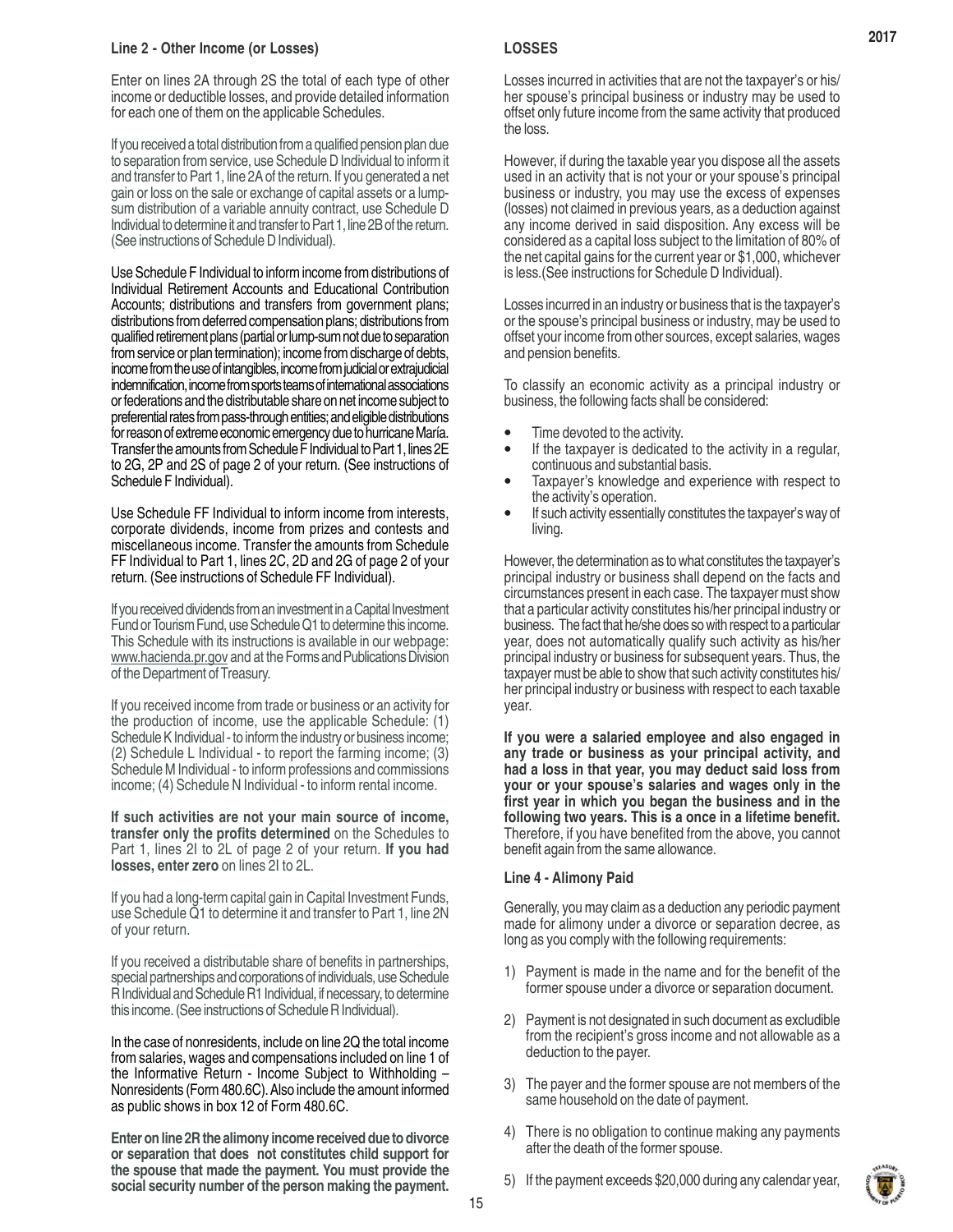### Line 2 - Other Income (or Losses)

Enter on lines 2A through 2S the total of each type of other income or deductible losses, and provide detailed information for each one of them on the applicable Schedules.

If you received a total distribution from a qualified pension plan due to separation from service, use Schedule D Individual to inform it and transfer to Part 1, line 2A of the return. If you generated a net gain or loss on the sale or exchange of capital assets or a lump-sum distribution of a variable annuity contract, use Schedule D Individual to determine it and transfer to Part 1, line 2B of the return. (See instructions of Schedule D Individual).

Use Schedule F Individual to inform income from distributions of Individual Retirement Accounts and Educational Contribution Accounts; distributions and transfers from government plans; distributions from deferred compensation plans; distributions from qualified retirement plans (partial or lump-sum not due to separation from service or plan termination); income from discharge of debts, income from the use of intangibles, income from judicial or extrajudicial indemnification, income from sports teams of international associations or federations and the distributable share on net income subject to preferential rates from pass-through entities; and eligible distributions for reason of extreme economic emergency due to hurricane María. Transfer the amounts from Schedule F Individual to Part 1, lines 2E to 2G, 2P and 2S of page 2 of your return. (See instructions of Schedule F Individual).

Use Schedule FF Individual to inform income from interests, corporate dividends, income from prizes and contests and miscellaneous income. Transfer the amounts from Schedule FF Individual to Part 1, lines 2C, 2D and 2G of page 2 of your return. (See instructions of Schedule FF Individual).

If you received dividends from an investment in a Capital Investment Fund or Tourism Fund, use Schedule Q1 to determine this income. This Schedule with its instructions is available in our webpage: www.hacienda.pr.gov and at the Forms and Publications Division of the Department of Treasury.

If you received income from trade or business or an activity for the production of income, use the applicable Schedule: (1) Schedule K Individual - to inform the industry or business income; (2) Schedule L Individual - to report the farming income; (3) Schedule M Individual - to inform professions and commissions income; (4) Schedule N Individual - to inform rental income.

**If such activities are not your main source of income, transfer only the profits determined** on the Schedules to Part 1, lines 2I to 2L of page 2 of your return. **If you had losses, enter zero** on lines 2I to 2L.

If you had a long-term capital gain in Capital Investment Funds, use Schedule Q1 to determine it and transfer to Part 1, line 2N of your return.

If you received a distributable share of benefits in partnerships, special partnerships and corporations of individuals, use Schedule R Individual and Schedule R1 Individual, if necessary, to determine this income. (See instructions of Schedule R Individual).

In the case of nonresidents, include on line 2Q the total income from salaries, wages and compensations included on line 1 of the Informative Return - Income Subject to Withholding – Nonresidents (Form 480.6C). Also include the amount informed as public shows in box 12 of Form 480.6C.

**Enter on line 2R the alimony income received due to divorce or separation that does not constitutes child support for the spouse that made the payment. You must provide the social security number of the person making the payment.**

### LOSSES

Losses incurred in activities that are not the taxpayer's or his/her spouse's principal business or industry may be used to offset only future income from the same activity that produced the loss.

However, if during the taxable year you dispose all the assets used in an activity that is not your or your spouse's principal business or industry, you may use the excess of expenses (losses) not claimed in previous years, as a deduction against any income derived in said disposition. Any excess will be considered as a capital loss subject to the limitation of 80% of the net capital gains for the current year or $1,000, whichever is less.(See instructions for Schedule D Individual).

Losses incurred in an industry or business that is the taxpayer's or the spouse's principal business or industry, may be used to offset your income from other sources, except salaries, wages and pension benefits.

To classify an economic activity as a principal industry or business, the following facts shall be considered:

- Time devoted to the activity.
- If the taxpayer is dedicated to the activity in a regular, continuous and substantial basis.
- Taxpayer's knowledge and experience with respect to the activity's operation.
- If such activity essentially constitutes the taxpayer's way of living.

However, the determination as to what constitutes the taxpayer's principal industry or business shall depend on the facts and circumstances present in each case. The taxpayer must show that a particular activity constitutes his/her principal industry or business. The fact that he/she does so with respect to a particular year, does not automatically qualify such activity as his/her principal industry or business for subsequent years. Thus, the taxpayer must be able to show that such activity constitutes his/her principal industry or business with respect to each taxable year.

**If you were a salaried employee and also engaged in any trade or business as your principal activity, and had a loss in that year, you may deduct said loss from your or your spouse's salaries and wages only in the first year in which you began the business and in the following two years. This is a once in a lifetime benefit.** Therefore, if you have benefited from the above, you cannot benefit again from the same allowance.

### Line 4 - Alimony Paid

Generally, you may claim as a deduction any periodic payment made for alimony under a divorce or separation decree, as long as you comply with the following requirements:

1) Payment is made in the name and for the benefit of the former spouse under a divorce or separation document.

2) Payment is not designated in such document as excludible from the recipient's gross income and not allowable as a deduction to the payer.

3) The payer and the former spouse are not members of the same household on the date of payment.

4) There is no obligation to continue making any payments after the death of the former spouse.

5) If the payment exceeds $20,000 during any calendar year,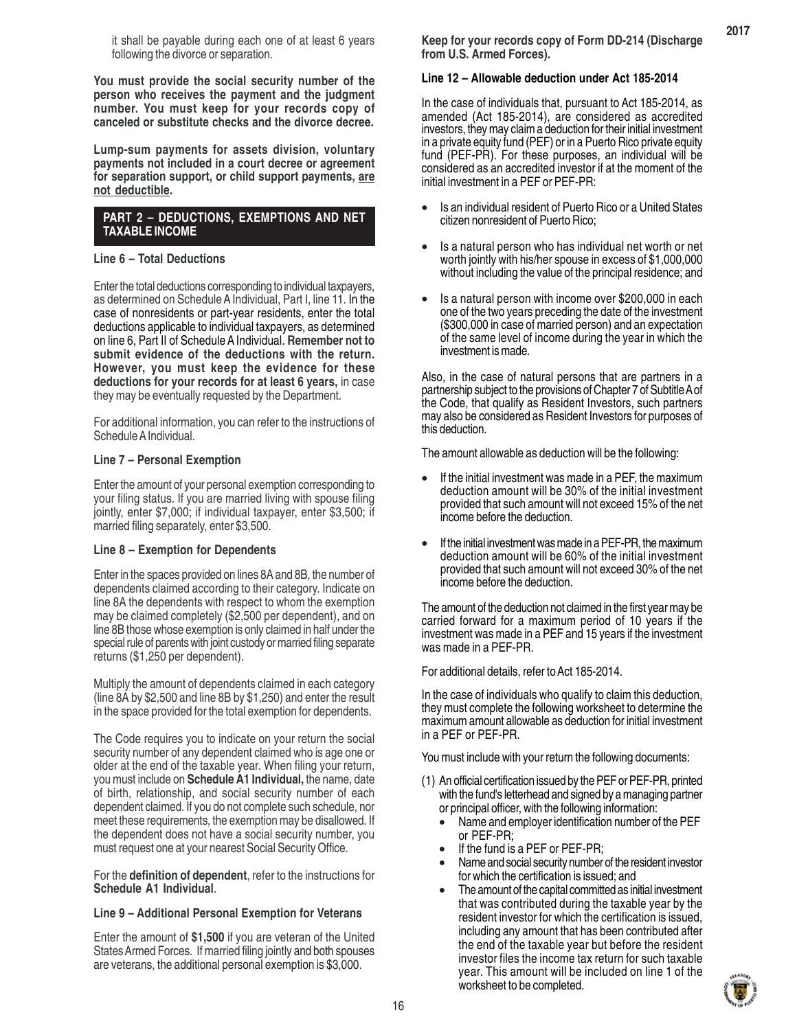it shall be payable during each one of at least 6 years following the divorce or separation.

**You must provide the social security number of the person who receives the payment and the judgment number. You must keep for your records copy of canceled or substitute checks and the divorce decree.**

**Lump-sum payments for assets division, voluntary payments not included in a court decree or agreement for separation support, or child support payments, are not deductible.**

## PART 2 – DEDUCTIONS, EXEMPTIONS AND NET TAXABLE INCOME

### Line 6 – Total Deductions

Enter the total deductions corresponding to individual taxpayers, as determined on Schedule A Individual, Part I, line 11. In the case of nonresidents or part-year residents, enter the total deductions applicable to individual taxpayers, as determined on line 6, Part II of Schedule A Individual. **Remember not to submit evidence of the deductions with the return. However, you must keep the evidence for these deductions for your records for at least 6 years,** in case they may be eventually requested by the Department.

For additional information, you can refer to the instructions of Schedule A Individual.

### Line 7 – Personal Exemption

Enter the amount of your personal exemption corresponding to your filing status. If you are married living with spouse filing jointly, enter $7,000; if individual taxpayer, enter $3,500; if married filing separately, enter $3,500.

### Line 8 – Exemption for Dependents

Enter in the spaces provided on lines 8A and 8B, the number of dependents claimed according to their category. Indicate on line 8A the dependents with respect to whom the exemption may be claimed completely ($2,500 per dependent), and on line 8B those whose exemption is only claimed in half under the special rule of parents with joint custody or married filing separate returns ($1,250 per dependent).

Multiply the amount of dependents claimed in each category (line 8A by $2,500 and line 8B by $1,250) and enter the result in the space provided for the total exemption for dependents.

The Code requires you to indicate on your return the social security number of any dependent claimed who is age one or older at the end of the taxable year. When filing your return, you must include on **Schedule A1 Individual,** the name, date of birth, relationship, and social security number of each dependent claimed. If you do not complete such schedule, nor meet these requirements, the exemption may be disallowed. If the dependent does not have a social security number, you must request one at your nearest Social Security Office.

For the **definition of dependent**, refer to the instructions for **Schedule A1 Individual**.

### Line 9 – Additional Personal Exemption for Veterans

Enter the amount of **$1,500** if you are veteran of the United States Armed Forces. If married filing jointly and both spouses are veterans, the additional personal exemption is $3,000.

**Keep for your records copy of Form DD-214 (Discharge from U.S. Armed Forces).**

### Line 12 – Allowable deduction under Act 185-2014

In the case of individuals that, pursuant to Act 185-2014, as amended (Act 185-2014), are considered as accredited investors, they may claim a deduction for their initial investment in a private equity fund (PEF) or in a Puerto Rico private equity fund (PEF-PR). For these purposes, an individual will be considered as an accredited investor if at the moment of the initial investment in a PEF or PEF-PR:

- Is an individual resident of Puerto Rico or a United States citizen nonresident of Puerto Rico;
- Is a natural person who has individual net worth or net worth jointly with his/her spouse in excess of $1,000,000 without including the value of the principal residence; and
- Is a natural person with income over $200,000 in each one of the two years preceding the date of the investment ($300,000 in case of married person) and an expectation of the same level of income during the year in which the investment is made.

Also, in the case of natural persons that are partners in a partnership subject to the provisions of Chapter 7 of Subtitle A of the Code, that qualify as Resident Investors, such partners may also be considered as Resident Investors for purposes of this deduction.

The amount allowable as deduction will be the following:

- If the initial investment was made in a PEF, the maximum deduction amount will be 30% of the initial investment provided that such amount will not exceed 15% of the net income before the deduction.
- If the initial investment was made in a PEF-PR, the maximum deduction amount will be 60% of the initial investment provided that such amount will not exceed 30% of the net income before the deduction.

The amount of the deduction not claimed in the first year may be carried forward for a maximum period of 10 years if the investment was made in a PEF and 15 years if the investment was made in a PEF-PR.

For additional details, refer to Act 185-2014.

In the case of individuals who qualify to claim this deduction, they must complete the following worksheet to determine the maximum amount allowable as deduction for initial investment in a PEF or PEF-PR.

You must include with your return the following documents:

(1) An official certification issued by the PEF or PEF-PR, printed with the fund's letterhead and signed by a managing partner or principal officer, with the following information:
   - Name and employer identification number of the PEF or PEF-PR;
   - If the fund is a PEF or PEF-PR;
   - Name and social security number of the resident investor for which the certification is issued; and
   - The amount of the capital committed as initial investment that was contributed during the taxable year by the resident investor for which the certification is issued, including any amount that has been contributed after the end of the taxable year but before the resident investor files the income tax return for such taxable year. This amount will be included on line 1 of the worksheet to be completed.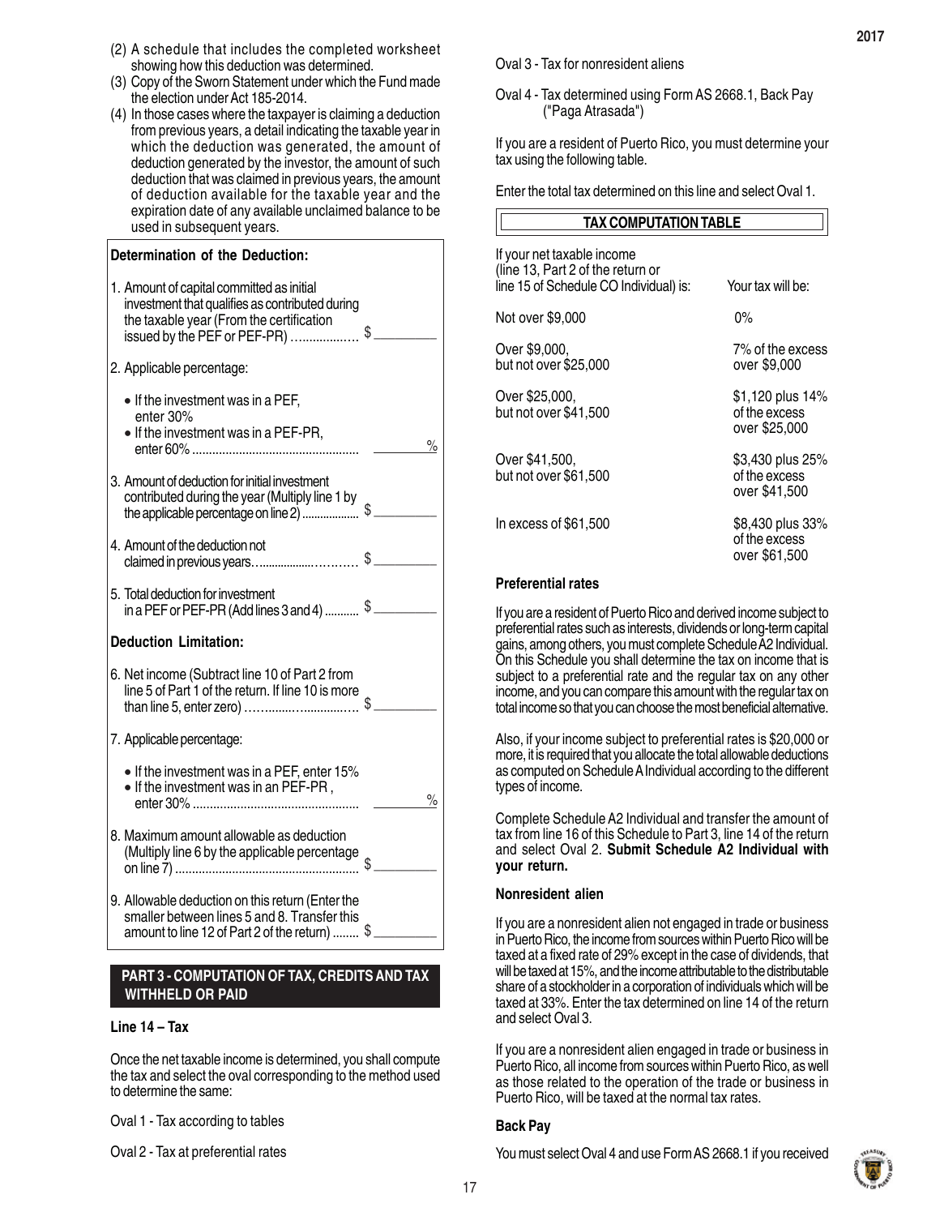(2) A schedule that includes the completed worksheet showing how this deduction was determined.

(3) Copy of the Sworn Statement under which the Fund made the election under Act 185-2014.

(4) In those cases where the taxpayer is claiming a deduction from previous years, a detail indicating the taxable year in which the deduction was generated, the amount of deduction generated by the investor, the amount of such deduction that was claimed in previous years, the amount of deduction available for the taxable year and the expiration date of any available unclaimed balance to be used in subsequent years.

**Determination of the Deduction:**

1. Amount of capital committed as initial investment that qualifies as contributed during the taxable year (From the certification issued by the PEF or PEF-PR) .................. $ ________

2. Applicable percentage:
   - If the investment was in a PEF, enter 30%
   - If the investment was in a PEF-PR, enter 60% ................................................ ______ %

3. Amount of deduction for initial investment contributed during the year (Multiply line 1 by the applicable percentage on line 2) .................. $ ________

4. Amount of the deduction not claimed in previous years............................ $ ________

5. Total deduction for investment in a PEF or PEF-PR (Add lines 3 and 4) ........... $ ________

**Deduction Limitation:**

6. Net income (Subtract line 10 of Part 2 from line 5 of Part 1 of the return. If line 10 is more than line 5, enter zero) ................................ $ ________

7. Applicable percentage:
   - If the investment was in a PEF, enter 15%
   - If the investment was in an PEF-PR , enter 30% ................................................ ______ %

8. Maximum amount allowable as deduction (Multiply line 6 by the applicable percentage on line 7) ...................................................... $ ________

9. Allowable deduction on this return (Enter the smaller between lines 5 and 8. Transfer this amount to line 12 of Part 2 of the return) ........ $ ________

## PART 3 - COMPUTATION OF TAX, CREDITS AND TAX WITHHELD OR PAID

### Line 14 – Tax

Once the net taxable income is determined, you shall compute the tax and select the oval corresponding to the method used to determine the same:

Oval 1 - Tax according to tables

Oval 2 - Tax at preferential rates

Oval 3 - Tax for nonresident aliens

Oval 4 - Tax determined using Form AS 2668.1, Back Pay ("Paga Atrasada")

If you are a resident of Puerto Rico, you must determine your tax using the following table.

Enter the total tax determined on this line and select Oval 1.

**TAX COMPUTATION TABLE**

| If your net taxable income (line 13, Part 2 of the return or line 15 of Schedule CO Individual) is: | Your tax will be: |
|---|---|
| Not over $9,000 | 0% |
| Over $9,000, but not over $25,000 | 7% of the excess over $9,000 |
| Over $25,000, but not over $41,500 | $1,120 plus 14% of the excess over $25,000 |
| Over $41,500, but not over $61,500 | $3,430 plus 25% of the excess over $41,500 |
| In excess of $61,500 | $8,430 plus 33% of the excess over $61,500 |

### Preferential rates

If you are a resident of Puerto Rico and derived income subject to preferential rates such as interests, dividends or long-term capital gains, among others, you must complete Schedule A2 Individual. On this Schedule you shall determine the tax on income that is subject to a preferential rate and the regular tax on any other income, and you can compare this amount with the regular tax on total income so that you can choose the most beneficial alternative.

Also, if your income subject to preferential rates is $20,000 or more, it is required that you allocate the total allowable deductions as computed on Schedule A Individual according to the different types of income.

Complete Schedule A2 Individual and transfer the amount of tax from line 16 of this Schedule to Part 3, line 14 of the return and select Oval 2. **Submit Schedule A2 Individual with your return.**

### Nonresident alien

If you are a nonresident alien not engaged in trade or business in Puerto Rico, the income from sources within Puerto Rico will be taxed at a fixed rate of 29% except in the case of dividends, that will be taxed at 15%, and the income attributable to the distributable share of a stockholder in a corporation of individuals which will be taxed at 33%. Enter the tax determined on line 14 of the return and select Oval 3.

If you are a nonresident alien engaged in trade or business in Puerto Rico, all income from sources within Puerto Rico, as well as those related to the operation of the trade or business in Puerto Rico, will be taxed at the normal tax rates.

### Back Pay

You must select Oval 4 and use Form AS 2668.1 if you received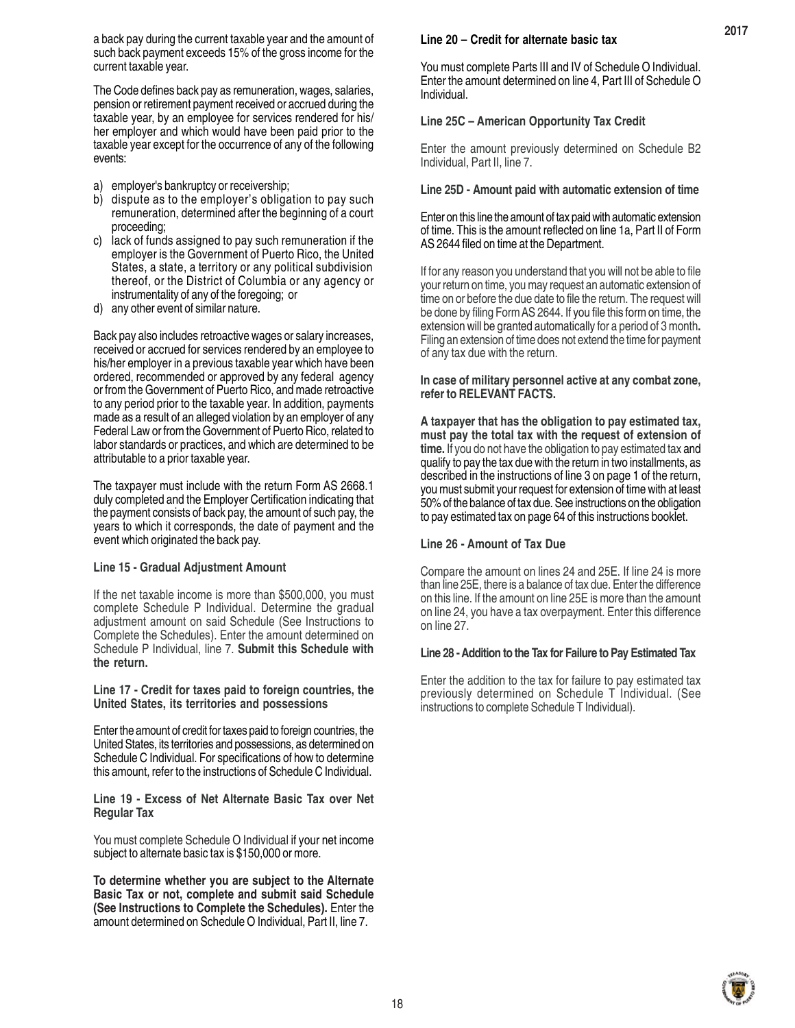a back pay during the current taxable year and the amount of such back payment exceeds 15% of the gross income for the current taxable year.

The Code defines back pay as remuneration, wages, salaries, pension or retirement payment received or accrued during the taxable year, by an employee for services rendered for his/ her employer and which would have been paid prior to the taxable year except for the occurrence of any of the following events:

a) employer's bankruptcy or receivership;
b) dispute as to the employer's obligation to pay such remuneration, determined after the beginning of a court proceeding;
c) lack of funds assigned to pay such remuneration if the employer is the Government of Puerto Rico, the United States, a state, a territory or any political subdivision thereof, or the District of Columbia or any agency or instrumentality of any of the foregoing; or
d) any other event of similar nature.

Back pay also includes retroactive wages or salary increases, received or accrued for services rendered by an employee to his/her employer in a previous taxable year which have been ordered, recommended or approved by any federal agency or from the Government of Puerto Rico, and made retroactive to any period prior to the taxable year. In addition, payments made as a result of an alleged violation by an employer of any Federal Law or from the Government of Puerto Rico, related to labor standards or practices, and which are determined to be attributable to a prior taxable year.

The taxpayer must include with the return Form AS 2668.1 duly completed and the Employer Certification indicating that the payment consists of back pay, the amount of such pay, the years to which it corresponds, the date of payment and the event which originated the back pay.

### Line 15 - Gradual Adjustment Amount

If the net taxable income is more than $500,000, you must complete Schedule P Individual. Determine the gradual adjustment amount on said Schedule (See Instructions to Complete the Schedules). Enter the amount determined on Schedule P Individual, line 7. **Submit this Schedule with the return.**

### Line 17 - Credit for taxes paid to foreign countries, the United States, its territories and possessions

Enter the amount of credit for taxes paid to foreign countries, the United States, its territories and possessions, as determined on Schedule C Individual. For specifications of how to determine this amount, refer to the instructions of Schedule C Individual.

### Line 19 - Excess of Net Alternate Basic Tax over Net Regular Tax

You must complete Schedule O Individual if your net income subject to alternate basic tax is $150,000 or more.

**To determine whether you are subject to the Alternate Basic Tax or not, complete and submit said Schedule (See Instructions to Complete the Schedules).** Enter the amount determined on Schedule O Individual, Part II, line 7.

### Line 20 – Credit for alternate basic tax

You must complete Parts III and IV of Schedule O Individual. Enter the amount determined on line 4, Part III of Schedule O Individual.

### Line 25C – American Opportunity Tax Credit

Enter the amount previously determined on Schedule B2 Individual, Part II, line 7.

### Line 25D - Amount paid with automatic extension of time

Enter on this line the amount of tax paid with automatic extension of time. This is the amount reflected on line 1a, Part II of Form AS 2644 filed on time at the Department.

If for any reason you understand that you will not be able to file your return on time, you may request an automatic extension of time on or before the due date to file the return. The request will be done by filing Form AS 2644. If you file this form on time, the extension will be granted automatically for a period of 3 month**.** Filing an extension of time does not extend the time for payment of any tax due with the return.

**In case of military personnel active at any combat zone, refer to RELEVANT FACTS.**

**A taxpayer that has the obligation to pay estimated tax, must pay the total tax with the request of extension of time.** If you do not have the obligation to pay estimated tax and qualify to pay the tax due with the return in two installments, as described in the instructions of line 3 on page 1 of the return, you must submit your request for extension of time with at least 50% of the balance of tax due. See instructions on the obligation to pay estimated tax on page 64 of this instructions booklet.

### Line 26 - Amount of Tax Due

Compare the amount on lines 24 and 25E. If line 24 is more than line 25E, there is a balance of tax due. Enter the difference on this line. If the amount on line 25E is more than the amount on line 24, you have a tax overpayment. Enter this difference on line 27.

### Line 28 - Addition to the Tax for Failure to Pay Estimated Tax

Enter the addition to the tax for failure to pay estimated tax previously determined on Schedule T Individual. (See instructions to complete Schedule T Individual).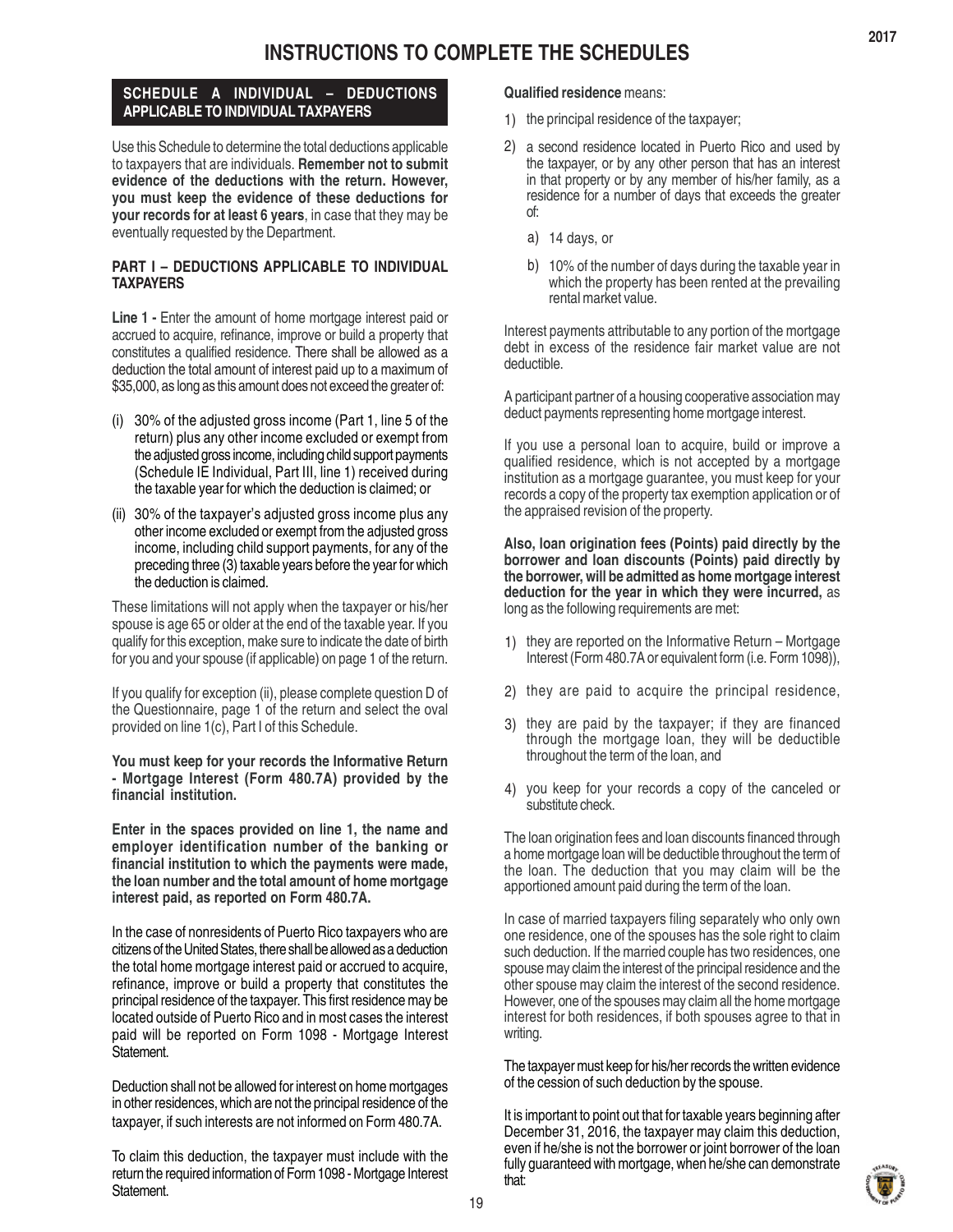# INSTRUCTIONS TO COMPLETE THE SCHEDULES

## SCHEDULE A INDIVIDUAL – DEDUCTIONS APPLICABLE TO INDIVIDUAL TAXPAYERS

Use this Schedule to determine the total deductions applicable to taxpayers that are individuals. **Remember not to submit evidence of the deductions with the return. However, you must keep the evidence of these deductions for your records for at least 6 years**, in case that they may be eventually requested by the Department.

### PART I – DEDUCTIONS APPLICABLE TO INDIVIDUAL TAXPAYERS

**Line 1 -** Enter the amount of home mortgage interest paid or accrued to acquire, refinance, improve or build a property that constitutes a qualified residence. There shall be allowed as a deduction the total amount of interest paid up to a maximum of $35,000, as long as this amount does not exceed the greater of:

(i) 30% of the adjusted gross income (Part 1, line 5 of the return) plus any other income excluded or exempt from the adjusted gross income, including child support payments (Schedule IE Individual, Part III, line 1) received during the taxable year for which the deduction is claimed; or

(ii) 30% of the taxpayer's adjusted gross income plus any other income excluded or exempt from the adjusted gross income, including child support payments, for any of the preceding three (3) taxable years before the year for which the deduction is claimed.

These limitations will not apply when the taxpayer or his/her spouse is age 65 or older at the end of the taxable year. If you qualify for this exception, make sure to indicate the date of birth for you and your spouse (if applicable) on page 1 of the return.

If you qualify for exception (ii), please complete question D of the Questionnaire, page 1 of the return and select the oval provided on line 1(c), Part I of this Schedule.

**You must keep for your records the Informative Return - Mortgage Interest (Form 480.7A) provided by the financial institution.**

**Enter in the spaces provided on line 1, the name and employer identification number of the banking or financial institution to which the payments were made, the loan number and the total amount of home mortgage interest paid, as reported on Form 480.7A.**

In the case of nonresidents of Puerto Rico taxpayers who are citizens of the United States, there shall be allowed as a deduction the total home mortgage interest paid or accrued to acquire, refinance, improve or build a property that constitutes the principal residence of the taxpayer. This first residence may be located outside of Puerto Rico and in most cases the interest paid will be reported on Form 1098 - Mortgage Interest Statement.

Deduction shall not be allowed for interest on home mortgages in other residences, which are not the principal residence of the taxpayer, if such interests are not informed on Form 480.7A.

To claim this deduction, the taxpayer must include with the return the required information of Form 1098 - Mortgage Interest Statement.

**Qualified residence** means:

1) the principal residence of the taxpayer;

2) a second residence located in Puerto Rico and used by the taxpayer, or by any other person that has an interest in that property or by any member of his/her family, as a residence for a number of days that exceeds the greater of:

   a) 14 days, or

   b) 10% of the number of days during the taxable year in which the property has been rented at the prevailing rental market value.

Interest payments attributable to any portion of the mortgage debt in excess of the residence fair market value are not deductible.

A participant partner of a housing cooperative association may deduct payments representing home mortgage interest.

If you use a personal loan to acquire, build or improve a qualified residence, which is not accepted by a mortgage institution as a mortgage guarantee, you must keep for your records a copy of the property tax exemption application or of the appraised revision of the property.

**Also, loan origination fees (Points) paid directly by the borrower and loan discounts (Points) paid directly by the borrower, will be admitted as home mortgage interest deduction for the year in which they were incurred,** as long as the following requirements are met:

1) they are reported on the Informative Return – Mortgage Interest (Form 480.7A or equivalent form (i.e. Form 1098)),

2) they are paid to acquire the principal residence,

3) they are paid by the taxpayer; if they are financed through the mortgage loan, they will be deductible throughout the term of the loan, and

4) you keep for your records a copy of the canceled or substitute check.

The loan origination fees and loan discounts financed through a home mortgage loan will be deductible throughout the term of the loan. The deduction that you may claim will be the apportioned amount paid during the term of the loan.

In case of married taxpayers filing separately who only own one residence, one of the spouses has the sole right to claim such deduction. If the married couple has two residences, one spouse may claim the interest of the principal residence and the other spouse may claim the interest of the second residence. However, one of the spouses may claim all the home mortgage interest for both residences, if both spouses agree to that in writing.

The taxpayer must keep for his/her records the written evidence of the cession of such deduction by the spouse.

It is important to point out that for taxable years beginning after December 31, 2016, the taxpayer may claim this deduction, even if he/she is not the borrower or joint borrower of the loan fully guaranteed with mortgage, when he/she can demonstrate that: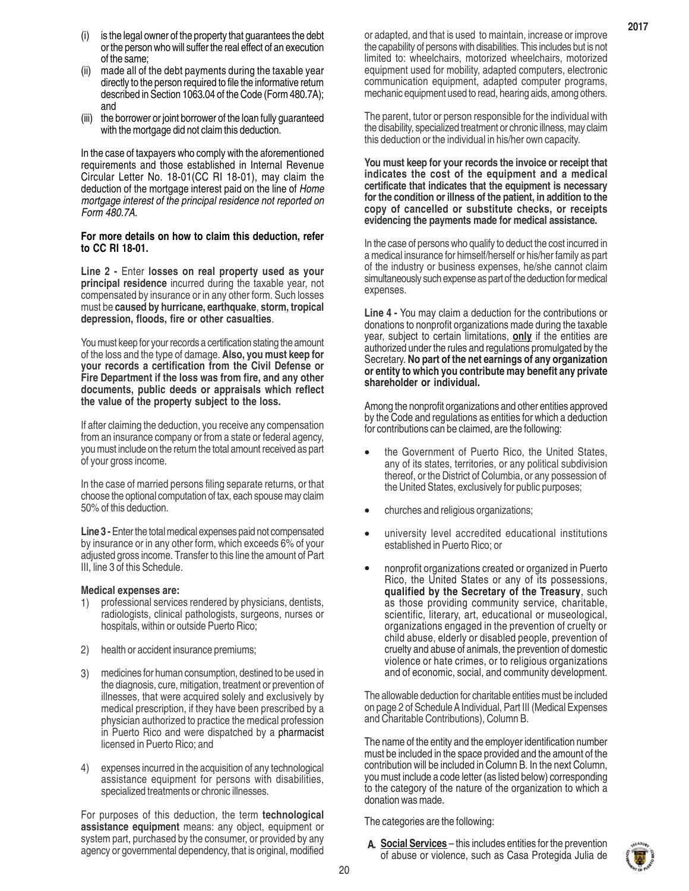(i) is the legal owner of the property that guarantees the debt or the person who will suffer the real effect of an execution of the same;

(ii) made all of the debt payments during the taxable year directly to the person required to file the informative return described in Section 1063.04 of the Code (Form 480.7A); and

(iii) the borrower or joint borrower of the loan fully guaranteed with the mortgage did not claim this deduction.

In the case of taxpayers who comply with the aforementioned requirements and those established in Internal Revenue Circular Letter No. 18-01(CC RI 18-01), may claim the deduction of the mortgage interest paid on the line of *Home mortgage interest of the principal residence not reported on Form 480.7A.*

**For more details on how to claim this deduction, refer to CC RI 18-01.**

**Line 2 -** Enter **losses on real property used as your principal residence** incurred during the taxable year, not compensated by insurance or in any other form. Such losses must be **caused by hurricane, earthquake**, **storm, tropical depression, floods, fire or other casualties**.

You must keep for your records a certification stating the amount of the loss and the type of damage. **Also, you must keep for your records a certification from the Civil Defense or Fire Department if the loss was from fire, and any other documents, public deeds or appraisals which reflect the value of the property subject to the loss.**

If after claiming the deduction, you receive any compensation from an insurance company or from a state or federal agency, you must include on the return the total amount received as part of your gross income.

In the case of married persons filing separate returns, or that choose the optional computation of tax, each spouse may claim 50% of this deduction.

**Line 3 -** Enter the total medical expenses paid not compensated by insurance or in any other form, which exceeds 6% of your adjusted gross income. Transfer to this line the amount of Part III, line 3 of this Schedule.

**Medical expenses are:**

1) professional services rendered by physicians, dentists, radiologists, clinical pathologists, surgeons, nurses or hospitals, within or outside Puerto Rico;

2) health or accident insurance premiums;

3) medicines for human consumption, destined to be used in the diagnosis, cure, mitigation, treatment or prevention of illnesses, that were acquired solely and exclusively by medical prescription, if they have been prescribed by a physician authorized to practice the medical profession in Puerto Rico and were dispatched by a pharmacist licensed in Puerto Rico; and

4) expenses incurred in the acquisition of any technological assistance equipment for persons with disabilities, specialized treatments or chronic illnesses.

For purposes of this deduction, the term **technological assistance equipment** means: any object, equipment or system part, purchased by the consumer, or provided by any agency or governmental dependency, that is original, modified or adapted, and that is used to maintain, increase or improve the capability of persons with disabilities. This includes but is not limited to: wheelchairs, motorized wheelchairs, motorized equipment used for mobility, adapted computers, electronic communication equipment, adapted computer programs, mechanic equipment used to read, hearing aids, among others.

The parent, tutor or person responsible for the individual with the disability, specialized treatment or chronic illness, may claim this deduction or the individual in his/her own capacity.

**You must keep for your records the invoice or receipt that indicates the cost of the equipment and a medical certificate that indicates that the equipment is necessary for the condition or illness of the patient, in addition to the copy of cancelled or substitute checks, or receipts evidencing the payments made for medical assistance.**

In the case of persons who qualify to deduct the cost incurred in a medical insurance for himself/herself or his/her family as part of the industry or business expenses, he/she cannot claim simultaneously such expense as part of the deduction for medical expenses.

**Line 4 -** You may claim a deduction for the contributions or donations to nonprofit organizations made during the taxable year, subject to certain limitations, **only** if the entities are authorized under the rules and regulations promulgated by the Secretary. **No part of the net earnings of any organization or entity to which you contribute may benefit any private shareholder or individual.**

Among the nonprofit organizations and other entities approved by the Code and regulations as entities for which a deduction for contributions can be claimed, are the following:

- the Government of Puerto Rico, the United States, any of its states, territories, or any political subdivision thereof, or the District of Columbia, or any possession of the United States, exclusively for public purposes;
- churches and religious organizations;
- university level accredited educational institutions established in Puerto Rico; or
- nonprofit organizations created or organized in Puerto Rico, the United States or any of its possessions, **qualified by the Secretary of the Treasury**, such as those providing community service, charitable, scientific, literary, art, educational or museological, organizations engaged in the prevention of cruelty or child abuse, elderly or disabled people, prevention of cruelty and abuse of animals, the prevention of domestic violence or hate crimes, or to religious organizations and of economic, social, and community development.

The allowable deduction for charitable entities must be included on page 2 of Schedule A Individual, Part III (Medical Expenses and Charitable Contributions), Column B.

The name of the entity and the employer identification number must be included in the space provided and the amount of the contribution will be included in Column B. In the next Column, you must include a code letter (as listed below) corresponding to the category of the nature of the organization to which a donation was made.

The categories are the following:

**A.** **Social Services** – this includes entities for the prevention of abuse or violence, such as Casa Protegida Julia de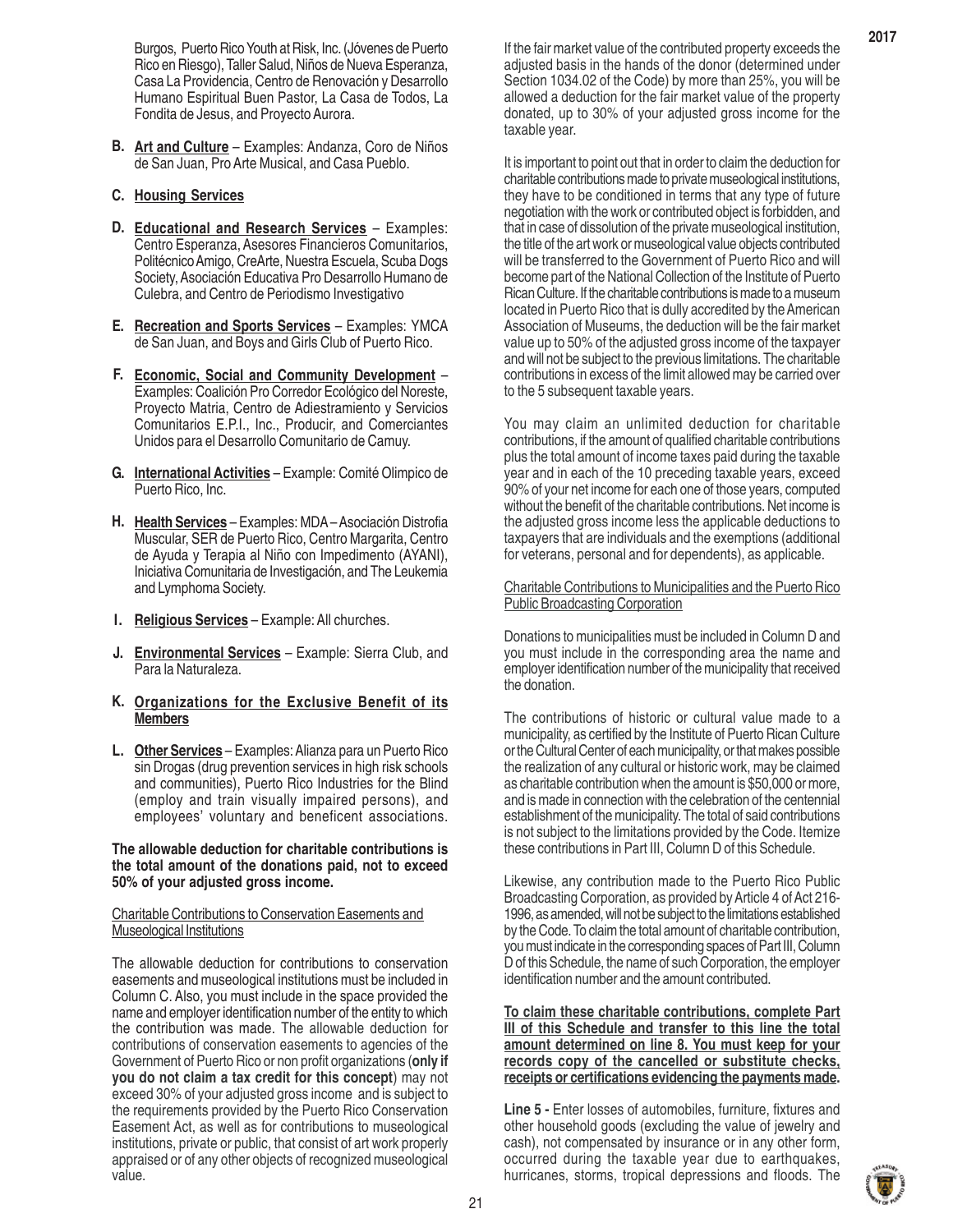Burgos, Puerto Rico Youth at Risk, Inc. (Jóvenes de Puerto Rico en Riesgo), Taller Salud, Niños de Nueva Esperanza, Casa La Providencia, Centro de Renovación y Desarrollo Humano Espiritual Buen Pastor, La Casa de Todos, La Fondita de Jesus, and Proyecto Aurora.

**B.** **Art and Culture** – Examples: Andanza, Coro de Niños de San Juan, Pro Arte Musical, and Casa Pueblo.

**C.** **Housing Services**

**D.** **Educational and Research Services** – Examples: Centro Esperanza, Asesores Financieros Comunitarios, Politécnico Amigo, CreArte, Nuestra Escuela, Scuba Dogs Society, Asociación Educativa Pro Desarrollo Humano de Culebra, and Centro de Periodismo Investigativo

**E.** **Recreation and Sports Services** – Examples: YMCA de San Juan, and Boys and Girls Club of Puerto Rico.

**F.** **Economic, Social and Community Development** – Examples: Coalición Pro Corredor Ecológico del Noreste, Proyecto Matria, Centro de Adiestramiento y Servicios Comunitarios E.P.I., Inc., Producir, and Comerciantes Unidos para el Desarrollo Comunitario de Camuy.

**G.** **International Activities** – Example: Comité Olimpico de Puerto Rico, Inc.

**H.** **Health Services** – Examples: MDA – Asociación Distrofia Muscular, SER de Puerto Rico, Centro Margarita, Centro de Ayuda y Terapia al Niño con Impedimento (AYANI), Iniciativa Comunitaria de Investigación, and The Leukemia and Lymphoma Society.

**I.** **Religious Services** – Example: All churches.

**J.** **Environmental Services** – Example: Sierra Club, and Para la Naturaleza.

**K.** **Organizations for the Exclusive Benefit of its Members**

**L.** **Other Services** – Examples: Alianza para un Puerto Rico sin Drogas (drug prevention services in high risk schools and communities), Puerto Rico Industries for the Blind (employ and train visually impaired persons), and employees' voluntary and beneficent associations.

**The allowable deduction for charitable contributions is the total amount of the donations paid, not to exceed 50% of your adjusted gross income.**

Charitable Contributions to Conservation Easements and Museological Institutions

The allowable deduction for contributions to conservation easements and museological institutions must be included in Column C. Also, you must include in the space provided the name and employer identification number of the entity to which the contribution was made. The allowable deduction for contributions of conservation easements to agencies of the Government of Puerto Rico or non profit organizations (**only if you do not claim a tax credit for this concept**) may not exceed 30% of your adjusted gross income and is subject to the requirements provided by the Puerto Rico Conservation Easement Act, as well as for contributions to museological institutions, private or public, that consist of art work properly appraised or of any other objects of recognized museological value.

If the fair market value of the contributed property exceeds the adjusted basis in the hands of the donor (determined under Section 1034.02 of the Code) by more than 25%, you will be allowed a deduction for the fair market value of the property donated, up to 30% of your adjusted gross income for the taxable year.

It is important to point out that in order to claim the deduction for charitable contributions made to private museological institutions, they have to be conditioned in terms that any type of future negotiation with the work or contributed object is forbidden, and that in case of dissolution of the private museological institution, the title of the art work or museological value objects contributed will be transferred to the Government of Puerto Rico and will become part of the National Collection of the Institute of Puerto Rican Culture. If the charitable contributions is made to a museum located in Puerto Rico that is dully accredited by the American Association of Museums, the deduction will be the fair market value up to 50% of the adjusted gross income of the taxpayer and will not be subject to the previous limitations. The charitable contributions in excess of the limit allowed may be carried over to the 5 subsequent taxable years.

You may claim an unlimited deduction for charitable contributions, if the amount of qualified charitable contributions plus the total amount of income taxes paid during the taxable year and in each of the 10 preceding taxable years, exceed 90% of your net income for each one of those years, computed without the benefit of the charitable contributions. Net income is the adjusted gross income less the applicable deductions to taxpayers that are individuals and the exemptions (additional for veterans, personal and for dependents), as applicable.

Charitable Contributions to Municipalities and the Puerto Rico Public Broadcasting Corporation

Donations to municipalities must be included in Column D and you must include in the corresponding area the name and employer identification number of the municipality that received the donation.

The contributions of historic or cultural value made to a municipality, as certified by the Institute of Puerto Rican Culture or the Cultural Center of each municipality, or that makes possible the realization of any cultural or historic work, may be claimed as charitable contribution when the amount is $50,000 or more, and is made in connection with the celebration of the centennial establishment of the municipality. The total of said contributions is not subject to the limitations provided by the Code. Itemize these contributions in Part III, Column D of this Schedule.

Likewise, any contribution made to the Puerto Rico Public Broadcasting Corporation, as provided by Article 4 of Act 216-1996, as amended, will not be subject to the limitations established by the Code. To claim the total amount of charitable contribution, you must indicate in the corresponding spaces of Part III, Column D of this Schedule, the name of such Corporation, the employer identification number and the amount contributed.

**To claim these charitable contributions, complete Part III of this Schedule and transfer to this line the total amount determined on line 8. You must keep for your records copy of the cancelled or substitute checks, receipts or certifications evidencing the payments made.**

**Line 5 -** Enter losses of automobiles, furniture, fixtures and other household goods (excluding the value of jewelry and cash), not compensated by insurance or in any other form, occurred during the taxable year due to earthquakes, hurricanes, storms, tropical depressions and floods. The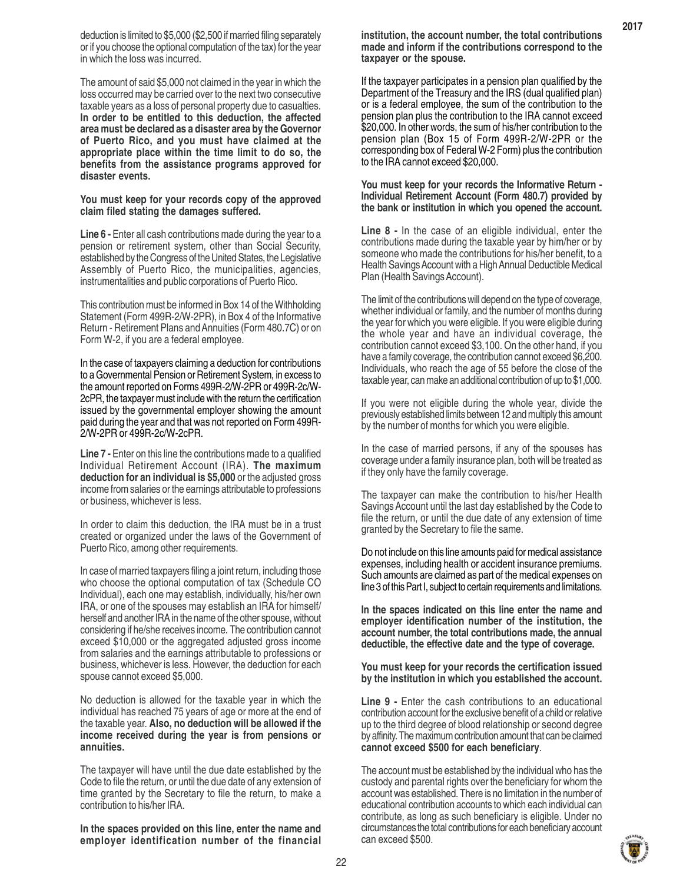deduction is limited to $5,000 ($2,500 if married filing separately or if you choose the optional computation of the tax) for the year in which the loss was incurred.

The amount of said $5,000 not claimed in the year in which the loss occurred may be carried over to the next two consecutive taxable years as a loss of personal property due to casualties. **In order to be entitled to this deduction, the affected area must be declared as a disaster area by the Governor of Puerto Rico, and you must have claimed at the appropriate place within the time limit to do so, the benefits from the assistance programs approved for disaster events.**

**You must keep for your records copy of the approved claim filed stating the damages suffered.**

**Line 6 -** Enter all cash contributions made during the year to a pension or retirement system, other than Social Security, established by the Congress of the United States, the Legislative Assembly of Puerto Rico, the municipalities, agencies, instrumentalities and public corporations of Puerto Rico.

This contribution must be informed in Box 14 of the Withholding Statement (Form 499R-2/W-2PR), in Box 4 of the Informative Return - Retirement Plans and Annuities (Form 480.7C) or on Form W-2, if you are a federal employee.

In the case of taxpayers claiming a deduction for contributions to a Governmental Pension or Retirement System, in excess to the amount reported on Forms 499R-2/W-2PR or 499R-2c/W-2cPR, the taxpayer must include with the return the certification issued by the governmental employer showing the amount paid during the year and that was not reported on Form 499R-2/W-2PR or 499R-2c/W-2cPR.

**Line 7 -** Enter on this line the contributions made to a qualified Individual Retirement Account (IRA). **The maximum deduction for an individual is $5,000** or the adjusted gross income from salaries or the earnings attributable to professions or business, whichever is less.

In order to claim this deduction, the IRA must be in a trust created or organized under the laws of the Government of Puerto Rico, among other requirements.

In case of married taxpayers filing a joint return, including those who choose the optional computation of tax (Schedule CO Individual), each one may establish, individually, his/her own IRA, or one of the spouses may establish an IRA for himself/herself and another IRA in the name of the other spouse, without considering if he/she receives income. The contribution cannot exceed $10,000 or the aggregated adjusted gross income from salaries and the earnings attributable to professions or business, whichever is less. However, the deduction for each spouse cannot exceed $5,000.

No deduction is allowed for the taxable year in which the individual has reached 75 years of age or more at the end of the taxable year. **Also, no deduction will be allowed if the income received during the year is from pensions or annuities.**

The taxpayer will have until the due date established by the Code to file the return, or until the due date of any extension of time granted by the Secretary to file the return, to make a contribution to his/her IRA.

**In the spaces provided on this line, enter the name and employer identification number of the financial institution, the account number, the total contributions made and inform if the contributions correspond to the taxpayer or the spouse.**

If the taxpayer participates in a pension plan qualified by the Department of the Treasury and the IRS (dual qualified plan) or is a federal employee, the sum of the contribution to the pension plan plus the contribution to the IRA cannot exceed $20,000. In other words, the sum of his/her contribution to the pension plan (Box 15 of Form 499R-2/W-2PR or the corresponding box of Federal W-2 Form) plus the contribution to the IRA cannot exceed $20,000.

**You must keep for your records the Informative Return - Individual Retirement Account (Form 480.7) provided by the bank or institution in which you opened the account.**

**Line 8 -** In the case of an eligible individual, enter the contributions made during the taxable year by him/her or by someone who made the contributions for his/her benefit, to a Health Savings Account with a High Annual Deductible Medical Plan (Health Savings Account).

The limit of the contributions will depend on the type of coverage, whether individual or family, and the number of months during the year for which you were eligible. If you were eligible during the whole year and have an individual coverage, the contribution cannot exceed $3,100. On the other hand, if you have a family coverage, the contribution cannot exceed $6,200. Individuals, who reach the age of 55 before the close of the taxable year, can make an additional contribution of up to $1,000.

If you were not eligible during the whole year, divide the previously established limits between 12 and multiply this amount by the number of months for which you were eligible.

In the case of married persons, if any of the spouses has coverage under a family insurance plan, both will be treated as if they only have the family coverage.

The taxpayer can make the contribution to his/her Health Savings Account until the last day established by the Code to file the return, or until the due date of any extension of time granted by the Secretary to file the same.

Do not include on this line amounts paid for medical assistance expenses, including health or accident insurance premiums. Such amounts are claimed as part of the medical expenses on line 3 of this Part I, subject to certain requirements and limitations.

**In the spaces indicated on this line enter the name and employer identification number of the institution, the account number, the total contributions made, the annual deductible, the effective date and the type of coverage.**

**You must keep for your records the certification issued by the institution in which you established the account.**

**Line 9 -** Enter the cash contributions to an educational contribution account for the exclusive benefit of a child or relative up to the third degree of blood relationship or second degree by affinity. The maximum contribution amount that can be claimed **cannot exceed $500 for each beneficiary**.

The account must be established by the individual who has the custody and parental rights over the beneficiary for whom the account was established. There is no limitation in the number of educational contribution accounts to which each individual can contribute, as long as such beneficiary is eligible. Under no circumstances the total contributions for each beneficiary account can exceed $500.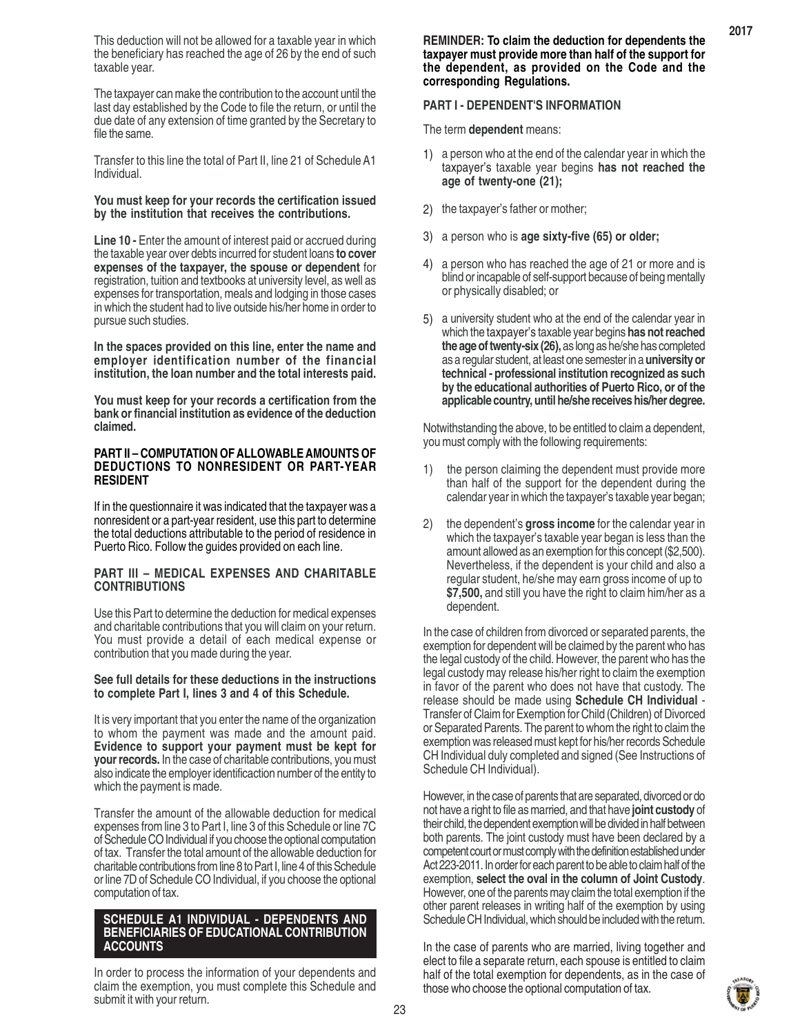This deduction will not be allowed for a taxable year in which the beneficiary has reached the age of 26 by the end of such taxable year.

The taxpayer can make the contribution to the account until the last day established by the Code to file the return, or until the due date of any extension of time granted by the Secretary to file the same.

Transfer to this line the total of Part II, line 21 of Schedule A1 Individual.

**You must keep for your records the certification issued by the institution that receives the contributions.**

**Line 10 -** Enter the amount of interest paid or accrued during the taxable year over debts incurred for student loans **to cover expenses of the taxpayer, the spouse or dependent** for registration, tuition and textbooks at university level, as well as expenses for transportation, meals and lodging in those cases in which the student had to live outside his/her home in order to pursue such studies.

**In the spaces provided on this line, enter the name and employer identification number of the financial institution, the loan number and the total interests paid.**

**You must keep for your records a certification from the bank or financial institution as evidence of the deduction claimed.**

### PART II – COMPUTATION OF ALLOWABLE AMOUNTS OF DEDUCTIONS TO NONRESIDENT OR PART-YEAR RESIDENT

If in the questionnaire it was indicated that the taxpayer was a nonresident or a part-year resident, use this part to determine the total deductions attributable to the period of residence in Puerto Rico. Follow the guides provided on each line.

### PART III – MEDICAL EXPENSES AND CHARITABLE CONTRIBUTIONS

Use this Part to determine the deduction for medical expenses and charitable contributions that you will claim on your return. You must provide a detail of each medical expense or contribution that you made during the year.

**See full details for these deductions in the instructions to complete Part I, lines 3 and 4 of this Schedule.**

It is very important that you enter the name of the organization to whom the payment was made and the amount paid. **Evidence to support your payment must be kept for your records.** In the case of charitable contributions, you must also indicate the employer identificaction number of the entity to which the payment is made.

Transfer the amount of the allowable deduction for medical expenses from line 3 to Part I, line 3 of this Schedule or line 7C of Schedule CO Individual if you choose the optional computation of tax. Transfer the total amount of the allowable deduction for charitable contributions from line 8 to Part I, line 4 of this Schedule or line 7D of Schedule CO Individual, if you choose the optional computation of tax.

## SCHEDULE A1 INDIVIDUAL - DEPENDENTS AND BENEFICIARIES OF EDUCATIONAL CONTRIBUTION ACCOUNTS

In order to process the information of your dependents and claim the exemption, you must complete this Schedule and submit it with your return.

**REMINDER: To claim the deduction for dependents the taxpayer must provide more than half of the support for the dependent, as provided on the Code and the corresponding Regulations.**

### PART I - DEPENDENT'S INFORMATION

The term **dependent** means:

1) a person who at the end of the calendar year in which the taxpayer's taxable year begins **has not reached the age of twenty-one (21);**
2) the taxpayer's father or mother;
3) a person who is **age sixty-five (65) or older;**
4) a person who has reached the age of 21 or more and is blind or incapable of self-support because of being mentally or physically disabled; or
5) a university student who at the end of the calendar year in which the taxpayer's taxable year begins **has not reached the age of twenty-six (26),** as long as he/she has completed as a regular student, at least one semester in a **university or technical - professional institution recognized as such by the educational authorities of Puerto Rico, or of the applicable country, until he/she receives his/her degree.**

Notwithstanding the above, to be entitled to claim a dependent, you must comply with the following requirements:

1) the person claiming the dependent must provide more than half of the support for the dependent during the calendar year in which the taxpayer's taxable year began;
2) the dependent's **gross income** for the calendar year in which the taxpayer's taxable year began is less than the amount allowed as an exemption for this concept ($2,500). Nevertheless, if the dependent is your child and also a regular student, he/she may earn gross income of up to **$7,500,** and still you have the right to claim him/her as a dependent.

In the case of children from divorced or separated parents, the exemption for dependent will be claimed by the parent who has the legal custody of the child. However, the parent who has the legal custody may release his/her right to claim the exemption in favor of the parent who does not have that custody. The release should be made using **Schedule CH Individual** - Transfer of Claim for Exemption for Child (Children) of Divorced or Separated Parents. The parent to whom the right to claim the exemption was released must kept for his/her records Schedule CH Individual duly completed and signed (See Instructions of Schedule CH Individual).

However, in the case of parents that are separated, divorced or do not have a right to file as married, and that have **joint custody** of their child, the dependent exemption will be divided in half between both parents. The joint custody must have been declared by a competent court or must comply with the definition established under Act 223-2011. In order for each parent to be able to claim half of the exemption, **select the oval in the column of Joint Custody**. However, one of the parents may claim the total exemption if the other parent releases in writing half of the exemption by using Schedule CH Individual, which should be included with the return.

In the case of parents who are married, living together and elect to file a separate return, each spouse is entitled to claim half of the total exemption for dependents, as in the case of those who choose the optional computation of tax.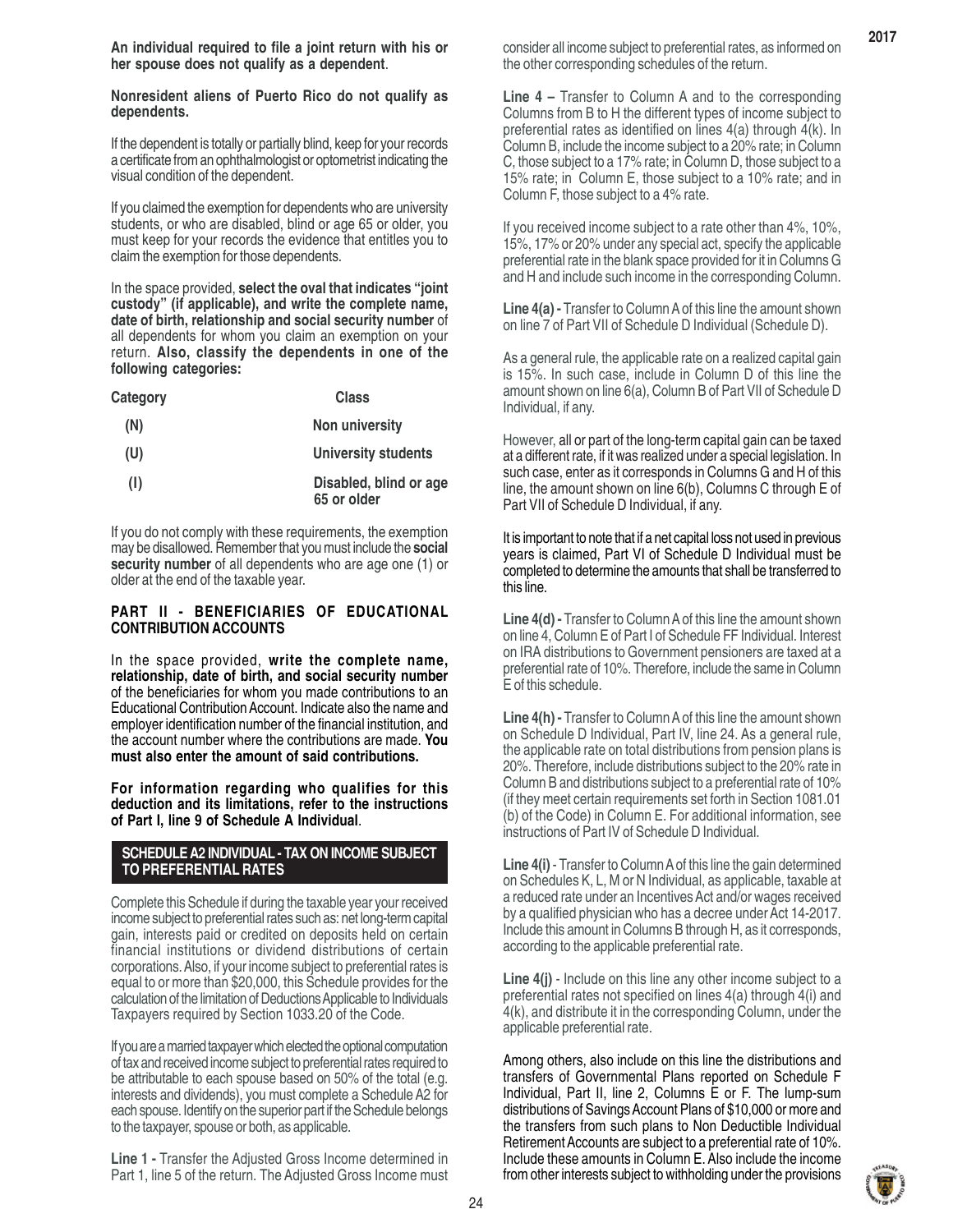**An individual required to file a joint return with his or her spouse does not qualify as a dependent**.

**Nonresident aliens of Puerto Rico do not qualify as dependents.**

If the dependent is totally or partially blind, keep for your records a certificate from an ophthalmologist or optometrist indicating the visual condition of the dependent.

If you claimed the exemption for dependents who are university students, or who are disabled, blind or age 65 or older, you must keep for your records the evidence that entitles you to claim the exemption for those dependents.

In the space provided, **select the oval that indicates "joint custody" (if applicable), and write the complete name, date of birth, relationship and social security number** of all dependents for whom you claim an exemption on your return. **Also, classify the dependents in one of the following categories:**

| Category | Class |
|---|---|
| (N) | Non university |
| (U) | University students |
| (I) | Disabled, blind or age 65 or older |

If you do not comply with these requirements, the exemption may be disallowed. Remember that you must include the **social security number** of all dependents who are age one (1) or older at the end of the taxable year.

## PART II - BENEFICIARIES OF EDUCATIONAL CONTRIBUTION ACCOUNTS

In the space provided, **write the complete name, relationship, date of birth, and social security number** of the beneficiaries for whom you made contributions to an Educational Contribution Account. Indicate also the name and employer identification number of the financial institution, and the account number where the contributions are made. **You must also enter the amount of said contributions.**

**For information regarding who qualifies for this deduction and its limitations, refer to the instructions of Part I, line 9 of Schedule A Individual**.

## SCHEDULE A2 INDIVIDUAL - TAX ON INCOME SUBJECT TO PREFERENTIAL RATES

Complete this Schedule if during the taxable year your received income subject to preferential rates such as: net long-term capital gain, interests paid or credited on deposits held on certain financial institutions or dividend distributions of certain corporations. Also, if your income subject to preferential rates is equal to or more than $20,000, this Schedule provides for the calculation of the limitation of Deductions Applicable to Individuals Taxpayers required by Section 1033.20 of the Code.

If you are a married taxpayer which elected the optional computation of tax and received income subject to preferential rates required to be attributable to each spouse based on 50% of the total (e.g. interests and dividends), you must complete a Schedule A2 for each spouse. Identify on the superior part if the Schedule belongs to the taxpayer, spouse or both, as applicable.

**Line 1 -** Transfer the Adjusted Gross Income determined in Part 1, line 5 of the return. The Adjusted Gross Income must consider all income subject to preferential rates, as informed on the other corresponding schedules of the return.

**Line 4 –** Transfer to Column A and to the corresponding Columns from B to H the different types of income subject to preferential rates as identified on lines 4(a) through 4(k). In Column B, include the income subject to a 20% rate; in Column C, those subject to a 17% rate; in Column D, those subject to a 15% rate; in Column E, those subject to a 10% rate; and in Column F, those subject to a 4% rate.

If you received income subject to a rate other than 4%, 10%, 15%, 17% or 20% under any special act, specify the applicable preferential rate in the blank space provided for it in Columns G and H and include such income in the corresponding Column.

**Line 4(a) -** Transfer to Column A of this line the amount shown on line 7 of Part VII of Schedule D Individual (Schedule D).

As a general rule, the applicable rate on a realized capital gain is 15%. In such case, include in Column D of this line the amount shown on line 6(a), Column B of Part VII of Schedule D Individual, if any.

However, all or part of the long-term capital gain can be taxed at a different rate, if it was realized under a special legislation. In such case, enter as it corresponds in Columns G and H of this line, the amount shown on line 6(b), Columns C through E of Part VII of Schedule D Individual, if any.

It is important to note that if a net capital loss not used in previous years is claimed, Part VI of Schedule D Individual must be completed to determine the amounts that shall be transferred to this line.

**Line 4(d) -** Transfer to Column A of this line the amount shown on line 4, Column E of Part I of Schedule FF Individual. Interest on IRA distributions to Government pensioners are taxed at a preferential rate of 10%. Therefore, include the same in Column E of this schedule.

**Line 4(h) -** Transfer to Column A of this line the amount shown on Schedule D Individual, Part IV, line 24. As a general rule, the applicable rate on total distributions from pension plans is 20%. Therefore, include distributions subject to the 20% rate in Column B and distributions subject to a preferential rate of 10% (if they meet certain requirements set forth in Section 1081.01 (b) of the Code) in Column E. For additional information, see instructions of Part IV of Schedule D Individual.

**Line 4(i)** - Transfer to Column A of this line the gain determined on Schedules K, L, M or N Individual, as applicable, taxable at a reduced rate under an Incentives Act and/or wages received by a qualified physician who has a decree under Act 14-2017. Include this amount in Columns B through H, as it corresponds, according to the applicable preferential rate.

**Line 4(j)** - Include on this line any other income subject to a preferential rates not specified on lines 4(a) through 4(i) and 4(k), and distribute it in the corresponding Column, under the applicable preferential rate.

Among others, also include on this line the distributions and transfers of Governmental Plans reported on Schedule F Individual, Part II, line 2, Columns E or F. The lump-sum distributions of Savings Account Plans of $10,000 or more and the transfers from such plans to Non Deductible Individual Retirement Accounts are subject to a preferential rate of 10%. Include these amounts in Column E. Also include the income from other interests subject to withholding under the provisions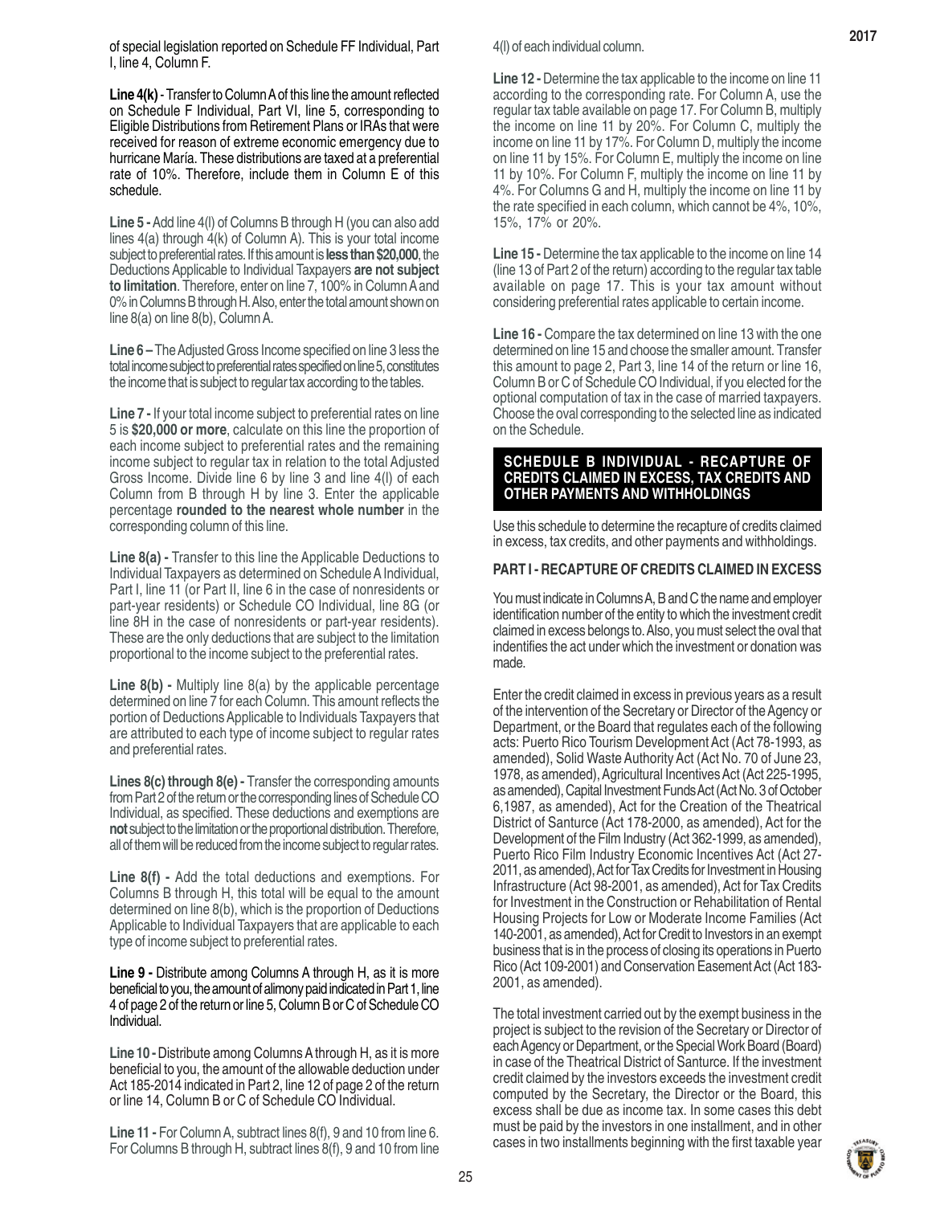of special legislation reported on Schedule FF Individual, Part I, line 4, Column F.

**Line 4(k)** - Transfer to Column A of this line the amount reflected on Schedule F Individual, Part VI, line 5, corresponding to Eligible Distributions from Retirement Plans or IRAs that were received for reason of extreme economic emergency due to hurricane María. These distributions are taxed at a preferential rate of 10%. Therefore, include them in Column E of this schedule.

**Line 5 -** Add line 4(l) of Columns B through H (you can also add lines 4(a) through 4(k) of Column A). This is your total income subject to preferential rates. If this amount is **less than $20,000**, the Deductions Applicable to Individual Taxpayers **are not subject to limitation**. Therefore, enter on line 7, 100% in Column A and 0% in Columns B through H. Also, enter the total amount shown on line 8(a) on line 8(b), Column A.

**Line 6 –** The Adjusted Gross Income specified on line 3 less the total income subject to preferential rates specified on line 5, constitutes the income that is subject to regular tax according to the tables.

**Line 7 -** If your total income subject to preferential rates on line 5 is **$20,000 or more**, calculate on this line the proportion of each income subject to preferential rates and the remaining income subject to regular tax in relation to the total Adjusted Gross Income. Divide line 6 by line 3 and line 4(l) of each Column from B through H by line 3. Enter the applicable percentage **rounded to the nearest whole number** in the corresponding column of this line.

**Line 8(a) -** Transfer to this line the Applicable Deductions to Individual Taxpayers as determined on Schedule A Individual, Part I, line 11 (or Part II, line 6 in the case of nonresidents or part-year residents) or Schedule CO Individual, line 8G (or line 8H in the case of nonresidents or part-year residents). These are the only deductions that are subject to the limitation proportional to the income subject to the preferential rates.

**Line 8(b) -** Multiply line 8(a) by the applicable percentage determined on line 7 for each Column. This amount reflects the portion of Deductions Applicable to Individuals Taxpayers that are attributed to each type of income subject to regular rates and preferential rates.

**Lines 8(c) through 8(e) -** Transfer the corresponding amounts from Part 2 of the return or the corresponding lines of Schedule CO Individual, as specified. These deductions and exemptions are **not** subject to the limitation or the proportional distribution. Therefore, all of them will be reduced from the income subject to regular rates.

**Line 8(f) -** Add the total deductions and exemptions. For Columns B through H, this total will be equal to the amount determined on line 8(b), which is the proportion of Deductions Applicable to Individual Taxpayers that are applicable to each type of income subject to preferential rates.

**Line 9 -** Distribute among Columns A through H, as it is more beneficial to you, the amount of alimony paid indicated in Part 1, line 4 of page 2 of the return or line 5, Column B or C of Schedule CO Individual.

**Line 10 -** Distribute among Columns A through H, as it is more beneficial to you, the amount of the allowable deduction under Act 185-2014 indicated in Part 2, line 12 of page 2 of the return or line 14, Column B or C of Schedule CO Individual.

**Line 11 -** For Column A, subtract lines 8(f), 9 and 10 from line 6. For Columns B through H, subtract lines 8(f), 9 and 10 from line 4(l) of each individual column.

**Line 12 -** Determine the tax applicable to the income on line 11 according to the corresponding rate. For Column A, use the regular tax table available on page 17. For Column B, multiply the income on line 11 by 20%. For Column C, multiply the income on line 11 by 17%. For Column D, multiply the income on line 11 by 15%. For Column E, multiply the income on line 11 by 10%. For Column F, multiply the income on line 11 by 4%. For Columns G and H, multiply the income on line 11 by the rate specified in each column, which cannot be 4%, 10%, 15%, 17% or 20%.

**Line 15 -** Determine the tax applicable to the income on line 14 (line 13 of Part 2 of the return) according to the regular tax table available on page 17. This is your tax amount without considering preferential rates applicable to certain income.

**Line 16 -** Compare the tax determined on line 13 with the one determined on line 15 and choose the smaller amount. Transfer this amount to page 2, Part 3, line 14 of the return or line 16, Column B or C of Schedule CO Individual, if you elected for the optional computation of tax in the case of married taxpayers. Choose the oval corresponding to the selected line as indicated on the Schedule.

## SCHEDULE B INDIVIDUAL - RECAPTURE OF CREDITS CLAIMED IN EXCESS, TAX CREDITS AND OTHER PAYMENTS AND WITHHOLDINGS

Use this schedule to determine the recapture of credits claimed in excess, tax credits, and other payments and withholdings.

### PART I - RECAPTURE OF CREDITS CLAIMED IN EXCESS

You must indicate in Columns A, B and C the name and employer identification number of the entity to which the investment credit claimed in excess belongs to. Also, you must select the oval that indentifies the act under which the investment or donation was made.

Enter the credit claimed in excess in previous years as a result of the intervention of the Secretary or Director of the Agency or Department, or the Board that regulates each of the following acts: Puerto Rico Tourism Development Act (Act 78-1993, as amended), Solid Waste Authority Act (Act No. 70 of June 23, 1978, as amended), Agricultural Incentives Act (Act 225-1995, as amended), Capital Investment Funds Act (Act No. 3 of October 6,1987, as amended), Act for the Creation of the Theatrical District of Santurce (Act 178-2000, as amended), Act for the Development of the Film Industry (Act 362-1999, as amended), Puerto Rico Film Industry Economic Incentives Act (Act 27-2011, as amended), Act for Tax Credits for Investment in Housing Infrastructure (Act 98-2001, as amended), Act for Tax Credits for Investment in the Construction or Rehabilitation of Rental Housing Projects for Low or Moderate Income Families (Act 140-2001, as amended), Act for Credit to Investors in an exempt business that is in the process of closing its operations in Puerto Rico (Act 109-2001) and Conservation Easement Act (Act 183-2001, as amended).

The total investment carried out by the exempt business in the project is subject to the revision of the Secretary or Director of each Agency or Department, or the Special Work Board (Board) in case of the Theatrical District of Santurce. If the investment credit claimed by the investors exceeds the investment credit computed by the Secretary, the Director or the Board, this excess shall be due as income tax. In some cases this debt must be paid by the investors in one installment, and in other cases in two installments beginning with the first taxable year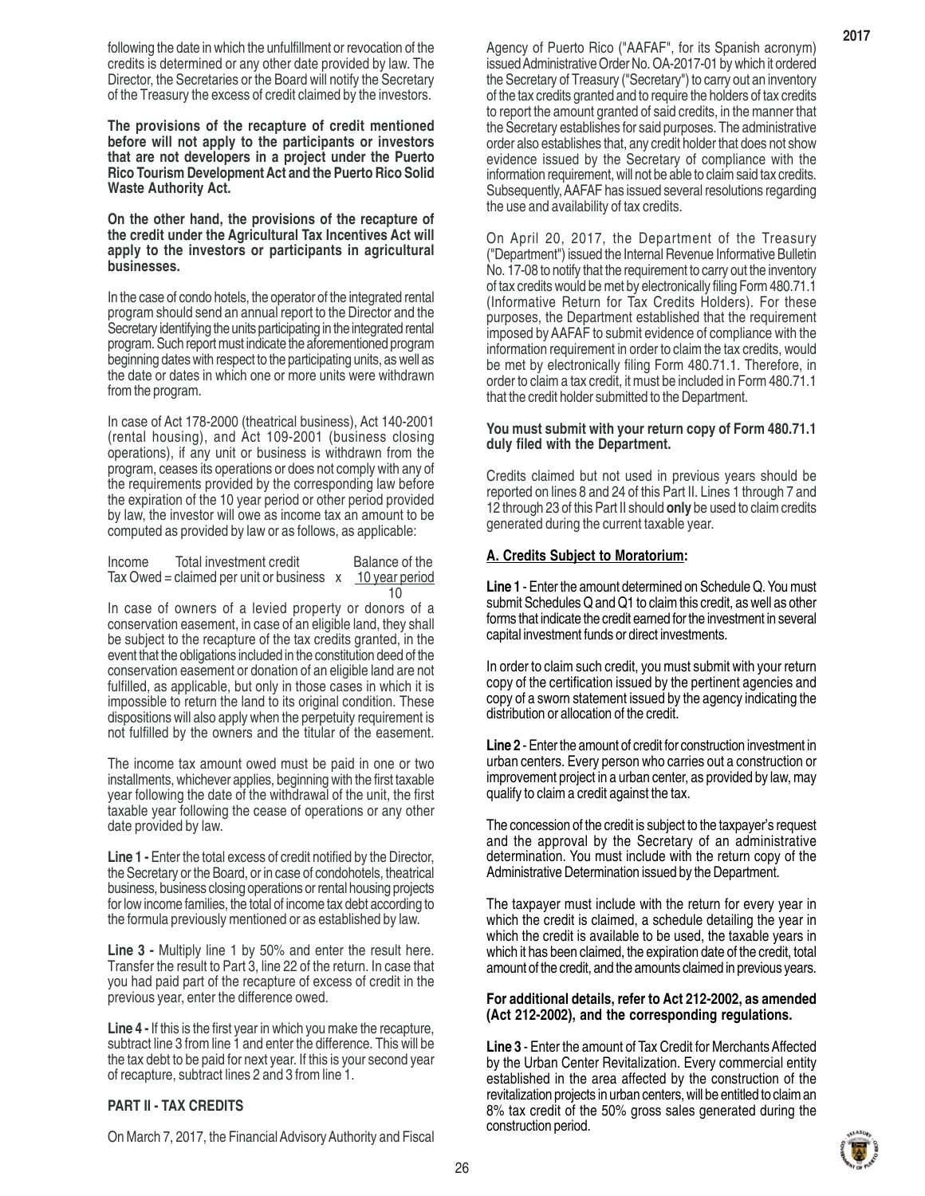following the date in which the unfulfillment or revocation of the credits is determined or any other date provided by law. The Director, the Secretaries or the Board will notify the Secretary of the Treasury the excess of credit claimed by the investors.

**The provisions of the recapture of credit mentioned before will not apply to the participants or investors that are not developers in a project under the Puerto Rico Tourism Development Act and the Puerto Rico Solid Waste Authority Act.**

**On the other hand, the provisions of the recapture of the credit under the Agricultural Tax Incentives Act will apply to the investors or participants in agricultural businesses.**

In the case of condo hotels, the operator of the integrated rental program should send an annual report to the Director and the Secretary identifying the units participating in the integrated rental program. Such report must indicate the aforementioned program beginning dates with respect to the participating units, as well as the date or dates in which one or more units were withdrawn from the program.

In case of Act 178-2000 (theatrical business), Act 140-2001 (rental housing), and Act 109-2001 (business closing operations), if any unit or business is withdrawn from the program, ceases its operations or does not comply with any of the requirements provided by the corresponding law before the expiration of the 10 year period or other period provided by law, the investor will owe as income tax an amount to be computed as provided by law or as follows, as applicable:

$$\text{Income Tax Owed} = \text{Total investment credit claimed per unit or business} \times \frac{\text{Balance of the 10 year period}}{10}$$

In case of owners of a levied property or donors of a conservation easement, in case of an eligible land, they shall be subject to the recapture of the tax credits granted, in the event that the obligations included in the constitution deed of the conservation easement or donation of an eligible land are not fulfilled, as applicable, but only in those cases in which it is impossible to return the land to its original condition. These dispositions will also apply when the perpetuity requirement is not fulfilled by the owners and the titular of the easement.

The income tax amount owed must be paid in one or two installments, whichever applies, beginning with the first taxable year following the date of the withdrawal of the unit, the first taxable year following the cease of operations or any other date provided by law.

**Line 1 -** Enter the total excess of credit notified by the Director, the Secretary or the Board, or in case of condohotels, theatrical business, business closing operations or rental housing projects for low income families, the total of income tax debt according to the formula previously mentioned or as established by law.

**Line 3 -** Multiply line 1 by 50% and enter the result here. Transfer the result to Part 3, line 22 of the return. In case that you had paid part of the recapture of excess of credit in the previous year, enter the difference owed.

**Line 4 -** If this is the first year in which you make the recapture, subtract line 3 from line 1 and enter the difference. This will be the tax debt to be paid for next year. If this is your second year of recapture, subtract lines 2 and 3 from line 1.

## PART II - TAX CREDITS

On March 7, 2017, the Financial Advisory Authority and Fiscal Agency of Puerto Rico ("AAFAF", for its Spanish acronym) issued Administrative Order No. OA-2017-01 by which it ordered the Secretary of Treasury ("Secretary") to carry out an inventory of the tax credits granted and to require the holders of tax credits to report the amount granted of said credits, in the manner that the Secretary establishes for said purposes. The administrative order also establishes that, any credit holder that does not show evidence issued by the Secretary of compliance with the information requirement, will not be able to claim said tax credits. Subsequently, AAFAF has issued several resolutions regarding the use and availability of tax credits.

On April 20, 2017, the Department of the Treasury ("Department") issued the Internal Revenue Informative Bulletin No. 17-08 to notify that the requirement to carry out the inventory of tax credits would be met by electronically filing Form 480.71.1 (Informative Return for Tax Credits Holders). For these purposes, the Department established that the requirement imposed by AAFAF to submit evidence of compliance with the information requirement in order to claim the tax credits, would be met by electronically filing Form 480.71.1. Therefore, in order to claim a tax credit, it must be included in Form 480.71.1 that the credit holder submitted to the Department.

**You must submit with your return copy of Form 480.71.1 duly filed with the Department.**

Credits claimed but not used in previous years should be reported on lines 8 and 24 of this Part II. Lines 1 through 7 and 12 through 23 of this Part II should **only** be used to claim credits generated during the current taxable year.

### A. Credits Subject to Moratorium:

**Line 1** - Enter the amount determined on Schedule Q. You must submit Schedules Q and Q1 to claim this credit, as well as other forms that indicate the credit earned for the investment in several capital investment funds or direct investments.

In order to claim such credit, you must submit with your return copy of the certification issued by the pertinent agencies and copy of a sworn statement issued by the agency indicating the distribution or allocation of the credit.

**Line 2** - Enter the amount of credit for construction investment in urban centers. Every person who carries out a construction or improvement project in a urban center, as provided by law, may qualify to claim a credit against the tax.

The concession of the credit is subject to the taxpayer's request and the approval by the Secretary of an administrative determination. You must include with the return copy of the Administrative Determination issued by the Department.

The taxpayer must include with the return for every year in which the credit is claimed, a schedule detailing the year in which the credit is available to be used, the taxable years in which it has been claimed, the expiration date of the credit, total amount of the credit, and the amounts claimed in previous years.

**For additional details, refer to Act 212-2002, as amended (Act 212-2002), and the corresponding regulations.**

**Line 3** - Enter the amount of Tax Credit for Merchants Affected by the Urban Center Revitalization. Every commercial entity established in the area affected by the construction of the revitalization projects in urban centers, will be entitled to claim an 8% tax credit of the 50% gross sales generated during the construction period.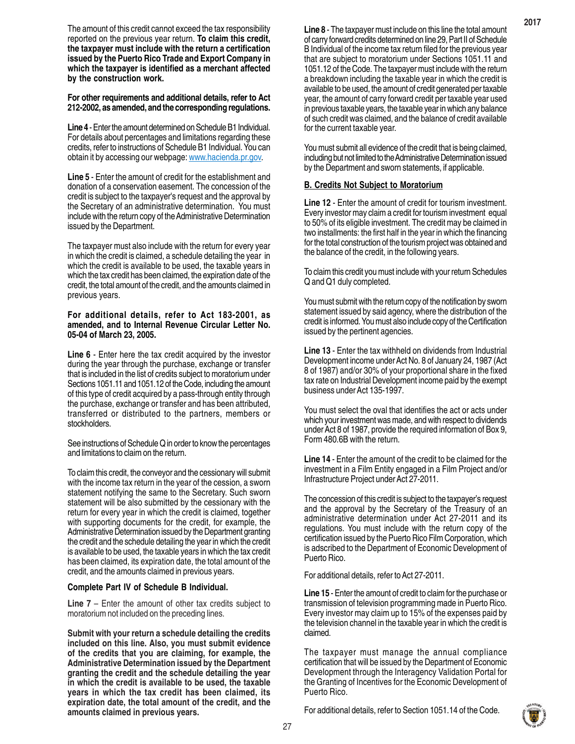The amount of this credit cannot exceed the tax responsibility reported on the previous year return. **To claim this credit, the taxpayer must include with the return a certification issued by the Puerto Rico Trade and Export Company in which the taxpayer is identified as a merchant affected by the construction work.**

**For other requirements and additional details, refer to Act 212-2002, as amended, and the corresponding regulations.**

**Line 4** - Enter the amount determined on Schedule B1 Individual. For details about percentages and limitations regarding these credits, refer to instructions of Schedule B1 Individual. You can obtain it by accessing our webpage: www.hacienda.pr.gov.

**Line 5** - Enter the amount of credit for the establishment and donation of a conservation easement. The concession of the credit is subject to the taxpayer's request and the approval by the Secretary of an administrative determination. You must include with the return copy of the Administrative Determination issued by the Department.

The taxpayer must also include with the return for every year in which the credit is claimed, a schedule detailing the year in which the credit is available to be used, the taxable years in which the tax credit has been claimed, the expiration date of the credit, the total amount of the credit, and the amounts claimed in previous years.

**For additional details, refer to Act 183-2001, as amended, and to Internal Revenue Circular Letter No. 05-04 of March 23, 2005.**

**Line 6** - Enter here the tax credit acquired by the investor during the year through the purchase, exchange or transfer that is included in the list of credits subject to moratorium under Sections 1051.11 and 1051.12 of the Code, including the amount of this type of credit acquired by a pass-through entity through the purchase, exchange or transfer and has been attributed, transferred or distributed to the partners, members or stockholders.

See instructions of Schedule Q in order to know the percentages and limitations to claim on the return.

To claim this credit, the conveyor and the cessionary will submit with the income tax return in the year of the cession, a sworn statement notifying the same to the Secretary. Such sworn statement will be also submitted by the cessionary with the return for every year in which the credit is claimed, together with supporting documents for the credit, for example, the Administrative Determination issued by the Department granting the credit and the schedule detailing the year in which the credit is available to be used, the taxable years in which the tax credit has been claimed, its expiration date, the total amount of the credit, and the amounts claimed in previous years.

**Complete Part IV of Schedule B Individual.**

**Line 7** – Enter the amount of other tax credits subject to moratorium not included on the preceding lines.

**Submit with your return a schedule detailing the credits included on this line. Also, you must submit evidence of the credits that you are claiming, for example, the Administrative Determination issued by the Department granting the credit and the schedule detailing the year in which the credit is available to be used, the taxable years in which the tax credit has been claimed, its expiration date, the total amount of the credit, and the amounts claimed in previous years.**

**Line 8** - The taxpayer must include on this line the total amount of carry forward credits determined on line 29, Part II of Schedule B Individual of the income tax return filed for the previous year that are subject to moratorium under Sections 1051.11 and 1051.12 of the Code. The taxpayer must include with the return a breakdown including the taxable year in which the credit is available to be used, the amount of credit generated per taxable year, the amount of carry forward credit per taxable year used in previous taxable years, the taxable year in which any balance of such credit was claimed, and the balance of credit available for the current taxable year.

You must submit all evidence of the credit that is being claimed, including but not limited to the Administrative Determination issued by the Department and sworn statements, if applicable.

**B. Credits Not Subject to Moratorium**

**Line 12** - Enter the amount of credit for tourism investment. Every investor may claim a credit for tourism investment equal to 50% of its eligible investment. The credit may be claimed in two installments: the first half in the year in which the financing for the total construction of the tourism project was obtained and the balance of the credit, in the following years.

To claim this credit you must include with your return Schedules Q and Q1 duly completed.

You must submit with the return copy of the notification by sworn statement issued by said agency, where the distribution of the credit is informed. You must also include copy of the Certification issued by the pertinent agencies.

**Line 13** - Enter the tax withheld on dividends from Industrial Development income under Act No. 8 of January 24, 1987 (Act 8 of 1987) and/or 30% of your proportional share in the fixed tax rate on Industrial Development income paid by the exempt business under Act 135-1997.

You must select the oval that identifies the act or acts under which your investment was made, and with respect to dividends under Act 8 of 1987, provide the required information of Box 9, Form 480.6B with the return.

**Line 14** - Enter the amount of the credit to be claimed for the investment in a Film Entity engaged in a Film Project and/or Infrastructure Project under Act 27-2011.

The concession of this credit is subject to the taxpayer's request and the approval by the Secretary of the Treasury of an administrative determination under Act 27-2011 and its regulations. You must include with the return copy of the certification issued by the Puerto Rico Film Corporation, which is adscribed to the Department of Economic Development of Puerto Rico.

For additional details, refer to Act 27-2011.

**Line 15** - Enter the amount of credit to claim for the purchase or transmission of television programming made in Puerto Rico. Every investor may claim up to 15% of the expenses paid by the television channel in the taxable year in which the credit is claimed.

The taxpayer must manage the annual compliance certification that will be issued by the Department of Economic Development through the Interagency Validation Portal for the Granting of Incentives for the Economic Development of Puerto Rico.

For additional details, refer to Section 1051.14 of the Code.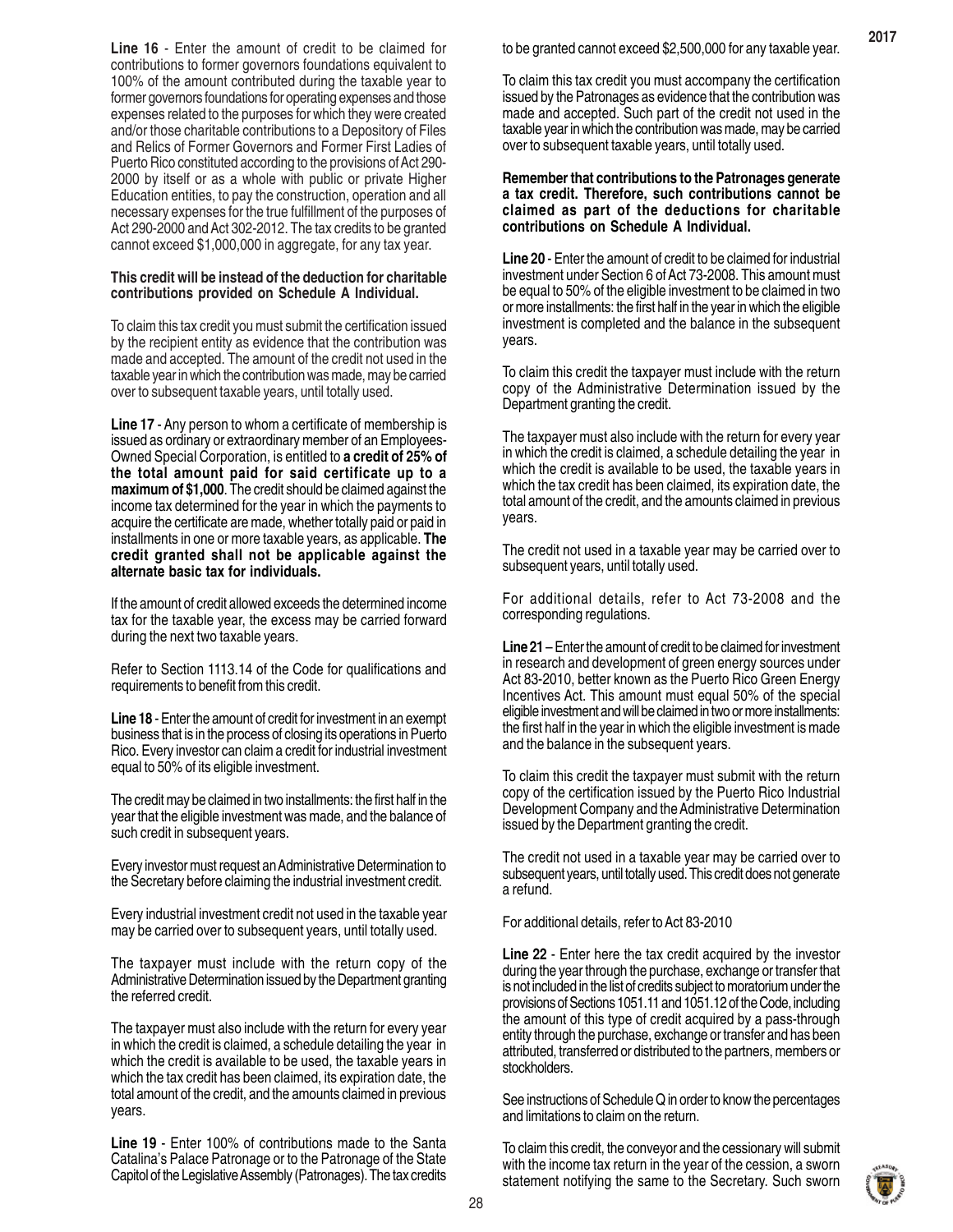**Line 16** - Enter the amount of credit to be claimed for contributions to former governors foundations equivalent to 100% of the amount contributed during the taxable year to former governors foundations for operating expenses and those expenses related to the purposes for which they were created and/or those charitable contributions to a Depository of Files and Relics of Former Governors and Former First Ladies of Puerto Rico constituted according to the provisions of Act 290-2000 by itself or as a whole with public or private Higher Education entities, to pay the construction, operation and all necessary expenses for the true fulfillment of the purposes of Act 290-2000 and Act 302-2012. The tax credits to be granted cannot exceed $1,000,000 in aggregate, for any tax year.

**This credit will be instead of the deduction for charitable contributions provided on Schedule A Individual.**

To claim this tax credit you must submit the certification issued by the recipient entity as evidence that the contribution was made and accepted. The amount of the credit not used in the taxable year in which the contribution was made, may be carried over to subsequent taxable years, until totally used.

**Line 17** - Any person to whom a certificate of membership is issued as ordinary or extraordinary member of an Employees-Owned Special Corporation, is entitled to **a credit of 25% of the total amount paid for said certificate up to a maximum of $1,000**. The credit should be claimed against the income tax determined for the year in which the payments to acquire the certificate are made, whether totally paid or paid in installments in one or more taxable years, as applicable. **The credit granted shall not be applicable against the alternate basic tax for individuals.**

If the amount of credit allowed exceeds the determined income tax for the taxable year, the excess may be carried forward during the next two taxable years.

Refer to Section 1113.14 of the Code for qualifications and requirements to benefit from this credit.

**Line 18** - Enter the amount of credit for investment in an exempt business that is in the process of closing its operations in Puerto Rico. Every investor can claim a credit for industrial investment equal to 50% of its eligible investment.

The credit may be claimed in two installments: the first half in the year that the eligible investment was made, and the balance of such credit in subsequent years.

Every investor must request an Administrative Determination to the Secretary before claiming the industrial investment credit.

Every industrial investment credit not used in the taxable year may be carried over to subsequent years, until totally used.

The taxpayer must include with the return copy of the Administrative Determination issued by the Department granting the referred credit.

The taxpayer must also include with the return for every year in which the credit is claimed, a schedule detailing the year in which the credit is available to be used, the taxable years in which the tax credit has been claimed, its expiration date, the total amount of the credit, and the amounts claimed in previous years.

**Line 19** - Enter 100% of contributions made to the Santa Catalina's Palace Patronage or to the Patronage of the State Capitol of the Legislative Assembly (Patronages). The tax credits to be granted cannot exceed $2,500,000 for any taxable year.

To claim this tax credit you must accompany the certification issued by the Patronages as evidence that the contribution was made and accepted. Such part of the credit not used in the taxable year in which the contribution was made, may be carried over to subsequent taxable years, until totally used.

**Remember that contributions to the Patronages generate a tax credit. Therefore, such contributions cannot be claimed as part of the deductions for charitable contributions on Schedule A Individual.**

**Line 20** - Enter the amount of credit to be claimed for industrial investment under Section 6 of Act 73-2008. This amount must be equal to 50% of the eligible investment to be claimed in two or more installments: the first half in the year in which the eligible investment is completed and the balance in the subsequent years.

To claim this credit the taxpayer must include with the return copy of the Administrative Determination issued by the Department granting the credit.

The taxpayer must also include with the return for every year in which the credit is claimed, a schedule detailing the year in which the credit is available to be used, the taxable years in which the tax credit has been claimed, its expiration date, the total amount of the credit, and the amounts claimed in previous years.

The credit not used in a taxable year may be carried over to subsequent years, until totally used.

For additional details, refer to Act 73-2008 and the corresponding regulations.

**Line 21** – Enter the amount of credit to be claimed for investment in research and development of green energy sources under Act 83-2010, better known as the Puerto Rico Green Energy Incentives Act. This amount must equal 50% of the special eligible investment and will be claimed in two or more installments: the first half in the year in which the eligible investment is made and the balance in the subsequent years.

To claim this credit the taxpayer must submit with the return copy of the certification issued by the Puerto Rico Industrial Development Company and the Administrative Determination issued by the Department granting the credit.

The credit not used in a taxable year may be carried over to subsequent years, until totally used. This credit does not generate a refund.

For additional details, refer to Act 83-2010

**Line 22** - Enter here the tax credit acquired by the investor during the year through the purchase, exchange or transfer that is not included in the list of credits subject to moratorium under the provisions of Sections 1051.11 and 1051.12 of the Code, including the amount of this type of credit acquired by a pass-through entity through the purchase, exchange or transfer and has been attributed, transferred or distributed to the partners, members or stockholders.

See instructions of Schedule Q in order to know the percentages and limitations to claim on the return.

To claim this credit, the conveyor and the cessionary will submit with the income tax return in the year of the cession, a sworn statement notifying the same to the Secretary. Such sworn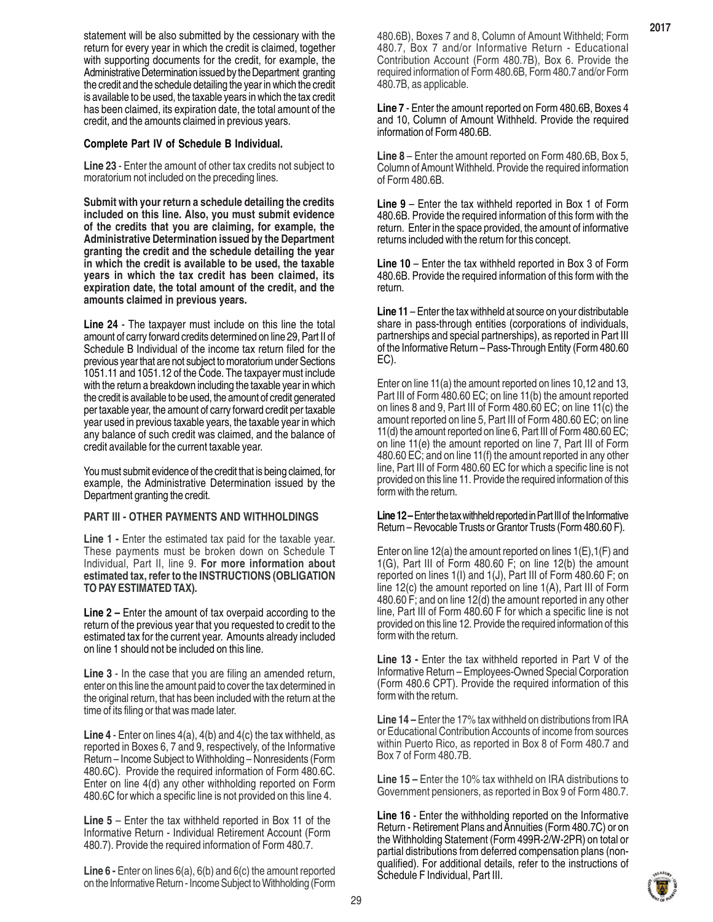statement will be also submitted by the cessionary with the return for every year in which the credit is claimed, together with supporting documents for the credit, for example, the Administrative Determination issued by the Department granting the credit and the schedule detailing the year in which the credit is available to be used, the taxable years in which the tax credit has been claimed, its expiration date, the total amount of the credit, and the amounts claimed in previous years.

**Complete Part IV of Schedule B Individual.**

**Line 23** - Enter the amount of other tax credits not subject to moratorium not included on the preceding lines.

**Submit with your return a schedule detailing the credits included on this line. Also, you must submit evidence of the credits that you are claiming, for example, the Administrative Determination issued by the Department granting the credit and the schedule detailing the year in which the credit is available to be used, the taxable years in which the tax credit has been claimed, its expiration date, the total amount of the credit, and the amounts claimed in previous years.**

**Line 24** - The taxpayer must include on this line the total amount of carry forward credits determined on line 29, Part II of Schedule B Individual of the income tax return filed for the previous year that are not subject to moratorium under Sections 1051.11 and 1051.12 of the Code. The taxpayer must include with the return a breakdown including the taxable year in which the credit is available to be used, the amount of credit generated per taxable year, the amount of carry forward credit per taxable year used in previous taxable years, the taxable year in which any balance of such credit was claimed, and the balance of credit available for the current taxable year.

You must submit evidence of the credit that is being claimed, for example, the Administrative Determination issued by the Department granting the credit.

**PART III - OTHER PAYMENTS AND WITHHOLDINGS**

**Line 1 -** Enter the estimated tax paid for the taxable year. These payments must be broken down on Schedule T Individual, Part II, line 9. **For more information about estimated tax, refer to the INSTRUCTIONS (OBLIGATION TO PAY ESTIMATED TAX).**

**Line 2 –** Enter the amount of tax overpaid according to the return of the previous year that you requested to credit to the estimated tax for the current year. Amounts already included on line 1 should not be included on this line.

**Line 3** - In the case that you are filing an amended return, enter on this line the amount paid to cover the tax determined in the original return, that has been included with the return at the time of its filing or that was made later.

**Line 4** - Enter on lines 4(a), 4(b) and 4(c) the tax withheld, as reported in Boxes 6, 7 and 9, respectively, of the Informative Return – Income Subject to Withholding – Nonresidents (Form 480.6C). Provide the required information of Form 480.6C. Enter on line 4(d) any other withholding reported on Form 480.6C for which a specific line is not provided on this line 4.

**Line 5** – Enter the tax withheld reported in Box 11 of the Informative Return - Individual Retirement Account (Form 480.7). Provide the required information of Form 480.7.

**Line 6 -** Enter on lines 6(a), 6(b) and 6(c) the amount reported on the Informative Return - Income Subject to Withholding (Form 480.6B), Boxes 7 and 8, Column of Amount Withheld; Form 480.7, Box 7 and/or Informative Return - Educational Contribution Account (Form 480.7B), Box 6. Provide the required information of Form 480.6B, Form 480.7 and/or Form 480.7B, as applicable.

**Line 7** - Enter the amount reported on Form 480.6B, Boxes 4 and 10, Column of Amount Withheld. Provide the required information of Form 480.6B.

**Line 8** – Enter the amount reported on Form 480.6B, Box 5, Column of Amount Withheld. Provide the required information of Form 480.6B.

**Line 9** – Enter the tax withheld reported in Box 1 of Form 480.6B. Provide the required information of this form with the return. Enter in the space provided, the amount of informative returns included with the return for this concept.

**Line 10** – Enter the tax withheld reported in Box 3 of Form 480.6B. Provide the required information of this form with the return.

**Line 11** – Enter the tax withheld at source on your distributable share in pass-through entities (corporations of individuals, partnerships and special partnerships), as reported in Part III of the Informative Return – Pass-Through Entity (Form 480.60 EC).

Enter on line 11(a) the amount reported on lines 10,12 and 13, Part III of Form 480.60 EC; on line 11(b) the amount reported on lines 8 and 9, Part III of Form 480.60 EC; on line 11(c) the amount reported on line 5, Part III of Form 480.60 EC; on line 11(d) the amount reported on line 6, Part III of Form 480.60 EC; on line 11(e) the amount reported on line 7, Part III of Form 480.60 EC; and on line 11(f) the amount reported in any other line, Part III of Form 480.60 EC for which a specific line is not provided on this line 11. Provide the required information of this form with the return.

**Line 12 –** Enter the tax withheld reported in Part III of the Informative Return – Revocable Trusts or Grantor Trusts (Form 480.60 F).

Enter on line 12(a) the amount reported on lines 1(E),1(F) and 1(G), Part III of Form 480.60 F; on line 12(b) the amount reported on lines 1(I) and 1(J), Part III of Form 480.60 F; on line 12(c) the amount reported on line 1(A), Part III of Form 480.60 F; and on line 12(d) the amount reported in any other line, Part III of Form 480.60 F for which a specific line is not provided on this line 12. Provide the required information of this form with the return.

**Line 13 -** Enter the tax withheld reported in Part V of the Informative Return – Employees-Owned Special Corporation (Form 480.6 CPT). Provide the required information of this form with the return.

**Line 14 –** Enter the 17% tax withheld on distributions from IRA or Educational Contribution Accounts of income from sources within Puerto Rico, as reported in Box 8 of Form 480.7 and Box 7 of Form 480.7B.

**Line 15 –** Enter the 10% tax withheld on IRA distributions to Government pensioners, as reported in Box 9 of Form 480.7.

**Line 16** - Enter the withholding reported on the Informative Return - Retirement Plans and Annuities (Form 480.7C) or on the Withholding Statement (Form 499R-2/W-2PR) on total or partial distributions from deferred compensation plans (non-qualified). For additional details, refer to the instructions of Schedule F Individual, Part III.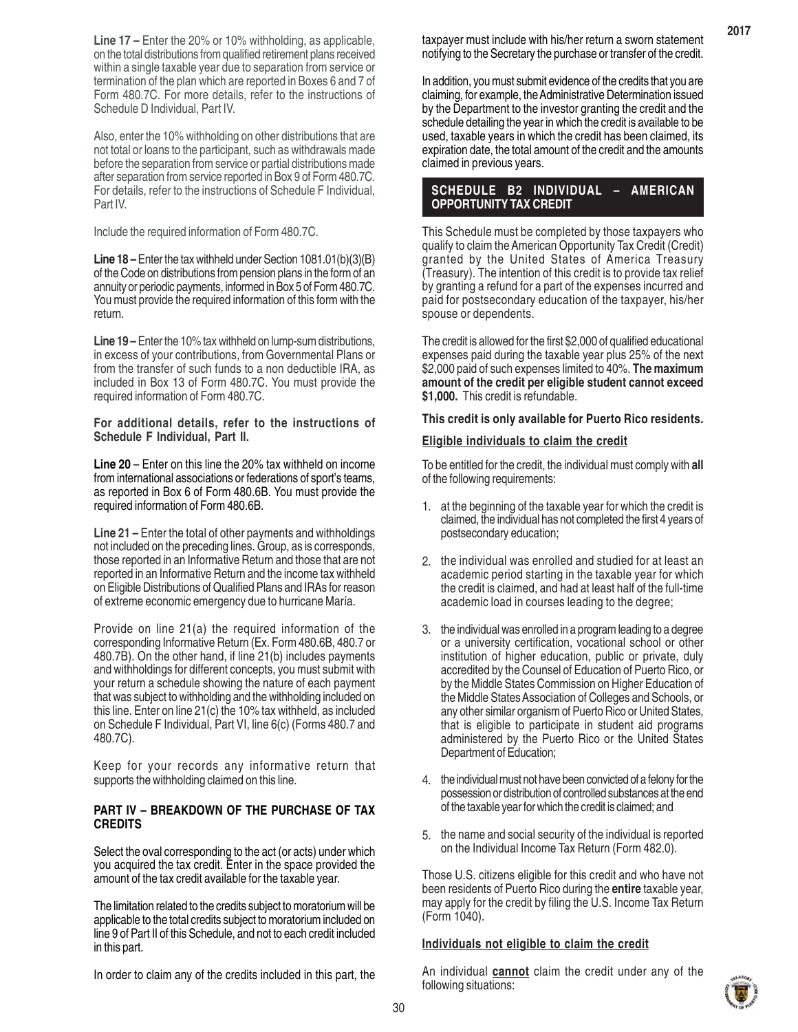**Line 17 –** Enter the 20% or 10% withholding, as applicable, on the total distributions from qualified retirement plans received within a single taxable year due to separation from service or termination of the plan which are reported in Boxes 6 and 7 of Form 480.7C. For more details, refer to the instructions of Schedule D Individual, Part IV.

Also, enter the 10% withholding on other distributions that are not total or loans to the participant, such as withdrawals made before the separation from service or partial distributions made after separation from service reported in Box 9 of Form 480.7C. For details, refer to the instructions of Schedule F Individual, Part IV.

Include the required information of Form 480.7C.

**Line 18 –** Enter the tax withheld under Section 1081.01(b)(3)(B) of the Code on distributions from pension plans in the form of an annuity or periodic payments, informed in Box 5 of Form 480.7C. You must provide the required information of this form with the return.

**Line 19 –** Enter the 10% tax withheld on lump-sum distributions, in excess of your contributions, from Governmental Plans or from the transfer of such funds to a non deductible IRA, as included in Box 13 of Form 480.7C. You must provide the required information of Form 480.7C.

**For additional details, refer to the instructions of Schedule F Individual, Part II.**

**Line 20** – Enter on this line the 20% tax withheld on income from international associations or federations of sport's teams, as reported in Box 6 of Form 480.6B. You must provide the required information of Form 480.6B.

**Line 21 –** Enter the total of other payments and withholdings not included on the preceding lines. Group, as is corresponds, those reported in an Informative Return and those that are not reported in an Informative Return and the income tax withheld on Eligible Distributions of Qualified Plans and IRAs for reason of extreme economic emergency due to hurricane María.

Provide on line 21(a) the required information of the corresponding Informative Return (Ex. Form 480.6B, 480.7 or 480.7B). On the other hand, if line 21(b) includes payments and withholdings for different concepts, you must submit with your return a schedule showing the nature of each payment that was subject to withholding and the withholding included on this line. Enter on line 21(c) the 10% tax withheld, as included on Schedule F Individual, Part VI, line 6(c) (Forms 480.7 and 480.7C).

Keep for your records any informative return that supports the withholding claimed on this line.

**PART IV – BREAKDOWN OF THE PURCHASE OF TAX CREDITS**

Select the oval corresponding to the act (or acts) under which you acquired the tax credit. Enter in the space provided the amount of the tax credit available for the taxable year.

The limitation related to the credits subject to moratorium will be applicable to the total credits subject to moratorium included on line 9 of Part II of this Schedule, and not to each credit included in this part.

In order to claim any of the credits included in this part, the taxpayer must include with his/her return a sworn statement notifying to the Secretary the purchase or transfer of the credit.

In addition, you must submit evidence of the credits that you are claiming, for example, the Administrative Determination issued by the Department to the investor granting the credit and the schedule detailing the year in which the credit is available to be used, taxable years in which the credit has been claimed, its expiration date, the total amount of the credit and the amounts claimed in previous years.

## SCHEDULE B2 INDIVIDUAL – AMERICAN OPPORTUNITY TAX CREDIT

This Schedule must be completed by those taxpayers who qualify to claim the American Opportunity Tax Credit (Credit) granted by the United States of America Treasury (Treasury). The intention of this credit is to provide tax relief by granting a refund for a part of the expenses incurred and paid for postsecondary education of the taxpayer, his/her spouse or dependents.

The credit is allowed for the first $2,000 of qualified educational expenses paid during the taxable year plus 25% of the next $2,000 paid of such expenses limited to 40%. **The maximum amount of the credit per eligible student cannot exceed $1,000.** This credit is refundable.

**This credit is only available for Puerto Rico residents.**

**Eligible individuals to claim the credit**

To be entitled for the credit, the individual must comply with **all** of the following requirements:

1. at the beginning of the taxable year for which the credit is claimed, the individual has not completed the first 4 years of postsecondary education;
2. the individual was enrolled and studied for at least an academic period starting in the taxable year for which the credit is claimed, and had at least half of the full-time academic load in courses leading to the degree;
3. the individual was enrolled in a program leading to a degree or a university certification, vocational school or other institution of higher education, public or private, duly accredited by the Counsel of Education of Puerto Rico, or by the Middle States Commission on Higher Education of the Middle States Association of Colleges and Schools, or any other similar organism of Puerto Rico or United States, that is eligible to participate in student aid programs administered by the Puerto Rico or the United States Department of Education;
4. the individual must not have been convicted of a felony for the possession or distribution of controlled substances at the end of the taxable year for which the credit is claimed; and
5. the name and social security of the individual is reported on the Individual Income Tax Return (Form 482.0).

Those U.S. citizens eligible for this credit and who have not been residents of Puerto Rico during the **entire** taxable year, may apply for the credit by filing the U.S. Income Tax Return (Form 1040).

**Individuals not eligible to claim the credit**

An individual **cannot** claim the credit under any of the following situations: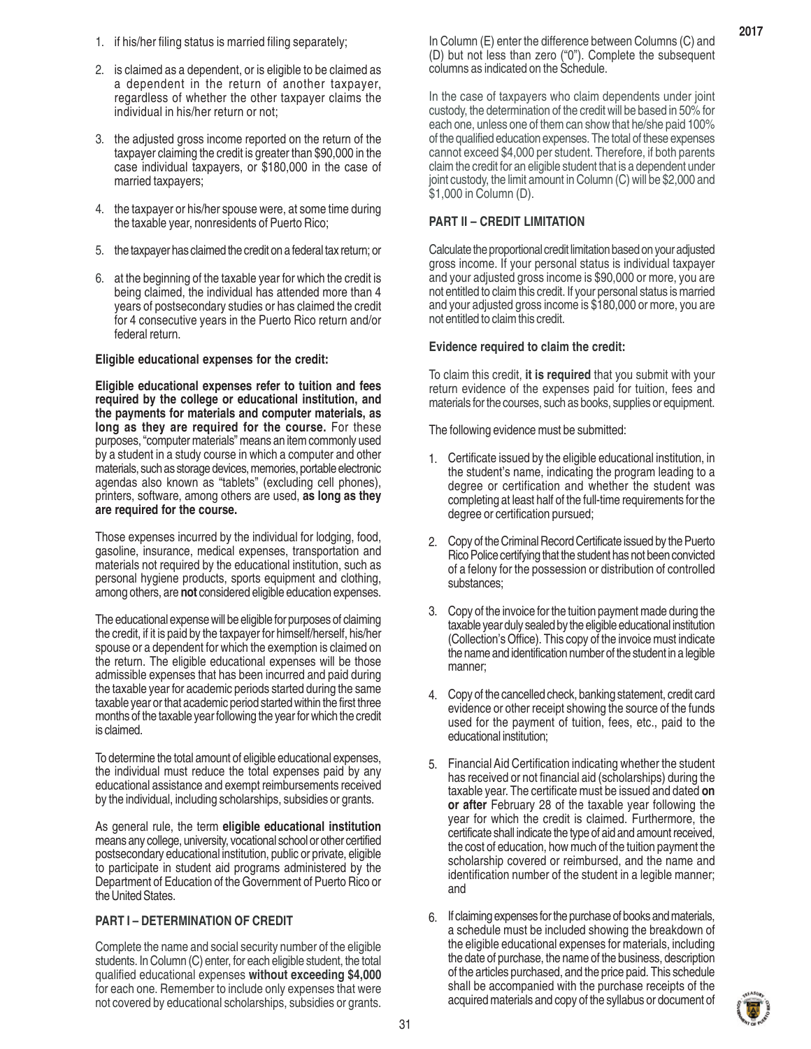1. if his/her filing status is married filing separately;

2. is claimed as a dependent, or is eligible to be claimed as a dependent in the return of another taxpayer, regardless of whether the other taxpayer claims the individual in his/her return or not;

3. the adjusted gross income reported on the return of the taxpayer claiming the credit is greater than $90,000 in the case individual taxpayers, or $180,000 in the case of married taxpayers;

4. the taxpayer or his/her spouse were, at some time during the taxable year, nonresidents of Puerto Rico;

5. the taxpayer has claimed the credit on a federal tax return; or

6. at the beginning of the taxable year for which the credit is being claimed, the individual has attended more than 4 years of postsecondary studies or has claimed the credit for 4 consecutive years in the Puerto Rico return and/or federal return.

**Eligible educational expenses for the credit:**

**Eligible educational expenses refer to tuition and fees required by the college or educational institution, and the payments for materials and computer materials, as long as they are required for the course.** For these purposes, "computer materials" means an item commonly used by a student in a study course in which a computer and other materials, such as storage devices, memories, portable electronic agendas also known as "tablets" (excluding cell phones), printers, software, among others are used, **as long as they are required for the course.**

Those expenses incurred by the individual for lodging, food, gasoline, insurance, medical expenses, transportation and materials not required by the educational institution, such as personal hygiene products, sports equipment and clothing, among others, are **not** considered eligible education expenses.

The educational expense will be eligible for purposes of claiming the credit, if it is paid by the taxpayer for himself/herself, his/her spouse or a dependent for which the exemption is claimed on the return. The eligible educational expenses will be those admissible expenses that has been incurred and paid during the taxable year for academic periods started during the same taxable year or that academic period started within the first three months of the taxable year following the year for which the credit is claimed.

To determine the total amount of eligible educational expenses, the individual must reduce the total expenses paid by any educational assistance and exempt reimbursements received by the individual, including scholarships, subsidies or grants.

As general rule, the term **eligible educational institution** means any college, university, vocational school or other certified postsecondary educational institution, public or private, eligible to participate in student aid programs administered by the Department of Education of the Government of Puerto Rico or the United States.

**PART I – DETERMINATION OF CREDIT**

Complete the name and social security number of the eligible students. In Column (C) enter, for each eligible student, the total qualified educational expenses **without exceeding $4,000** for each one. Remember to include only expenses that were not covered by educational scholarships, subsidies or grants.

In Column (E) enter the difference between Columns (C) and (D) but not less than zero ("0"). Complete the subsequent columns as indicated on the Schedule.

In the case of taxpayers who claim dependents under joint custody, the determination of the credit will be based in 50% for each one, unless one of them can show that he/she paid 100% of the qualified education expenses. The total of these expenses cannot exceed $4,000 per student. Therefore, if both parents claim the credit for an eligible student that is a dependent under joint custody, the limit amount in Column (C) will be $2,000 and $1,000 in Column (D).

**PART II – CREDIT LIMITATION**

Calculate the proportional credit limitation based on your adjusted gross income. If your personal status is individual taxpayer and your adjusted gross income is $90,000 or more, you are not entitled to claim this credit. If your personal status is married and your adjusted gross income is $180,000 or more, you are not entitled to claim this credit.

**Evidence required to claim the credit:**

To claim this credit, **it is required** that you submit with your return evidence of the expenses paid for tuition, fees and materials for the courses, such as books, supplies or equipment.

The following evidence must be submitted:

1. Certificate issued by the eligible educational institution, in the student's name, indicating the program leading to a degree or certification and whether the student was completing at least half of the full-time requirements for the degree or certification pursued;

2. Copy of the Criminal Record Certificate issued by the Puerto Rico Police certifying that the student has not been convicted of a felony for the possession or distribution of controlled substances;

3. Copy of the invoice for the tuition payment made during the taxable year duly sealed by the eligible educational institution (Collection's Office). This copy of the invoice must indicate the name and identification number of the student in a legible manner;

4. Copy of the cancelled check, banking statement, credit card evidence or other receipt showing the source of the funds used for the payment of tuition, fees, etc., paid to the educational institution;

5. Financial Aid Certification indicating whether the student has received or not financial aid (scholarships) during the taxable year. The certificate must be issued and dated **on or after** February 28 of the taxable year following the year for which the credit is claimed. Furthermore, the certificate shall indicate the type of aid and amount received, the cost of education, how much of the tuition payment the scholarship covered or reimbursed, and the name and identification number of the student in a legible manner; and

6. If claiming expenses for the purchase of books and materials, a schedule must be included showing the breakdown of the eligible educational expenses for materials, including the date of purchase, the name of the business, description of the articles purchased, and the price paid. This schedule shall be accompanied with the purchase receipts of the acquired materials and copy of the syllabus or document of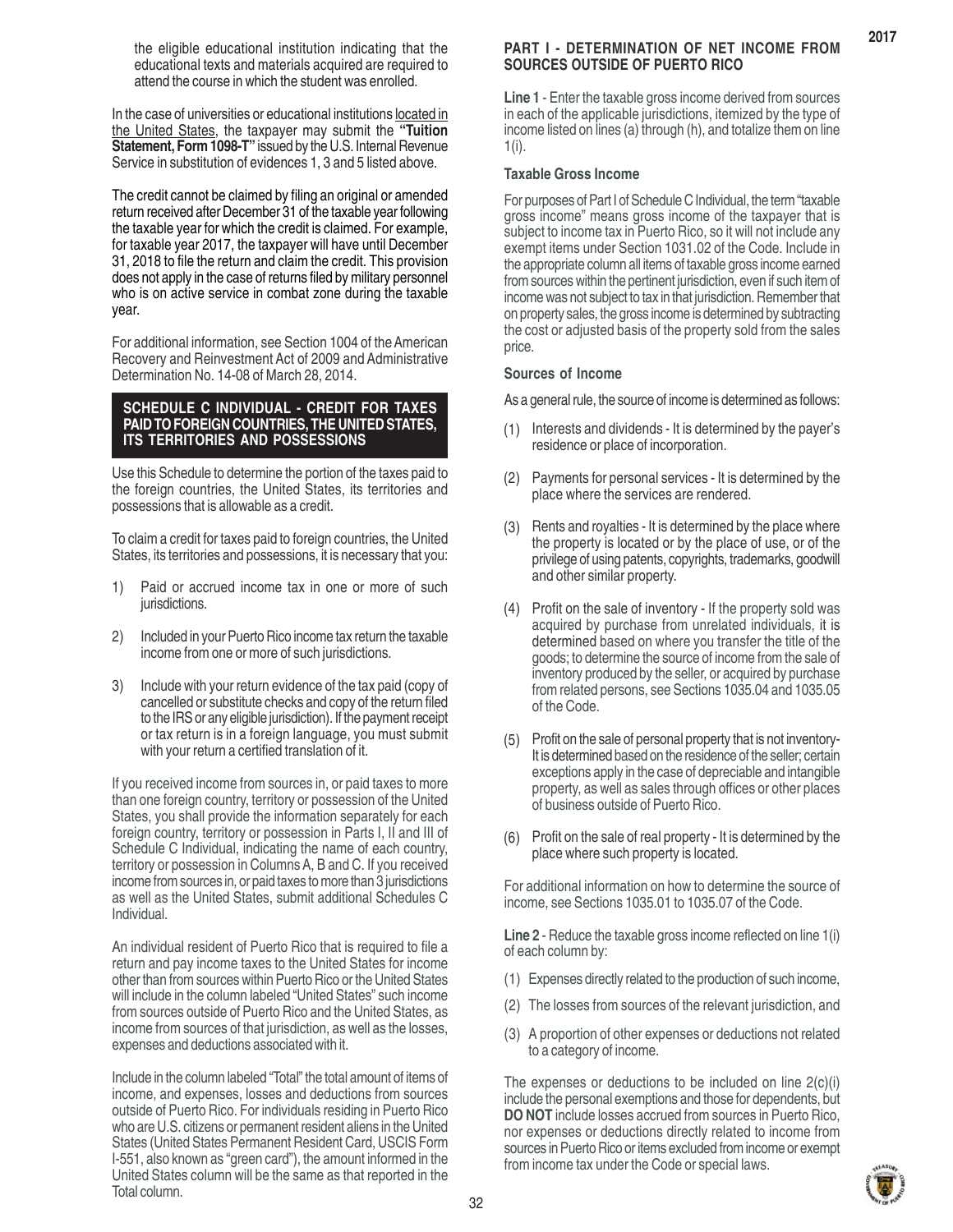the eligible educational institution indicating that the educational texts and materials acquired are required to attend the course in which the student was enrolled.

In the case of universities or educational institutions located in the United States, the taxpayer may submit the **"Tuition Statement, Form 1098-T"** issued by the U.S. Internal Revenue Service in substitution of evidences 1, 3 and 5 listed above.

The credit cannot be claimed by filing an original or amended return received after December 31 of the taxable year following the taxable year for which the credit is claimed. For example, for taxable year 2017, the taxpayer will have until December 31, 2018 to file the return and claim the credit. This provision does not apply in the case of returns filed by military personnel who is on active service in combat zone during the taxable year.

For additional information, see Section 1004 of the American Recovery and Reinvestment Act of 2009 and Administrative Determination No. 14-08 of March 28, 2014.

## SCHEDULE C INDIVIDUAL - CREDIT FOR TAXES PAID TO FOREIGN COUNTRIES, THE UNITED STATES, ITS TERRITORIES AND POSSESSIONS

Use this Schedule to determine the portion of the taxes paid to the foreign countries, the United States, its territories and possessions that is allowable as a credit.

To claim a credit for taxes paid to foreign countries, the United States, its territories and possessions, it is necessary that you:

1) Paid or accrued income tax in one or more of such jurisdictions.
2) Included in your Puerto Rico income tax return the taxable income from one or more of such jurisdictions.
3) Include with your return evidence of the tax paid (copy of cancelled or substitute checks and copy of the return filed to the IRS or any eligible jurisdiction). If the payment receipt or tax return is in a foreign language, you must submit with your return a certified translation of it.

If you received income from sources in, or paid taxes to more than one foreign country, territory or possession of the United States, you shall provide the information separately for each foreign country, territory or possession in Parts I, II and III of Schedule C Individual, indicating the name of each country, territory or possession in Columns A, B and C. If you received income from sources in, or paid taxes to more than 3 jurisdictions as well as the United States, submit additional Schedules C Individual.

An individual resident of Puerto Rico that is required to file a return and pay income taxes to the United States for income other than from sources within Puerto Rico or the United States will include in the column labeled "United States" such income from sources outside of Puerto Rico and the United States, as income from sources of that jurisdiction, as well as the losses, expenses and deductions associated with it.

Include in the column labeled "Total" the total amount of items of income, and expenses, losses and deductions from sources outside of Puerto Rico. For individuals residing in Puerto Rico who are U.S. citizens or permanent resident aliens in the United States (United States Permanent Resident Card, USCIS Form I-551, also known as "green card"), the amount informed in the United States column will be the same as that reported in the Total column.

### PART I - DETERMINATION OF NET INCOME FROM SOURCES OUTSIDE OF PUERTO RICO

**Line 1** - Enter the taxable gross income derived from sources in each of the applicable jurisdictions, itemized by the type of income listed on lines (a) through (h), and totalize them on line 1(i).

**Taxable Gross Income**

For purposes of Part I of Schedule C Individual, the term "taxable gross income" means gross income of the taxpayer that is subject to income tax in Puerto Rico, so it will not include any exempt items under Section 1031.02 of the Code. Include in the appropriate column all items of taxable gross income earned from sources within the pertinent jurisdiction, even if such item of income was not subject to tax in that jurisdiction. Remember that on property sales, the gross income is determined by subtracting the cost or adjusted basis of the property sold from the sales price.

**Sources of Income**

As a general rule, the source of income is determined as follows:

(1) Interests and dividends - It is determined by the payer's residence or place of incorporation.
(2) Payments for personal services - It is determined by the place where the services are rendered.
(3) Rents and royalties - It is determined by the place where the property is located or by the place of use, or of the privilege of using patents, copyrights, trademarks, goodwill and other similar property.
(4) Profit on the sale of inventory - If the property sold was acquired by purchase from unrelated individuals, it is determined based on where you transfer the title of the goods; to determine the source of income from the sale of inventory produced by the seller, or acquired by purchase from related persons, see Sections 1035.04 and 1035.05 of the Code.
(5) Profit on the sale of personal property that is not inventory- It is determined based on the residence of the seller; certain exceptions apply in the case of depreciable and intangible property, as well as sales through offices or other places of business outside of Puerto Rico.
(6) Profit on the sale of real property - It is determined by the place where such property is located.

For additional information on how to determine the source of income, see Sections 1035.01 to 1035.07 of the Code.

**Line 2** - Reduce the taxable gross income reflected on line 1(i) of each column by:

(1) Expenses directly related to the production of such income,
(2) The losses from sources of the relevant jurisdiction, and
(3) A proportion of other expenses or deductions not related to a category of income.

The expenses or deductions to be included on line 2(c)(i) include the personal exemptions and those for dependents, but **DO NOT** include losses accrued from sources in Puerto Rico, nor expenses or deductions directly related to income from sources in Puerto Rico or items excluded from income or exempt from income tax under the Code or special laws.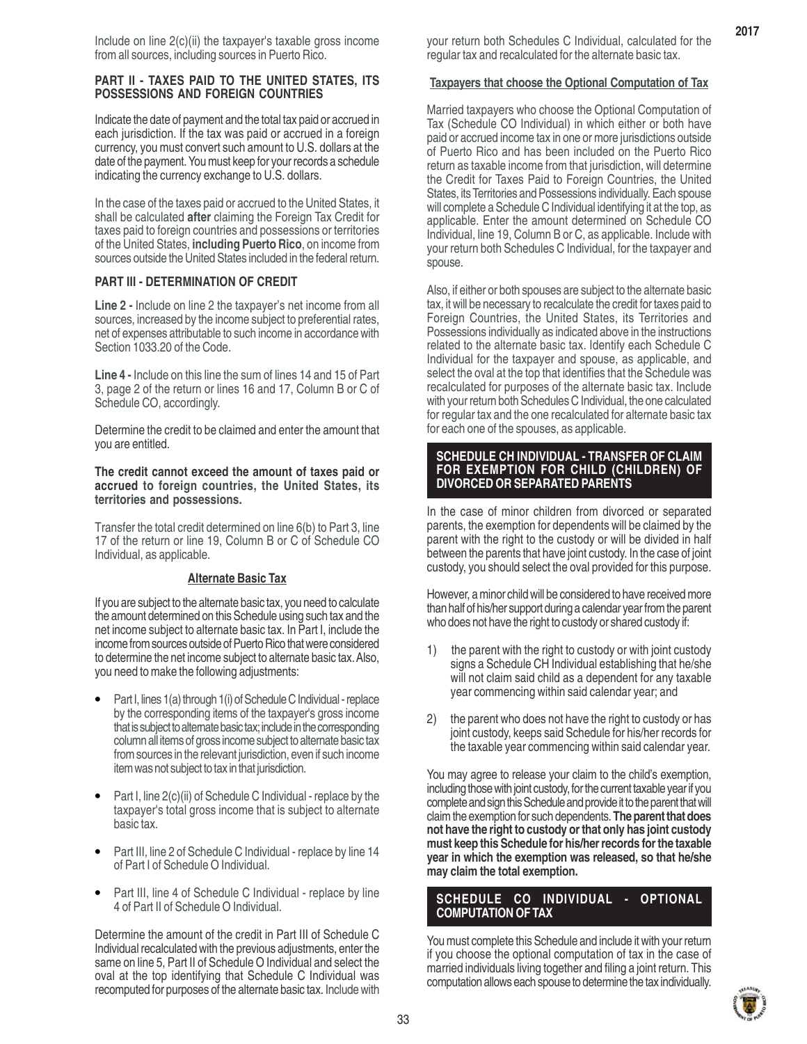Include on line 2(c)(ii) the taxpayer's taxable gross income from all sources, including sources in Puerto Rico.

### PART II - TAXES PAID TO THE UNITED STATES, ITS POSSESSIONS AND FOREIGN COUNTRIES

Indicate the date of payment and the total tax paid or accrued in each jurisdiction. If the tax was paid or accrued in a foreign currency, you must convert such amount to U.S. dollars at the date of the payment. You must keep for your records a schedule indicating the currency exchange to U.S. dollars.

In the case of the taxes paid or accrued to the United States, it shall be calculated **after** claiming the Foreign Tax Credit for taxes paid to foreign countries and possessions or territories of the United States, **including Puerto Rico**, on income from sources outside the United States included in the federal return.

### PART III - DETERMINATION OF CREDIT

**Line 2 -** Include on line 2 the taxpayer's net income from all sources, increased by the income subject to preferential rates, net of expenses attributable to such income in accordance with Section 1033.20 of the Code.

**Line 4 -** Include on this line the sum of lines 14 and 15 of Part 3, page 2 of the return or lines 16 and 17, Column B or C of Schedule CO, accordingly.

Determine the credit to be claimed and enter the amount that you are entitled.

**The credit cannot exceed the amount of taxes paid or accrued to foreign countries, the United States, its territories and possessions.**

Transfer the total credit determined on line 6(b) to Part 3, line 17 of the return or line 19, Column B or C of Schedule CO Individual, as applicable.

**Alternate Basic Tax**

If you are subject to the alternate basic tax, you need to calculate the amount determined on this Schedule using such tax and the net income subject to alternate basic tax. In Part I, include the income from sources outside of Puerto Rico that were considered to determine the net income subject to alternate basic tax. Also, you need to make the following adjustments:

- Part I, lines 1(a) through 1(i) of Schedule C Individual - replace by the corresponding items of the taxpayer's gross income that is subject to alternate basic tax; include in the corresponding column all items of gross income subject to alternate basic tax from sources in the relevant jurisdiction, even if such income item was not subject to tax in that jurisdiction.
- Part I, line 2(c)(ii) of Schedule C Individual - replace by the taxpayer's total gross income that is subject to alternate basic tax.
- Part III, line 2 of Schedule C Individual - replace by line 14 of Part I of Schedule O Individual.
- Part III, line 4 of Schedule C Individual - replace by line 4 of Part II of Schedule O Individual.

Determine the amount of the credit in Part III of Schedule C Individual recalculated with the previous adjustments, enter the same on line 5, Part II of Schedule O Individual and select the oval at the top identifying that Schedule C Individual was recomputed for purposes of the alternate basic tax. Include with your return both Schedules C Individual, calculated for the regular tax and recalculated for the alternate basic tax.

**Taxpayers that choose the Optional Computation of Tax**

Married taxpayers who choose the Optional Computation of Tax (Schedule CO Individual) in which either or both have paid or accrued income tax in one or more jurisdictions outside of Puerto Rico and has been included on the Puerto Rico return as taxable income from that jurisdiction, will determine the Credit for Taxes Paid to Foreign Countries, the United States, its Territories and Possessions individually. Each spouse will complete a Schedule C Individual identifying it at the top, as applicable. Enter the amount determined on Schedule CO Individual, line 19, Column B or C, as applicable. Include with your return both Schedules C Individual, for the taxpayer and spouse.

Also, if either or both spouses are subject to the alternate basic tax, it will be necessary to recalculate the credit for taxes paid to Foreign Countries, the United States, its Territories and Possessions individually as indicated above in the instructions related to the alternate basic tax. Identify each Schedule C Individual for the taxpayer and spouse, as applicable, and select the oval at the top that identifies that the Schedule was recalculated for purposes of the alternate basic tax. Include with your return both Schedules C Individual, the one calculated for regular tax and the one recalculated for alternate basic tax for each one of the spouses, as applicable.

## SCHEDULE CH INDIVIDUAL - TRANSFER OF CLAIM FOR EXEMPTION FOR CHILD (CHILDREN) OF DIVORCED OR SEPARATED PARENTS

In the case of minor children from divorced or separated parents, the exemption for dependents will be claimed by the parent with the right to the custody or will be divided in half between the parents that have joint custody. In the case of joint custody, you should select the oval provided for this purpose.

However, a minor child will be considered to have received more than half of his/her support during a calendar year from the parent who does not have the right to custody or shared custody if:

1) the parent with the right to custody or with joint custody signs a Schedule CH Individual establishing that he/she will not claim said child as a dependent for any taxable year commencing within said calendar year; and
2) the parent who does not have the right to custody or has joint custody, keeps said Schedule for his/her records for the taxable year commencing within said calendar year.

You may agree to release your claim to the child's exemption, including those with joint custody, for the current taxable year if you complete and sign this Schedule and provide it to the parent that will claim the exemption for such dependents. **The parent that does not have the right to custody or that only has joint custody must keep this Schedule for his/her records for the taxable year in which the exemption was released, so that he/she may claim the total exemption.**

## SCHEDULE CO INDIVIDUAL - OPTIONAL COMPUTATION OF TAX

You must complete this Schedule and include it with your return if you choose the optional computation of tax in the case of married individuals living together and filing a joint return. This computation allows each spouse to determine the tax individually.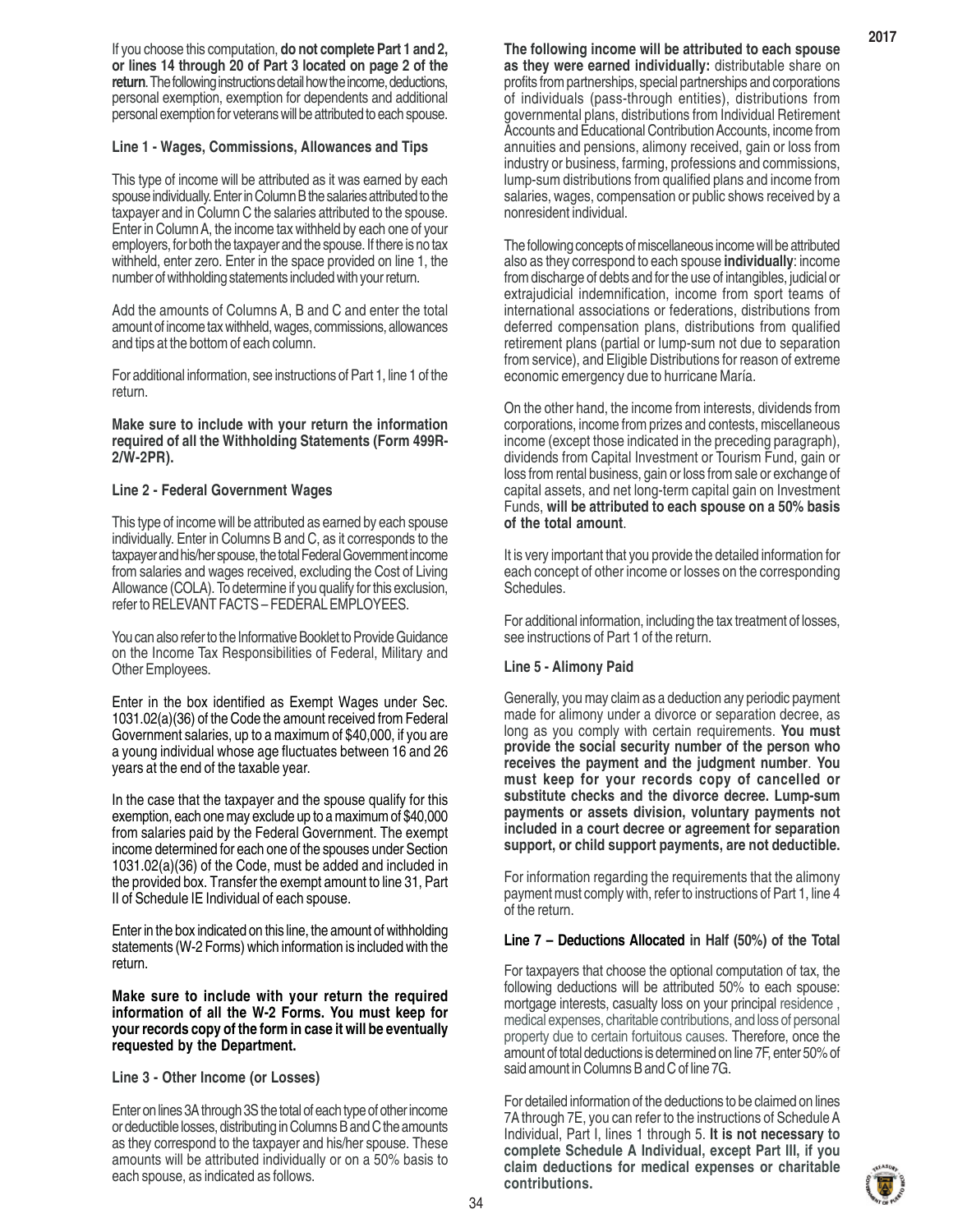If you choose this computation, **do not complete Part 1 and 2, or lines 14 through 20 of Part 3 located on page 2 of the return**. The following instructions detail how the income, deductions, personal exemption, exemption for dependents and additional personal exemption for veterans will be attributed to each spouse.

**Line 1 - Wages, Commissions, Allowances and Tips**

This type of income will be attributed as it was earned by each spouse individually. Enter in Column B the salaries attributed to the taxpayer and in Column C the salaries attributed to the spouse. Enter in Column A, the income tax withheld by each one of your employers, for both the taxpayer and the spouse. If there is no tax withheld, enter zero. Enter in the space provided on line 1, the number of withholding statements included with your return.

Add the amounts of Columns A, B and C and enter the total amount of income tax withheld, wages, commissions, allowances and tips at the bottom of each column.

For additional information, see instructions of Part 1, line 1 of the return.

**Make sure to include with your return the information required of all the Withholding Statements (Form 499R-2/W-2PR).**

**Line 2 - Federal Government Wages**

This type of income will be attributed as earned by each spouse individually. Enter in Columns B and C, as it corresponds to the taxpayer and his/her spouse, the total Federal Government income from salaries and wages received, excluding the Cost of Living Allowance (COLA). To determine if you qualify for this exclusion, refer to RELEVANT FACTS – FEDERAL EMPLOYEES.

You can also refer to the Informative Booklet to Provide Guidance on the Income Tax Responsibilities of Federal, Military and Other Employees.

Enter in the box identified as Exempt Wages under Sec. 1031.02(a)(36) of the Code the amount received from Federal Government salaries, up to a maximum of $40,000, if you are a young individual whose age fluctuates between 16 and 26 years at the end of the taxable year.

In the case that the taxpayer and the spouse qualify for this exemption, each one may exclude up to a maximum of $40,000 from salaries paid by the Federal Government. The exempt income determined for each one of the spouses under Section 1031.02(a)(36) of the Code, must be added and included in the provided box. Transfer the exempt amount to line 31, Part II of Schedule IE Individual of each spouse.

Enter in the box indicated on this line, the amount of withholding statements (W-2 Forms) which information is included with the return.

**Make sure to include with your return the required information of all the W-2 Forms. You must keep for your records copy of the form in case it will be eventually requested by the Department.**

**Line 3 - Other Income (or Losses)**

Enter on lines 3A through 3S the total of each type of other income or deductible losses, distributing in Columns B and C the amounts as they correspond to the taxpayer and his/her spouse. These amounts will be attributed individually or on a 50% basis to each spouse, as indicated as follows.

**The following income will be attributed to each spouse as they were earned individually:** distributable share on profits from partnerships, special partnerships and corporations of individuals (pass-through entities), distributions from governmental plans, distributions from Individual Retirement Accounts and Educational Contribution Accounts, income from annuities and pensions, alimony received, gain or loss from industry or business, farming, professions and commissions, lump-sum distributions from qualified plans and income from salaries, wages, compensation or public shows received by a nonresident individual.

The following concepts of miscellaneous income will be attributed also as they correspond to each spouse **individually**: income from discharge of debts and for the use of intangibles, judicial or extrajudicial indemnification, income from sport teams of international associations or federations, distributions from deferred compensation plans, distributions from qualified retirement plans (partial or lump-sum not due to separation from service), and Eligible Distributions for reason of extreme economic emergency due to hurricane María.

On the other hand, the income from interests, dividends from corporations, income from prizes and contests, miscellaneous income (except those indicated in the preceding paragraph), dividends from Capital Investment or Tourism Fund, gain or loss from rental business, gain or loss from sale or exchange of capital assets, and net long-term capital gain on Investment Funds, **will be attributed to each spouse on a 50% basis of the total amount**.

It is very important that you provide the detailed information for each concept of other income or losses on the corresponding Schedules.

For additional information, including the tax treatment of losses, see instructions of Part 1 of the return.

**Line 5 - Alimony Paid**

Generally, you may claim as a deduction any periodic payment made for alimony under a divorce or separation decree, as long as you comply with certain requirements. **You must provide the social security number of the person who receives the payment and the judgment number**. **You must keep for your records copy of cancelled or substitute checks and the divorce decree. Lump-sum payments or assets division, voluntary payments not included in a court decree or agreement for separation support, or child support payments, are not deductible.**

For information regarding the requirements that the alimony payment must comply with, refer to instructions of Part 1, line 4 of the return.

**Line 7 – Deductions Allocated in Half (50%) of the Total**

For taxpayers that choose the optional computation of tax, the following deductions will be attributed 50% to each spouse: mortgage interests, casualty loss on your principal residence , medical expenses, charitable contributions, and loss of personal property due to certain fortuitous causes. Therefore, once the amount of total deductions is determined on line 7F, enter 50% of said amount in Columns B and C of line 7G.

For detailed information of the deductions to be claimed on lines 7A through 7E, you can refer to the instructions of Schedule A Individual, Part I, lines 1 through 5. **It is not necessary to complete Schedule A Individual, except Part III, if you claim deductions for medical expenses or charitable contributions.**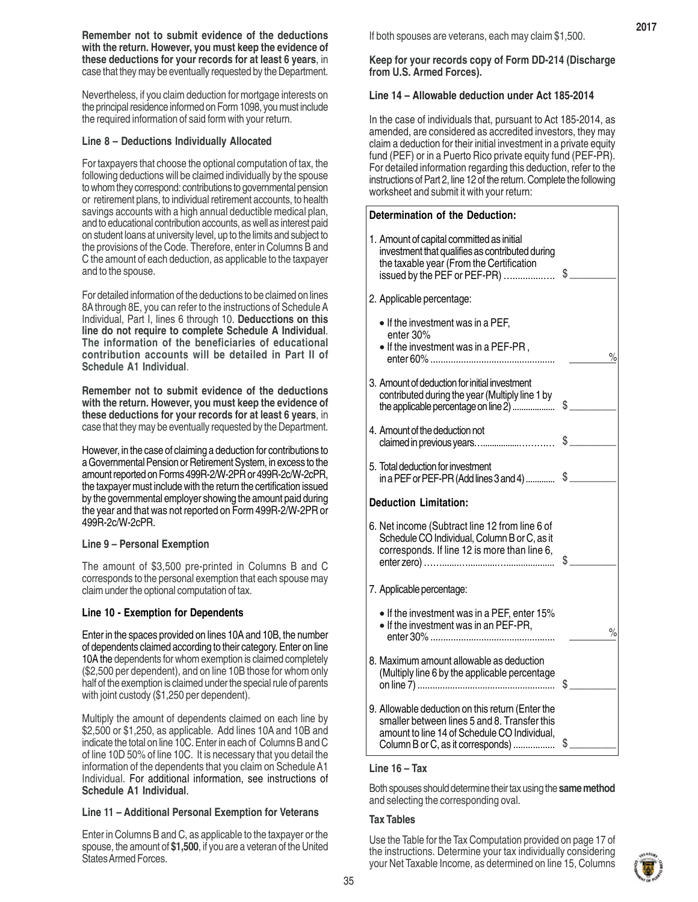**Remember not to submit evidence of the deductions with the return. However, you must keep the evidence of these deductions for your records for at least 6 years**, in case that they may be eventually requested by the Department.

Nevertheless, if you claim deduction for mortgage interests on the principal residence informed on Form 1098, you must include the required information of said form with your return.

**Line 8 – Deductions Individually Allocated**

For taxpayers that choose the optional computation of tax, the following deductions will be claimed individually by the spouse to whom they correspond: contributions to governmental pension or retirement plans, to individual retirement accounts, to health savings accounts with a high annual deductible medical plan, and to educational contribution accounts, as well as interest paid on student loans at university level, up to the limits and subject to the provisions of the Code. Therefore, enter in Columns B and C the amount of each deduction, as applicable to the taxpayer and to the spouse.

For detailed information of the deductions to be claimed on lines 8A through 8E, you can refer to the instructions of Schedule A Individual, Part I, lines 6 through 10. **Deducctions on this line do not require to complete Schedule A Individual**. **The information of the beneficiaries of educational contribution accounts will be detailed in Part II of Schedule A1 Individual**.

**Remember not to submit evidence of the deductions with the return. However, you must keep the evidence of these deductions for your records for at least 6 years**, in case that they may be eventually requested by the Department.

However, in the case of claiming a deduction for contributions to a Governmental Pension or Retirement System, in excess to the amount reported on Forms 499R-2/W-2PR or 499R-2c/W-2cPR, the taxpayer must include with the return the certification issued by the governmental employer showing the amount paid during the year and that was not reported on Form 499R-2/W-2PR or 499R-2c/W-2cPR.

**Line 9 – Personal Exemption**

The amount of $3,500 pre-printed in Columns B and C corresponds to the personal exemption that each spouse may claim under the optional computation of tax.

**Line 10 - Exemption for Dependents**

Enter in the spaces provided on lines 10A and 10B, the number of dependents claimed according to their category. Enter on line 10A the dependents for whom exemption is claimed completely ($2,500 per dependent), and on line 10B those for whom only half of the exemption is claimed under the special rule of parents with joint custody ($1,250 per dependent).

Multiply the amount of dependents claimed on each line by $2,500 or $1,250, as applicable. Add lines 10A and 10B and indicate the total on line 10C. Enter in each of Columns B and C of line 10D 50% of line 10C. It is necessary that you detail the information of the dependents that you claim on Schedule A1 Individual. For additional information, see instructions of **Schedule A1 Individual**.

**Line 11 – Additional Personal Exemption for Veterans**

Enter in Columns B and C, as applicable to the taxpayer or the spouse, the amount of **$1,500**, if you are a veteran of the United States Armed Forces.

If both spouses are veterans, each may claim $1,500.

**Keep for your records copy of Form DD-214 (Discharge from U.S. Armed Forces).**

**Line 14 – Allowable deduction under Act 185-2014**

In the case of individuals that, pursuant to Act 185-2014, as amended, are considered as accredited investors, they may claim a deduction for their initial investment in a private equity fund (PEF) or in a Puerto Rico private equity fund (PEF-PR). For detailed information regarding this deduction, refer to the instructions of Part 2, line 12 of the return. Complete the following worksheet and submit it with your return:

**Determination of the Deduction:**

1. Amount of capital committed as initial investment that qualifies as contributed during the taxable year (From the Certification issued by the PEF or PEF-PR) .................. $ ________
2. Applicable percentage:
   - If the investment was in a PEF, enter 30%
   - If the investment was in a PEF-PR, enter 60% ................................................ ________%
3. Amount of deduction for initial investment contributed during the year (Multiply line 1 by the applicable percentage on line 2) .................. $ ________
4. Amount of the deduction not claimed in previous years.............................. $ ________
5. Total deduction for investment in a PEF or PEF-PR (Add lines 3 and 4) ............ $ ________

**Deduction Limitation:**

6. Net income (Subtract line 12 from line 6 of Schedule CO Individual, Column B or C, as it corresponds. If line 12 is more than line 6, enter zero) ............................................ $ ________
7. Applicable percentage:
   - If the investment was in a PEF, enter 15%
   - If the investment was in an PEF-PR, enter 30% ................................................ ________%
8. Maximum amount allowable as deduction (Multiply line 6 by the applicable percentage on line 7) ...................................................... $ ________
9. Allowable deduction on this return (Enter the smaller between lines 5 and 8. Transfer this amount to line 14 of Schedule CO Individual, Column B or C, as it corresponds) ................. $ ________

**Line 16 – Tax**

Both spouses should determine their tax using the **same method** and selecting the corresponding oval.

**Tax Tables**

Use the Table for the Tax Computation provided on page 17 of the instructions. Determine your tax individually considering your Net Taxable Income, as determined on line 15, Columns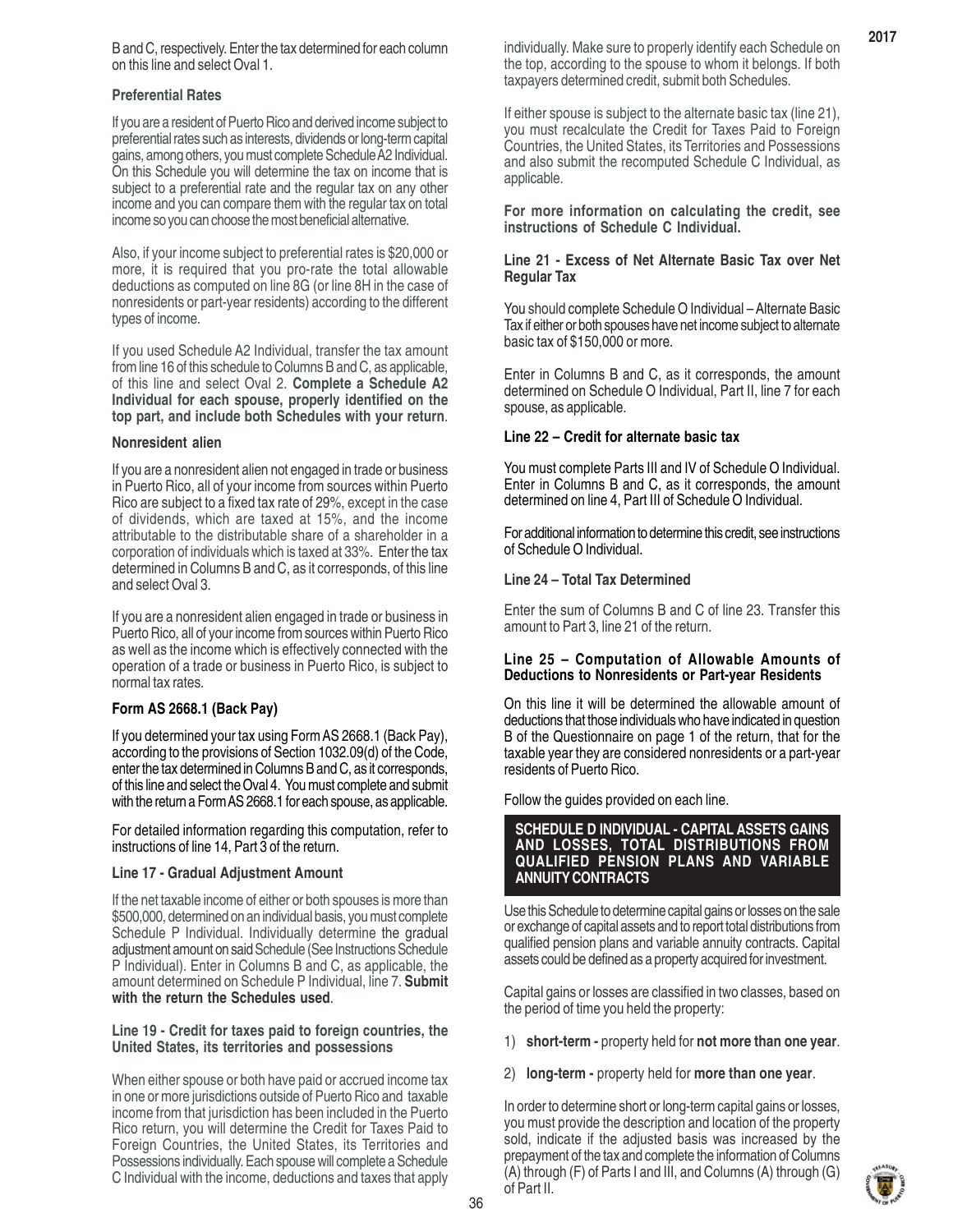B and C, respectively. Enter the tax determined for each column on this line and select Oval 1.

**Preferential Rates**

If you are a resident of Puerto Rico and derived income subject to preferential rates such as interests, dividends or long-term capital gains, among others, you must complete Schedule A2 Individual. On this Schedule you will determine the tax on income that is subject to a preferential rate and the regular tax on any other income and you can compare them with the regular tax on total income so you can choose the most beneficial alternative.

Also, if your income subject to preferential rates is $20,000 or more, it is required that you pro-rate the total allowable deductions as computed on line 8G (or line 8H in the case of nonresidents or part-year residents) according to the different types of income.

If you used Schedule A2 Individual, transfer the tax amount from line 16 of this schedule to Columns B and C, as applicable, of this line and select Oval 2. **Complete a Schedule A2 Individual for each spouse, properly identified on the top part, and include both Schedules with your return**.

**Nonresident alien**

If you are a nonresident alien not engaged in trade or business in Puerto Rico, all of your income from sources within Puerto Rico are subject to a fixed tax rate of 29%, except in the case of dividends, which are taxed at 15%, and the income attributable to the distributable share of a shareholder in a corporation of individuals which is taxed at 33%. Enter the tax determined in Columns B and C, as it corresponds, of this line and select Oval 3.

If you are a nonresident alien engaged in trade or business in Puerto Rico, all of your income from sources within Puerto Rico as well as the income which is effectively connected with the operation of a trade or business in Puerto Rico, is subject to normal tax rates.

**Form AS 2668.1 (Back Pay)**

If you determined your tax using Form AS 2668.1 (Back Pay), according to the provisions of Section 1032.09(d) of the Code, enter the tax determined in Columns B and C, as it corresponds, of this line and select the Oval 4. You must complete and submit with the return a Form AS 2668.1 for each spouse, as applicable.

For detailed information regarding this computation, refer to instructions of line 14, Part 3 of the return.

**Line 17 - Gradual Adjustment Amount**

If the net taxable income of either or both spouses is more than $500,000, determined on an individual basis, you must complete Schedule P Individual. Individually determine the gradual adjustment amount on said Schedule (See Instructions Schedule P Individual). Enter in Columns B and C, as applicable, the amount determined on Schedule P Individual, line 7. **Submit with the return the Schedules used**.

**Line 19 - Credit for taxes paid to foreign countries, the United States, its territories and possessions**

When either spouse or both have paid or accrued income tax in one or more jurisdictions outside of Puerto Rico and taxable income from that jurisdiction has been included in the Puerto Rico return, you will determine the Credit for Taxes Paid to Foreign Countries, the United States, its Territories and Possessions individually. Each spouse will complete a Schedule C Individual with the income, deductions and taxes that apply individually. Make sure to properly identify each Schedule on the top, according to the spouse to whom it belongs. If both taxpayers determined credit, submit both Schedules.

If either spouse is subject to the alternate basic tax (line 21), you must recalculate the Credit for Taxes Paid to Foreign Countries, the United States, its Territories and Possessions and also submit the recomputed Schedule C Individual, as applicable.

**For more information on calculating the credit, see instructions of Schedule C Individual.**

**Line 21 - Excess of Net Alternate Basic Tax over Net Regular Tax**

You should complete Schedule O Individual – Alternate Basic Tax if either or both spouses have net income subject to alternate basic tax of $150,000 or more.

Enter in Columns B and C, as it corresponds, the amount determined on Schedule O Individual, Part II, line 7 for each spouse, as applicable.

**Line 22 – Credit for alternate basic tax**

You must complete Parts III and IV of Schedule O Individual. Enter in Columns B and C, as it corresponds, the amount determined on line 4, Part III of Schedule O Individual.

For additional information to determine this credit, see instructions of Schedule O Individual.

**Line 24 – Total Tax Determined**

Enter the sum of Columns B and C of line 23. Transfer this amount to Part 3, line 21 of the return.

**Line 25 – Computation of Allowable Amounts of Deductions to Nonresidents or Part-year Residents**

On this line it will be determined the allowable amount of deductions that those individuals who have indicated in question B of the Questionnaire on page 1 of the return, that for the taxable year they are considered nonresidents or a part-year residents of Puerto Rico.

Follow the guides provided on each line.

## SCHEDULE D INDIVIDUAL - CAPITAL ASSETS GAINS AND LOSSES, TOTAL DISTRIBUTIONS FROM QUALIFIED PENSION PLANS AND VARIABLE ANNUITY CONTRACTS

Use this Schedule to determine capital gains or losses on the sale or exchange of capital assets and to report total distributions from qualified pension plans and variable annuity contracts. Capital assets could be defined as a property acquired for investment.

Capital gains or losses are classified in two classes, based on the period of time you held the property:

1) **short-term -** property held for **not more than one year**.

2) **long-term -** property held for **more than one year**.

In order to determine short or long-term capital gains or losses, you must provide the description and location of the property sold, indicate if the adjusted basis was increased by the prepayment of the tax and complete the information of Columns (A) through (F) of Parts I and III, and Columns (A) through (G) of Part II.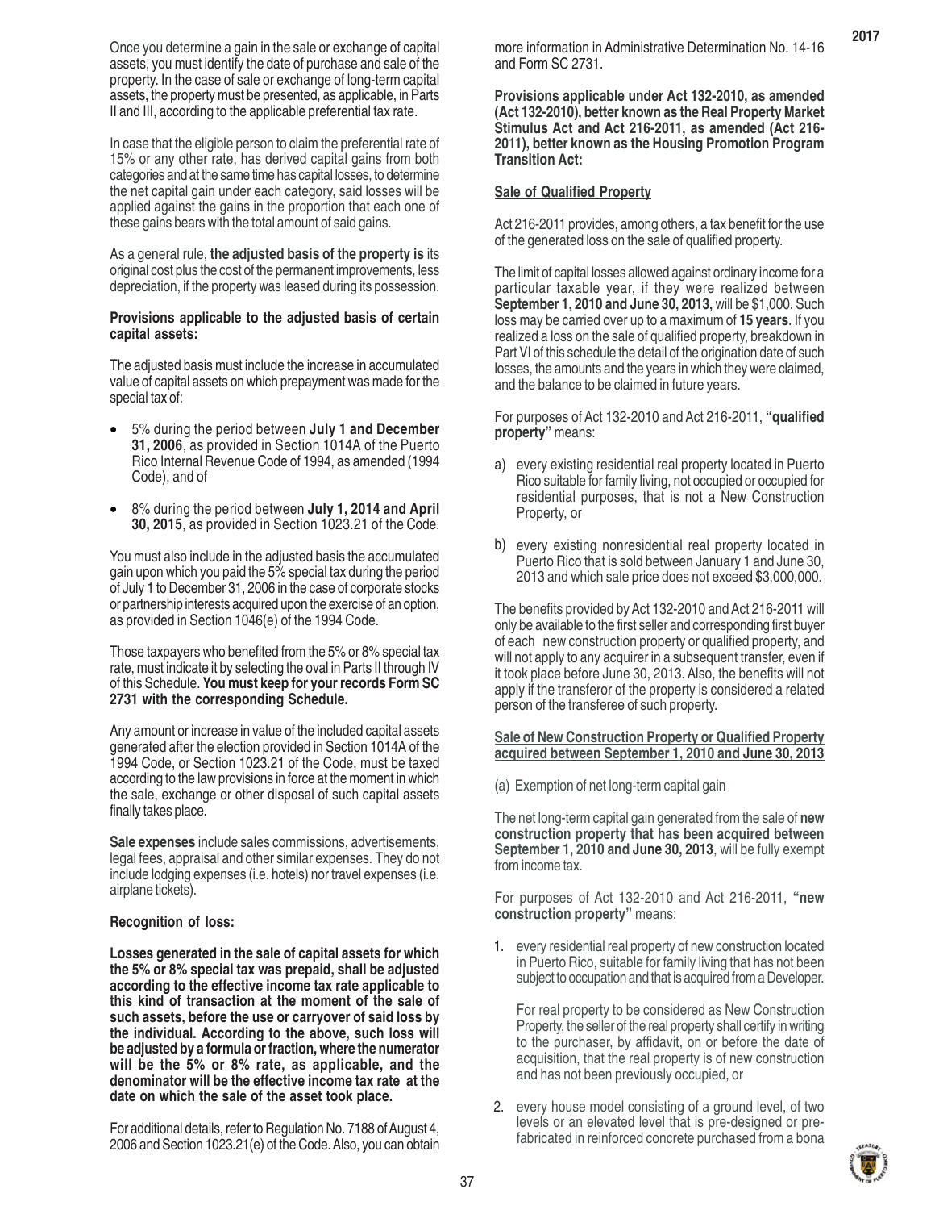Once you determine a gain in the sale or exchange of capital assets, you must identify the date of purchase and sale of the property. In the case of sale or exchange of long-term capital assets, the property must be presented, as applicable, in Parts II and III, according to the applicable preferential tax rate.

In case that the eligible person to claim the preferential rate of 15% or any other rate, has derived capital gains from both categories and at the same time has capital losses, to determine the net capital gain under each category, said losses will be applied against the gains in the proportion that each one of these gains bears with the total amount of said gains.

As a general rule, **the adjusted basis of the property is** its original cost plus the cost of the permanent improvements, less depreciation, if the property was leased during its possession.

**Provisions applicable to the adjusted basis of certain capital assets:**

The adjusted basis must include the increase in accumulated value of capital assets on which prepayment was made for the special tax of:

- 5% during the period between **July 1 and December 31, 2006**, as provided in Section 1014A of the Puerto Rico Internal Revenue Code of 1994, as amended (1994 Code), and of
- 8% during the period between **July 1, 2014 and April 30, 2015**, as provided in Section 1023.21 of the Code.

You must also include in the adjusted basis the accumulated gain upon which you paid the 5% special tax during the period of July 1 to December 31, 2006 in the case of corporate stocks or partnership interests acquired upon the exercise of an option, as provided in Section 1046(e) of the 1994 Code.

Those taxpayers who benefited from the 5% or 8% special tax rate, must indicate it by selecting the oval in Parts II through IV of this Schedule. **You must keep for your records Form SC 2731 with the corresponding Schedule.**

Any amount or increase in value of the included capital assets generated after the election provided in Section 1014A of the 1994 Code, or Section 1023.21 of the Code, must be taxed according to the law provisions in force at the moment in which the sale, exchange or other disposal of such capital assets finally takes place.

**Sale expenses** include sales commissions, advertisements, legal fees, appraisal and other similar expenses. They do not include lodging expenses (i.e. hotels) nor travel expenses (i.e. airplane tickets).

**Recognition of loss:**

**Losses generated in the sale of capital assets for which the 5% or 8% special tax was prepaid, shall be adjusted according to the effective income tax rate applicable to this kind of transaction at the moment of the sale of such assets, before the use or carryover of said loss by the individual. According to the above, such loss will be adjusted by a formula or fraction, where the numerator will be the 5% or 8% rate, as applicable, and the denominator will be the effective income tax rate at the date on which the sale of the asset took place.**

For additional details, refer to Regulation No. 7188 of August 4, 2006 and Section 1023.21(e) of the Code. Also, you can obtain more information in Administrative Determination No. 14-16 and Form SC 2731.

**Provisions applicable under Act 132-2010, as amended (Act 132-2010), better known as the Real Property Market Stimulus Act and Act 216-2011, as amended (Act 216-2011), better known as the Housing Promotion Program Transition Act:**

**Sale of Qualified Property**

Act 216-2011 provides, among others, a tax benefit for the use of the generated loss on the sale of qualified property.

The limit of capital losses allowed against ordinary income for a particular taxable year, if they were realized between **September 1, 2010 and June 30, 2013,** will be $1,000. Such loss may be carried over up to a maximum of **15 years**. If you realized a loss on the sale of qualified property, breakdown in Part VI of this schedule the detail of the origination date of such losses, the amounts and the years in which they were claimed, and the balance to be claimed in future years.

For purposes of Act 132-2010 and Act 216-2011, **"qualified property"** means:

a) every existing residential real property located in Puerto Rico suitable for family living, not occupied or occupied for residential purposes, that is not a New Construction Property, or

b) every existing nonresidential real property located in Puerto Rico that is sold between January 1 and June 30, 2013 and which sale price does not exceed $3,000,000.

The benefits provided by Act 132-2010 and Act 216-2011 will only be available to the first seller and corresponding first buyer of each new construction property or qualified property, and will not apply to any acquirer in a subsequent transfer, even if it took place before June 30, 2013. Also, the benefits will not apply if the transferor of the property is considered a related person of the transferee of such property.

**Sale of New Construction Property or Qualified Property acquired between September 1, 2010 and June 30, 2013**

(a) Exemption of net long-term capital gain

The net long-term capital gain generated from the sale of **new construction property that has been acquired between September 1, 2010 and June 30, 2013**, will be fully exempt from income tax.

For purposes of Act 132-2010 and Act 216-2011, **"new construction property"** means:

1. every residential real property of new construction located in Puerto Rico, suitable for family living that has not been subject to occupation and that is acquired from a Developer.

   For real property to be considered as New Construction Property, the seller of the real property shall certify in writing to the purchaser, by affidavit, on or before the date of acquisition, that the real property is of new construction and has not been previously occupied, or

2. every house model consisting of a ground level, of two levels or an elevated level that is pre-designed or pre-fabricated in reinforced concrete purchased from a bona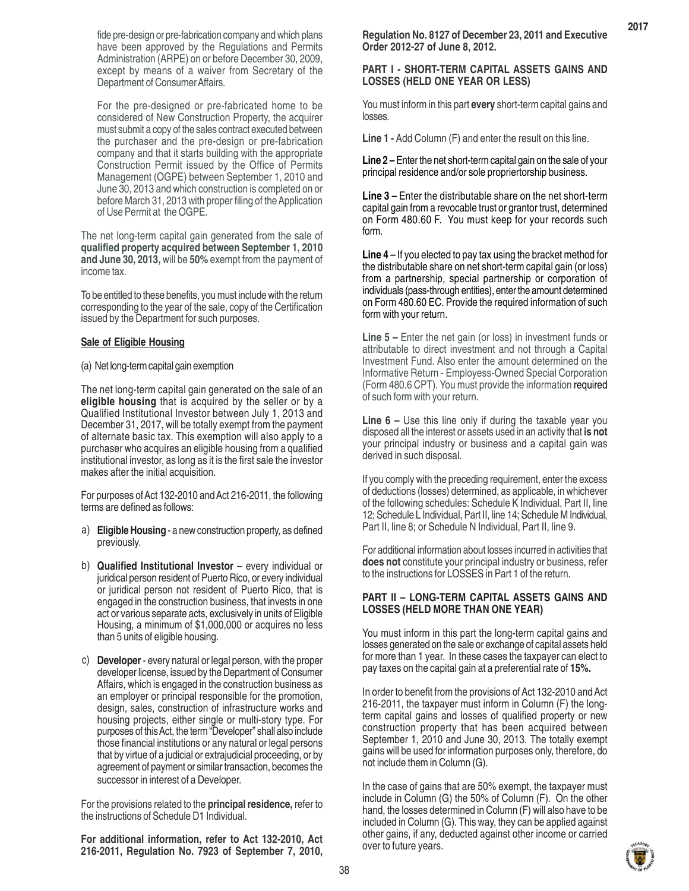fide pre-design or pre-fabrication company and which plans have been approved by the Regulations and Permits Administration (ARPE) on or before December 30, 2009, except by means of a waiver from Secretary of the Department of Consumer Affairs.

For the pre-designed or pre-fabricated home to be considered of New Construction Property, the acquirer must submit a copy of the sales contract executed between the purchaser and the pre-design or pre-fabrication company and that it starts building with the appropriate Construction Permit issued by the Office of Permits Management (OGPE) between September 1, 2010 and June 30, 2013 and which construction is completed on or before March 31, 2013 with proper filing of the Application of Use Permit at the OGPE.

The net long-term capital gain generated from the sale of **qualified property acquired between September 1, 2010 and June 30, 2013,** will be **50%** exempt from the payment of income tax.

To be entitled to these benefits, you must include with the return corresponding to the year of the sale, copy of the Certification issued by the Department for such purposes.

**Sale of Eligible Housing**

(a) Net long-term capital gain exemption

The net long-term capital gain generated on the sale of an **eligible housing** that is acquired by the seller or by a Qualified Institutional Investor between July 1, 2013 and December 31, 2017, will be totally exempt from the payment of alternate basic tax. This exemption will also apply to a purchaser who acquires an eligible housing from a qualified institutional investor, as long as it is the first sale the investor makes after the initial acquisition.

For purposes of Act 132-2010 and Act 216-2011, the following terms are defined as follows:

a) **Eligible Housing** - a new construction property, as defined previously.

b) **Qualified Institutional Investor** – every individual or juridical person resident of Puerto Rico, or every individual or juridical person not resident of Puerto Rico, that is engaged in the construction business, that invests in one act or various separate acts, exclusively in units of Eligible Housing, a minimum of $1,000,000 or acquires no less than 5 units of eligible housing.

c) **Developer** - every natural or legal person, with the proper developer license, issued by the Department of Consumer Affairs, which is engaged in the construction business as an employer or principal responsible for the promotion, design, sales, construction of infrastructure works and housing projects, either single or multi-story type. For purposes of this Act, the term "Developer" shall also include those financial institutions or any natural or legal persons that by virtue of a judicial or extrajudicial proceeding, or by agreement of payment or similar transaction, becomes the successor in interest of a Developer.

For the provisions related to the **principal residence,** refer to the instructions of Schedule D1 Individual.

**For additional information, refer to Act 132-2010, Act 216-2011, Regulation No. 7923 of September 7, 2010, Regulation No. 8127 of December 23, 2011 and Executive Order 2012-27 of June 8, 2012.**

### PART I - SHORT-TERM CAPITAL ASSETS GAINS AND LOSSES (HELD ONE YEAR OR LESS)

You must inform in this part **every** short-term capital gains and losses.

**Line 1 -** Add Column (F) and enter the result on this line.

**Line 2 –** Enter the net short-term capital gain on the sale of your principal residence and/or sole propriertorship business.

**Line 3 –** Enter the distributable share on the net short-term capital gain from a revocable trust or grantor trust, determined on Form 480.60 F. You must keep for your records such form.

**Line 4** – If you elected to pay tax using the bracket method for the distributable share on net short-term capital gain (or loss) from a partnership, special partnership or corporation of individuals (pass-through entities), enter the amount determined on Form 480.60 EC. Provide the required information of such form with your return.

**Line 5 –** Enter the net gain (or loss) in investment funds or attributable to direct investment and not through a Capital Investment Fund. Also enter the amount determined on the Informative Return - Employess-Owned Special Corporation (Form 480.6 CPT). You must provide the information required of such form with your return.

**Line 6 –** Use this line only if during the taxable year you disposed all the interest or assets used in an activity that **is not** your principal industry or business and a capital gain was derived in such disposal.

If you comply with the preceding requirement, enter the excess of deductions (losses) determined, as applicable, in whichever of the following schedules: Schedule K Individual, Part II, line 12; Schedule L Individual, Part II, line 14; Schedule M Individual, Part II, line 8; or Schedule N Individual, Part II, line 9.

For additional information about losses incurred in activities that **does not** constitute your principal industry or business, refer to the instructions for LOSSES in Part 1 of the return.

### PART II – LONG-TERM CAPITAL ASSETS GAINS AND LOSSES (HELD MORE THAN ONE YEAR)

You must inform in this part the long-term capital gains and losses generated on the sale or exchange of capital assets held for more than 1 year. In these cases the taxpayer can elect to pay taxes on the capital gain at a preferential rate of **15%.**

In order to benefit from the provisions of Act 132-2010 and Act 216-2011, the taxpayer must inform in Column (F) the long-term capital gains and losses of qualified property or new construction property that has been acquired between September 1, 2010 and June 30, 2013. The totally exempt gains will be used for information purposes only, therefore, do not include them in Column (G).

In the case of gains that are 50% exempt, the taxpayer must include in Column (G) the 50% of Column (F). On the other hand, the losses determined in Column (F) will also have to be included in Column (G). This way, they can be applied against other gains, if any, deducted against other income or carried over to future years.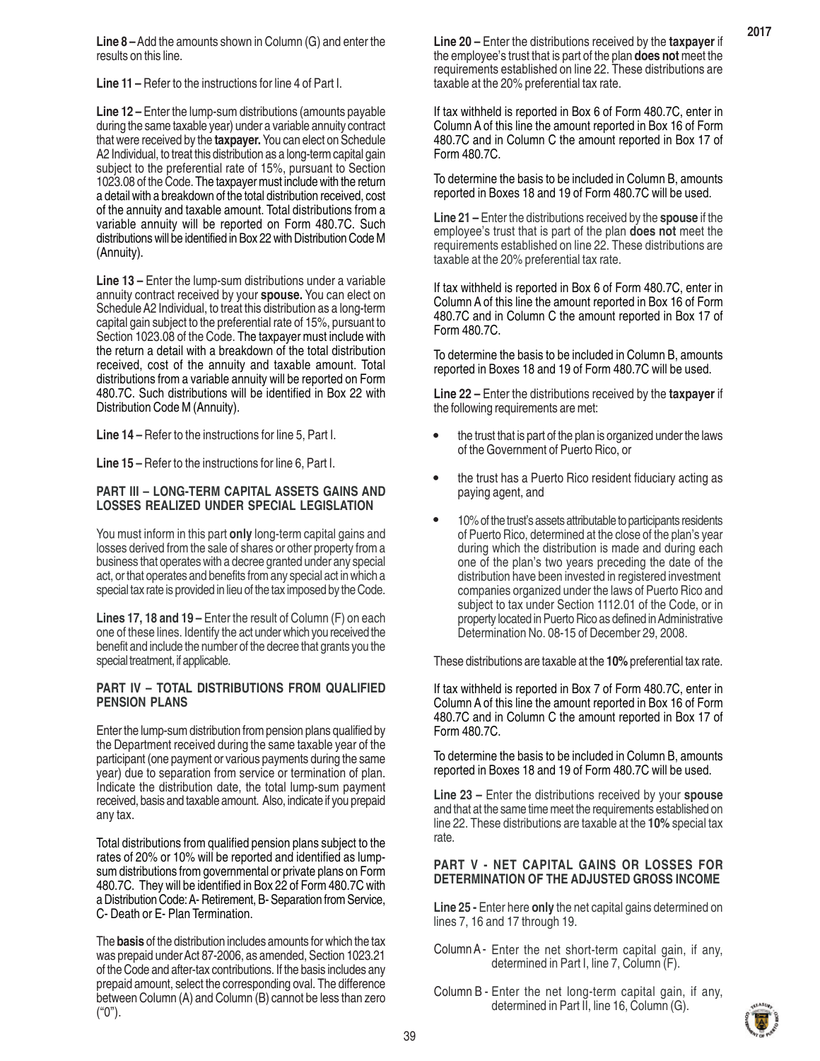**Line 8 –** Add the amounts shown in Column (G) and enter the results on this line.

**Line 11 –** Refer to the instructions for line 4 of Part I.

**Line 12 –** Enter the lump-sum distributions (amounts payable during the same taxable year) under a variable annuity contract that were received by the **taxpayer.** You can elect on Schedule A2 Individual, to treat this distribution as a long-term capital gain subject to the preferential rate of 15%, pursuant to Section 1023.08 of the Code. The taxpayer must include with the return a detail with a breakdown of the total distribution received, cost of the annuity and taxable amount. Total distributions from a variable annuity will be reported on Form 480.7C. Such distributions will be identified in Box 22 with Distribution Code M (Annuity).

**Line 13 –** Enter the lump-sum distributions under a variable annuity contract received by your **spouse.** You can elect on Schedule A2 Individual, to treat this distribution as a long-term capital gain subject to the preferential rate of 15%, pursuant to Section 1023.08 of the Code. The taxpayer must include with the return a detail with a breakdown of the total distribution received, cost of the annuity and taxable amount. Total distributions from a variable annuity will be reported on Form 480.7C. Such distributions will be identified in Box 22 with Distribution Code M (Annuity).

**Line 14 –** Refer to the instructions for line 5, Part I.

**Line 15 –** Refer to the instructions for line 6, Part I.

### PART III – LONG-TERM CAPITAL ASSETS GAINS AND LOSSES REALIZED UNDER SPECIAL LEGISLATION

You must inform in this part **only** long-term capital gains and losses derived from the sale of shares or other property from a business that operates with a decree granted under any special act, or that operates and benefits from any special act in which a special tax rate is provided in lieu of the tax imposed by the Code.

**Lines 17, 18 and 19 –** Enter the result of Column (F) on each one of these lines. Identify the act under which you received the benefit and include the number of the decree that grants you the special treatment, if applicable.

### PART IV – TOTAL DISTRIBUTIONS FROM QUALIFIED PENSION PLANS

Enter the lump-sum distribution from pension plans qualified by the Department received during the same taxable year of the participant (one payment or various payments during the same year) due to separation from service or termination of plan. Indicate the distribution date, the total lump-sum payment received, basis and taxable amount. Also, indicate if you prepaid any tax.

Total distributions from qualified pension plans subject to the rates of 20% or 10% will be reported and identified as lump-sum distributions from governmental or private plans on Form 480.7C. They will be identified in Box 22 of Form 480.7C with a Distribution Code: A- Retirement, B- Separation from Service, C- Death or E- Plan Termination.

The **basis** of the distribution includes amounts for which the tax was prepaid under Act 87-2006, as amended, Section 1023.21 of the Code and after-tax contributions. If the basis includes any prepaid amount, select the corresponding oval. The difference between Column (A) and Column (B) cannot be less than zero ("0").

**Line 20 –** Enter the distributions received by the **taxpayer** if the employee's trust that is part of the plan **does not** meet the requirements established on line 22. These distributions are taxable at the 20% preferential tax rate.

If tax withheld is reported in Box 6 of Form 480.7C, enter in Column A of this line the amount reported in Box 16 of Form 480.7C and in Column C the amount reported in Box 17 of Form 480.7C.

To determine the basis to be included in Column B, amounts reported in Boxes 18 and 19 of Form 480.7C will be used.

**Line 21 –** Enter the distributions received by the **spouse** if the employee's trust that is part of the plan **does not** meet the requirements established on line 22. These distributions are taxable at the 20% preferential tax rate.

If tax withheld is reported in Box 6 of Form 480.7C, enter in Column A of this line the amount reported in Box 16 of Form 480.7C and in Column C the amount reported in Box 17 of Form 480.7C.

To determine the basis to be included in Column B, amounts reported in Boxes 18 and 19 of Form 480.7C will be used.

**Line 22 –** Enter the distributions received by the **taxpayer** if the following requirements are met:

- the trust that is part of the plan is organized under the laws of the Government of Puerto Rico, or
- the trust has a Puerto Rico resident fiduciary acting as paying agent, and
- 10% of the trust's assets attributable to participants residents of Puerto Rico, determined at the close of the plan's year during which the distribution is made and during each one of the plan's two years preceding the date of the distribution have been invested in registered investment companies organized under the laws of Puerto Rico and subject to tax under Section 1112.01 of the Code, or in property located in Puerto Rico as defined in Administrative Determination No. 08-15 of December 29, 2008.

These distributions are taxable at the **10%** preferential tax rate.

If tax withheld is reported in Box 7 of Form 480.7C, enter in Column A of this line the amount reported in Box 16 of Form 480.7C and in Column C the amount reported in Box 17 of Form 480.7C.

To determine the basis to be included in Column B, amounts reported in Boxes 18 and 19 of Form 480.7C will be used.

**Line 23 –** Enter the distributions received by your **spouse** and that at the same time meet the requirements established on line 22. These distributions are taxable at the **10%** special tax rate.

### PART V - NET CAPITAL GAINS OR LOSSES FOR DETERMINATION OF THE ADJUSTED GROSS INCOME

**Line 25 -** Enter here **only** the net capital gains determined on lines 7, 16 and 17 through 19.

Column A - Enter the net short-term capital gain, if any, determined in Part I, line 7, Column (F).

Column B - Enter the net long-term capital gain, if any, determined in Part II, line 16, Column (G).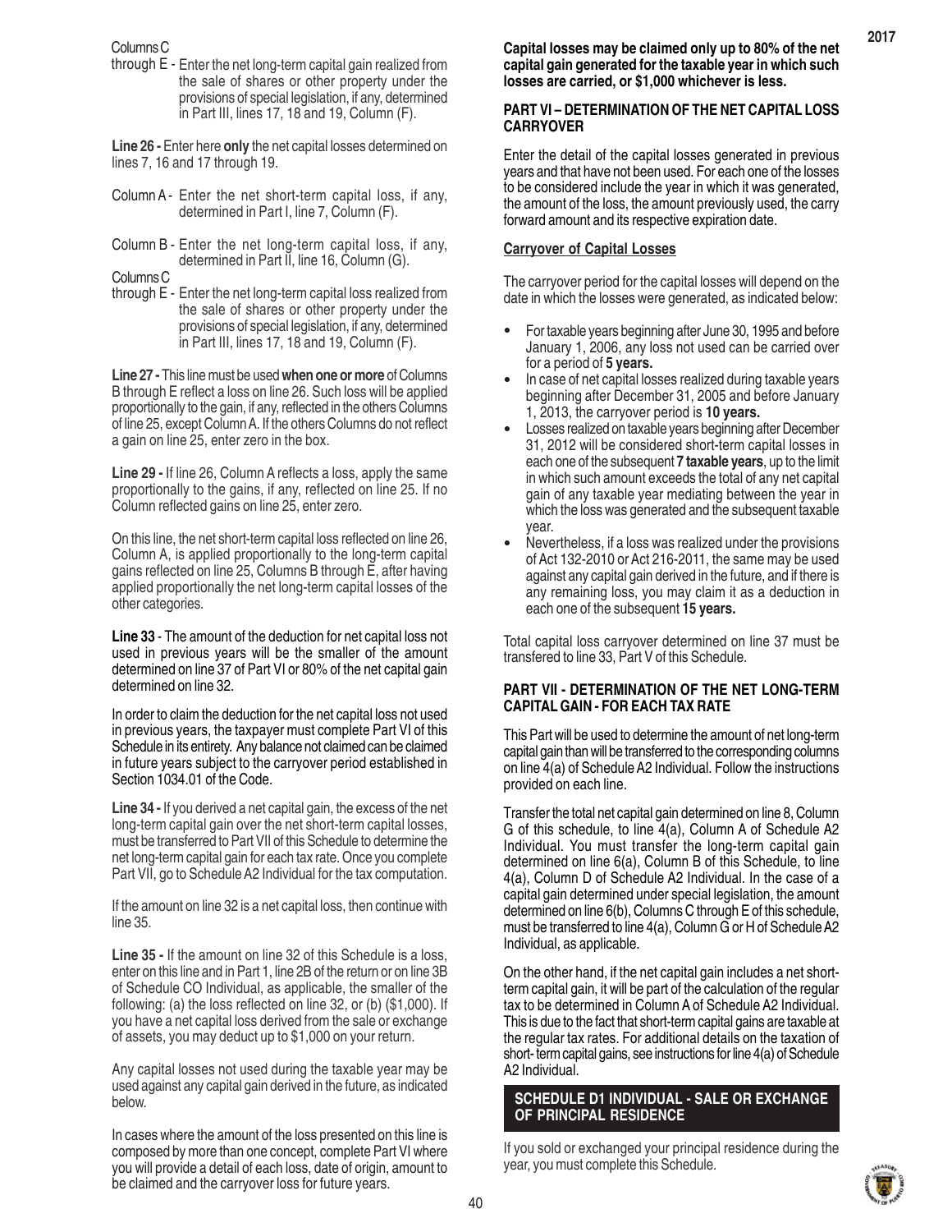Columns C through E - Enter the net long-term capital gain realized from the sale of shares or other property under the provisions of special legislation, if any, determined in Part III, lines 17, 18 and 19, Column (F).

**Line 26 -** Enter here **only** the net capital losses determined on lines 7, 16 and 17 through 19.

Column A - Enter the net short-term capital loss, if any, determined in Part I, line 7, Column (F).

Column B - Enter the net long-term capital loss, if any, determined in Part II, line 16, Column (G).

Columns C through E - Enter the net long-term capital loss realized from the sale of shares or other property under the provisions of special legislation, if any, determined in Part III, lines 17, 18 and 19, Column (F).

**Line 27 -** This line must be used **when one or more** of Columns B through E reflect a loss on line 26. Such loss will be applied proportionally to the gain, if any, reflected in the others Columns of line 25, except Column A. If the others Columns do not reflect a gain on line 25, enter zero in the box.

**Line 29 -** If line 26, Column A reflects a loss, apply the same proportionally to the gains, if any, reflected on line 25. If no Column reflected gains on line 25, enter zero.

On this line, the net short-term capital loss reflected on line 26, Column A, is applied proportionally to the long-term capital gains reflected on line 25, Columns B through E, after having applied proportionally the net long-term capital losses of the other categories.

**Line 33** - The amount of the deduction for net capital loss not used in previous years will be the smaller of the amount determined on line 37 of Part VI or 80% of the net capital gain determined on line 32.

In order to claim the deduction for the net capital loss not used in previous years, the taxpayer must complete Part VI of this Schedule in its entirety. Any balance not claimed can be claimed in future years subject to the carryover period established in Section 1034.01 of the Code.

**Line 34 -** If you derived a net capital gain, the excess of the net long-term capital gain over the net short-term capital losses, must be transferred to Part VII of this Schedule to determine the net long-term capital gain for each tax rate. Once you complete Part VII, go to Schedule A2 Individual for the tax computation.

If the amount on line 32 is a net capital loss, then continue with line 35.

**Line 35 -** If the amount on line 32 of this Schedule is a loss, enter on this line and in Part 1, line 2B of the return or on line 3B of Schedule CO Individual, as applicable, the smaller of the following: (a) the loss reflected on line 32, or (b) ($1,000). If you have a net capital loss derived from the sale or exchange of assets, you may deduct up to $1,000 on your return.

Any capital losses not used during the taxable year may be used against any capital gain derived in the future, as indicated below.

In cases where the amount of the loss presented on this line is composed by more than one concept, complete Part VI where you will provide a detail of each loss, date of origin, amount to be claimed and the carryover loss for future years.

**Capital losses may be claimed only up to 80% of the net capital gain generated for the taxable year in which such losses are carried, or $1,000 whichever is less.**

## PART VI – DETERMINATION OF THE NET CAPITAL LOSS CARRYOVER

Enter the detail of the capital losses generated in previous years and that have not been used. For each one of the losses to be considered include the year in which it was generated, the amount of the loss, the amount previously used, the carry forward amount and its respective expiration date.

### Carryover of Capital Losses

The carryover period for the capital losses will depend on the date in which the losses were generated, as indicated below:

- For taxable years beginning after June 30, 1995 and before January 1, 2006, any loss not used can be carried over for a period of **5 years.**
- In case of net capital losses realized during taxable years beginning after December 31, 2005 and before January 1, 2013, the carryover period is **10 years.**
- Losses realized on taxable years beginning after December 31, 2012 will be considered short-term capital losses in each one of the subsequent **7 taxable years**, up to the limit in which such amount exceeds the total of any net capital gain of any taxable year mediating between the year in which the loss was generated and the subsequent taxable year.
- Nevertheless, if a loss was realized under the provisions of Act 132-2010 or Act 216-2011, the same may be used against any capital gain derived in the future, and if there is any remaining loss, you may claim it as a deduction in each one of the subsequent **15 years.**

Total capital loss carryover determined on line 37 must be transfered to line 33, Part V of this Schedule.

## PART VII - DETERMINATION OF THE NET LONG-TERM CAPITAL GAIN - FOR EACH TAX RATE

This Part will be used to determine the amount of net long-term capital gain than will be transferred to the corresponding columns on line 4(a) of Schedule A2 Individual. Follow the instructions provided on each line.

Transfer the total net capital gain determined on line 8, Column G of this schedule, to line 4(a), Column A of Schedule A2 Individual. You must transfer the long-term capital gain determined on line 6(a), Column B of this Schedule, to line 4(a), Column D of Schedule A2 Individual. In the case of a capital gain determined under special legislation, the amount determined on line 6(b), Columns C through E of this schedule, must be transferred to line 4(a), Column G or H of Schedule A2 Individual, as applicable.

On the other hand, if the net capital gain includes a net short-term capital gain, it will be part of the calculation of the regular tax to be determined in Column A of Schedule A2 Individual. This is due to the fact that short-term capital gains are taxable at the regular tax rates. For additional details on the taxation of short- term capital gains, see instructions for line 4(a) of Schedule A2 Individual.

## SCHEDULE D1 INDIVIDUAL - SALE OR EXCHANGE OF PRINCIPAL RESIDENCE

If you sold or exchanged your principal residence during the year, you must complete this Schedule.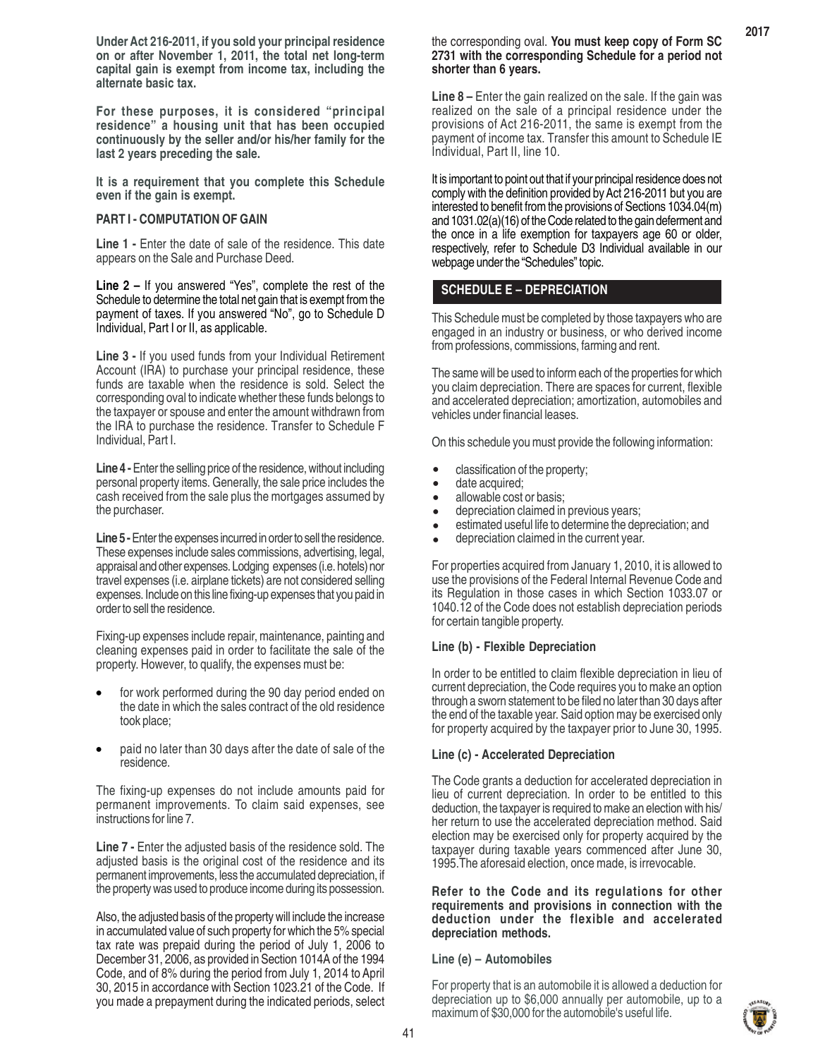**Under Act 216-2011, if you sold your principal residence on or after November 1, 2011, the total net long-term capital gain is exempt from income tax, including the alternate basic tax.**

**For these purposes, it is considered "principal residence" a housing unit that has been occupied continuously by the seller and/or his/her family for the last 2 years preceding the sale.**

**It is a requirement that you complete this Schedule even if the gain is exempt.**

**PART I - COMPUTATION OF GAIN**

**Line 1 -** Enter the date of sale of the residence. This date appears on the Sale and Purchase Deed.

**Line 2 –** If you answered "Yes", complete the rest of the Schedule to determine the total net gain that is exempt from the payment of taxes. If you answered "No", go to Schedule D Individual, Part I or II, as applicable.

**Line 3 -** If you used funds from your Individual Retirement Account (IRA) to purchase your principal residence, these funds are taxable when the residence is sold. Select the corresponding oval to indicate whether these funds belongs to the taxpayer or spouse and enter the amount withdrawn from the IRA to purchase the residence. Transfer to Schedule F Individual, Part I.

**Line 4 -** Enter the selling price of the residence, without including personal property items. Generally, the sale price includes the cash received from the sale plus the mortgages assumed by the purchaser.

**Line 5 -** Enter the expenses incurred in order to sell the residence. These expenses include sales commissions, advertising, legal, appraisal and other expenses. Lodging expenses (i.e. hotels) nor travel expenses (i.e. airplane tickets) are not considered selling expenses. Include on this line fixing-up expenses that you paid in order to sell the residence.

Fixing-up expenses include repair, maintenance, painting and cleaning expenses paid in order to facilitate the sale of the property. However, to qualify, the expenses must be:

- for work performed during the 90 day period ended on the date in which the sales contract of the old residence took place;
- paid no later than 30 days after the date of sale of the residence.

The fixing-up expenses do not include amounts paid for permanent improvements. To claim said expenses, see instructions for line 7.

**Line 7 -** Enter the adjusted basis of the residence sold. The adjusted basis is the original cost of the residence and its permanent improvements, less the accumulated depreciation, if the property was used to produce income during its possession.

Also, the adjusted basis of the property will include the increase in accumulated value of such property for which the 5% special tax rate was prepaid during the period of July 1, 2006 to December 31, 2006, as provided in Section 1014A of the 1994 Code, and of 8% during the period from July 1, 2014 to April 30, 2015 in accordance with Section 1023.21 of the Code. If you made a prepayment during the indicated periods, select the corresponding oval. **You must keep copy of Form SC 2731 with the corresponding Schedule for a period not shorter than 6 years.**

**Line 8 –** Enter the gain realized on the sale. If the gain was realized on the sale of a principal residence under the provisions of Act 216-2011, the same is exempt from the payment of income tax. Transfer this amount to Schedule IE Individual, Part II, line 10.

It is important to point out that if your principal residence does not comply with the definition provided by Act 216-2011 but you are interested to benefit from the provisions of Sections 1034.04(m) and 1031.02(a)(16) of the Code related to the gain deferment and the once in a life exemption for taxpayers age 60 or older, respectively, refer to Schedule D3 Individual available in our webpage under the "Schedules" topic.

## SCHEDULE E – DEPRECIATION

This Schedule must be completed by those taxpayers who are engaged in an industry or business, or who derived income from professions, commissions, farming and rent.

The same will be used to inform each of the properties for which you claim depreciation. There are spaces for current, flexible and accelerated depreciation; amortization, automobiles and vehicles under financial leases.

On this schedule you must provide the following information:

- classification of the property;
- date acquired;
- allowable cost or basis;
- depreciation claimed in previous years;
- estimated useful life to determine the depreciation; and
- depreciation claimed in the current year.

For properties acquired from January 1, 2010, it is allowed to use the provisions of the Federal Internal Revenue Code and its Regulation in those cases in which Section 1033.07 or 1040.12 of the Code does not establish depreciation periods for certain tangible property.

**Line (b) - Flexible Depreciation**

In order to be entitled to claim flexible depreciation in lieu of current depreciation, the Code requires you to make an option through a sworn statement to be filed no later than 30 days after the end of the taxable year. Said option may be exercised only for property acquired by the taxpayer prior to June 30, 1995.

**Line (c) - Accelerated Depreciation**

The Code grants a deduction for accelerated depreciation in lieu of current depreciation. In order to be entitled to this deduction, the taxpayer is required to make an election with his/her return to use the accelerated depreciation method. Said election may be exercised only for property acquired by the taxpayer during taxable years commenced after June 30, 1995.The aforesaid election, once made, is irrevocable.

**Refer to the Code and its regulations for other requirements and provisions in connection with the deduction under the flexible and accelerated depreciation methods.**

**Line (e) – Automobiles**

For property that is an automobile it is allowed a deduction for depreciation up to $6,000 annually per automobile, up to a maximum of $30,000 for the automobile's useful life.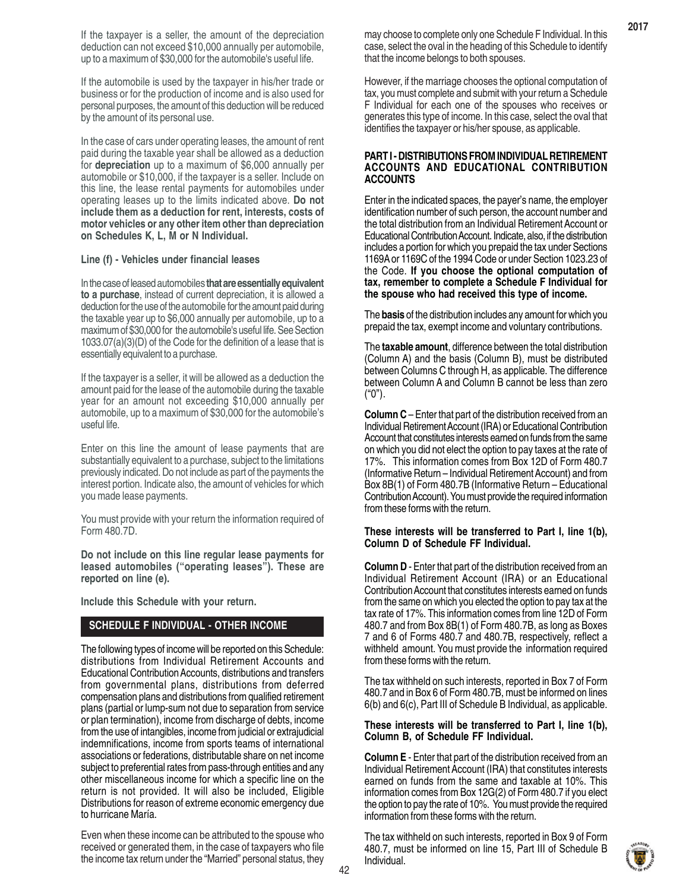If the taxpayer is a seller, the amount of the depreciation deduction can not exceed $10,000 annually per automobile, up to a maximum of $30,000 for the automobile's useful life.

If the automobile is used by the taxpayer in his/her trade or business or for the production of income and is also used for personal purposes, the amount of this deduction will be reduced by the amount of its personal use.

In the case of cars under operating leases, the amount of rent paid during the taxable year shall be allowed as a deduction for **depreciation** up to a maximum of $6,000 annually per automobile or $10,000, if the taxpayer is a seller. Include on this line, the lease rental payments for automobiles under operating leases up to the limits indicated above. **Do not include them as a deduction for rent, interests, costs of motor vehicles or any other item other than depreciation on Schedules K, L, M or N Individual.**

**Line (f) - Vehicles under financial leases**

In the case of leased automobiles **that are essentially equivalent to a purchase**, instead of current depreciation, it is allowed a deduction for the use of the automobile for the amount paid during the taxable year up to $6,000 annually per automobile, up to a maximum of $30,000 for the automobile's useful life. See Section 1033.07(a)(3)(D) of the Code for the definition of a lease that is essentially equivalent to a purchase.

If the taxpayer is a seller, it will be allowed as a deduction the amount paid for the lease of the automobile during the taxable year for an amount not exceeding $10,000 annually per automobile, up to a maximum of $30,000 for the automobile's useful life.

Enter on this line the amount of lease payments that are substantially equivalent to a purchase, subject to the limitations previously indicated. Do not include as part of the payments the interest portion. Indicate also, the amount of vehicles for which you made lease payments.

You must provide with your return the information required of Form 480.7D.

**Do not include on this line regular lease payments for leased automobiles ("operating leases"). These are reported on line (e).**

**Include this Schedule with your return.**

## SCHEDULE F INDIVIDUAL - OTHER INCOME

The following types of income will be reported on this Schedule: distributions from Individual Retirement Accounts and Educational Contribution Accounts, distributions and transfers from governmental plans, distributions from deferred compensation plans and distributions from qualified retirement plans (partial or lump-sum not due to separation from service or plan termination), income from discharge of debts, income from the use of intangibles, income from judicial or extrajudicial indemnifications, income from sports teams of international associations or federations, distributable share on net income subject to preferential rates from pass-through entities and any other miscellaneous income for which a specific line on the return is not provided. It will also be included, Eligible Distributions for reason of extreme economic emergency due to hurricane María.

Even when these income can be attributed to the spouse who received or generated them, in the case of taxpayers who file the income tax return under the "Married" personal status, they may choose to complete only one Schedule F Individual. In this case, select the oval in the heading of this Schedule to identify that the income belongs to both spouses.

However, if the marriage chooses the optional computation of tax, you must complete and submit with your return a Schedule F Individual for each one of the spouses who receives or generates this type of income. In this case, select the oval that identifies the taxpayer or his/her spouse, as applicable.

### PART I - DISTRIBUTIONS FROM INDIVIDUAL RETIREMENT ACCOUNTS AND EDUCATIONAL CONTRIBUTION ACCOUNTS

Enter in the indicated spaces, the payer's name, the employer identification number of such person, the account number and the total distribution from an Individual Retirement Account or Educational Contribution Account. Indicate, also, if the distribution includes a portion for which you prepaid the tax under Sections 1169A or 1169C of the 1994 Code or under Section 1023.23 of the Code. **If you choose the optional computation of tax, remember to complete a Schedule F Individual for the spouse who had received this type of income.**

The **basis** of the distribution includes any amount for which you prepaid the tax, exempt income and voluntary contributions.

The **taxable amount**, difference between the total distribution (Column A) and the basis (Column B), must be distributed between Columns C through H, as applicable. The difference between Column A and Column B cannot be less than zero ("0").

**Column C** – Enter that part of the distribution received from an Individual Retirement Account (IRA) or Educational Contribution Account that constitutes interests earned on funds from the same on which you did not elect the option to pay taxes at the rate of 17%. This information comes from Box 12D of Form 480.7 (Informative Return – Individual Retirement Account) and from Box 8B(1) of Form 480.7B (Informative Return – Educational Contribution Account). You must provide the required information from these forms with the return.

**These interests will be transferred to Part I, line 1(b), Column D of Schedule FF Individual.**

**Column D** - Enter that part of the distribution received from an Individual Retirement Account (IRA) or an Educational Contribution Account that constitutes interests earned on funds from the same on which you elected the option to pay tax at the tax rate of 17%. This information comes from line 12D of Form 480.7 and from Box 8B(1) of Form 480.7B, as long as Boxes 7 and 6 of Forms 480.7 and 480.7B, respectively, reflect a withheld amount. You must provide the information required from these forms with the return.

The tax withheld on such interests, reported in Box 7 of Form 480.7 and in Box 6 of Form 480.7B, must be informed on lines 6(b) and 6(c), Part III of Schedule B Individual, as applicable.

**These interests will be transferred to Part I, line 1(b), Column B, of Schedule FF Individual.**

**Column E** - Enter that part of the distribution received from an Individual Retirement Account (IRA) that constitutes interests earned on funds from the same and taxable at 10%. This information comes from Box 12G(2) of Form 480.7 if you elect the option to pay the rate of 10%. You must provide the required information from these forms with the return.

The tax withheld on such interests, reported in Box 9 of Form 480.7, must be informed on line 15, Part III of Schedule B Individual.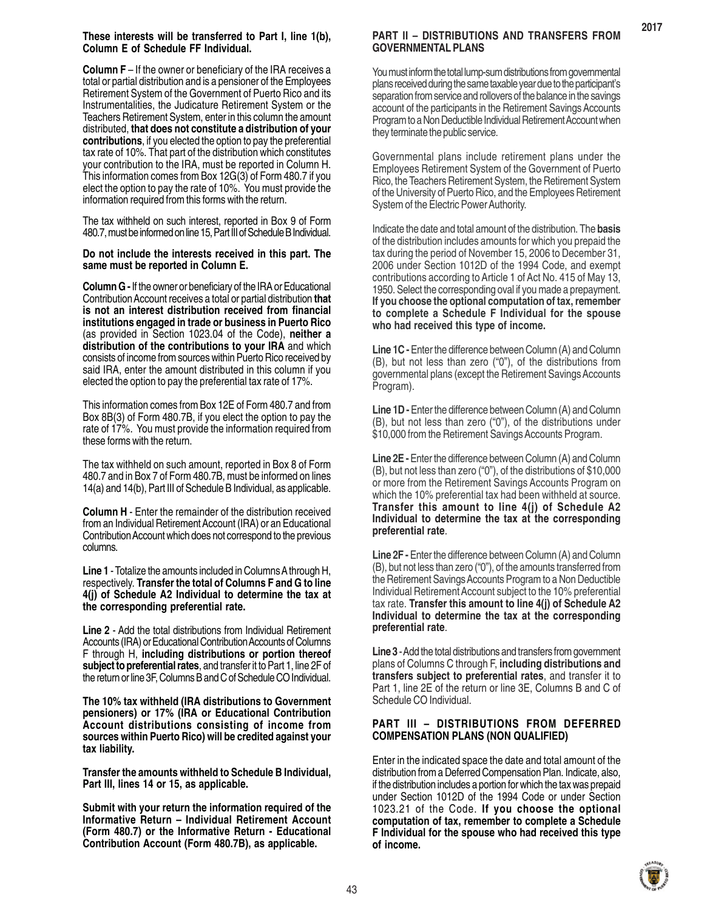**These interests will be transferred to Part I, line 1(b), Column E of Schedule FF Individual.**

**Column F** – If the owner or beneficiary of the IRA receives a total or partial distribution and is a pensioner of the Employees Retirement System of the Government of Puerto Rico and its Instrumentalities, the Judicature Retirement System or the Teachers Retirement System, enter in this column the amount distributed, **that does not constitute a distribution of your contributions**, if you elected the option to pay the preferential tax rate of 10%. That part of the distribution which constitutes your contribution to the IRA, must be reported in Column H. This information comes from Box 12G(3) of Form 480.7 if you elect the option to pay the rate of 10%. You must provide the information required from this forms with the return.

The tax withheld on such interest, reported in Box 9 of Form 480.7, must be informed on line 15, Part III of Schedule B Individual.

**Do not include the interests received in this part. The same must be reported in Column E.**

**Column G -** If the owner or beneficiary of the IRA or Educational Contribution Account receives a total or partial distribution **that is not an interest distribution received from financial institutions engaged in trade or business in Puerto Rico** (as provided in Section 1023.04 of the Code), **neither a distribution of the contributions to your IRA** and which consists of income from sources within Puerto Rico received by said IRA, enter the amount distributed in this column if you elected the option to pay the preferential tax rate of 17%.

This information comes from Box 12E of Form 480.7 and from Box 8B(3) of Form 480.7B, if you elect the option to pay the rate of 17%. You must provide the information required from these forms with the return.

The tax withheld on such amount, reported in Box 8 of Form 480.7 and in Box 7 of Form 480.7B, must be informed on lines 14(a) and 14(b), Part III of Schedule B Individual, as applicable.

**Column H** - Enter the remainder of the distribution received from an Individual Retirement Account (IRA) or an Educational Contribution Account which does not correspond to the previous columns.

**Line 1** - Totalize the amounts included in Columns A through H, respectively. **Transfer the total of Columns F and G to line 4(j) of Schedule A2 Individual to determine the tax at the corresponding preferential rate.**

**Line 2** - Add the total distributions from Individual Retirement Accounts (IRA) or Educational Contribution Accounts of Columns F through H, **including distributions or portion thereof subject to preferential rates**, and transfer it to Part 1, line 2F of the return or line 3F, Columns B and C of Schedule CO Individual.

**The 10% tax withheld (IRA distributions to Government pensioners) or 17% (IRA or Educational Contribution Account distributions consisting of income from sources within Puerto Rico) will be credited against your tax liability.**

**Transfer the amounts withheld to Schedule B Individual, Part III, lines 14 or 15, as applicable.**

**Submit with your return the information required of the Informative Return – Individual Retirement Account (Form 480.7) or the Informative Return - Educational Contribution Account (Form 480.7B), as applicable.**

## PART II – DISTRIBUTIONS AND TRANSFERS FROM GOVERNMENTAL PLANS

You must inform the total lump-sum distributions from governmental plans received during the same taxable year due to the participant's separation from service and rollovers of the balance in the savings account of the participants in the Retirement Savings Accounts Program to a Non Deductible Individual Retirement Account when they terminate the public service.

Governmental plans include retirement plans under the Employees Retirement System of the Government of Puerto Rico, the Teachers Retirement System, the Retirement System of the University of Puerto Rico, and the Employees Retirement System of the Electric Power Authority.

Indicate the date and total amount of the distribution. The **basis** of the distribution includes amounts for which you prepaid the tax during the period of November 15, 2006 to December 31, 2006 under Section 1012D of the 1994 Code, and exempt contributions according to Article 1 of Act No. 415 of May 13, 1950. Select the corresponding oval if you made a prepayment. **If you choose the optional computation of tax, remember to complete a Schedule F Individual for the spouse who had received this type of income.**

**Line 1C -** Enter the difference between Column (A) and Column (B), but not less than zero ("0"), of the distributions from governmental plans (except the Retirement Savings Accounts Program).

**Line 1D -** Enter the difference between Column (A) and Column (B), but not less than zero ("0"), of the distributions under $10,000 from the Retirement Savings Accounts Program.

**Line 2E -** Enter the difference between Column (A) and Column (B), but not less than zero ("0"), of the distributions of $10,000 or more from the Retirement Savings Accounts Program on which the 10% preferential tax had been withheld at source. **Transfer this amount to line 4(j) of Schedule A2 Individual to determine the tax at the corresponding preferential rate**.

**Line 2F -** Enter the difference between Column (A) and Column (B), but not less than zero ("0"), of the amounts transferred from the Retirement Savings Accounts Program to a Non Deductible Individual Retirement Account subject to the 10% preferential tax rate. **Transfer this amount to line 4(j) of Schedule A2 Individual to determine the tax at the corresponding preferential rate**.

**Line 3** - Add the total distributions and transfers from government plans of Columns C through F, **including distributions and transfers subject to preferential rates**, and transfer it to Part 1, line 2E of the return or line 3E, Columns B and C of Schedule CO Individual.

## PART III – DISTRIBUTIONS FROM DEFERRED COMPENSATION PLANS (NON QUALIFIED)

Enter in the indicated space the date and total amount of the distribution from a Deferred Compensation Plan. Indicate, also, if the distribution includes a portion for which the tax was prepaid under Section 1012D of the 1994 Code or under Section 1023.21 of the Code. **If you choose the optional computation of tax, remember to complete a Schedule F Individual for the spouse who had received this type of income.**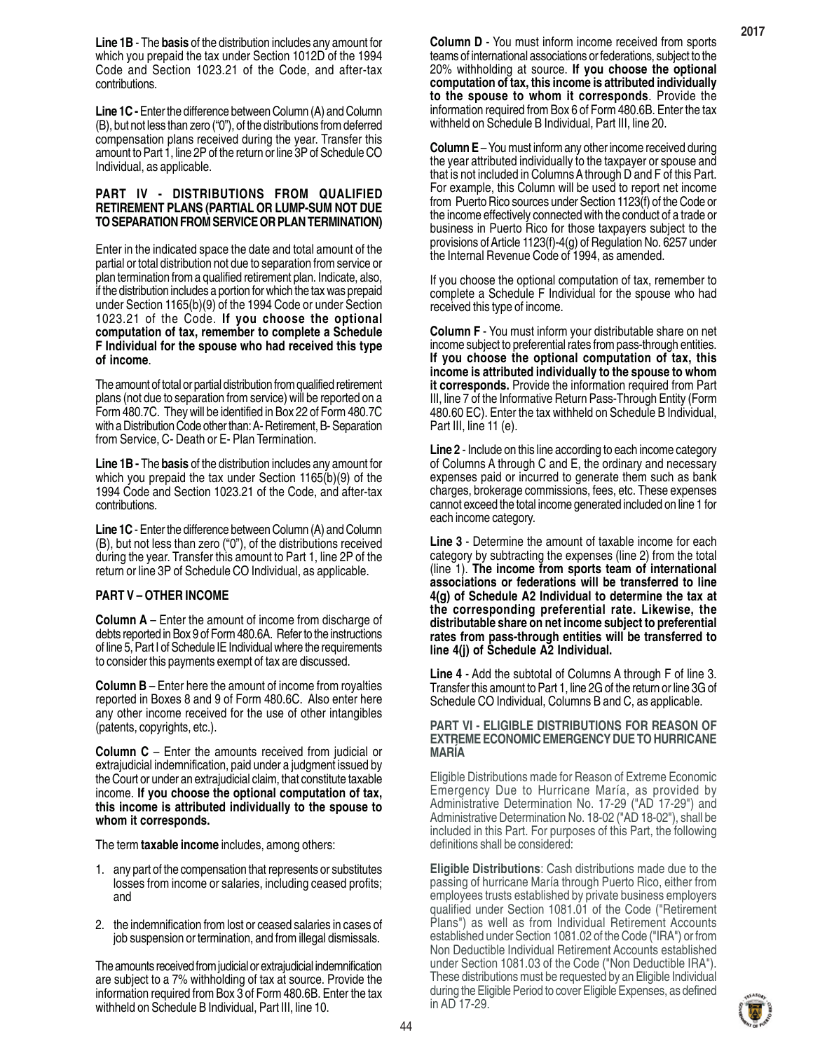**Line 1B** - The **basis** of the distribution includes any amount for which you prepaid the tax under Section 1012D of the 1994 Code and Section 1023.21 of the Code, and after-tax contributions.

**Line 1C -** Enter the difference between Column (A) and Column (B), but not less than zero ("0"), of the distributions from deferred compensation plans received during the year. Transfer this amount to Part 1, line 2P of the return or line 3P of Schedule CO Individual, as applicable.

### PART IV - DISTRIBUTIONS FROM QUALIFIED RETIREMENT PLANS (PARTIAL OR LUMP-SUM NOT DUE TO SEPARATION FROM SERVICE OR PLAN TERMINATION)

Enter in the indicated space the date and total amount of the partial or total distribution not due to separation from service or plan termination from a qualified retirement plan. Indicate, also, if the distribution includes a portion for which the tax was prepaid under Section 1165(b)(9) of the 1994 Code or under Section 1023.21 of the Code. **If you choose the optional computation of tax, remember to complete a Schedule F Individual for the spouse who had received this type of income**.

The amount of total or partial distribution from qualified retirement plans (not due to separation from service) will be reported on a Form 480.7C. They will be identified in Box 22 of Form 480.7C with a Distribution Code other than: A- Retirement, B- Separation from Service, C- Death or E- Plan Termination.

**Line 1B -** The **basis** of the distribution includes any amount for which you prepaid the tax under Section 1165(b)(9) of the 1994 Code and Section 1023.21 of the Code, and after-tax contributions.

**Line 1C** - Enter the difference between Column (A) and Column (B), but not less than zero ("0"), of the distributions received during the year. Transfer this amount to Part 1, line 2P of the return or line 3P of Schedule CO Individual, as applicable.

### PART V – OTHER INCOME

**Column A** – Enter the amount of income from discharge of debts reported in Box 9 of Form 480.6A. Refer to the instructions of line 5, Part I of Schedule IE Individual where the requirements to consider this payments exempt of tax are discussed.

**Column B** – Enter here the amount of income from royalties reported in Boxes 8 and 9 of Form 480.6C. Also enter here any other income received for the use of other intangibles (patents, copyrights, etc.).

**Column C** – Enter the amounts received from judicial or extrajudicial indemnification, paid under a judgment issued by the Court or under an extrajudicial claim, that constitute taxable income. **If you choose the optional computation of tax, this income is attributed individually to the spouse to whom it corresponds.**

The term **taxable income** includes, among others:

1. any part of the compensation that represents or substitutes losses from income or salaries, including ceased profits; and
2. the indemnification from lost or ceased salaries in cases of job suspension or termination, and from illegal dismissals.

The amounts received from judicial or extrajudicial indemnification are subject to a 7% withholding of tax at source. Provide the information required from Box 3 of Form 480.6B. Enter the tax withheld on Schedule B Individual, Part III, line 10.

**Column D** - You must inform income received from sports teams of international associations or federations, subject to the 20% withholding at source. **If you choose the optional computation of tax, this income is attributed individually to the spouse to whom it corresponds**. Provide the information required from Box 6 of Form 480.6B. Enter the tax withheld on Schedule B Individual, Part III, line 20.

**Column E** – You must inform any other income received during the year attributed individually to the taxpayer or spouse and that is not included in Columns A through D and F of this Part. For example, this Column will be used to report net income from Puerto Rico sources under Section 1123(f) of the Code or the income effectively connected with the conduct of a trade or business in Puerto Rico for those taxpayers subject to the provisions of Article 1123(f)-4(g) of Regulation No. 6257 under the Internal Revenue Code of 1994, as amended.

If you choose the optional computation of tax, remember to complete a Schedule F Individual for the spouse who had received this type of income.

**Column F** - You must inform your distributable share on net income subject to preferential rates from pass-through entities. **If you choose the optional computation of tax, this income is attributed individually to the spouse to whom it corresponds.** Provide the information required from Part III, line 7 of the Informative Return Pass-Through Entity (Form 480.60 EC). Enter the tax withheld on Schedule B Individual, Part III, line 11 (e).

**Line 2** - Include on this line according to each income category of Columns A through C and E, the ordinary and necessary expenses paid or incurred to generate them such as bank charges, brokerage commissions, fees, etc. These expenses cannot exceed the total income generated included on line 1 for each income category.

**Line 3** - Determine the amount of taxable income for each category by subtracting the expenses (line 2) from the total (line 1). **The income from sports team of international associations or federations will be transferred to line 4(g) of Schedule A2 Individual to determine the tax at the corresponding preferential rate. Likewise, the distributable share on net income subject to preferential rates from pass-through entities will be transferred to line 4(j) of Schedule A2 Individual.**

**Line 4** - Add the subtotal of Columns A through F of line 3. Transfer this amount to Part 1, line 2G of the return or line 3G of Schedule CO Individual, Columns B and C, as applicable.

### PART VI - ELIGIBLE DISTRIBUTIONS FOR REASON OF EXTREME ECONOMIC EMERGENCY DUE TO HURRICANE MARÍA

Eligible Distributions made for Reason of Extreme Economic Emergency Due to Hurricane María, as provided by Administrative Determination No. 17-29 ("AD 17-29") and Administrative Determination No. 18-02 ("AD 18-02"), shall be included in this Part. For purposes of this Part, the following definitions shall be considered:

**Eligible Distributions**: Cash distributions made due to the passing of hurricane María through Puerto Rico, either from employees trusts established by private business employers qualified under Section 1081.01 of the Code ("Retirement Plans") as well as from Individual Retirement Accounts established under Section 1081.02 of the Code ("IRA") or from Non Deductible Individual Retirement Accounts established under Section 1081.03 of the Code ("Non Deductible IRA"). These distributions must be requested by an Eligible Individual during the Eligible Period to cover Eligible Expenses, as defined in AD 17-29.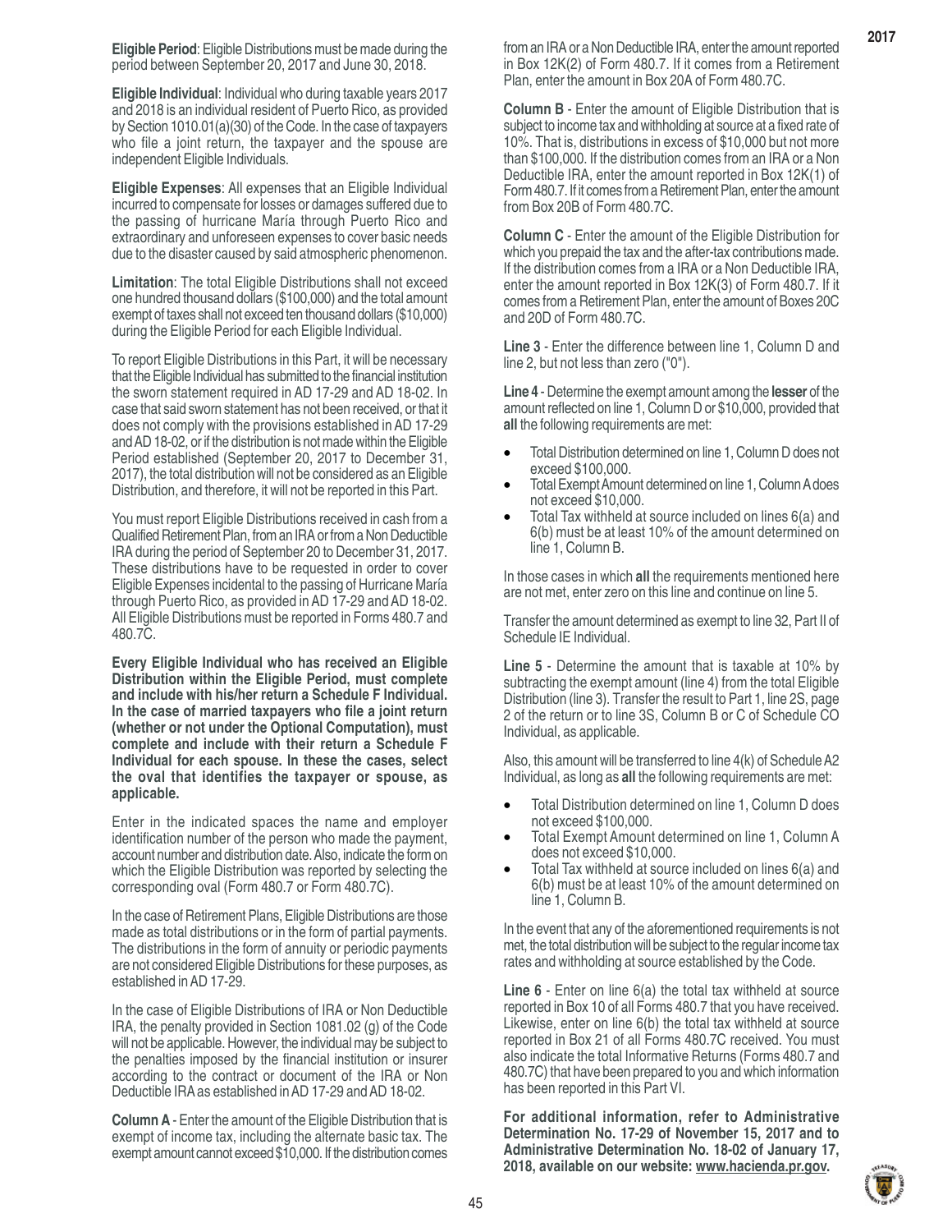**Eligible Period**: Eligible Distributions must be made during the period between September 20, 2017 and June 30, 2018.

**Eligible Individual**: Individual who during taxable years 2017 and 2018 is an individual resident of Puerto Rico, as provided by Section 1010.01(a)(30) of the Code. In the case of taxpayers who file a joint return, the taxpayer and the spouse are independent Eligible Individuals.

**Eligible Expenses**: All expenses that an Eligible Individual incurred to compensate for losses or damages suffered due to the passing of hurricane María through Puerto Rico and extraordinary and unforeseen expenses to cover basic needs due to the disaster caused by said atmospheric phenomenon.

**Limitation**: The total Eligible Distributions shall not exceed one hundred thousand dollars ($100,000) and the total amount exempt of taxes shall not exceed ten thousand dollars ($10,000) during the Eligible Period for each Eligible Individual.

To report Eligible Distributions in this Part, it will be necessary that the Eligible Individual has submitted to the financial institution the sworn statement required in AD 17-29 and AD 18-02. In case that said sworn statement has not been received, or that it does not comply with the provisions established in AD 17-29 and AD 18-02, or if the distribution is not made within the Eligible Period established (September 20, 2017 to December 31, 2017), the total distribution will not be considered as an Eligible Distribution, and therefore, it will not be reported in this Part.

You must report Eligible Distributions received in cash from a Qualified Retirement Plan, from an IRA or from a Non Deductible IRA during the period of September 20 to December 31, 2017. These distributions have to be requested in order to cover Eligible Expenses incidental to the passing of Hurricane María through Puerto Rico, as provided in AD 17-29 and AD 18-02. All Eligible Distributions must be reported in Forms 480.7 and 480.7C.

**Every Eligible Individual who has received an Eligible Distribution within the Eligible Period, must complete and include with his/her return a Schedule F Individual. In the case of married taxpayers who file a joint return (whether or not under the Optional Computation), must complete and include with their return a Schedule F Individual for each spouse. In these the cases, select the oval that identifies the taxpayer or spouse, as applicable.**

Enter in the indicated spaces the name and employer identification number of the person who made the payment, account number and distribution date. Also, indicate the form on which the Eligible Distribution was reported by selecting the corresponding oval (Form 480.7 or Form 480.7C).

In the case of Retirement Plans, Eligible Distributions are those made as total distributions or in the form of partial payments. The distributions in the form of annuity or periodic payments are not considered Eligible Distributions for these purposes, as established in AD 17-29.

In the case of Eligible Distributions of IRA or Non Deductible IRA, the penalty provided in Section 1081.02 (g) of the Code will not be applicable. However, the individual may be subject to the penalties imposed by the financial institution or insurer according to the contract or document of the IRA or Non Deductible IRA as established in AD 17-29 and AD 18-02.

**Column A** - Enter the amount of the Eligible Distribution that is exempt of income tax, including the alternate basic tax. The exempt amount cannot exceed $10,000. If the distribution comes from an IRA or a Non Deductible IRA, enter the amount reported in Box 12K(2) of Form 480.7. If it comes from a Retirement Plan, enter the amount in Box 20A of Form 480.7C.

**Column B** - Enter the amount of Eligible Distribution that is subject to income tax and withholding at source at a fixed rate of 10%. That is, distributions in excess of $10,000 but not more than $100,000. If the distribution comes from an IRA or a Non Deductible IRA, enter the amount reported in Box 12K(1) of Form 480.7. If it comes from a Retirement Plan, enter the amount from Box 20B of Form 480.7C.

**Column C** - Enter the amount of the Eligible Distribution for which you prepaid the tax and the after-tax contributions made. If the distribution comes from a IRA or a Non Deductible IRA, enter the amount reported in Box 12K(3) of Form 480.7. If it comes from a Retirement Plan, enter the amount of Boxes 20C and 20D of Form 480.7C.

**Line 3** - Enter the difference between line 1, Column D and line 2, but not less than zero ("0").

**Line 4** - Determine the exempt amount among the **lesser** of the amount reflected on line 1, Column D or $10,000, provided that **all** the following requirements are met:

- Total Distribution determined on line 1, Column D does not exceed $100,000.
- Total Exempt Amount determined on line 1, Column A does not exceed $10,000.
- Total Tax withheld at source included on lines 6(a) and 6(b) must be at least 10% of the amount determined on line 1, Column B.

In those cases in which **all** the requirements mentioned here are not met, enter zero on this line and continue on line 5.

Transfer the amount determined as exempt to line 32, Part II of Schedule IE Individual.

**Line 5** - Determine the amount that is taxable at 10% by subtracting the exempt amount (line 4) from the total Eligible Distribution (line 3). Transfer the result to Part 1, line 2S, page 2 of the return or to line 3S, Column B or C of Schedule CO Individual, as applicable.

Also, this amount will be transferred to line 4(k) of Schedule A2 Individual, as long as **all** the following requirements are met:

- Total Distribution determined on line 1, Column D does not exceed $100,000.
- Total Exempt Amount determined on line 1, Column A does not exceed $10,000.
- Total Tax withheld at source included on lines 6(a) and 6(b) must be at least 10% of the amount determined on line 1, Column B.

In the event that any of the aforementioned requirements is not met, the total distribution will be subject to the regular income tax rates and withholding at source established by the Code.

**Line 6** - Enter on line 6(a) the total tax withheld at source reported in Box 10 of all Forms 480.7 that you have received. Likewise, enter on line 6(b) the total tax withheld at source reported in Box 21 of all Forms 480.7C received. You must also indicate the total Informative Returns (Forms 480.7 and 480.7C) that have been prepared to you and which information has been reported in this Part VI.

**For additional information, refer to Administrative Determination No. 17-29 of November 15, 2017 and to Administrative Determination No. 18-02 of January 17, 2018, available on our website: www.hacienda.pr.gov.**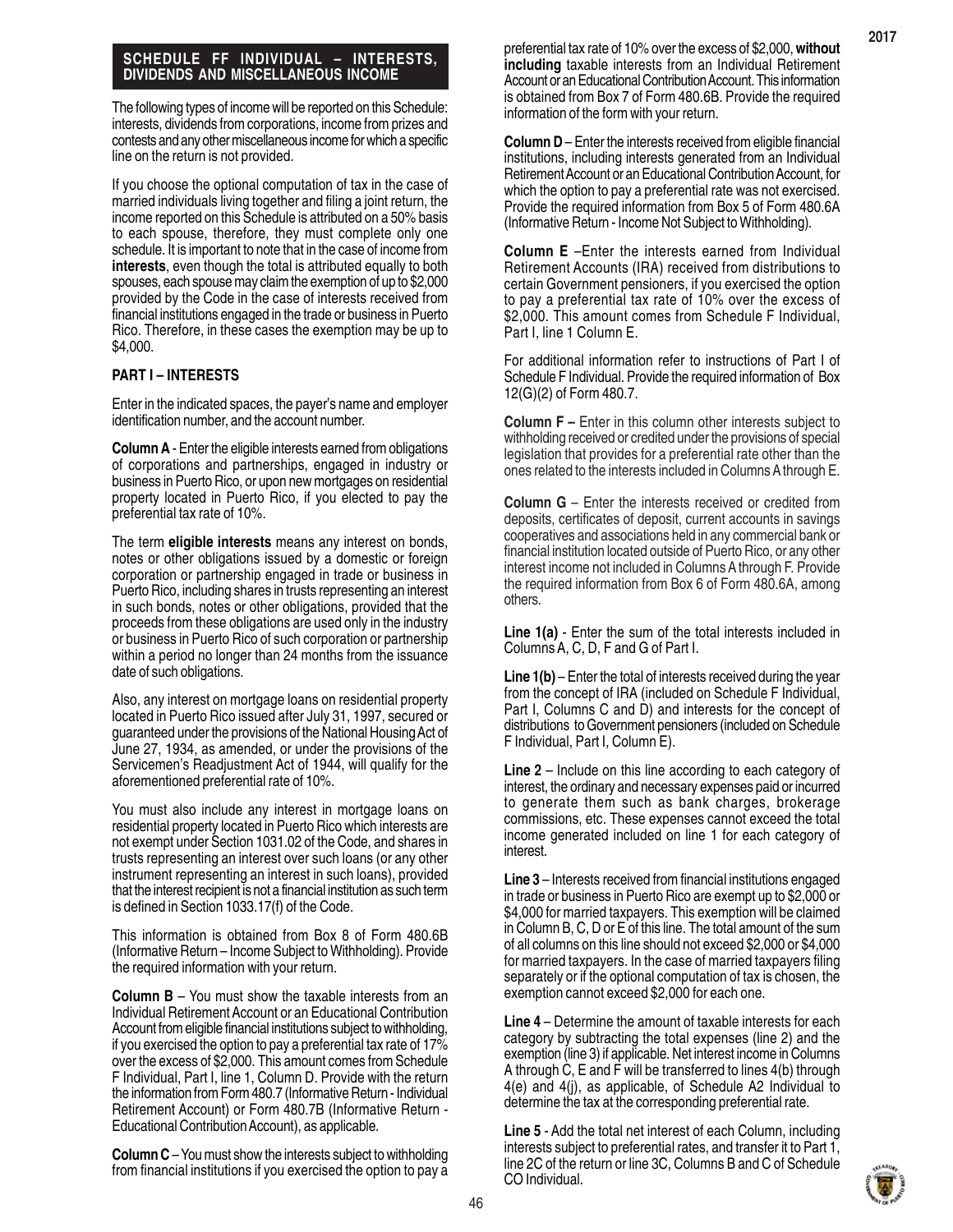## SCHEDULE FF INDIVIDUAL – INTERESTS, DIVIDENDS AND MISCELLANEOUS INCOME

The following types of income will be reported on this Schedule: interests, dividends from corporations, income from prizes and contests and any other miscellaneous income for which a specific line on the return is not provided.

If you choose the optional computation of tax in the case of married individuals living together and filing a joint return, the income reported on this Schedule is attributed on a 50% basis to each spouse, therefore, they must complete only one schedule. It is important to note that in the case of income from **interests**, even though the total is attributed equally to both spouses, each spouse may claim the exemption of up to $2,000 provided by the Code in the case of interests received from financial institutions engaged in the trade or business in Puerto Rico. Therefore, in these cases the exemption may be up to $4,000.

### PART I – INTERESTS

Enter in the indicated spaces, the payer's name and employer identification number, and the account number.

**Column A** - Enter the eligible interests earned from obligations of corporations and partnerships, engaged in industry or business in Puerto Rico, or upon new mortgages on residential property located in Puerto Rico, if you elected to pay the preferential tax rate of 10%.

The term **eligible interests** means any interest on bonds, notes or other obligations issued by a domestic or foreign corporation or partnership engaged in trade or business in Puerto Rico, including shares in trusts representing an interest in such bonds, notes or other obligations, provided that the proceeds from these obligations are used only in the industry or business in Puerto Rico of such corporation or partnership within a period no longer than 24 months from the issuance date of such obligations.

Also, any interest on mortgage loans on residential property located in Puerto Rico issued after July 31, 1997, secured or guaranteed under the provisions of the National Housing Act of June 27, 1934, as amended, or under the provisions of the Servicemen's Readjustment Act of 1944, will qualify for the aforementioned preferential rate of 10%.

You must also include any interest in mortgage loans on residential property located in Puerto Rico which interests are not exempt under Section 1031.02 of the Code, and shares in trusts representing an interest over such loans (or any other instrument representing an interest in such loans), provided that the interest recipient is not a financial institution as such term is defined in Section 1033.17(f) of the Code.

This information is obtained from Box 8 of Form 480.6B (Informative Return – Income Subject to Withholding). Provide the required information with your return.

**Column B** – You must show the taxable interests from an Individual Retirement Account or an Educational Contribution Account from eligible financial institutions subject to withholding, if you exercised the option to pay a preferential tax rate of 17% over the excess of $2,000. This amount comes from Schedule F Individual, Part I, line 1, Column D. Provide with the return the information from Form 480.7 (Informative Return - Individual Retirement Account) or Form 480.7B (Informative Return - Educational Contribution Account), as applicable.

**Column C** – You must show the interests subject to withholding from financial institutions if you exercised the option to pay a preferential tax rate of 10% over the excess of $2,000, **without including** taxable interests from an Individual Retirement Account or an Educational Contribution Account. This information is obtained from Box 7 of Form 480.6B. Provide the required information of the form with your return.

**Column D** – Enter the interests received from eligible financial institutions, including interests generated from an Individual Retirement Account or an Educational Contribution Account, for which the option to pay a preferential rate was not exercised. Provide the required information from Box 5 of Form 480.6A (Informative Return - Income Not Subject to Withholding).

**Column E** –Enter the interests earned from Individual Retirement Accounts (IRA) received from distributions to certain Government pensioners, if you exercised the option to pay a preferential tax rate of 10% over the excess of $2,000. This amount comes from Schedule F Individual, Part I, line 1 Column E.

For additional information refer to instructions of Part I of Schedule F Individual. Provide the required information of Box 12(G)(2) of Form 480.7.

**Column F –** Enter in this column other interests subject to withholding received or credited under the provisions of special legislation that provides for a preferential rate other than the ones related to the interests included in Columns A through E.

**Column G** – Enter the interests received or credited from deposits, certificates of deposit, current accounts in savings cooperatives and associations held in any commercial bank or financial institution located outside of Puerto Rico, or any other interest income not included in Columns A through F. Provide the required information from Box 6 of Form 480.6A, among others.

**Line 1(a)** - Enter the sum of the total interests included in Columns A, C, D, F and G of Part I.

**Line 1(b)** – Enter the total of interests received during the year from the concept of IRA (included on Schedule F Individual, Part I, Columns C and D) and interests for the concept of distributions to Government pensioners (included on Schedule F Individual, Part I, Column E).

**Line 2** – Include on this line according to each category of interest, the ordinary and necessary expenses paid or incurred to generate them such as bank charges, brokerage commissions, etc. These expenses cannot exceed the total income generated included on line 1 for each category of interest.

**Line 3** – Interests received from financial institutions engaged in trade or business in Puerto Rico are exempt up to $2,000 or $4,000 for married taxpayers. This exemption will be claimed in Column B, C, D or E of this line. The total amount of the sum of all columns on this line should not exceed $2,000 or $4,000 for married taxpayers. In the case of married taxpayers filing separately or if the optional computation of tax is chosen, the exemption cannot exceed $2,000 for each one.

**Line 4** – Determine the amount of taxable interests for each category by subtracting the total expenses (line 2) and the exemption (line 3) if applicable. Net interest income in Columns A through C, E and F will be transferred to lines 4(b) through 4(e) and 4(j), as applicable, of Schedule A2 Individual to determine the tax at the corresponding preferential rate.

**Line 5** - Add the total net interest of each Column, including interests subject to preferential rates, and transfer it to Part 1, line 2C of the return or line 3C, Columns B and C of Schedule CO Individual.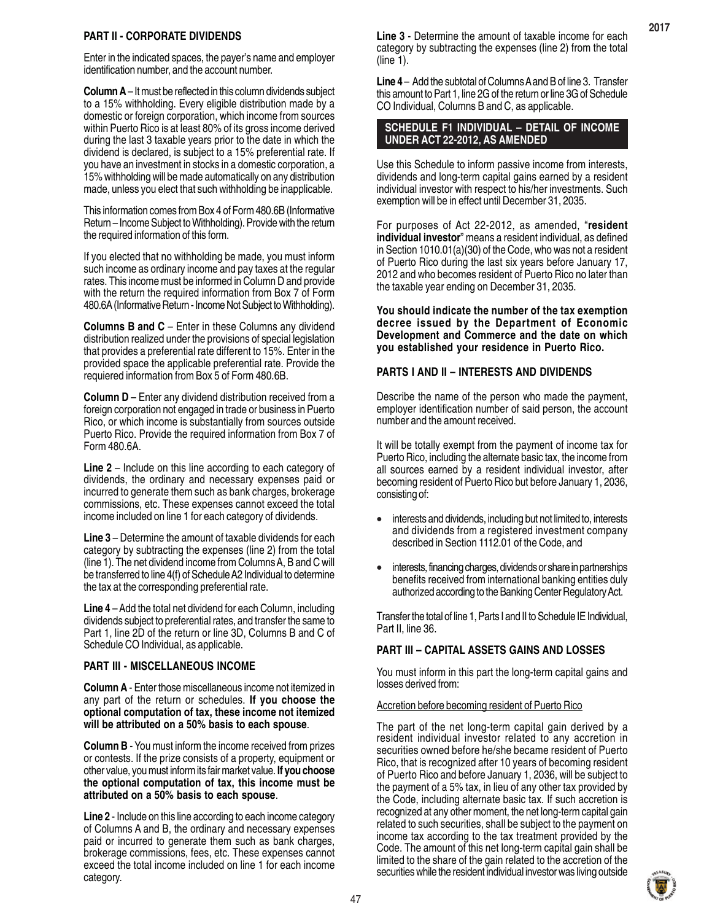### PART II - CORPORATE DIVIDENDS

Enter in the indicated spaces, the payer's name and employer identification number, and the account number.

**Column A** – It must be reflected in this column dividends subject to a 15% withholding. Every eligible distribution made by a domestic or foreign corporation, which income from sources within Puerto Rico is at least 80% of its gross income derived during the last 3 taxable years prior to the date in which the dividend is declared, is subject to a 15% preferential rate. If you have an investment in stocks in a domestic corporation, a 15% withholding will be made automatically on any distribution made, unless you elect that such withholding be inapplicable.

This information comes from Box 4 of Form 480.6B (Informative Return – Income Subject to Withholding). Provide with the return the required information of this form.

If you elected that no withholding be made, you must inform such income as ordinary income and pay taxes at the regular rates. This income must be informed in Column D and provide with the return the required information from Box 7 of Form 480.6A (Informative Return - Income Not Subject to Withholding).

**Columns B and C** – Enter in these Columns any dividend distribution realized under the provisions of special legislation that provides a preferential rate different to 15%. Enter in the provided space the applicable preferential rate. Provide the requiered information from Box 5 of Form 480.6B.

**Column D** – Enter any dividend distribution received from a foreign corporation not engaged in trade or business in Puerto Rico, or which income is substantially from sources outside Puerto Rico. Provide the required information from Box 7 of Form 480.6A.

**Line 2** – Include on this line according to each category of dividends, the ordinary and necessary expenses paid or incurred to generate them such as bank charges, brokerage commissions, etc. These expenses cannot exceed the total income included on line 1 for each category of dividends.

**Line 3** – Determine the amount of taxable dividends for each category by subtracting the expenses (line 2) from the total (line 1). The net dividend income from Columns A, B and C will be transferred to line 4(f) of Schedule A2 Individual to determine the tax at the corresponding preferential rate.

**Line 4** – Add the total net dividend for each Column, including dividends subject to preferential rates, and transfer the same to Part 1, line 2D of the return or line 3D, Columns B and C of Schedule CO Individual, as applicable.

### PART III - MISCELLANEOUS INCOME

**Column A** - Enter those miscellaneous income not itemized in any part of the return or schedules. **If you choose the optional computation of tax, these income not itemized will be attributed on a 50% basis to each spouse**.

**Column B** - You must inform the income received from prizes or contests. If the prize consists of a property, equipment or other value, you must inform its fair market value. **If you choose the optional computation of tax, this income must be attributed on a 50% basis to each spouse**.

**Line 2** - Include on this line according to each income category of Columns A and B, the ordinary and necessary expenses paid or incurred to generate them such as bank charges, brokerage commissions, fees, etc. These expenses cannot exceed the total income included on line 1 for each income category.

**Line 3** - Determine the amount of taxable income for each category by subtracting the expenses (line 2) from the total (line 1).

**Line 4** – Add the subtotal of Columns A and B of line 3. Transfer this amount to Part 1, line 2G of the return or line 3G of Schedule CO Individual, Columns B and C, as applicable.

## SCHEDULE F1 INDIVIDUAL – DETAIL OF INCOME UNDER ACT 22-2012, AS AMENDED

Use this Schedule to inform passive income from interests, dividends and long-term capital gains earned by a resident individual investor with respect to his/her investments. Such exemption will be in effect until December 31, 2035.

For purposes of Act 22-2012, as amended, "**resident individual investor**" means a resident individual, as defined in Section 1010.01(a)(30) of the Code, who was not a resident of Puerto Rico during the last six years before January 17, 2012 and who becomes resident of Puerto Rico no later than the taxable year ending on December 31, 2035.

**You should indicate the number of the tax exemption decree issued by the Department of Economic Development and Commerce and the date on which you established your residence in Puerto Rico.**

### PARTS I AND II – INTERESTS AND DIVIDENDS

Describe the name of the person who made the payment, employer identification number of said person, the account number and the amount received.

It will be totally exempt from the payment of income tax for Puerto Rico, including the alternate basic tax, the income from all sources earned by a resident individual investor, after becoming resident of Puerto Rico but before January 1, 2036, consisting of:

- interests and dividends, including but not limited to, interests and dividends from a registered investment company described in Section 1112.01 of the Code, and
- interests, financing charges, dividends or share in partnerships benefits received from international banking entities duly authorized according to the Banking Center Regulatory Act.

Transfer the total of line 1, Parts I and II to Schedule IE Individual, Part II, line 36.

### PART III – CAPITAL ASSETS GAINS AND LOSSES

You must inform in this part the long-term capital gains and losses derived from:

Accretion before becoming resident of Puerto Rico

The part of the net long-term capital gain derived by a resident individual investor related to any accretion in securities owned before he/she became resident of Puerto Rico, that is recognized after 10 years of becoming resident of Puerto Rico and before January 1, 2036, will be subject to the payment of a 5% tax, in lieu of any other tax provided by the Code, including alternate basic tax. If such accretion is recognized at any other moment, the net long-term capital gain related to such securities, shall be subject to the payment on income tax according to the tax treatment provided by the Code. The amount of this net long-term capital gain shall be limited to the share of the gain related to the accretion of the securities while the resident individual investor was living outside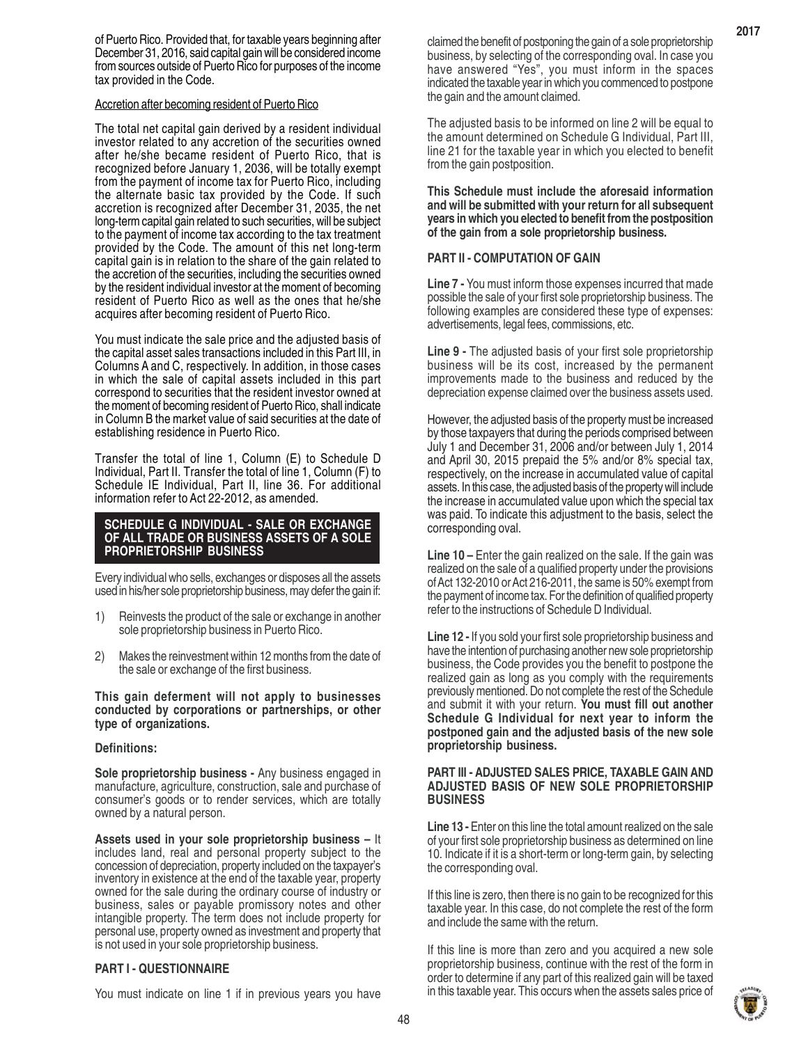of Puerto Rico. Provided that, for taxable years beginning after December 31, 2016, said capital gain will be considered income from sources outside of Puerto Rico for purposes of the income tax provided in the Code.

Accretion after becoming resident of Puerto Rico

The total net capital gain derived by a resident individual investor related to any accretion of the securities owned after he/she became resident of Puerto Rico, that is recognized before January 1, 2036, will be totally exempt from the payment of income tax for Puerto Rico, including the alternate basic tax provided by the Code. If such accretion is recognized after December 31, 2035, the net long-term capital gain related to such securities, will be subject to the payment of income tax according to the tax treatment provided by the Code. The amount of this net long-term capital gain is in relation to the share of the gain related to the accretion of the securities, including the securities owned by the resident individual investor at the moment of becoming resident of Puerto Rico as well as the ones that he/she acquires after becoming resident of Puerto Rico.

You must indicate the sale price and the adjusted basis of the capital asset sales transactions included in this Part III, in Columns A and C, respectively. In addition, in those cases in which the sale of capital assets included in this part correspond to securities that the resident investor owned at the moment of becoming resident of Puerto Rico, shall indicate in Column B the market value of said securities at the date of establishing residence in Puerto Rico.

Transfer the total of line 1, Column (E) to Schedule D Individual, Part II. Transfer the total of line 1, Column (F) to Schedule IE Individual, Part II, line 36. For additional information refer to Act 22-2012, as amended.

## SCHEDULE G INDIVIDUAL - SALE OR EXCHANGE OF ALL TRADE OR BUSINESS ASSETS OF A SOLE PROPRIETORSHIP BUSINESS

Every individual who sells, exchanges or disposes all the assets used in his/her sole proprietorship business, may defer the gain if:

1) Reinvests the product of the sale or exchange in another sole proprietorship business in Puerto Rico.
2) Makes the reinvestment within 12 months from the date of the sale or exchange of the first business.

**This gain deferment will not apply to businesses conducted by corporations or partnerships, or other type of organizations.**

**Definitions:**

**Sole proprietorship business -** Any business engaged in manufacture, agriculture, construction, sale and purchase of consumer's goods or to render services, which are totally owned by a natural person.

**Assets used in your sole proprietorship business –** It includes land, real and personal property subject to the concession of depreciation, property included on the taxpayer's inventory in existence at the end of the taxable year, property owned for the sale during the ordinary course of industry or business, sales or payable promissory notes and other intangible property. The term does not include property for personal use, property owned as investment and property that is not used in your sole proprietorship business.

### PART I - QUESTIONNAIRE

You must indicate on line 1 if in previous years you have claimed the benefit of postponing the gain of a sole proprietorship business, by selecting of the corresponding oval. In case you have answered "Yes", you must inform in the spaces indicated the taxable year in which you commenced to postpone the gain and the amount claimed.

The adjusted basis to be informed on line 2 will be equal to the amount determined on Schedule G Individual, Part III, line 21 for the taxable year in which you elected to benefit from the gain postposition.

**This Schedule must include the aforesaid information and will be submitted with your return for all subsequent years in which you elected to benefit from the postposition of the gain from a sole proprietorship business.**

### PART II - COMPUTATION OF GAIN

**Line 7 -** You must inform those expenses incurred that made possible the sale of your first sole proprietorship business. The following examples are considered these type of expenses: advertisements, legal fees, commissions, etc.

**Line 9 -** The adjusted basis of your first sole proprietorship business will be its cost, increased by the permanent improvements made to the business and reduced by the depreciation expense claimed over the business assets used.

However, the adjusted basis of the property must be increased by those taxpayers that during the periods comprised between July 1 and December 31, 2006 and/or between July 1, 2014 and April 30, 2015 prepaid the 5% and/or 8% special tax, respectively, on the increase in accumulated value of capital assets. In this case, the adjusted basis of the property will include the increase in accumulated value upon which the special tax was paid. To indicate this adjustment to the basis, select the corresponding oval.

**Line 10 –** Enter the gain realized on the sale. If the gain was realized on the sale of a qualified property under the provisions of Act 132-2010 or Act 216-2011, the same is 50% exempt from the payment of income tax. For the definition of qualified property refer to the instructions of Schedule D Individual.

**Line 12 -** If you sold your first sole proprietorship business and have the intention of purchasing another new sole proprietorship business, the Code provides you the benefit to postpone the realized gain as long as you comply with the requirements previously mentioned. Do not complete the rest of the Schedule and submit it with your return. **You must fill out another Schedule G Individual for next year to inform the postponed gain and the adjusted basis of the new sole proprietorship business.**

### PART III - ADJUSTED SALES PRICE, TAXABLE GAIN AND ADJUSTED BASIS OF NEW SOLE PROPRIETORSHIP BUSINESS

**Line 13 -** Enter on this line the total amount realized on the sale of your first sole proprietorship business as determined on line 10. Indicate if it is a short-term or long-term gain, by selecting the corresponding oval.

If this line is zero, then there is no gain to be recognized for this taxable year. In this case, do not complete the rest of the form and include the same with the return.

If this line is more than zero and you acquired a new sole proprietorship business, continue with the rest of the form in order to determine if any part of this realized gain will be taxed in this taxable year. This occurs when the assets sales price of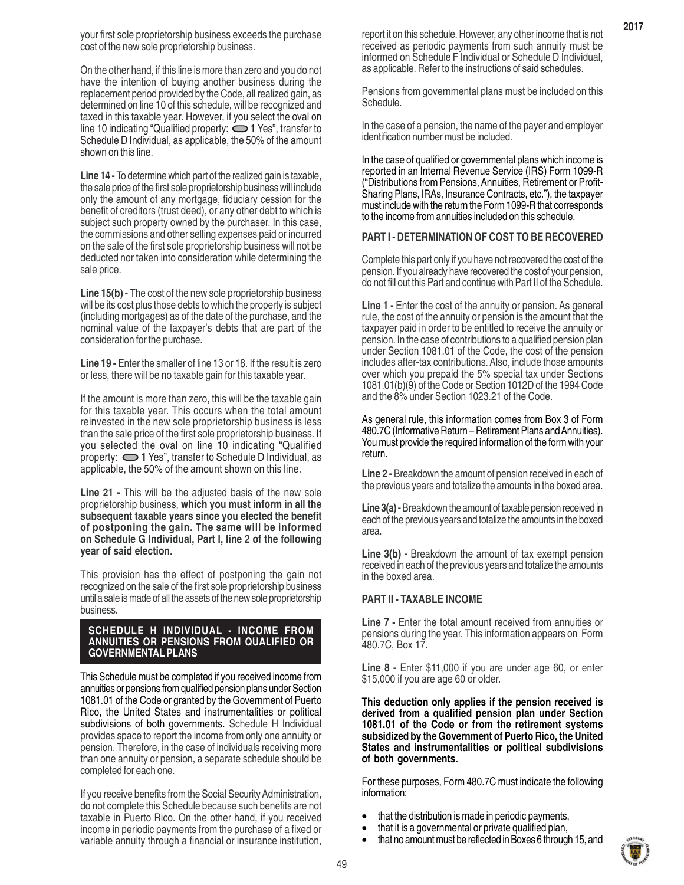your first sole proprietorship business exceeds the purchase cost of the new sole proprietorship business.

On the other hand, if this line is more than zero and you do not have the intention of buying another business during the replacement period provided by the Code, all realized gain, as determined on line 10 of this schedule, will be recognized and taxed in this taxable year. However, if you select the oval on line 10 indicating "Qualified property: ⬭ **1** Yes", transfer to Schedule D Individual, as applicable, the 50% of the amount shown on this line.

**Line 14 -** To determine which part of the realized gain is taxable, the sale price of the first sole proprietorship business will include only the amount of any mortgage, fiduciary cession for the benefit of creditors (trust deed), or any other debt to which is subject such property owned by the purchaser. In this case, the commissions and other selling expenses paid or incurred on the sale of the first sole proprietorship business will not be deducted nor taken into consideration while determining the sale price.

**Line 15(b) -** The cost of the new sole proprietorship business will be its cost plus those debts to which the property is subject (including mortgages) as of the date of the purchase, and the nominal value of the taxpayer's debts that are part of the consideration for the purchase.

**Line 19 -** Enter the smaller of line 13 or 18. If the result is zero or less, there will be no taxable gain for this taxable year.

If the amount is more than zero, this will be the taxable gain for this taxable year. This occurs when the total amount reinvested in the new sole proprietorship business is less than the sale price of the first sole proprietorship business. If you selected the oval on line 10 indicating "Qualified property: ⬭ **1** Yes", transfer to Schedule D Individual, as applicable, the 50% of the amount shown on this line.

**Line 21 -** This will be the adjusted basis of the new sole proprietorship business, **which you must inform in all the subsequent taxable years since you elected the benefit of postponing the gain. The same will be informed on Schedule G Individual, Part I, line 2 of the following year of said election.**

This provision has the effect of postponing the gain not recognized on the sale of the first sole proprietorship business until a sale is made of all the assets of the new sole proprietorship business.

## SCHEDULE H INDIVIDUAL - INCOME FROM ANNUITIES OR PENSIONS FROM QUALIFIED OR GOVERNMENTAL PLANS

This Schedule must be completed if you received income from annuities or pensions from qualified pension plans under Section 1081.01 of the Code or granted by the Government of Puerto Rico, the United States and instrumentalities or political subdivisions of both governments. Schedule H Individual provides space to report the income from only one annuity or pension. Therefore, in the case of individuals receiving more than one annuity or pension, a separate schedule should be completed for each one.

If you receive benefits from the Social Security Administration, do not complete this Schedule because such benefits are not taxable in Puerto Rico. On the other hand, if you received income in periodic payments from the purchase of a fixed or variable annuity through a financial or insurance institution, report it on this schedule. However, any other income that is not received as periodic payments from such annuity must be informed on Schedule F Individual or Schedule D Individual, as applicable. Refer to the instructions of said schedules.

Pensions from governmental plans must be included on this Schedule.

In the case of a pension, the name of the payer and employer identification number must be included.

In the case of qualified or governmental plans which income is reported in an Internal Revenue Service (IRS) Form 1099-R ("Distributions from Pensions, Annuities, Retirement or Profit-Sharing Plans, IRAs, Insurance Contracts, etc."), the taxpayer must include with the return the Form 1099-R that corresponds to the income from annuities included on this schedule.

### PART I - DETERMINATION OF COST TO BE RECOVERED

Complete this part only if you have not recovered the cost of the pension. If you already have recovered the cost of your pension, do not fill out this Part and continue with Part II of the Schedule.

**Line 1 -** Enter the cost of the annuity or pension. As general rule, the cost of the annuity or pension is the amount that the taxpayer paid in order to be entitled to receive the annuity or pension. In the case of contributions to a qualified pension plan under Section 1081.01 of the Code, the cost of the pension includes after-tax contributions. Also, include those amounts over which you prepaid the 5% special tax under Sections 1081.01(b)(9) of the Code or Section 1012D of the 1994 Code and the 8% under Section 1023.21 of the Code.

As general rule, this information comes from Box 3 of Form 480.7C (Informative Return – Retirement Plans and Annuities). You must provide the required information of the form with your return.

**Line 2 -** Breakdown the amount of pension received in each of the previous years and totalize the amounts in the boxed area.

**Line 3(a) -** Breakdown the amount of taxable pension received in each of the previous years and totalize the amounts in the boxed area.

**Line 3(b) -** Breakdown the amount of tax exempt pension received in each of the previous years and totalize the amounts in the boxed area.

### PART II - TAXABLE INCOME

**Line 7 -** Enter the total amount received from annuities or pensions during the year. This information appears on Form 480.7C, Box 17.

**Line 8 -** Enter $11,000 if you are under age 60, or enter $15,000 if you are age 60 or older.

**This deduction only applies if the pension received is derived from a qualified pension plan under Section 1081.01 of the Code or from the retirement systems subsidized by the Government of Puerto Rico, the United States and instrumentalities or political subdivisions of both governments.**

For these purposes, Form 480.7C must indicate the following information:

- that the distribution is made in periodic payments,
- that it is a governmental or private qualified plan,
- that no amount must be reflected in Boxes 6 through 15, and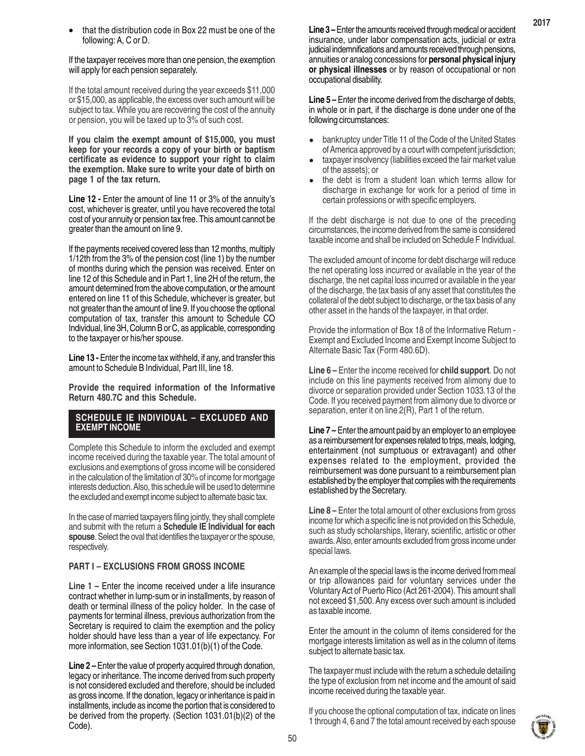- that the distribution code in Box 22 must be one of the following: A, C or D.

If the taxpayer receives more than one pension, the exemption will apply for each pension separately.

If the total amount received during the year exceeds $11,000 or $15,000, as applicable, the excess over such amount will be subject to tax. While you are recovering the cost of the annuity or pension, you will be taxed up to 3% of such cost.

**If you claim the exempt amount of $15,000, you must keep for your records a copy of your birth or baptism certificate as evidence to support your right to claim the exemption. Make sure to write your date of birth on page 1 of the tax return.**

**Line 12 -** Enter the amount of line 11 or 3% of the annuity's cost, whichever is greater, until you have recovered the total cost of your annuity or pension tax free. This amount cannot be greater than the amount on line 9.

If the payments received covered less than 12 months, multiply 1/12th from the 3% of the pension cost (line 1) by the number of months during which the pension was received. Enter on line 12 of this Schedule and in Part 1, line 2H of the return, the amount determined from the above computation, or the amount entered on line 11 of this Schedule, whichever is greater, but not greater than the amount of line 9. If you choose the optional computation of tax, transfer this amount to Schedule CO Individual, line 3H, Column B or C, as applicable, corresponding to the taxpayer or his/her spouse.

**Line 13 -** Enter the income tax withheld, if any, and transfer this amount to Schedule B Individual, Part III, line 18.

**Provide the required information of the Informative Return 480.7C and this Schedule.**

## SCHEDULE IE INDIVIDUAL – EXCLUDED AND EXEMPT INCOME

Complete this Schedule to inform the excluded and exempt income received during the taxable year. The total amount of exclusions and exemptions of gross income will be considered in the calculation of the limitation of 30% of income for mortgage interests deduction. Also, this schedule will be used to determine the excluded and exempt income subject to alternate basic tax.

In the case of married taxpayers filing jointly, they shall complete and submit with the return a **Schedule IE Individual for each spouse**. Select the oval that identifies the taxpayer or the spouse, respectively.

### PART I – EXCLUSIONS FROM GROSS INCOME

**Line 1 –** Enter the income received under a life insurance contract whether in lump-sum or in installments, by reason of death or terminal illness of the policy holder. In the case of payments for terminal illness, previous authorization from the Secretary is required to claim the exemption and the policy holder should have less than a year of life expectancy. For more information, see Section 1031.01(b)(1) of the Code.

**Line 2 –** Enter the value of property acquired through donation, legacy or inheritance. The income derived from such property is not considered excluded and therefore, should be included as gross income. If the donation, legacy or inheritance is paid in installments, include as income the portion that is considered to be derived from the property. (Section 1031.01(b)(2) of the Code).

**Line 3 –** Enter the amounts received through medical or accident insurance, under labor compensation acts, judicial or extra judicial indemnifications and amounts received through pensions, annuities or analog concessions for **personal physical injury or physical illnesses** or by reason of occupational or non occupational disability.

**Line 5 –** Enter the income derived from the discharge of debts, in whole or in part, if the discharge is done under one of the following circumstances:

- bankruptcy under Title 11 of the Code of the United States of America approved by a court with competent jurisdiction;
- taxpayer insolvency (liabilities exceed the fair market value of the assets); or
- the debt is from a student loan which terms allow for discharge in exchange for work for a period of time in certain professions or with specific employers.

If the debt discharge is not due to one of the preceding circumstances, the income derived from the same is considered taxable income and shall be included on Schedule F Individual.

The excluded amount of income for debt discharge will reduce the net operating loss incurred or available in the year of the discharge, the net capital loss incurred or available in the year of the discharge, the tax basis of any asset that constitutes the collateral of the debt subject to discharge, or the tax basis of any other asset in the hands of the taxpayer, in that order.

Provide the information of Box 18 of the Informative Return - Exempt and Excluded Income and Exempt Income Subject to Alternate Basic Tax (Form 480.6D).

**Line 6 –** Enter the income received for **child support**. Do not include on this line payments received from alimony due to divorce or separation provided under Section 1033.13 of the Code. If you received payment from alimony due to divorce or separation, enter it on line 2(R), Part 1 of the return.

**Line 7 –** Enter the amount paid by an employer to an employee as a reimbursement for expenses related to trips, meals, lodging, entertainment (not sumptuous or extravagant) and other expenses related to the employment, provided the reimbursement was done pursuant to a reimbursement plan established by the employer that complies with the requirements established by the Secretary.

**Line 8 –** Enter the total amount of other exclusions from gross income for which a specific line is not provided on this Schedule, such as study scholarships, literary, scientific, artistic or other awards. Also, enter amounts excluded from gross income under special laws.

An example of the special laws is the income derived from meal or trip allowances paid for voluntary services under the Voluntary Act of Puerto Rico (Act 261-2004). This amount shall not exceed $1,500. Any excess over such amount is included as taxable income.

Enter the amount in the column of items considered for the mortgage interests limitation as well as in the column of items subject to alternate basic tax.

The taxpayer must include with the return a schedule detailing the type of exclusion from net income and the amount of said income received during the taxable year.

If you choose the optional computation of tax, indicate on lines 1 through 4, 6 and 7 the total amount received by each spouse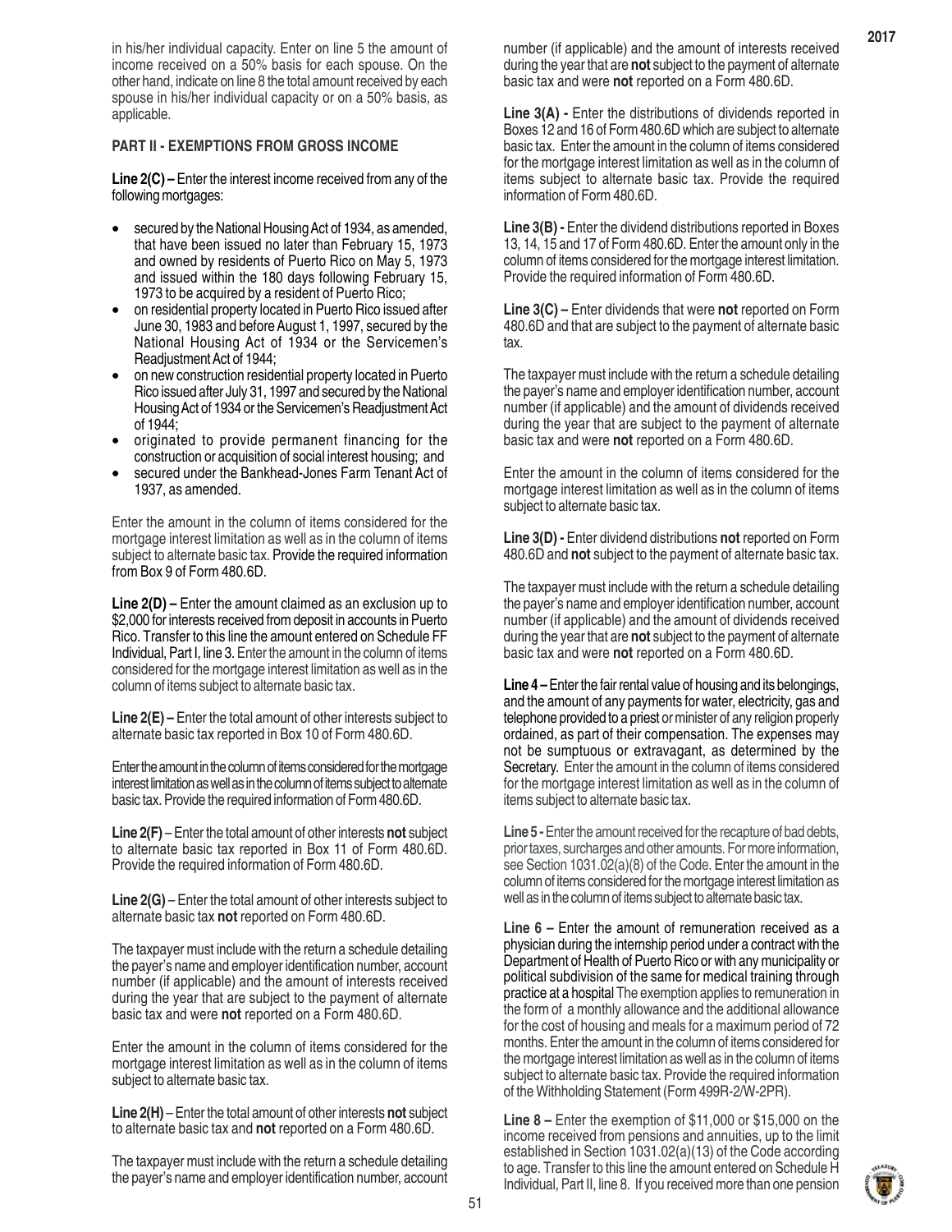in his/her individual capacity. Enter on line 5 the amount of income received on a 50% basis for each spouse. On the other hand, indicate on line 8 the total amount received by each spouse in his/her individual capacity or on a 50% basis, as applicable.

**PART II - EXEMPTIONS FROM GROSS INCOME**

**Line 2(C) –** Enter the interest income received from any of the following mortgages:

- secured by the National Housing Act of 1934, as amended, that have been issued no later than February 15, 1973 and owned by residents of Puerto Rico on May 5, 1973 and issued within the 180 days following February 15, 1973 to be acquired by a resident of Puerto Rico;
- on residential property located in Puerto Rico issued after June 30, 1983 and before August 1, 1997, secured by the National Housing Act of 1934 or the Servicemen's Readjustment Act of 1944;
- on new construction residential property located in Puerto Rico issued after July 31, 1997 and secured by the National Housing Act of 1934 or the Servicemen's Readjustment Act of 1944;
- originated to provide permanent financing for the construction or acquisition of social interest housing; and
- secured under the Bankhead-Jones Farm Tenant Act of 1937, as amended.

Enter the amount in the column of items considered for the mortgage interest limitation as well as in the column of items subject to alternate basic tax. Provide the required information from Box 9 of Form 480.6D.

**Line 2(D) –** Enter the amount claimed as an exclusion up to $2,000 for interests received from deposit in accounts in Puerto Rico. Transfer to this line the amount entered on Schedule FF Individual, Part I, line 3. Enter the amount in the column of items considered for the mortgage interest limitation as well as in the column of items subject to alternate basic tax.

**Line 2(E) –** Enter the total amount of other interests subject to alternate basic tax reported in Box 10 of Form 480.6D.

Enter the amount in the column of items considered for the mortgage interest limitation as well as in the column of items subject to alternate basic tax. Provide the required information of Form 480.6D.

**Line 2(F)** – Enter the total amount of other interests **not** subject to alternate basic tax reported in Box 11 of Form 480.6D. Provide the required information of Form 480.6D.

**Line 2(G)** – Enter the total amount of other interests subject to alternate basic tax **not** reported on Form 480.6D.

The taxpayer must include with the return a schedule detailing the payer's name and employer identification number, account number (if applicable) and the amount of interests received during the year that are subject to the payment of alternate basic tax and were **not** reported on a Form 480.6D.

Enter the amount in the column of items considered for the mortgage interest limitation as well as in the column of items subject to alternate basic tax.

**Line 2(H)** – Enter the total amount of other interests **not** subject to alternate basic tax and **not** reported on a Form 480.6D.

The taxpayer must include with the return a schedule detailing the payer's name and employer identification number, account number (if applicable) and the amount of interests received during the year that are **not** subject to the payment of alternate basic tax and were **not** reported on a Form 480.6D.

**Line 3(A) -** Enter the distributions of dividends reported in Boxes 12 and 16 of Form 480.6D which are subject to alternate basic tax. Enter the amount in the column of items considered for the mortgage interest limitation as well as in the column of items subject to alternate basic tax. Provide the required information of Form 480.6D.

**Line 3(B) -** Enter the dividend distributions reported in Boxes 13, 14, 15 and 17 of Form 480.6D. Enter the amount only in the column of items considered for the mortgage interest limitation. Provide the required information of Form 480.6D.

**Line 3(C) –** Enter dividends that were **not** reported on Form 480.6D and that are subject to the payment of alternate basic tax.

The taxpayer must include with the return a schedule detailing the payer's name and employer identification number, account number (if applicable) and the amount of dividends received during the year that are subject to the payment of alternate basic tax and were **not** reported on a Form 480.6D.

Enter the amount in the column of items considered for the mortgage interest limitation as well as in the column of items subject to alternate basic tax.

**Line 3(D) -** Enter dividend distributions **not** reported on Form 480.6D and **not** subject to the payment of alternate basic tax.

The taxpayer must include with the return a schedule detailing the payer's name and employer identification number, account number (if applicable) and the amount of dividends received during the year that are **not** subject to the payment of alternate basic tax and were **not** reported on a Form 480.6D.

**Line 4 –** Enter the fair rental value of housing and its belongings, and the amount of any payments for water, electricity, gas and telephone provided to a priest or minister of any religion properly ordained, as part of their compensation. The expenses may not be sumptuous or extravagant, as determined by the Secretary. Enter the amount in the column of items considered for the mortgage interest limitation as well as in the column of items subject to alternate basic tax.

**Line 5 -** Enter the amount received for the recapture of bad debts, prior taxes, surcharges and other amounts. For more information, see Section 1031.02(a)(8) of the Code. Enter the amount in the column of items considered for the mortgage interest limitation as well as in the column of items subject to alternate basic tax.

**Line 6 –** Enter the amount of remuneration received as a physician during the internship period under a contract with the Department of Health of Puerto Rico or with any municipality or political subdivision of the same for medical training through practice at a hospital The exemption applies to remuneration in the form of a monthly allowance and the additional allowance for the cost of housing and meals for a maximum period of 72 months. Enter the amount in the column of items considered for the mortgage interest limitation as well as in the column of items subject to alternate basic tax. Provide the required information of the Withholding Statement (Form 499R-2/W-2PR).

**Line 8 –** Enter the exemption of $11,000 or $15,000 on the income received from pensions and annuities, up to the limit established in Section 1031.02(a)(13) of the Code according to age. Transfer to this line the amount entered on Schedule H Individual, Part II, line 8. If you received more than one pension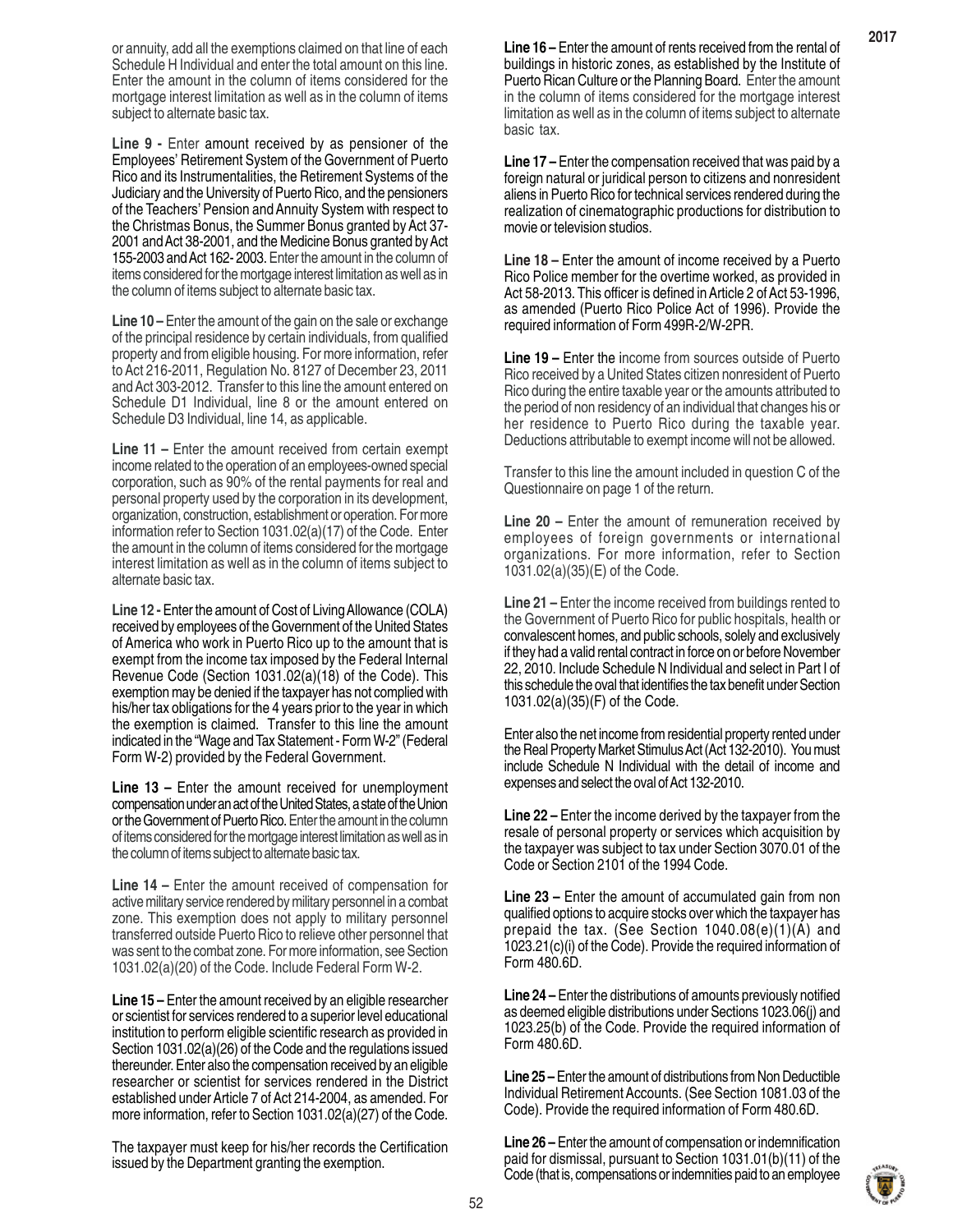or annuity, add all the exemptions claimed on that line of each Schedule H Individual and enter the total amount on this line. Enter the amount in the column of items considered for the mortgage interest limitation as well as in the column of items subject to alternate basic tax.

**Line 9 -** Enter amount received by as pensioner of the Employees' Retirement System of the Government of Puerto Rico and its Instrumentalities, the Retirement Systems of the Judiciary and the University of Puerto Rico, and the pensioners of the Teachers' Pension and Annuity System with respect to the Christmas Bonus, the Summer Bonus granted by Act 37-2001 and Act 38-2001, and the Medicine Bonus granted by Act 155-2003 and Act 162- 2003. Enter the amount in the column of items considered for the mortgage interest limitation as well as in the column of items subject to alternate basic tax.

**Line 10 –** Enter the amount of the gain on the sale or exchange of the principal residence by certain individuals, from qualified property and from eligible housing. For more information, refer to Act 216-2011, Regulation No. 8127 of December 23, 2011 and Act 303-2012. Transfer to this line the amount entered on Schedule D1 Individual, line 8 or the amount entered on Schedule D3 Individual, line 14, as applicable.

**Line 11 –** Enter the amount received from certain exempt income related to the operation of an employees-owned special corporation, such as 90% of the rental payments for real and personal property used by the corporation in its development, organization, construction, establishment or operation. For more information refer to Section 1031.02(a)(17) of the Code. Enter the amount in the column of items considered for the mortgage interest limitation as well as in the column of items subject to alternate basic tax.

**Line 12 -** Enter the amount of Cost of Living Allowance (COLA) received by employees of the Government of the United States of America who work in Puerto Rico up to the amount that is exempt from the income tax imposed by the Federal Internal Revenue Code (Section 1031.02(a)(18) of the Code). This exemption may be denied if the taxpayer has not complied with his/her tax obligations for the 4 years prior to the year in which the exemption is claimed. Transfer to this line the amount indicated in the "Wage and Tax Statement - Form W-2" (Federal Form W-2) provided by the Federal Government.

**Line 13 –** Enter the amount received for unemployment compensation under an act of the United States, a state of the Union or the Government of Puerto Rico. Enter the amount in the column of items considered for the mortgage interest limitation as well as in the column of items subject to alternate basic tax.

**Line 14 –** Enter the amount received of compensation for active military service rendered by military personnel in a combat zone. This exemption does not apply to military personnel transferred outside Puerto Rico to relieve other personnel that was sent to the combat zone. For more information, see Section 1031.02(a)(20) of the Code. Include Federal Form W-2.

**Line 15 –** Enter the amount received by an eligible researcher or scientist for services rendered to a superior level educational institution to perform eligible scientific research as provided in Section 1031.02(a)(26) of the Code and the regulations issued thereunder. Enter also the compensation received by an eligible researcher or scientist for services rendered in the District established under Article 7 of Act 214-2004, as amended. For more information, refer to Section 1031.02(a)(27) of the Code.

The taxpayer must keep for his/her records the Certification issued by the Department granting the exemption.

**Line 16 –** Enter the amount of rents received from the rental of buildings in historic zones, as established by the Institute of Puerto Rican Culture or the Planning Board. Enter the amount in the column of items considered for the mortgage interest limitation as well as in the column of items subject to alternate basic tax.

**Line 17 –** Enter the compensation received that was paid by a foreign natural or juridical person to citizens and nonresident aliens in Puerto Rico for technical services rendered during the realization of cinematographic productions for distribution to movie or television studios.

**Line 18 –** Enter the amount of income received by a Puerto Rico Police member for the overtime worked, as provided in Act 58-2013. This officer is defined in Article 2 of Act 53-1996, as amended (Puerto Rico Police Act of 1996). Provide the required information of Form 499R-2/W-2PR.

**Line 19 –** Enter the income from sources outside of Puerto Rico received by a United States citizen nonresident of Puerto Rico during the entire taxable year or the amounts attributed to the period of non residency of an individual that changes his or her residence to Puerto Rico during the taxable year. Deductions attributable to exempt income will not be allowed.

Transfer to this line the amount included in question C of the Questionnaire on page 1 of the return.

**Line 20 –** Enter the amount of remuneration received by employees of foreign governments or international organizations. For more information, refer to Section 1031.02(a)(35)(E) of the Code.

**Line 21 –** Enter the income received from buildings rented to the Government of Puerto Rico for public hospitals, health or convalescent homes, and public schools, solely and exclusively if they had a valid rental contract in force on or before November 22, 2010. Include Schedule N Individual and select in Part I of this schedule the oval that identifies the tax benefit under Section 1031.02(a)(35)(F) of the Code.

Enter also the net income from residential property rented under the Real Property Market Stimulus Act (Act 132-2010). You must include Schedule N Individual with the detail of income and expenses and select the oval of Act 132-2010.

**Line 22 –** Enter the income derived by the taxpayer from the resale of personal property or services which acquisition by the taxpayer was subject to tax under Section 3070.01 of the Code or Section 2101 of the 1994 Code.

**Line 23 –** Enter the amount of accumulated gain from non qualified options to acquire stocks over which the taxpayer has prepaid the tax. (See Section 1040.08(e)(1)(A) and 1023.21(c)(i) of the Code). Provide the required information of Form 480.6D.

**Line 24 –** Enter the distributions of amounts previously notified as deemed eligible distributions under Sections 1023.06(j) and 1023.25(b) of the Code. Provide the required information of Form 480.6D.

**Line 25 –** Enter the amount of distributions from Non Deductible Individual Retirement Accounts. (See Section 1081.03 of the Code). Provide the required information of Form 480.6D.

**Line 26 –** Enter the amount of compensation or indemnification paid for dismissal, pursuant to Section 1031.01(b)(11) of the Code (that is, compensations or indemnities paid to an employee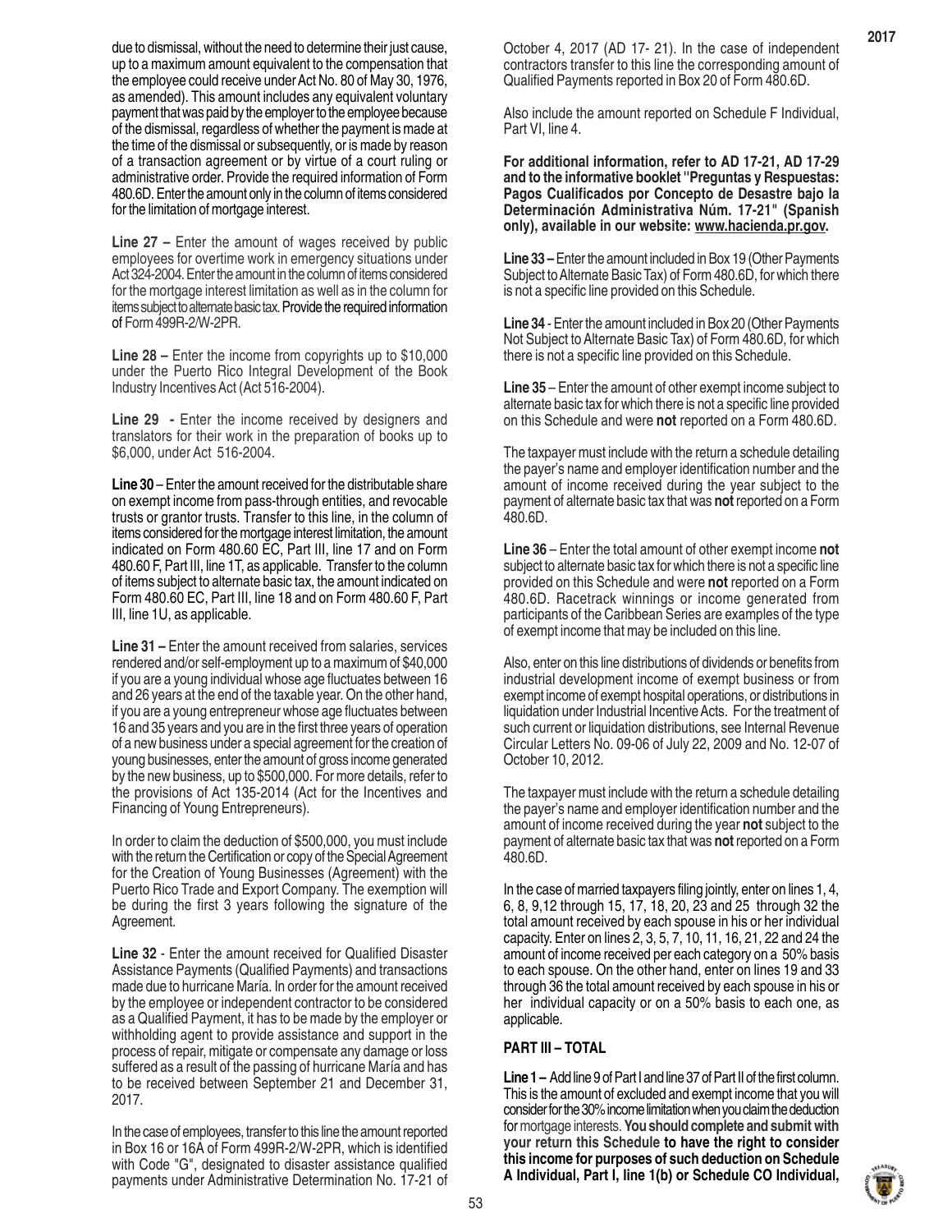due to dismissal, without the need to determine their just cause, up to a maximum amount equivalent to the compensation that the employee could receive under Act No. 80 of May 30, 1976, as amended). This amount includes any equivalent voluntary payment that was paid by the employer to the employee because of the dismissal, regardless of whether the payment is made at the time of the dismissal or subsequently, or is made by reason of a transaction agreement or by virtue of a court ruling or administrative order. Provide the required information of Form 480.6D. Enter the amount only in the column of items considered for the limitation of mortgage interest.

**Line 27 –** Enter the amount of wages received by public employees for overtime work in emergency situations under Act 324-2004. Enter the amount in the column of items considered for the mortgage interest limitation as well as in the column for items subject to alternate basic tax. Provide the required information of Form 499R-2/W-2PR.

**Line 28 –** Enter the income from copyrights up to $10,000 under the Puerto Rico Integral Development of the Book Industry Incentives Act (Act 516-2004).

**Line 29 -** Enter the income received by designers and translators for their work in the preparation of books up to $6,000, under Act 516-2004.

**Line 30** – Enter the amount received for the distributable share on exempt income from pass-through entities, and revocable trusts or grantor trusts. Transfer to this line, in the column of items considered for the mortgage interest limitation, the amount indicated on Form 480.60 EC, Part III, line 17 and on Form 480.60 F, Part III, line 1T, as applicable. Transfer to the column of items subject to alternate basic tax, the amount indicated on Form 480.60 EC, Part III, line 18 and on Form 480.60 F, Part III, line 1U, as applicable.

**Line 31 –** Enter the amount received from salaries, services rendered and/or self-employment up to a maximum of $40,000 if you are a young individual whose age fluctuates between 16 and 26 years at the end of the taxable year. On the other hand, if you are a young entrepreneur whose age fluctuates between 16 and 35 years and you are in the first three years of operation of a new business under a special agreement for the creation of young businesses, enter the amount of gross income generated by the new business, up to $500,000. For more details, refer to the provisions of Act 135-2014 (Act for the Incentives and Financing of Young Entrepreneurs).

In order to claim the deduction of $500,000, you must include with the return the Certification or copy of the Special Agreement for the Creation of Young Businesses (Agreement) with the Puerto Rico Trade and Export Company. The exemption will be during the first 3 years following the signature of the Agreement.

**Line 32** - Enter the amount received for Qualified Disaster Assistance Payments (Qualified Payments) and transactions made due to hurricane María. In order for the amount received by the employee or independent contractor to be considered as a Qualified Payment, it has to be made by the employer or withholding agent to provide assistance and support in the process of repair, mitigate or compensate any damage or loss suffered as a result of the passing of hurricane María and has to be received between September 21 and December 31, 2017.

In the case of employees, transfer to this line the amount reported in Box 16 or 16A of Form 499R-2/W-2PR, which is identified with Code "G", designated to disaster assistance qualified payments under Administrative Determination No. 17-21 of October 4, 2017 (AD 17- 21). In the case of independent contractors transfer to this line the corresponding amount of Qualified Payments reported in Box 20 of Form 480.6D.

Also include the amount reported on Schedule F Individual, Part VI, line 4.

**For additional information, refer to AD 17-21, AD 17-29 and to the informative booklet "Preguntas y Respuestas: Pagos Cualificados por Concepto de Desastre bajo la Determinación Administrativa Núm. 17-21" (Spanish only), available in our website: www.hacienda.pr.gov.**

**Line 33 –** Enter the amount included in Box 19 (Other Payments Subject to Alternate Basic Tax) of Form 480.6D, for which there is not a specific line provided on this Schedule.

**Line 34** - Enter the amount included in Box 20 (Other Payments Not Subject to Alternate Basic Tax) of Form 480.6D, for which there is not a specific line provided on this Schedule.

**Line 35** – Enter the amount of other exempt income subject to alternate basic tax for which there is not a specific line provided on this Schedule and were **not** reported on a Form 480.6D.

The taxpayer must include with the return a schedule detailing the payer's name and employer identification number and the amount of income received during the year subject to the payment of alternate basic tax that was **not** reported on a Form 480.6D.

**Line 36** – Enter the total amount of other exempt income **not** subject to alternate basic tax for which there is not a specific line provided on this Schedule and were **not** reported on a Form 480.6D. Racetrack winnings or income generated from participants of the Caribbean Series are examples of the type of exempt income that may be included on this line.

Also, enter on this line distributions of dividends or benefits from industrial development income of exempt business or from exempt income of exempt hospital operations, or distributions in liquidation under Industrial Incentive Acts. For the treatment of such current or liquidation distributions, see Internal Revenue Circular Letters No. 09-06 of July 22, 2009 and No. 12-07 of October 10, 2012.

The taxpayer must include with the return a schedule detailing the payer's name and employer identification number and the amount of income received during the year **not** subject to the payment of alternate basic tax that was **not** reported on a Form 480.6D.

In the case of married taxpayers filing jointly, enter on lines 1, 4, 6, 8, 9,12 through 15, 17, 18, 20, 23 and 25 through 32 the total amount received by each spouse in his or her individual capacity. Enter on lines 2, 3, 5, 7, 10, 11, 16, 21, 22 and 24 the amount of income received per each category on a 50% basis to each spouse. On the other hand, enter on lines 19 and 33 through 36 the total amount received by each spouse in his or her individual capacity or on a 50% basis to each one, as applicable.

## PART III – TOTAL

**Line 1 –** Add line 9 of Part I and line 37 of Part II of the first column. This is the amount of excluded and exempt income that you will consider for the 30% income limitation when you claim the deduction for mortgage interests. **You should complete and submit with your return this Schedule to have the right to consider this income for purposes of such deduction on Schedule A Individual, Part I, line 1(b) or Schedule CO Individual,**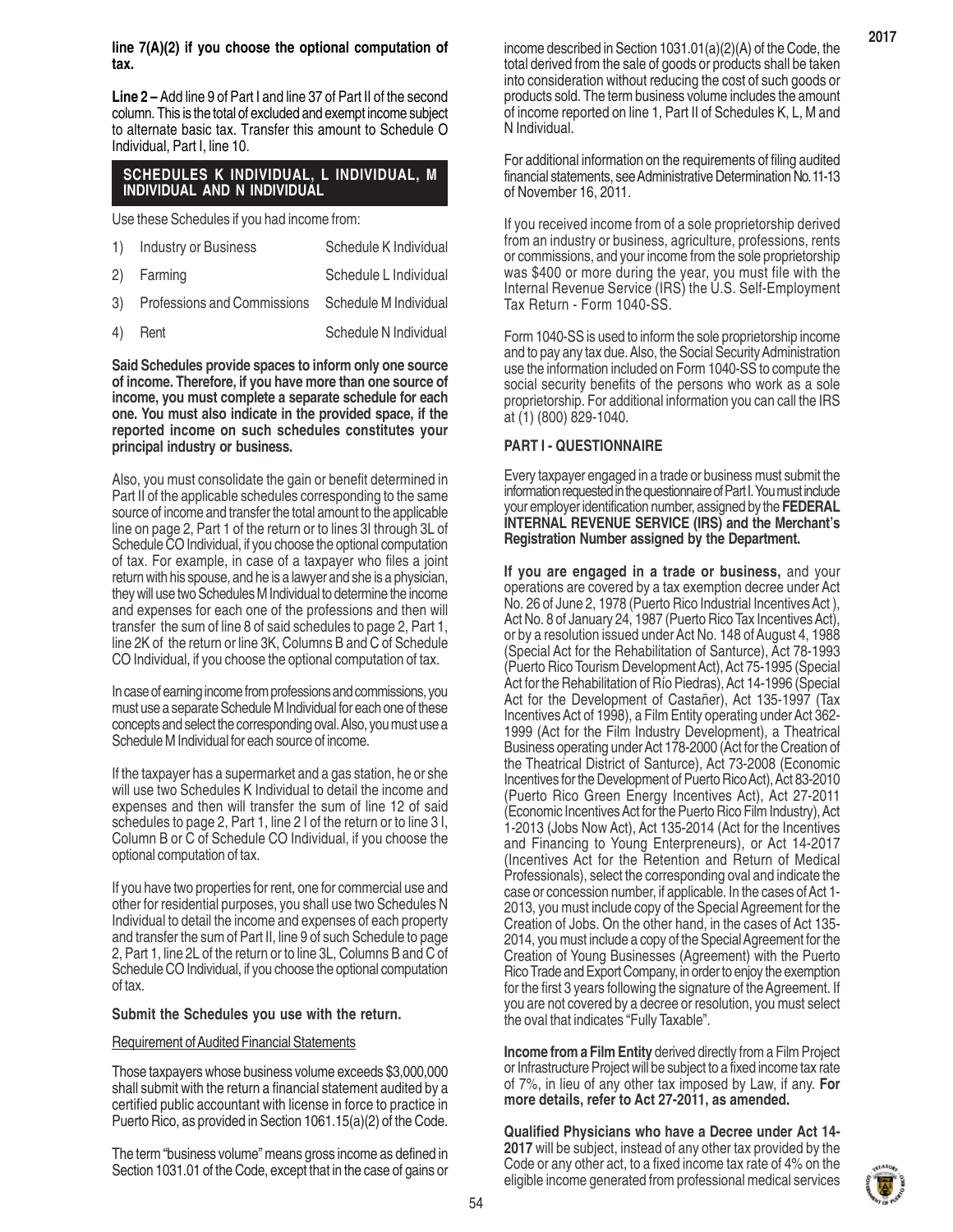**line 7(A)(2) if you choose the optional computation of tax.**

**Line 2 –** Add line 9 of Part I and line 37 of Part II of the second column. This is the total of excluded and exempt income subject to alternate basic tax. Transfer this amount to Schedule O Individual, Part I, line 10.

## SCHEDULES K INDIVIDUAL, L INDIVIDUAL, M INDIVIDUAL AND N INDIVIDUAL

Use these Schedules if you had income from:

| | | |
|---|---|---|
| 1) | Industry or Business | Schedule K Individual |
| 2) | Farming | Schedule L Individual |
| 3) | Professions and Commissions | Schedule M Individual |
| 4) | Rent | Schedule N Individual |

**Said Schedules provide spaces to inform only one source of income. Therefore, if you have more than one source of income, you must complete a separate schedule for each one. You must also indicate in the provided space, if the reported income on such schedules constitutes your principal industry or business.**

Also, you must consolidate the gain or benefit determined in Part II of the applicable schedules corresponding to the same source of income and transfer the total amount to the applicable line on page 2, Part 1 of the return or to lines 3I through 3L of Schedule CO Individual, if you choose the optional computation of tax. For example, in case of a taxpayer who files a joint return with his spouse, and he is a lawyer and she is a physician, they will use two Schedules M Individual to determine the income and expenses for each one of the professions and then will transfer the sum of line 8 of said schedules to page 2, Part 1, line 2K of the return or line 3K, Columns B and C of Schedule CO Individual, if you choose the optional computation of tax.

In case of earning income from professions and commissions, you must use a separate Schedule M Individual for each one of these concepts and select the corresponding oval. Also, you must use a Schedule M Individual for each source of income.

If the taxpayer has a supermarket and a gas station, he or she will use two Schedules K Individual to detail the income and expenses and then will transfer the sum of line 12 of said schedules to page 2, Part 1, line 2 I of the return or to line 3 I, Column B or C of Schedule CO Individual, if you choose the optional computation of tax.

If you have two properties for rent, one for commercial use and other for residential purposes, you shall use two Schedules N Individual to detail the income and expenses of each property and transfer the sum of Part II, line 9 of such Schedule to page 2, Part 1, line 2L of the return or to line 3L, Columns B and C of Schedule CO Individual, if you choose the optional computation of tax.

**Submit the Schedules you use with the return.**

Requirement of Audited Financial Statements

Those taxpayers whose business volume exceeds $3,000,000 shall submit with the return a financial statement audited by a certified public accountant with license in force to practice in Puerto Rico, as provided in Section 1061.15(a)(2) of the Code.

The term "business volume" means gross income as defined in Section 1031.01 of the Code, except that in the case of gains or income described in Section 1031.01(a)(2)(A) of the Code, the total derived from the sale of goods or products shall be taken into consideration without reducing the cost of such goods or products sold. The term business volume includes the amount of income reported on line 1, Part II of Schedules K, L, M and N Individual.

For additional information on the requirements of filing audited financial statements, see Administrative Determination No. 11-13 of November 16, 2011.

If you received income from of a sole proprietorship derived from an industry or business, agriculture, professions, rents or commissions, and your income from the sole proprietorship was $400 or more during the year, you must file with the Internal Revenue Service (IRS) the U.S. Self-Employment Tax Return - Form 1040-SS.

Form 1040-SS is used to inform the sole proprietorship income and to pay any tax due. Also, the Social Security Administration use the information included on Form 1040-SS to compute the social security benefits of the persons who work as a sole proprietorship. For additional information you can call the IRS at (1) (800) 829-1040.

### PART I - QUESTIONNAIRE

Every taxpayer engaged in a trade or business must submit the information requested in the questionnaire of Part I. You must include your employer identification number, assigned by the **FEDERAL INTERNAL REVENUE SERVICE (IRS) and the Merchant's Registration Number assigned by the Department.**

**If you are engaged in a trade or business,** and your operations are covered by a tax exemption decree under Act No. 26 of June 2, 1978 (Puerto Rico Industrial Incentives Act ), Act No. 8 of January 24, 1987 (Puerto Rico Tax Incentives Act), or by a resolution issued under Act No. 148 of August 4, 1988 (Special Act for the Rehabilitation of Santurce), Act 78-1993 (Puerto Rico Tourism Development Act), Act 75-1995 (Special Act for the Rehabilitation of Río Piedras), Act 14-1996 (Special Act for the Development of Castañer), Act 135-1997 (Tax Incentives Act of 1998), a Film Entity operating under Act 362-1999 (Act for the Film Industry Development), a Theatrical Business operating under Act 178-2000 (Act for the Creation of the Theatrical District of Santurce), Act 73-2008 (Economic Incentives for the Development of Puerto Rico Act), Act 83-2010 (Puerto Rico Green Energy Incentives Act), Act 27-2011 (Economic Incentives Act for the Puerto Rico Film Industry), Act 1-2013 (Jobs Now Act), Act 135-2014 (Act for the Incentives and Financing to Young Enterpreneurs), or Act 14-2017 (Incentives Act for the Retention and Return of Medical Professionals), select the corresponding oval and indicate the case or concession number, if applicable. In the cases of Act 1-2013, you must include copy of the Special Agreement for the Creation of Jobs. On the other hand, in the cases of Act 135-2014, you must include a copy of the Special Agreement for the Creation of Young Businesses (Agreement) with the Puerto Rico Trade and Export Company, in order to enjoy the exemption for the first 3 years following the signature of the Agreement. If you are not covered by a decree or resolution, you must select the oval that indicates "Fully Taxable".

**Income from a Film Entity** derived directly from a Film Project or Infrastructure Project will be subject to a fixed income tax rate of 7%, in lieu of any other tax imposed by Law, if any. **For more details, refer to Act 27-2011, as amended.**

**Qualified Physicians who have a Decree under Act 14-2017** will be subject, instead of any other tax provided by the Code or any other act, to a fixed income tax rate of 4% on the eligible income generated from professional medical services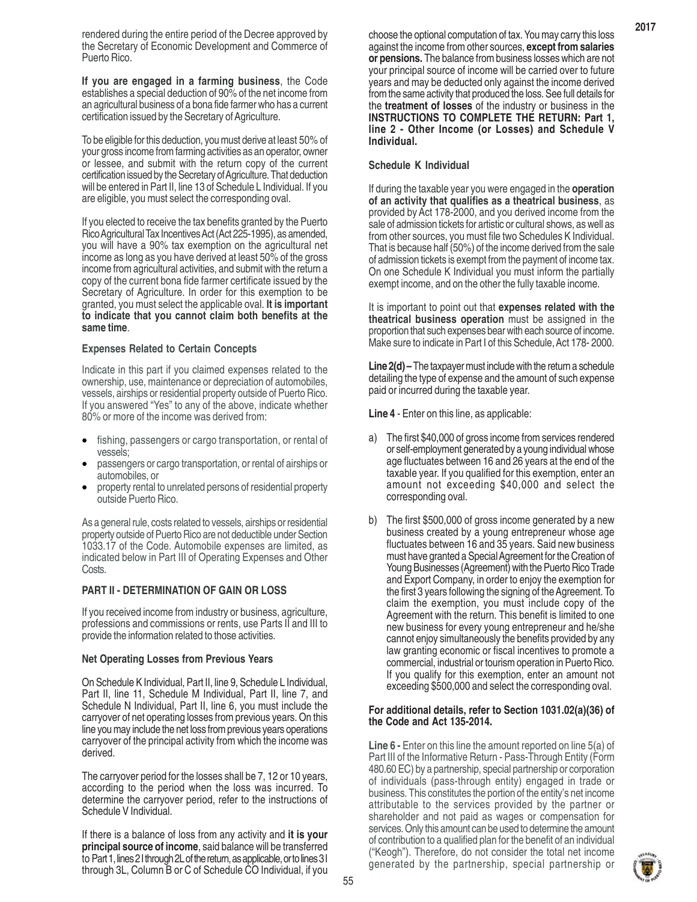rendered during the entire period of the Decree approved by the Secretary of Economic Development and Commerce of Puerto Rico.

**If you are engaged in a farming business**, the Code establishes a special deduction of 90% of the net income from an agricultural business of a bona fide farmer who has a current certification issued by the Secretary of Agriculture.

To be eligible for this deduction, you must derive at least 50% of your gross income from farming activities as an operator, owner or lessee, and submit with the return copy of the current certification issued by the Secretary of Agriculture. That deduction will be entered in Part II, line 13 of Schedule L Individual. If you are eligible, you must select the corresponding oval.

If you elected to receive the tax benefits granted by the Puerto Rico Agricultural Tax Incentives Act (Act 225-1995), as amended, you will have a 90% tax exemption on the agricultural net income as long as you have derived at least 50% of the gross income from agricultural activities, and submit with the return a copy of the current bona fide farmer certificate issued by the Secretary of Agriculture. In order for this exemption to be granted, you must select the applicable oval. **It is important to indicate that you cannot claim both benefits at the same time**.

### Expenses Related to Certain Concepts

Indicate in this part if you claimed expenses related to the ownership, use, maintenance or depreciation of automobiles, vessels, airships or residential property outside of Puerto Rico. If you answered "Yes" to any of the above, indicate whether 80% or more of the income was derived from:

- fishing, passengers or cargo transportation, or rental of vessels;
- passengers or cargo transportation, or rental of airships or automobiles, or
- property rental to unrelated persons of residential property outside Puerto Rico.

As a general rule, costs related to vessels, airships or residential property outside of Puerto Rico are not deductible under Section 1033.17 of the Code. Automobile expenses are limited, as indicated below in Part III of Operating Expenses and Other Costs.

## PART II - DETERMINATION OF GAIN OR LOSS

If you received income from industry or business, agriculture, professions and commissions or rents, use Parts II and III to provide the information related to those activities.

### Net Operating Losses from Previous Years

On Schedule K Individual, Part II, line 9, Schedule L Individual, Part II, line 11, Schedule M Individual, Part II, line 7, and Schedule N Individual, Part II, line 6, you must include the carryover of net operating losses from previous years. On this line you may include the net loss from previous years operations carryover of the principal activity from which the income was derived.

The carryover period for the losses shall be 7, 12 or 10 years, according to the period when the loss was incurred. To determine the carryover period, refer to the instructions of Schedule V Individual.

If there is a balance of loss from any activity and **it is your principal source of income**, said balance will be transferred to Part 1, lines 2I through 2L of the return, as applicable, or to lines 3I through 3L, Column B or C of Schedule CO Individual, if you choose the optional computation of tax. You may carry this loss against the income from other sources, **except from salaries or pensions.** The balance from business losses which are not your principal source of income will be carried over to future years and may be deducted only against the income derived from the same activity that produced the loss. See full details for the **treatment of losses** of the industry or business in the **INSTRUCTIONS TO COMPLETE THE RETURN: Part 1, line 2 - Other Income (or Losses) and Schedule V Individual.**

### Schedule K Individual

If during the taxable year you were engaged in the **operation of an activity that qualifies as a theatrical business**, as provided by Act 178-2000, and you derived income from the sale of admission tickets for artistic or cultural shows, as well as from other sources, you must file two Schedules K Individual. That is because half (50%) of the income derived from the sale of admission tickets is exempt from the payment of income tax. On one Schedule K Individual you must inform the partially exempt income, and on the other the fully taxable income.

It is important to point out that **expenses related with the theatrical business operation** must be assigned in the proportion that such expenses bear with each source of income. Make sure to indicate in Part I of this Schedule, Act 178- 2000.

**Line 2(d) –** The taxpayer must include with the return a schedule detailing the type of expense and the amount of such expense paid or incurred during the taxable year.

**Line 4** - Enter on this line, as applicable:

a) The first $40,000 of gross income from services rendered or self-employment generated by a young individual whose age fluctuates between 16 and 26 years at the end of the taxable year. If you qualified for this exemption, enter an amount not exceeding $40,000 and select the corresponding oval.

b) The first $500,000 of gross income generated by a new business created by a young entrepreneur whose age fluctuates between 16 and 35 years. Said new business must have granted a Special Agreement for the Creation of Young Businesses (Agreement) with the Puerto Rico Trade and Export Company, in order to enjoy the exemption for the first 3 years following the signing of the Agreement. To claim the exemption, you must include copy of the Agreement with the return. This benefit is limited to one new business for every young entrepreneur and he/she cannot enjoy simultaneously the benefits provided by any law granting economic or fiscal incentives to promote a commercial, industrial or tourism operation in Puerto Rico. If you qualify for this exemption, enter an amount not exceeding $500,000 and select the corresponding oval.

**For additional details, refer to Section 1031.02(a)(36) of the Code and Act 135-2014.**

**Line 6 -** Enter on this line the amount reported on line 5(a) of Part III of the Informative Return - Pass-Through Entity (Form 480.60 EC) by a partnership, special partnership or corporation of individuals (pass-through entity) engaged in trade or business. This constitutes the portion of the entity's net income attributable to the services provided by the partner or shareholder and not paid as wages or compensation for services. Only this amount can be used to determine the amount of contribution to a qualified plan for the benefit of an individual ("Keogh"). Therefore, do not consider the total net income generated by the partnership, special partnership or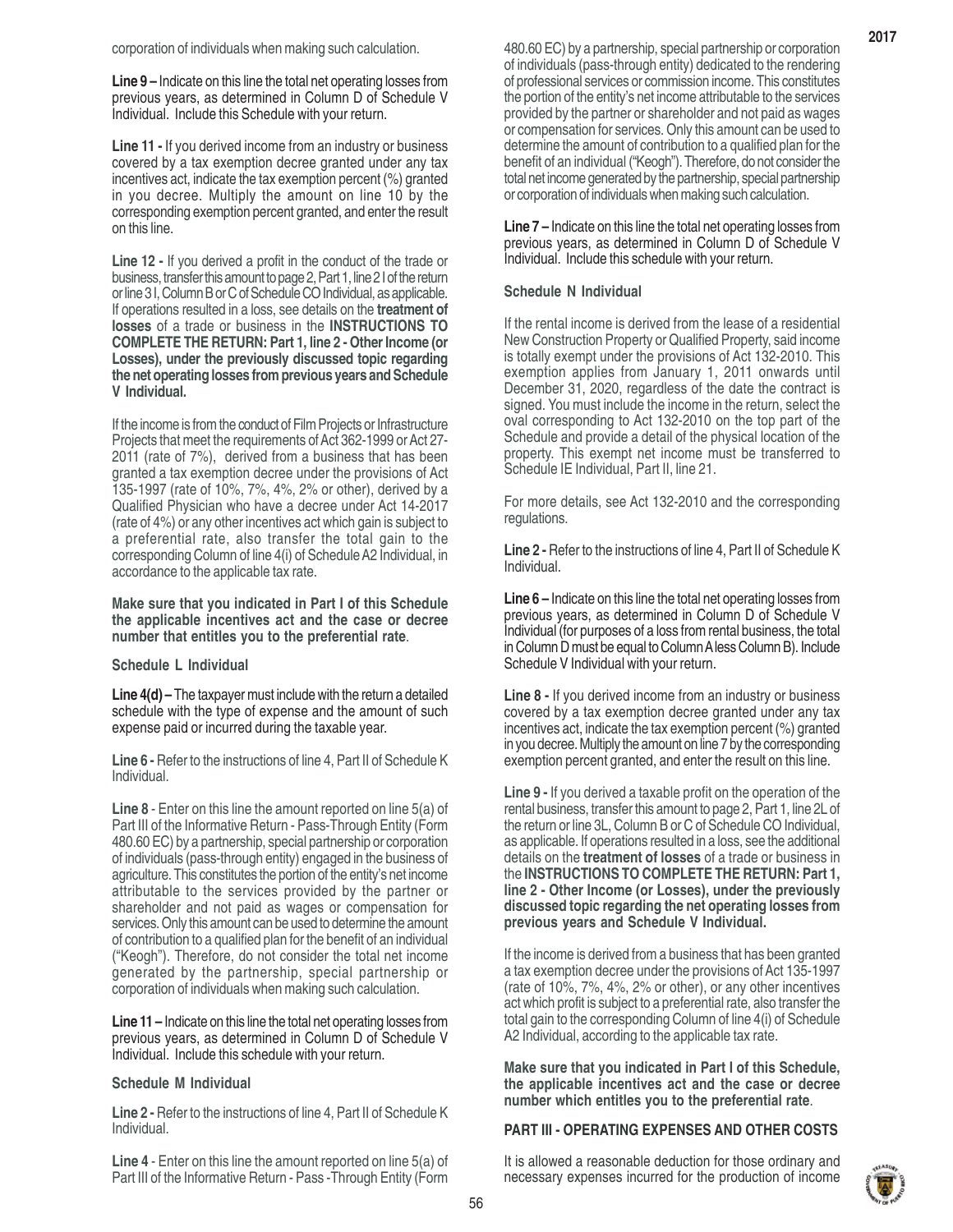corporation of individuals when making such calculation.

**Line 9 –** Indicate on this line the total net operating losses from previous years, as determined in Column D of Schedule V Individual. Include this Schedule with your return.

**Line 11 -** If you derived income from an industry or business covered by a tax exemption decree granted under any tax incentives act, indicate the tax exemption percent (%) granted in you decree. Multiply the amount on line 10 by the corresponding exemption percent granted, and enter the result on this line.

**Line 12 -** If you derived a profit in the conduct of the trade or business, transfer this amount to page 2, Part 1, line 2 I of the return or line 3 I, Column B or C of Schedule CO Individual, as applicable. If operations resulted in a loss, see details on the **treatment of losses** of a trade or business in the **INSTRUCTIONS TO COMPLETE THE RETURN: Part 1, line 2 - Other Income (or Losses), under the previously discussed topic regarding the net operating losses from previous years and Schedule V Individual.**

If the income is from the conduct of Film Projects or Infrastructure Projects that meet the requirements of Act 362-1999 or Act 27-2011 (rate of 7%), derived from a business that has been granted a tax exemption decree under the provisions of Act 135-1997 (rate of 10%, 7%, 4%, 2% or other), derived by a Qualified Physician who have a decree under Act 14-2017 (rate of 4%) or any other incentives act which gain is subject to a preferential rate, also transfer the total gain to the corresponding Column of line 4(i) of Schedule A2 Individual, in accordance to the applicable tax rate.

**Make sure that you indicated in Part I of this Schedule the applicable incentives act and the case or decree number that entitles you to the preferential rate**.

### Schedule L Individual

**Line 4(d) –** The taxpayer must include with the return a detailed schedule with the type of expense and the amount of such expense paid or incurred during the taxable year.

**Line 6 -** Refer to the instructions of line 4, Part II of Schedule K Individual.

**Line 8** - Enter on this line the amount reported on line 5(a) of Part III of the Informative Return - Pass-Through Entity (Form 480.60 EC) by a partnership, special partnership or corporation of individuals (pass-through entity) engaged in the business of agriculture. This constitutes the portion of the entity's net income attributable to the services provided by the partner or shareholder and not paid as wages or compensation for services. Only this amount can be used to determine the amount of contribution to a qualified plan for the benefit of an individual ("Keogh"). Therefore, do not consider the total net income generated by the partnership, special partnership or corporation of individuals when making such calculation.

**Line 11 –** Indicate on this line the total net operating losses from previous years, as determined in Column D of Schedule V Individual. Include this schedule with your return.

### Schedule M Individual

**Line 2 -** Refer to the instructions of line 4, Part II of Schedule K Individual.

**Line 4** - Enter on this line the amount reported on line 5(a) of Part III of the Informative Return - Pass -Through Entity (Form 480.60 EC) by a partnership, special partnership or corporation of individuals (pass-through entity) dedicated to the rendering of professional services or commission income. This constitutes the portion of the entity's net income attributable to the services provided by the partner or shareholder and not paid as wages or compensation for services. Only this amount can be used to determine the amount of contribution to a qualified plan for the benefit of an individual ("Keogh"). Therefore, do not consider the total net income generated by the partnership, special partnership or corporation of individuals when making such calculation.

**Line 7 –** Indicate on this line the total net operating losses from previous years, as determined in Column D of Schedule V Individual. Include this schedule with your return.

### Schedule N Individual

If the rental income is derived from the lease of a residential New Construction Property or Qualified Property, said income is totally exempt under the provisions of Act 132-2010. This exemption applies from January 1, 2011 onwards until December 31, 2020, regardless of the date the contract is signed. You must include the income in the return, select the oval corresponding to Act 132-2010 on the top part of the Schedule and provide a detail of the physical location of the property. This exempt net income must be transferred to Schedule IE Individual, Part II, line 21.

For more details, see Act 132-2010 and the corresponding regulations.

**Line 2 -** Refer to the instructions of line 4, Part II of Schedule K Individual.

**Line 6 –** Indicate on this line the total net operating losses from previous years, as determined in Column D of Schedule V Individual (for purposes of a loss from rental business, the total in Column D must be equal to Column A less Column B). Include Schedule V Individual with your return.

**Line 8 -** If you derived income from an industry or business covered by a tax exemption decree granted under any tax incentives act, indicate the tax exemption percent (%) granted in you decree. Multiply the amount on line 7 by the corresponding exemption percent granted, and enter the result on this line.

**Line 9 -** If you derived a taxable profit on the operation of the rental business, transfer this amount to page 2, Part 1, line 2L of the return or line 3L, Column B or C of Schedule CO Individual, as applicable. If operations resulted in a loss, see the additional details on the **treatment of losses** of a trade or business in the **INSTRUCTIONS TO COMPLETE THE RETURN: Part 1, line 2 - Other Income (or Losses), under the previously discussed topic regarding the net operating losses from previous years and Schedule V Individual.**

If the income is derived from a business that has been granted a tax exemption decree under the provisions of Act 135-1997 (rate of 10%, 7%, 4%, 2% or other), or any other incentives act which profit is subject to a preferential rate, also transfer the total gain to the corresponding Column of line 4(i) of Schedule A2 Individual, according to the applicable tax rate.

**Make sure that you indicated in Part I of this Schedule, the applicable incentives act and the case or decree number which entitles you to the preferential rate**.

### PART III - OPERATING EXPENSES AND OTHER COSTS

It is allowed a reasonable deduction for those ordinary and necessary expenses incurred for the production of income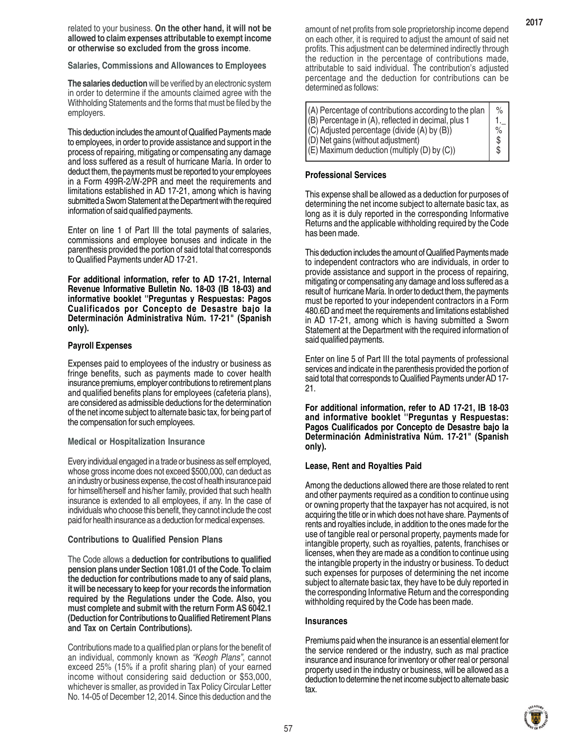related to your business. **On the other hand, it will not be allowed to claim expenses attributable to exempt income or otherwise so excluded from the gross income**.

**Salaries, Commissions and Allowances to Employees**

**The salaries deduction** will be verified by an electronic system in order to determine if the amounts claimed agree with the Withholding Statements and the forms that must be filed by the employers.

This deduction includes the amount of Qualified Payments made to employees, in order to provide assistance and support in the process of repairing, mitigating or compensating any damage and loss suffered as a result of hurricane María. In order to deduct them, the payments must be reported to your employees in a Form 499R-2/W-2PR and meet the requirements and limitations established in AD 17-21, among which is having submitted a Sworn Statement at the Department with the required information of said qualified payments.

Enter on line 1 of Part III the total payments of salaries, commissions and employee bonuses and indicate in the parenthesis provided the portion of said total that corresponds to Qualified Payments under AD 17-21.

**For additional information, refer to AD 17-21, Internal Revenue Informative Bulletin No. 18-03 (IB 18-03) and informative booklet "Preguntas y Respuestas: Pagos Cualificados por Concepto de Desastre bajo la Determinación Administrativa Núm. 17-21" (Spanish only).**

**Payroll Expenses**

Expenses paid to employees of the industry or business as fringe benefits, such as payments made to cover health insurance premiums, employer contributions to retirement plans and qualified benefits plans for employees (cafeteria plans), are considered as admissible deductions for the determination of the net income subject to alternate basic tax, for being part of the compensation for such employees.

**Medical or Hospitalization Insurance**

Every individual engaged in a trade or business as self employed, whose gross income does not exceed $500,000, can deduct as an industry or business expense, the cost of health insurance paid for himself/herself and his/her family, provided that such health insurance is extended to all employees, if any. In the case of individuals who choose this benefit, they cannot include the cost paid for health insurance as a deduction for medical expenses.

**Contributions to Qualified Pension Plans**

The Code allows a **deduction for contributions to qualified pension plans under Section 1081.01 of the Code**. **To claim the deduction for contributions made to any of said plans, it will be necessary to keep for your records the information required by the Regulations under the Code. Also, you must complete and submit with the return Form AS 6042.1 (Deduction for Contributions to Qualified Retirement Plans and Tax on Certain Contributions).**

Contributions made to a qualified plan or plans for the benefit of an individual, commonly known as *"Keogh Plans"*, cannot exceed 25% (15% if a profit sharing plan) of your earned income without considering said deduction or $53,000, whichever is smaller, as provided in Tax Policy Circular Letter No. 14-05 of December 12, 2014. Since this deduction and the amount of net profits from sole proprietorship income depend on each other, it is required to adjust the amount of said net profits. This adjustment can be determined indirectly through the reduction in the percentage of contributions made, attributable to said individual. The contribution's adjusted percentage and the deduction for contributions can be determined as follows:

| | |
|---|---|
| (A) Percentage of contributions according to the plan | % |
| (B) Percentage in (A), reflected in decimal, plus 1 | 1._ |
| (C) Adjusted percentage (divide (A) by (B)) | % |
| (D) Net gains (without adjustment) | $ |
| (E) Maximum deduction (multiply (D) by (C)) | $ |

**Professional Services**

This expense shall be allowed as a deduction for purposes of determining the net income subject to alternate basic tax, as long as it is duly reported in the corresponding Informative Returns and the applicable withholding required by the Code has been made.

This deduction includes the amount of Qualified Payments made to independent contractors who are individuals, in order to provide assistance and support in the process of repairing, mitigating or compensating any damage and loss suffered as a result of hurricane María. In order to deduct them, the payments must be reported to your independent contractors in a Form 480.6D and meet the requirements and limitations established in AD 17-21, among which is having submitted a Sworn Statement at the Department with the required information of said qualified payments.

Enter on line 5 of Part III the total payments of professional services and indicate in the parenthesis provided the portion of said total that corresponds to Qualified Payments under AD 17-21.

**For additional information, refer to AD 17-21, IB 18-03 and informative booklet "Preguntas y Respuestas: Pagos Cualificados por Concepto de Desastre bajo la Determinación Administrativa Núm. 17-21" (Spanish only).**

**Lease, Rent and Royalties Paid**

Among the deductions allowed there are those related to rent and other payments required as a condition to continue using or owning property that the taxpayer has not acquired, is not acquiring the title or in which does not have share. Payments of rents and royalties include, in addition to the ones made for the use of tangible real or personal property, payments made for intangible property, such as royalties, patents, franchises or licenses, when they are made as a condition to continue using the intangible property in the industry or business. To deduct such expenses for purposes of determining the net income subject to alternate basic tax, they have to be duly reported in the corresponding Informative Return and the corresponding withholding required by the Code has been made.

**Insurances**

Premiums paid when the insurance is an essential element for the service rendered or the industry, such as mal practice insurance and insurance for inventory or other real or personal property used in the industry or business, will be allowed as a deduction to determine the net income subject to alternate basic tax.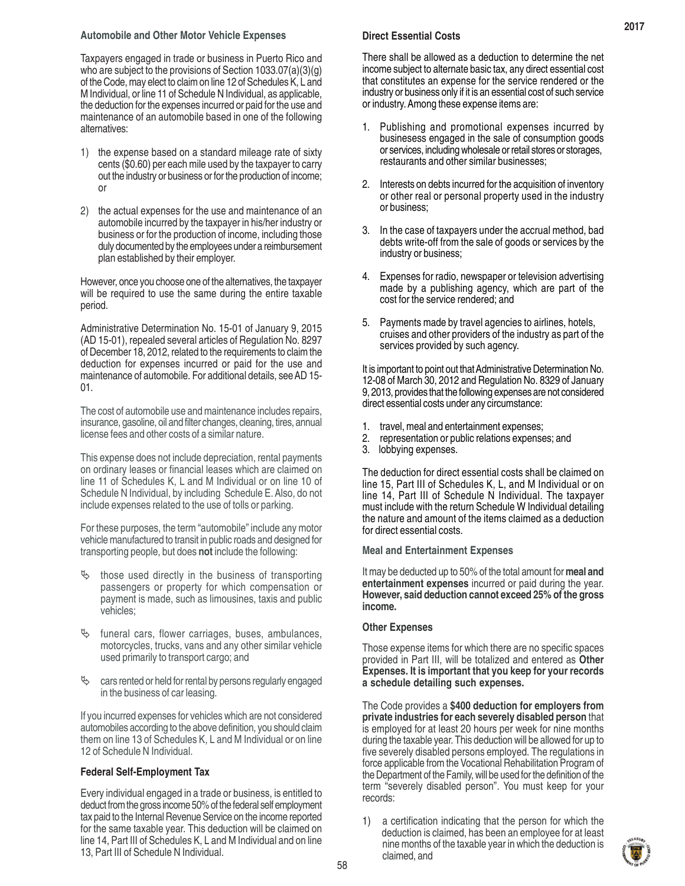### Automobile and Other Motor Vehicle Expenses

Taxpayers engaged in trade or business in Puerto Rico and who are subject to the provisions of Section 1033.07(a)(3)(g) of the Code, may elect to claim on line 12 of Schedules K, L and M Individual, or line 11 of Schedule N Individual, as applicable, the deduction for the expenses incurred or paid for the use and maintenance of an automobile based in one of the following alternatives:

1) the expense based on a standard mileage rate of sixty cents ($0.60) per each mile used by the taxpayer to carry out the industry or business or for the production of income; or

2) the actual expenses for the use and maintenance of an automobile incurred by the taxpayer in his/her industry or business or for the production of income, including those duly documented by the employees under a reimbursement plan established by their employer.

However, once you choose one of the alternatives, the taxpayer will be required to use the same during the entire taxable period.

Administrative Determination No. 15-01 of January 9, 2015 (AD 15-01), repealed several articles of Regulation No. 8297 of December 18, 2012, related to the requirements to claim the deduction for expenses incurred or paid for the use and maintenance of automobile. For additional details, see AD 15-01.

The cost of automobile use and maintenance includes repairs, insurance, gasoline, oil and filter changes, cleaning, tires, annual license fees and other costs of a similar nature.

This expense does not include depreciation, rental payments on ordinary leases or financial leases which are claimed on line 11 of Schedules K, L and M Individual or on line 10 of Schedule N Individual, by including Schedule E. Also, do not include expenses related to the use of tolls or parking.

For these purposes, the term "automobile" include any motor vehicle manufactured to transit in public roads and designed for transporting people, but does **not** include the following:

- those used directly in the business of transporting passengers or property for which compensation or payment is made, such as limousines, taxis and public vehicles;
- funeral cars, flower carriages, buses, ambulances, motorcycles, trucks, vans and any other similar vehicle used primarily to transport cargo; and
- cars rented or held for rental by persons regularly engaged in the business of car leasing.

If you incurred expenses for vehicles which are not considered automobiles according to the above definition, you should claim them on line 13 of Schedules K, L and M Individual or on line 12 of Schedule N Individual.

### Federal Self-Employment Tax

Every individual engaged in a trade or business, is entitled to deduct from the gross income 50% of the federal self employment tax paid to the Internal Revenue Service on the income reported for the same taxable year. This deduction will be claimed on line 14, Part III of Schedules K, L and M Individual and on line 13, Part III of Schedule N Individual.

### Direct Essential Costs

There shall be allowed as a deduction to determine the net income subject to alternate basic tax, any direct essential cost that constitutes an expense for the service rendered or the industry or business only if it is an essential cost of such service or industry. Among these expense items are:

1. Publishing and promotional expenses incurred by businesess engaged in the sale of consumption goods or services, including wholesale or retail stores or storages, restaurants and other similar businesses;
2. Interests on debts incurred for the acquisition of inventory or other real or personal property used in the industry or business;
3. In the case of taxpayers under the accrual method, bad debts write-off from the sale of goods or services by the industry or business;
4. Expenses for radio, newspaper or television advertising made by a publishing agency, which are part of the cost for the service rendered; and
5. Payments made by travel agencies to airlines, hotels, cruises and other providers of the industry as part of the services provided by such agency.

It is important to point out that Administrative Determination No. 12-08 of March 30, 2012 and Regulation No. 8329 of January 9, 2013, provides that the following expenses are not considered direct essential costs under any circumstance:

1. travel, meal and entertainment expenses;
2. representation or public relations expenses; and
3. lobbying expenses.

The deduction for direct essential costs shall be claimed on line 15, Part III of Schedules K, L, and M Individual or on line 14, Part III of Schedule N Individual. The taxpayer must include with the return Schedule W Individual detailing the nature and amount of the items claimed as a deduction for direct essential costs.

### Meal and Entertainment Expenses

It may be deducted up to 50% of the total amount for **meal and entertainment expenses** incurred or paid during the year. **However, said deduction cannot exceed 25% of the gross income.**

### Other Expenses

Those expense items for which there are no specific spaces provided in Part III, will be totalized and entered as **Other Expenses. It is important that you keep for your records a schedule detailing such expenses.**

The Code provides a **$400 deduction for employers from private industries for each severely disabled person** that is employed for at least 20 hours per week for nine months during the taxable year. This deduction will be allowed for up to five severely disabled persons employed. The regulations in force applicable from the Vocational Rehabilitation Program of the Department of the Family, will be used for the definition of the term "severely disabled person". You must keep for your records:

1) a certification indicating that the person for which the deduction is claimed, has been an employee for at least nine months of the taxable year in which the deduction is claimed, and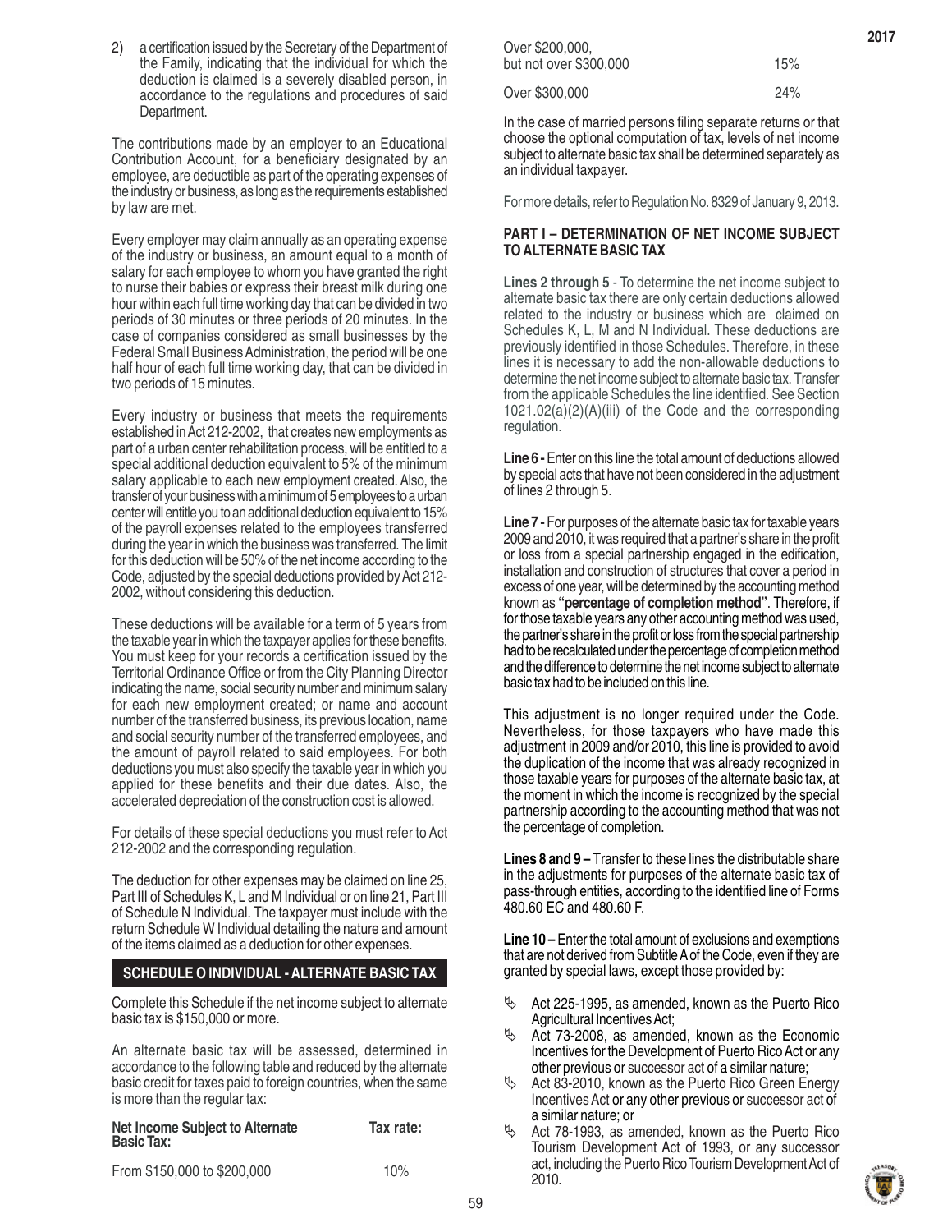2) a certification issued by the Secretary of the Department of the Family, indicating that the individual for which the deduction is claimed is a severely disabled person, in accordance to the regulations and procedures of said Department.

The contributions made by an employer to an Educational Contribution Account, for a beneficiary designated by an employee, are deductible as part of the operating expenses of the industry or business, as long as the requirements established by law are met.

Every employer may claim annually as an operating expense of the industry or business, an amount equal to a month of salary for each employee to whom you have granted the right to nurse their babies or express their breast milk during one hour within each full time working day that can be divided in two periods of 30 minutes or three periods of 20 minutes. In the case of companies considered as small businesses by the Federal Small Business Administration, the period will be one half hour of each full time working day, that can be divided in two periods of 15 minutes.

Every industry or business that meets the requirements established in Act 212-2002, that creates new employments as part of a urban center rehabilitation process, will be entitled to a special additional deduction equivalent to 5% of the minimum salary applicable to each new employment created. Also, the transfer of your business with a minimum of 5 employees to a urban center will entitle you to an additional deduction equivalent to 15% of the payroll expenses related to the employees transferred during the year in which the business was transferred. The limit for this deduction will be 50% of the net income according to the Code, adjusted by the special deductions provided by Act 212-2002, without considering this deduction.

These deductions will be available for a term of 5 years from the taxable year in which the taxpayer applies for these benefits. You must keep for your records a certification issued by the Territorial Ordinance Office or from the City Planning Director indicating the name, social security number and minimum salary for each new employment created; or name and account number of the transferred business, its previous location, name and social security number of the transferred employees, and the amount of payroll related to said employees. For both deductions you must also specify the taxable year in which you applied for these benefits and their due dates. Also, the accelerated depreciation of the construction cost is allowed.

For details of these special deductions you must refer to Act 212-2002 and the corresponding regulation.

The deduction for other expenses may be claimed on line 25, Part III of Schedules K, L and M Individual or on line 21, Part III of Schedule N Individual. The taxpayer must include with the return Schedule W Individual detailing the nature and amount of the items claimed as a deduction for other expenses.

## SCHEDULE O INDIVIDUAL - ALTERNATE BASIC TAX

Complete this Schedule if the net income subject to alternate basic tax is $150,000 or more.

An alternate basic tax will be assessed, determined in accordance to the following table and reduced by the alternate basic credit for taxes paid to foreign countries, when the same is more than the regular tax:

| Net Income Subject to Alternate Basic Tax: | Tax rate: |
|---|---|
| From $150,000 to $200,000 | 10% |
| Over $200,000, but not over $300,000 | 15% |
| Over $300,000 | 24% |

In the case of married persons filing separate returns or that choose the optional computation of tax, levels of net income subject to alternate basic tax shall be determined separately as an individual taxpayer.

For more details, refer to Regulation No. 8329 of January 9, 2013.

### PART I – DETERMINATION OF NET INCOME SUBJECT TO ALTERNATE BASIC TAX

**Lines 2 through 5** - To determine the net income subject to alternate basic tax there are only certain deductions allowed related to the industry or business which are claimed on Schedules K, L, M and N Individual. These deductions are previously identified in those Schedules. Therefore, in these lines it is necessary to add the non-allowable deductions to determine the net income subject to alternate basic tax. Transfer from the applicable Schedules the line identified. See Section 1021.02(a)(2)(A)(iii) of the Code and the corresponding regulation.

**Line 6 -** Enter on this line the total amount of deductions allowed by special acts that have not been considered in the adjustment of lines 2 through 5.

**Line 7 -** For purposes of the alternate basic tax for taxable years 2009 and 2010, it was required that a partner's share in the profit or loss from a special partnership engaged in the edification, installation and construction of structures that cover a period in excess of one year, will be determined by the accounting method known as **"percentage of completion method"**. Therefore, if for those taxable years any other accounting method was used, the partner's share in the profit or loss from the special partnership had to be recalculated under the percentage of completion method and the difference to determine the net income subject to alternate basic tax had to be included on this line.

This adjustment is no longer required under the Code. Nevertheless, for those taxpayers who have made this adjustment in 2009 and/or 2010, this line is provided to avoid the duplication of the income that was already recognized in those taxable years for purposes of the alternate basic tax, at the moment in which the income is recognized by the special partnership according to the accounting method that was not the percentage of completion.

**Lines 8 and 9 –** Transfer to these lines the distributable share in the adjustments for purposes of the alternate basic tax of pass-through entities, according to the identified line of Forms 480.60 EC and 480.60 F.

**Line 10 –** Enter the total amount of exclusions and exemptions that are not derived from Subtitle A of the Code, even if they are granted by special laws, except those provided by:

- Act 225-1995, as amended, known as the Puerto Rico Agricultural Incentives Act;
- Act 73-2008, as amended, known as the Economic Incentives for the Development of Puerto Rico Act or any other previous or successor act of a similar nature;
- Act 83-2010, known as the Puerto Rico Green Energy Incentives Act or any other previous or successor act of a similar nature; or
- Act 78-1993, as amended, known as the Puerto Rico Tourism Development Act of 1993, or any successor act, including the Puerto Rico Tourism Development Act of 2010.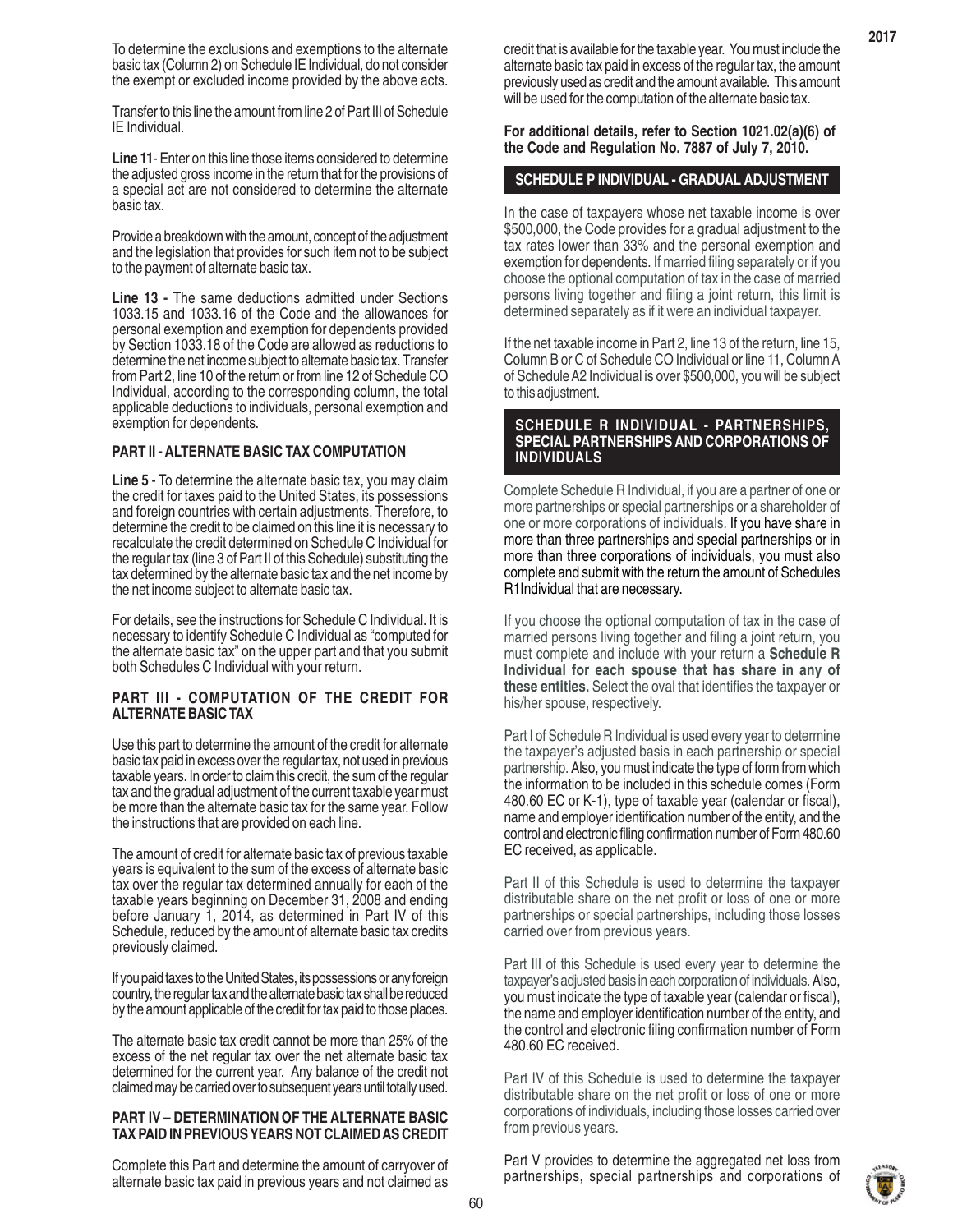To determine the exclusions and exemptions to the alternate basic tax (Column 2) on Schedule IE Individual, do not consider the exempt or excluded income provided by the above acts.

Transfer to this line the amount from line 2 of Part III of Schedule IE Individual.

**Line 11**- Enter on this line those items considered to determine the adjusted gross income in the return that for the provisions of a special act are not considered to determine the alternate basic tax.

Provide a breakdown with the amount, concept of the adjustment and the legislation that provides for such item not to be subject to the payment of alternate basic tax.

**Line 13 -** The same deductions admitted under Sections 1033.15 and 1033.16 of the Code and the allowances for personal exemption and exemption for dependents provided by Section 1033.18 of the Code are allowed as reductions to determine the net income subject to alternate basic tax. Transfer from Part 2, line 10 of the return or from line 12 of Schedule CO Individual, according to the corresponding column, the total applicable deductions to individuals, personal exemption and exemption for dependents.

### PART II - ALTERNATE BASIC TAX COMPUTATION

**Line 5** - To determine the alternate basic tax, you may claim the credit for taxes paid to the United States, its possessions and foreign countries with certain adjustments. Therefore, to determine the credit to be claimed on this line it is necessary to recalculate the credit determined on Schedule C Individual for the regular tax (line 3 of Part II of this Schedule) substituting the tax determined by the alternate basic tax and the net income by the net income subject to alternate basic tax.

For details, see the instructions for Schedule C Individual. It is necessary to identify Schedule C Individual as "computed for the alternate basic tax" on the upper part and that you submit both Schedules C Individual with your return.

### PART III - COMPUTATION OF THE CREDIT FOR ALTERNATE BASIC TAX

Use this part to determine the amount of the credit for alternate basic tax paid in excess over the regular tax, not used in previous taxable years. In order to claim this credit, the sum of the regular tax and the gradual adjustment of the current taxable year must be more than the alternate basic tax for the same year. Follow the instructions that are provided on each line.

The amount of credit for alternate basic tax of previous taxable years is equivalent to the sum of the excess of alternate basic tax over the regular tax determined annually for each of the taxable years beginning on December 31, 2008 and ending before January 1, 2014, as determined in Part IV of this Schedule, reduced by the amount of alternate basic tax credits previously claimed.

If you paid taxes to the United States, its possessions or any foreign country, the regular tax and the alternate basic tax shall be reduced by the amount applicable of the credit for tax paid to those places.

The alternate basic tax credit cannot be more than 25% of the excess of the net regular tax over the net alternate basic tax determined for the current year. Any balance of the credit not claimed may be carried over to subsequent years until totally used.

### PART IV – DETERMINATION OF THE ALTERNATE BASIC TAX PAID IN PREVIOUS YEARS NOT CLAIMED AS CREDIT

Complete this Part and determine the amount of carryover of alternate basic tax paid in previous years and not claimed as credit that is available for the taxable year. You must include the alternate basic tax paid in excess of the regular tax, the amount previously used as credit and the amount available. This amount will be used for the computation of the alternate basic tax.

**For additional details, refer to Section 1021.02(a)(6) of the Code and Regulation No. 7887 of July 7, 2010.**

## SCHEDULE P INDIVIDUAL - GRADUAL ADJUSTMENT

In the case of taxpayers whose net taxable income is over \$500,000, the Code provides for a gradual adjustment to the tax rates lower than 33% and the personal exemption and exemption for dependents. If married filing separately or if you choose the optional computation of tax in the case of married persons living together and filing a joint return, this limit is determined separately as if it were an individual taxpayer.

If the net taxable income in Part 2, line 13 of the return, line 15, Column B or C of Schedule CO Individual or line 11, Column A of Schedule A2 Individual is over \$500,000, you will be subject to this adjustment.

## SCHEDULE R INDIVIDUAL - PARTNERSHIPS, SPECIAL PARTNERSHIPS AND CORPORATIONS OF INDIVIDUALS

Complete Schedule R Individual, if you are a partner of one or more partnerships or special partnerships or a shareholder of one or more corporations of individuals. If you have share in more than three partnerships and special partnerships or in more than three corporations of individuals, you must also complete and submit with the return the amount of Schedules R1Individual that are necessary.

If you choose the optional computation of tax in the case of married persons living together and filing a joint return, you must complete and include with your return a **Schedule R Individual for each spouse that has share in any of these entities.** Select the oval that identifies the taxpayer or his/her spouse, respectively.

Part I of Schedule R Individual is used every year to determine the taxpayer's adjusted basis in each partnership or special partnership. Also, you must indicate the type of form from which the information to be included in this schedule comes (Form 480.60 EC or K-1), type of taxable year (calendar or fiscal), name and employer identification number of the entity, and the control and electronic filing confirmation number of Form 480.60 EC received, as applicable.

Part II of this Schedule is used to determine the taxpayer distributable share on the net profit or loss of one or more partnerships or special partnerships, including those losses carried over from previous years.

Part III of this Schedule is used every year to determine the taxpayer's adjusted basis in each corporation of individuals. Also, you must indicate the type of taxable year (calendar or fiscal), the name and employer identification number of the entity, and the control and electronic filing confirmation number of Form 480.60 EC received.

Part IV of this Schedule is used to determine the taxpayer distributable share on the net profit or loss of one or more corporations of individuals, including those losses carried over from previous years.

Part V provides to determine the aggregated net loss from partnerships, special partnerships and corporations of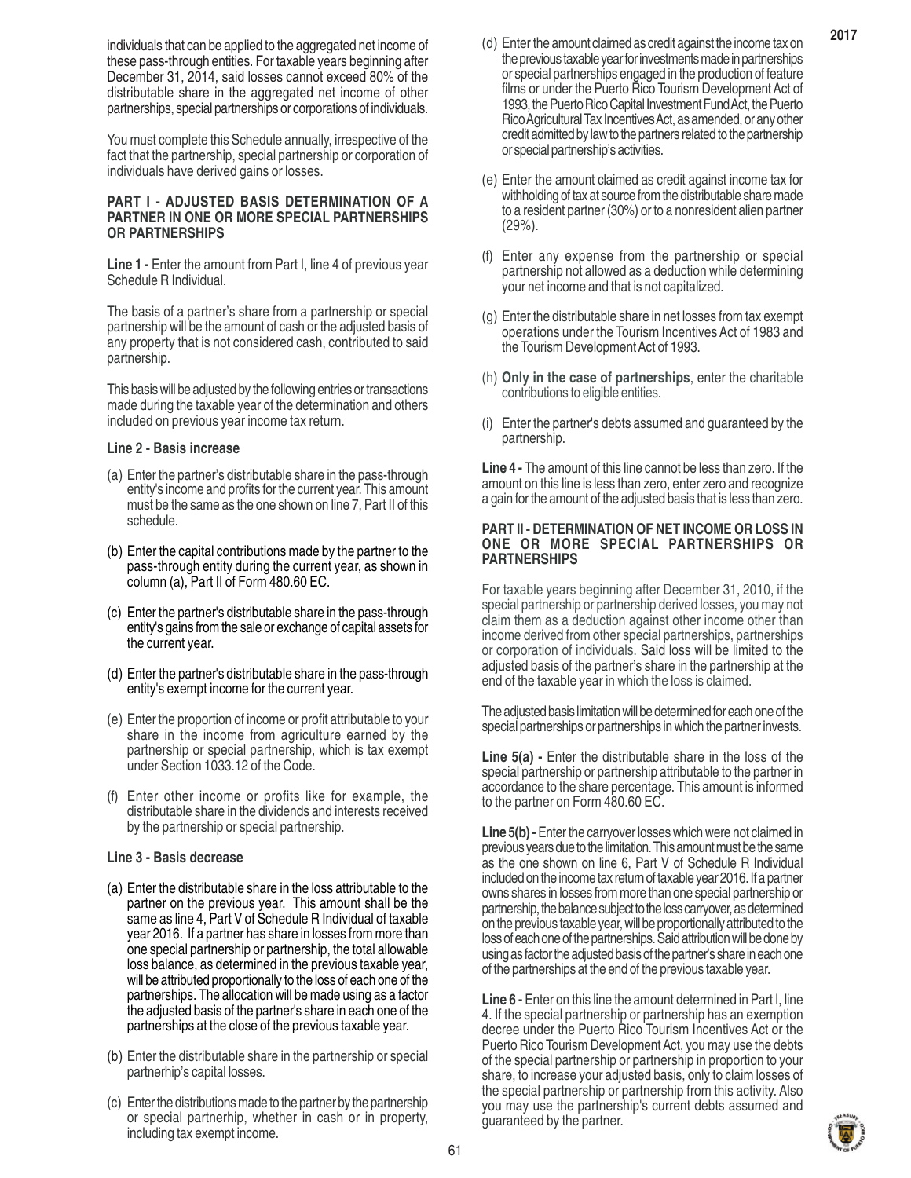individuals that can be applied to the aggregated net income of these pass-through entities. For taxable years beginning after December 31, 2014, said losses cannot exceed 80% of the distributable share in the aggregated net income of other partnerships, special partnerships or corporations of individuals.

You must complete this Schedule annually, irrespective of the fact that the partnership, special partnership or corporation of individuals have derived gains or losses.

**PART I - ADJUSTED BASIS DETERMINATION OF A PARTNER IN ONE OR MORE SPECIAL PARTNERSHIPS OR PARTNERSHIPS**

**Line 1 -** Enter the amount from Part I, line 4 of previous year Schedule R Individual.

The basis of a partner's share from a partnership or special partnership will be the amount of cash or the adjusted basis of any property that is not considered cash, contributed to said partnership.

This basis will be adjusted by the following entries or transactions made during the taxable year of the determination and others included on previous year income tax return.

**Line 2 - Basis increase**

(a) Enter the partner's distributable share in the pass-through entity's income and profits for the current year. This amount must be the same as the one shown on line 7, Part II of this schedule.

(b) Enter the capital contributions made by the partner to the pass-through entity during the current year, as shown in column (a), Part II of Form 480.60 EC.

(c) Enter the partner's distributable share in the pass-through entity's gains from the sale or exchange of capital assets for the current year.

(d) Enter the partner's distributable share in the pass-through entity's exempt income for the current year.

(e) Enter the proportion of income or profit attributable to your share in the income from agriculture earned by the partnership or special partnership, which is tax exempt under Section 1033.12 of the Code.

(f) Enter other income or profits like for example, the distributable share in the dividends and interests received by the partnership or special partnership.

**Line 3 - Basis decrease**

(a) Enter the distributable share in the loss attributable to the partner on the previous year. This amount shall be the same as line 4, Part V of Schedule R Individual of taxable year 2016. If a partner has share in losses from more than one special partnership or partnership, the total allowable loss balance, as determined in the previous taxable year, will be attributed proportionally to the loss of each one of the partnerships. The allocation will be made using as a factor the adjusted basis of the partner's share in each one of the partnerships at the close of the previous taxable year.

(b) Enter the distributable share in the partnership or special partnerhip's capital losses.

(c) Enter the distributions made to the partner by the partnership or special partnerhip, whether in cash or in property, including tax exempt income.

(d) Enter the amount claimed as credit against the income tax on the previous taxable year for investments made in partnerships or special partnerships engaged in the production of feature films or under the Puerto Rico Tourism Development Act of 1993, the Puerto Rico Capital Investment Fund Act, the Puerto Rico Agricultural Tax Incentives Act, as amended, or any other credit admitted by law to the partners related to the partnership or special partnership's activities.

(e) Enter the amount claimed as credit against income tax for withholding of tax at source from the distributable share made to a resident partner (30%) or to a nonresident alien partner (29%).

(f) Enter any expense from the partnership or special partnership not allowed as a deduction while determining your net income and that is not capitalized.

(g) Enter the distributable share in net losses from tax exempt operations under the Tourism Incentives Act of 1983 and the Tourism Development Act of 1993.

(h) **Only in the case of partnerships**, enter the charitable contributions to eligible entities.

(i) Enter the partner's debts assumed and guaranteed by the partnership.

**Line 4 -** The amount of this line cannot be less than zero. If the amount on this line is less than zero, enter zero and recognize a gain for the amount of the adjusted basis that is less than zero.

**PART II - DETERMINATION OF NET INCOME OR LOSS IN ONE OR MORE SPECIAL PARTNERSHIPS OR PARTNERSHIPS**

For taxable years beginning after December 31, 2010, if the special partnership or partnership derived losses, you may not claim them as a deduction against other income other than income derived from other special partnerships, partnerships or corporation of individuals. Said loss will be limited to the adjusted basis of the partner's share in the partnership at the end of the taxable year in which the loss is claimed.

The adjusted basis limitation will be determined for each one of the special partnerships or partnerships in which the partner invests.

**Line 5(a) -** Enter the distributable share in the loss of the special partnership or partnership attributable to the partner in accordance to the share percentage. This amount is informed to the partner on Form 480.60 EC.

**Line 5(b) -** Enter the carryover losses which were not claimed in previous years due to the limitation. This amount must be the same as the one shown on line 6, Part V of Schedule R Individual included on the income tax return of taxable year 2016. If a partner owns shares in losses from more than one special partnership or partnership, the balance subject to the loss carryover, as determined on the previous taxable year, will be proportionally attributed to the loss of each one of the partnerships. Said attribution will be done by using as factor the adjusted basis of the partner's share in each one of the partnerships at the end of the previous taxable year.

**Line 6 -** Enter on this line the amount determined in Part I, line 4. If the special partnership or partnership has an exemption decree under the Puerto Rico Tourism Incentives Act or the Puerto Rico Tourism Development Act, you may use the debts of the special partnership or partnership in proportion to your share, to increase your adjusted basis, only to claim losses of the special partnership or partnership from this activity. Also you may use the partnership's current debts assumed and guaranteed by the partner.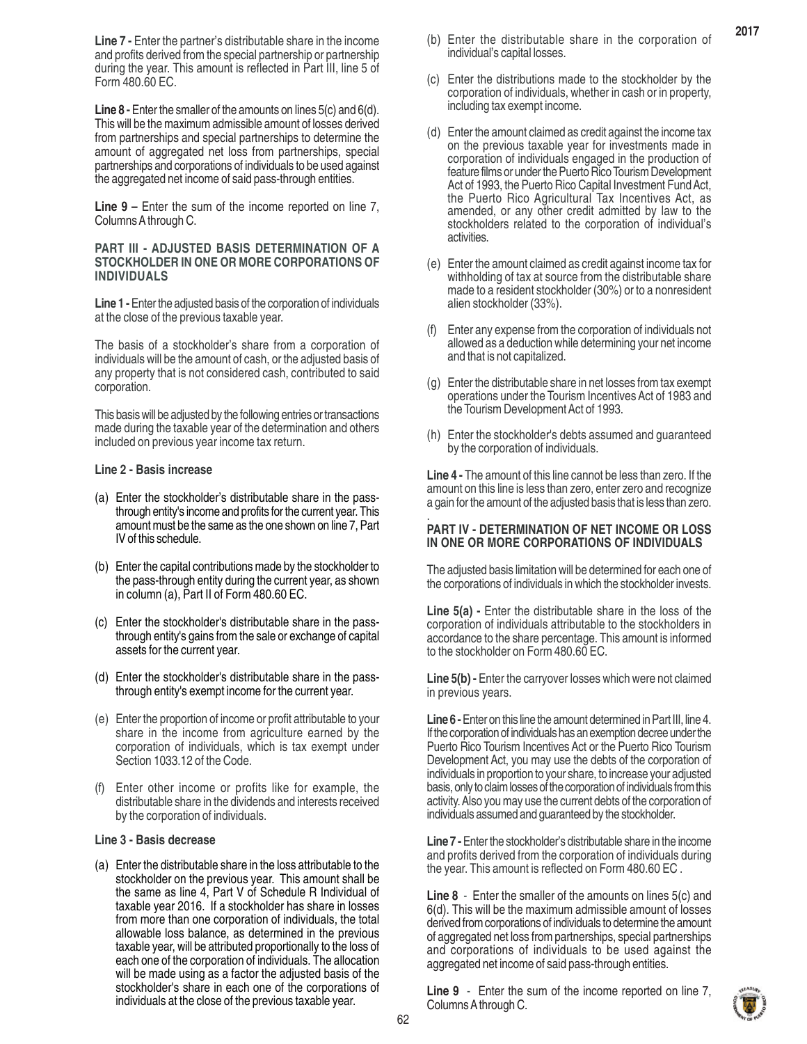**Line 7 -** Enter the partner's distributable share in the income and profits derived from the special partnership or partnership during the year. This amount is reflected in Part III, line 5 of Form 480.60 EC.

**Line 8 -** Enter the smaller of the amounts on lines 5(c) and 6(d). This will be the maximum admissible amount of losses derived from partnerships and special partnerships to determine the amount of aggregated net loss from partnerships, special partnerships and corporations of individuals to be used against the aggregated net income of said pass-through entities.

**Line 9 –** Enter the sum of the income reported on line 7, Columns A through C.

**PART III - ADJUSTED BASIS DETERMINATION OF A STOCKHOLDER IN ONE OR MORE CORPORATIONS OF INDIVIDUALS**

**Line 1 -** Enter the adjusted basis of the corporation of individuals at the close of the previous taxable year.

The basis of a stockholder's share from a corporation of individuals will be the amount of cash, or the adjusted basis of any property that is not considered cash, contributed to said corporation.

This basis will be adjusted by the following entries or transactions made during the taxable year of the determination and others included on previous year income tax return.

**Line 2 - Basis increase**

(a) Enter the stockholder's distributable share in the pass-through entity's income and profits for the current year. This amount must be the same as the one shown on line 7, Part IV of this schedule.

(b) Enter the capital contributions made by the stockholder to the pass-through entity during the current year, as shown in column (a), Part II of Form 480.60 EC.

(c) Enter the stockholder's distributable share in the pass-through entity's gains from the sale or exchange of capital assets for the current year.

(d) Enter the stockholder's distributable share in the pass-through entity's exempt income for the current year.

(e) Enter the proportion of income or profit attributable to your share in the income from agriculture earned by the corporation of individuals, which is tax exempt under Section 1033.12 of the Code.

(f) Enter other income or profits like for example, the distributable share in the dividends and interests received by the corporation of individuals.

**Line 3 - Basis decrease**

(a) Enter the distributable share in the loss attributable to the stockholder on the previous year. This amount shall be the same as line 4, Part V of Schedule R Individual of taxable year 2016. If a stockholder has share in losses from more than one corporation of individuals, the total allowable loss balance, as determined in the previous taxable year, will be attributed proportionally to the loss of each one of the corporation of individuals. The allocation will be made using as a factor the adjusted basis of the stockholder's share in each one of the corporations of individuals at the close of the previous taxable year.

(b) Enter the distributable share in the corporation of individual's capital losses.

(c) Enter the distributions made to the stockholder by the corporation of individuals, whether in cash or in property, including tax exempt income.

(d) Enter the amount claimed as credit against the income tax on the previous taxable year for investments made in corporation of individuals engaged in the production of feature films or under the Puerto Rico Tourism Development Act of 1993, the Puerto Rico Capital Investment Fund Act, the Puerto Rico Agricultural Tax Incentives Act, as amended, or any other credit admitted by law to the stockholders related to the corporation of individual's activities.

(e) Enter the amount claimed as credit against income tax for withholding of tax at source from the distributable share made to a resident stockholder (30%) or to a nonresident alien stockholder (33%).

(f) Enter any expense from the corporation of individuals not allowed as a deduction while determining your net income and that is not capitalized.

(g) Enter the distributable share in net losses from tax exempt operations under the Tourism Incentives Act of 1983 and the Tourism Development Act of 1993.

(h) Enter the stockholder's debts assumed and guaranteed by the corporation of individuals.

**Line 4 -** The amount of this line cannot be less than zero. If the amount on this line is less than zero, enter zero and recognize a gain for the amount of the adjusted basis that is less than zero.

**PART IV - DETERMINATION OF NET INCOME OR LOSS IN ONE OR MORE CORPORATIONS OF INDIVIDUALS**

The adjusted basis limitation will be determined for each one of the corporations of individuals in which the stockholder invests.

**Line 5(a) -** Enter the distributable share in the loss of the corporation of individuals attributable to the stockholders in accordance to the share percentage. This amount is informed to the stockholder on Form 480.60 EC.

**Line 5(b) -** Enter the carryover losses which were not claimed in previous years.

**Line 6 -** Enter on this line the amount determined in Part III, line 4. If the corporation of individuals has an exemption decree under the Puerto Rico Tourism Incentives Act or the Puerto Rico Tourism Development Act, you may use the debts of the corporation of individuals in proportion to your share, to increase your adjusted basis, only to claim losses of the corporation of individuals from this activity. Also you may use the current debts of the corporation of individuals assumed and guaranteed by the stockholder.

**Line 7 -** Enter the stockholder's distributable share in the income and profits derived from the corporation of individuals during the year. This amount is reflected on Form 480.60 EC .

**Line 8** - Enter the smaller of the amounts on lines 5(c) and 6(d). This will be the maximum admissible amount of losses derived from corporations of individuals to determine the amount of aggregated net loss from partnerships, special partnerships and corporations of individuals to be used against the aggregated net income of said pass-through entities.

**Line 9** - Enter the sum of the income reported on line 7, Columns A through C.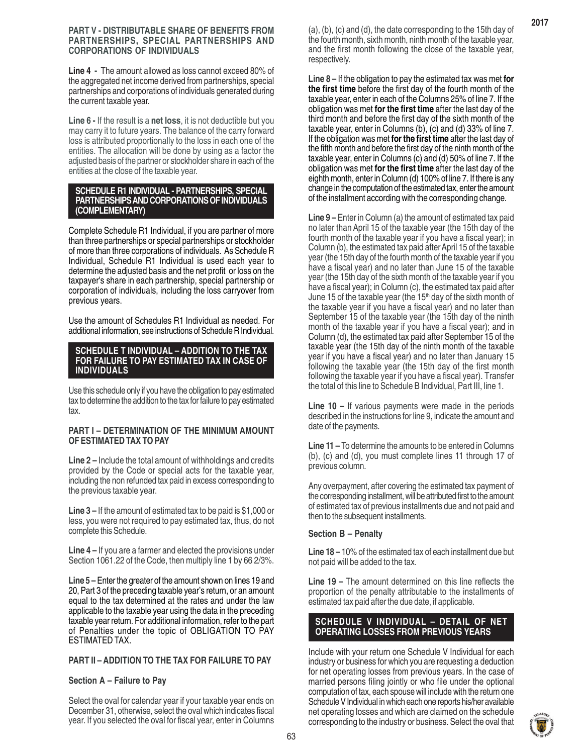**PART V - DISTRIBUTABLE SHARE OF BENEFITS FROM PARTNERSHIPS, SPECIAL PARTNERSHIPS AND CORPORATIONS OF INDIVIDUALS**

**Line 4 -** The amount allowed as loss cannot exceed 80% of the aggregated net income derived from partnerships, special partnerships and corporations of individuals generated during the current taxable year.

**Line 6 -** If the result is a **net loss**, it is not deductible but you may carry it to future years. The balance of the carry forward loss is attributed proportionally to the loss in each one of the entities. The allocation will be done by using as a factor the adjusted basis of the partner or stockholder share in each of the entities at the close of the taxable year.

## SCHEDULE R1 INDIVIDUAL - PARTNERSHIPS, SPECIAL PARTNERSHIPS AND CORPORATIONS OF INDIVIDUALS (COMPLEMENTARY)

Complete Schedule R1 Individual, if you are partner of more than three partnerships or special partnerships or stockholder of more than three corporations of individuals. As Schedule R Individual, Schedule R1 Individual is used each year to determine the adjusted basis and the net profit or loss on the taxpayer's share in each partnership, special partnership or corporation of individuals, including the loss carryover from previous years.

Use the amount of Schedules R1 Individual as needed. For additional information, see instructions of Schedule R Individual.

## SCHEDULE T INDIVIDUAL – ADDITION TO THE TAX FOR FAILURE TO PAY ESTIMATED TAX IN CASE OF INDIVIDUALS

Use this schedule only if you have the obligation to pay estimated tax to determine the addition to the tax for failure to pay estimated tax.

**PART I – DETERMINATION OF THE MINIMUM AMOUNT OF ESTIMATED TAX TO PAY**

**Line 2 –** Include the total amount of withholdings and credits provided by the Code or special acts for the taxable year, including the non refunded tax paid in excess corresponding to the previous taxable year.

**Line 3 –** If the amount of estimated tax to be paid is $1,000 or less, you were not required to pay estimated tax, thus, do not complete this Schedule.

**Line 4 –** If you are a farmer and elected the provisions under Section 1061.22 of the Code, then multiply line 1 by 66 2/3%.

**Line 5 –** Enter the greater of the amount shown on lines 19 and 20, Part 3 of the preceding taxable year's return, or an amount equal to the tax determined at the rates and under the law applicable to the taxable year using the data in the preceding taxable year return. For additional information, refer to the part of Penalties under the topic of OBLIGATION TO PAY ESTIMATED TAX.

**PART II – ADDITION TO THE TAX FOR FAILURE TO PAY**

**Section A – Failure to Pay**

Select the oval for calendar year if your taxable year ends on December 31, otherwise, select the oval which indicates fiscal year. If you selected the oval for fiscal year, enter in Columns (a), (b), (c) and (d), the date corresponding to the 15th day of the fourth month, sixth month, ninth month of the taxable year, and the first month following the close of the taxable year, respectively.

**Line 8 –** If the obligation to pay the estimated tax was met **for the first time** before the first day of the fourth month of the taxable year, enter in each of the Columns 25% of line 7. If the obligation was met **for the first time** after the last day of the third month and before the first day of the sixth month of the taxable year, enter in Columns (b), (c) and (d) 33% of line 7. If the obligation was met **for the first time** after the last day of the fifth month and before the first day of the ninth month of the taxable year, enter in Columns (c) and (d) 50% of line 7. If the obligation was met **for the first time** after the last day of the eighth month, enter in Column (d) 100% of line 7. If there is any change in the computation of the estimated tax, enter the amount of the installment according with the corresponding change.

**Line 9 –** Enter in Column (a) the amount of estimated tax paid no later than April 15 of the taxable year (the 15th day of the fourth month of the taxable year if you have a fiscal year); in Column (b), the estimated tax paid after April 15 of the taxable year (the 15th day of the fourth month of the taxable year if you have a fiscal year) and no later than June 15 of the taxable year (the 15th day of the sixth month of the taxable year if you have a fiscal year); in Column (c), the estimated tax paid after June 15 of the taxable year (the 15th day of the sixth month of the taxable year if you have a fiscal year) and no later than September 15 of the taxable year (the 15th day of the ninth month of the taxable year if you have a fiscal year); and in Column (d), the estimated tax paid after September 15 of the taxable year (the 15th day of the ninth month of the taxable year if you have a fiscal year) and no later than January 15 following the taxable year (the 15th day of the first month following the taxable year if you have a fiscal year). Transfer the total of this line to Schedule B Individual, Part III, line 1.

**Line 10 –** If various payments were made in the periods described in the instructions for line 9, indicate the amount and date of the payments.

**Line 11 –** To determine the amounts to be entered in Columns (b), (c) and (d), you must complete lines 11 through 17 of previous column.

Any overpayment, after covering the estimated tax payment of the corresponding installment, will be attributed first to the amount of estimated tax of previous installments due and not paid and then to the subsequent installments.

**Section B – Penalty**

**Line 18 –** 10% of the estimated tax of each installment due but not paid will be added to the tax.

**Line 19 –** The amount determined on this line reflects the proportion of the penalty attributable to the installments of estimated tax paid after the due date, if applicable.

## SCHEDULE V INDIVIDUAL – DETAIL OF NET OPERATING LOSSES FROM PREVIOUS YEARS

Include with your return one Schedule V Individual for each industry or business for which you are requesting a deduction for net operating losses from previous years. In the case of married persons filing jointly or who file under the optional computation of tax, each spouse will include with the return one Schedule V Individual in which each one reports his/her available net operating losses and which are claimed on the schedule corresponding to the industry or business. Select the oval that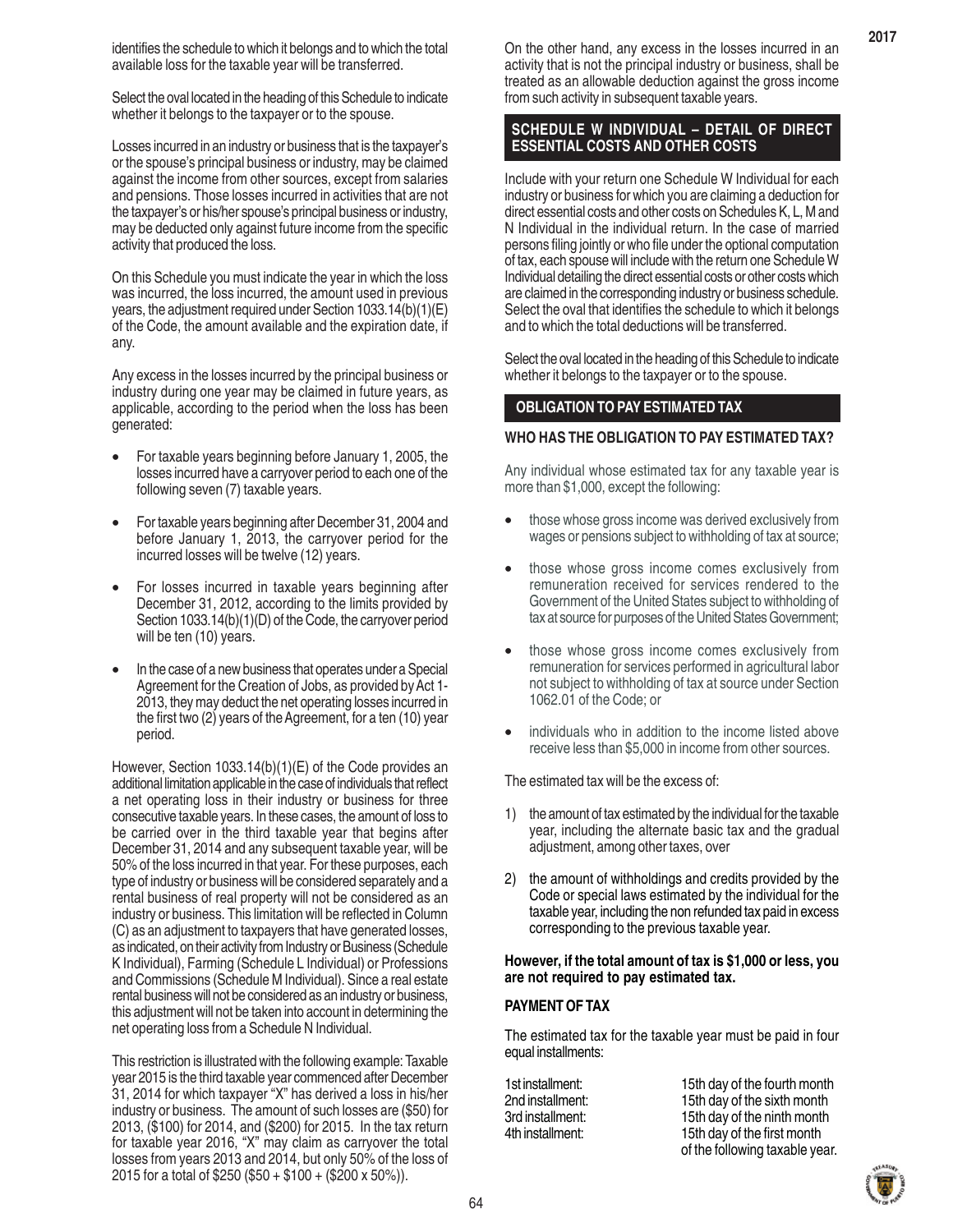identifies the schedule to which it belongs and to which the total available loss for the taxable year will be transferred.

Select the oval located in the heading of this Schedule to indicate whether it belongs to the taxpayer or to the spouse.

Losses incurred in an industry or business that is the taxpayer's or the spouse's principal business or industry, may be claimed against the income from other sources, except from salaries and pensions. Those losses incurred in activities that are not the taxpayer's or his/her spouse's principal business or industry, may be deducted only against future income from the specific activity that produced the loss.

On this Schedule you must indicate the year in which the loss was incurred, the loss incurred, the amount used in previous years, the adjustment required under Section 1033.14(b)(1)(E) of the Code, the amount available and the expiration date, if any.

Any excess in the losses incurred by the principal business or industry during one year may be claimed in future years, as applicable, according to the period when the loss has been generated:

- For taxable years beginning before January 1, 2005, the losses incurred have a carryover period to each one of the following seven (7) taxable years.
- For taxable years beginning after December 31, 2004 and before January 1, 2013, the carryover period for the incurred losses will be twelve (12) years.
- For losses incurred in taxable years beginning after December 31, 2012, according to the limits provided by Section 1033.14(b)(1)(D) of the Code, the carryover period will be ten (10) years.
- In the case of a new business that operates under a Special Agreement for the Creation of Jobs, as provided by Act 1-2013, they may deduct the net operating losses incurred in the first two (2) years of the Agreement, for a ten (10) year period.

However, Section 1033.14(b)(1)(E) of the Code provides an additional limitation applicable in the case of individuals that reflect a net operating loss in their industry or business for three consecutive taxable years. In these cases, the amount of loss to be carried over in the third taxable year that begins after December 31, 2014 and any subsequent taxable year, will be 50% of the loss incurred in that year. For these purposes, each type of industry or business will be considered separately and a rental business of real property will not be considered as an industry or business. This limitation will be reflected in Column (C) as an adjustment to taxpayers that have generated losses, as indicated, on their activity from Industry or Business (Schedule K Individual), Farming (Schedule L Individual) or Professions and Commissions (Schedule M Individual). Since a real estate rental business will not be considered as an industry or business, this adjustment will not be taken into account in determining the net operating loss from a Schedule N Individual.

This restriction is illustrated with the following example: Taxable year 2015 is the third taxable year commenced after December 31, 2014 for which taxpayer "X" has derived a loss in his/her industry or business. The amount of such losses are ($50) for 2013, ($100) for 2014, and ($200) for 2015. In the tax return for taxable year 2016, "X" may claim as carryover the total losses from years 2013 and 2014, but only 50% of the loss of 2015 for a total of $250 ($50 + $100 + ($200 x 50%)).

On the other hand, any excess in the losses incurred in an activity that is not the principal industry or business, shall be treated as an allowable deduction against the gross income from such activity in subsequent taxable years.

## SCHEDULE W INDIVIDUAL – DETAIL OF DIRECT ESSENTIAL COSTS AND OTHER COSTS

Include with your return one Schedule W Individual for each industry or business for which you are claiming a deduction for direct essential costs and other costs on Schedules K, L, M and N Individual in the individual return. In the case of married persons filing jointly or who file under the optional computation of tax, each spouse will include with the return one Schedule W Individual detailing the direct essential costs or other costs which are claimed in the corresponding industry or business schedule. Select the oval that identifies the schedule to which it belongs and to which the total deductions will be transferred.

Select the oval located in the heading of this Schedule to indicate whether it belongs to the taxpayer or to the spouse.

## OBLIGATION TO PAY ESTIMATED TAX

### WHO HAS THE OBLIGATION TO PAY ESTIMATED TAX?

Any individual whose estimated tax for any taxable year is more than $1,000, except the following:

- those whose gross income was derived exclusively from wages or pensions subject to withholding of tax at source;
- those whose gross income comes exclusively from remuneration received for services rendered to the Government of the United States subject to withholding of tax at source for purposes of the United States Government;
- those whose gross income comes exclusively from remuneration for services performed in agricultural labor not subject to withholding of tax at source under Section 1062.01 of the Code; or
- individuals who in addition to the income listed above receive less than $5,000 in income from other sources.

The estimated tax will be the excess of:

1) the amount of tax estimated by the individual for the taxable year, including the alternate basic tax and the gradual adjustment, among other taxes, over
2) the amount of withholdings and credits provided by the Code or special laws estimated by the individual for the taxable year, including the non refunded tax paid in excess corresponding to the previous taxable year.

**However, if the total amount of tax is $1,000 or less, you are not required to pay estimated tax.**

### PAYMENT OF TAX

The estimated tax for the taxable year must be paid in four equal installments:

| | |
|---|---|
| 1st installment: | 15th day of the fourth month |
| 2nd installment: | 15th day of the sixth month |
| 3rd installment: | 15th day of the ninth month |
| 4th installment: | 15th day of the first month of the following taxable year. |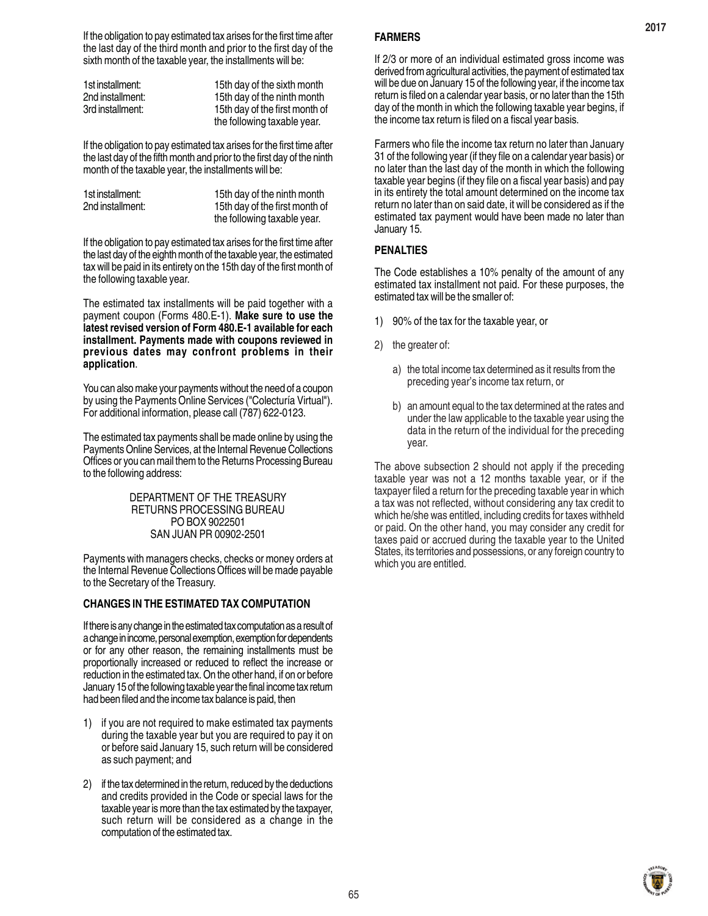If the obligation to pay estimated tax arises for the first time after the last day of the third month and prior to the first day of the sixth month of the taxable year, the installments will be:

| | |
|---|---|
| 1st installment: | 15th day of the sixth month |
| 2nd installment: | 15th day of the ninth month |
| 3rd installment: | 15th day of the first month of the following taxable year. |

If the obligation to pay estimated tax arises for the first time after the last day of the fifth month and prior to the first day of the ninth month of the taxable year, the installments will be:

| | |
|---|---|
| 1st installment: | 15th day of the ninth month |
| 2nd installment: | 15th day of the first month of the following taxable year. |

If the obligation to pay estimated tax arises for the first time after the last day of the eighth month of the taxable year, the estimated tax will be paid in its entirety on the 15th day of the first month of the following taxable year.

The estimated tax installments will be paid together with a payment coupon (Forms 480.E-1). **Make sure to use the latest revised version of Form 480.E-1 available for each installment. Payments made with coupons reviewed in previous dates may confront problems in their application**.

You can also make your payments without the need of a coupon by using the Payments Online Services ("Colecturía Virtual"). For additional information, please call (787) 622-0123.

The estimated tax payments shall be made online by using the Payments Online Services, at the Internal Revenue Collections Offices or you can mail them to the Returns Processing Bureau to the following address:

DEPARTMENT OF THE TREASURY
RETURNS PROCESSING BUREAU
PO BOX 9022501
SAN JUAN PR 00902-2501

Payments with managers checks, checks or money orders at the Internal Revenue Collections Offices will be made payable to the Secretary of the Treasury.

## CHANGES IN THE ESTIMATED TAX COMPUTATION

If there is any change in the estimated tax computation as a result of a change in income, personal exemption, exemption for dependents or for any other reason, the remaining installments must be proportionally increased or reduced to reflect the increase or reduction in the estimated tax. On the other hand, if on or before January 15 of the following taxable year the final income tax return had been filed and the income tax balance is paid, then

1) if you are not required to make estimated tax payments during the taxable year but you are required to pay it on or before said January 15, such return will be considered as such payment; and

2) if the tax determined in the return, reduced by the deductions and credits provided in the Code or special laws for the taxable year is more than the tax estimated by the taxpayer, such return will be considered as a change in the computation of the estimated tax.

## FARMERS

If 2/3 or more of an individual estimated gross income was derived from agricultural activities, the payment of estimated tax will be due on January 15 of the following year, if the income tax return is filed on a calendar year basis, or no later than the 15th day of the month in which the following taxable year begins, if the income tax return is filed on a fiscal year basis.

Farmers who file the income tax return no later than January 31 of the following year (if they file on a calendar year basis) or no later than the last day of the month in which the following taxable year begins (if they file on a fiscal year basis) and pay in its entirety the total amount determined on the income tax return no later than on said date, it will be considered as if the estimated tax payment would have been made no later than January 15.

## PENALTIES

The Code establishes a 10% penalty of the amount of any estimated tax installment not paid. For these purposes, the estimated tax will be the smaller of:

1) 90% of the tax for the taxable year, or

2) the greater of:

   a) the total income tax determined as it results from the preceding year's income tax return, or

   b) an amount equal to the tax determined at the rates and under the law applicable to the taxable year using the data in the return of the individual for the preceding year.

The above subsection 2 should not apply if the preceding taxable year was not a 12 months taxable year, or if the taxpayer filed a return for the preceding taxable year in which a tax was not reflected, without considering any tax credit to which he/she was entitled, including credits for taxes withheld or paid. On the other hand, you may consider any credit for taxes paid or accrued during the taxable year to the United States, its territories and possessions, or any foreign country to which you are entitled.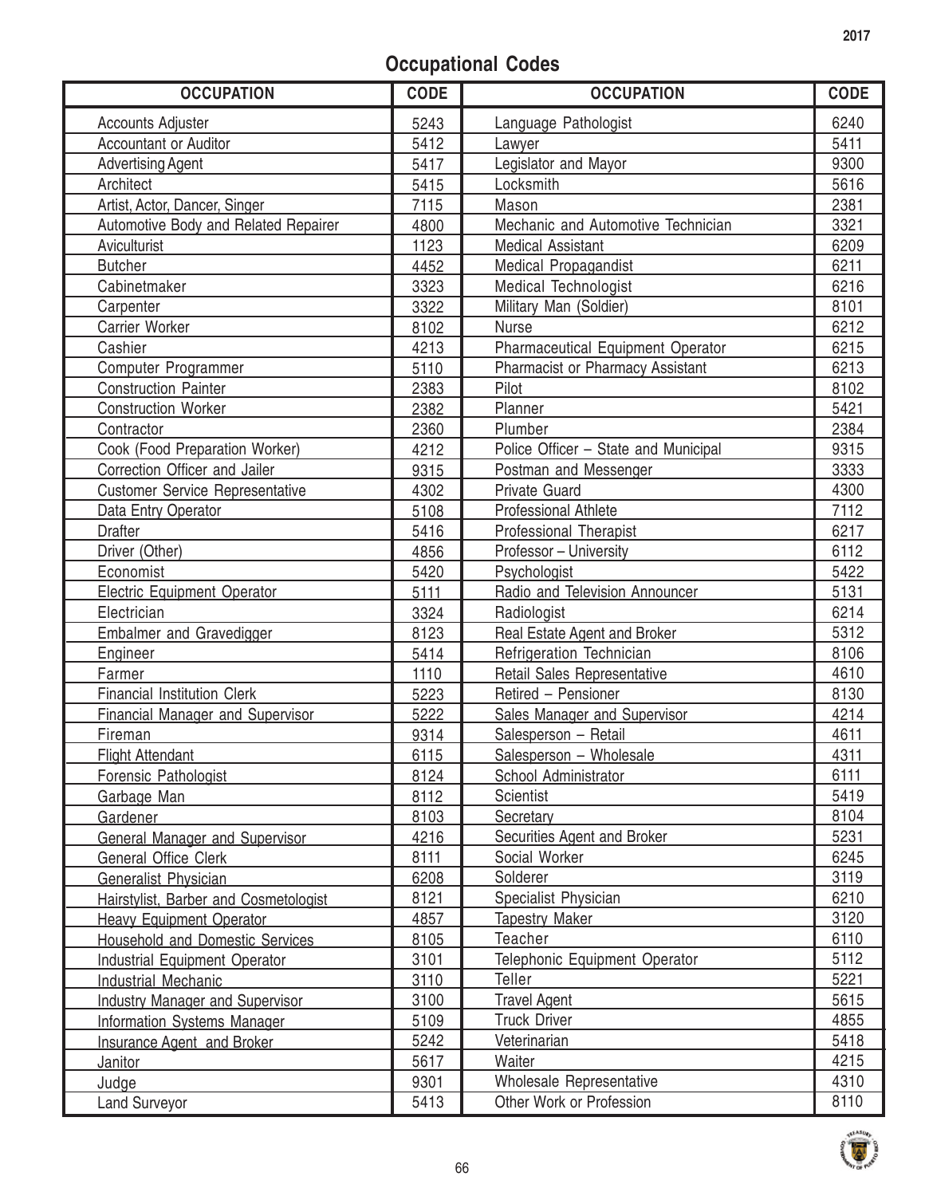2017

## Occupational Codes

| OCCUPATION | CODE | OCCUPATION | CODE |
|---|---|---|---|
| Accounts Adjuster | 5243 | Language Pathologist | 6240 |
| Accountant or Auditor | 5412 | Lawyer | 5411 |
| Advertising Agent | 5417 | Legislator and Mayor | 9300 |
| Architect | 5415 | Locksmith | 5616 |
| Artist, Actor, Dancer, Singer | 7115 | Mason | 2381 |
| Automotive Body and Related Repairer | 4800 | Mechanic and Automotive Technician | 3321 |
| Aviculturist | 1123 | Medical Assistant | 6209 |
| Butcher | 4452 | Medical Propagandist | 6211 |
| Cabinetmaker | 3323 | Medical Technologist | 6216 |
| Carpenter | 3322 | Military Man (Soldier) | 8101 |
| Carrier Worker | 8102 | Nurse | 6212 |
| Cashier | 4213 | Pharmaceutical Equipment Operator | 6215 |
| Computer Programmer | 5110 | Pharmacist or Pharmacy Assistant | 6213 |
| Construction Painter | 2383 | Pilot | 8102 |
| Construction Worker | 2382 | Planner | 5421 |
| Contractor | 2360 | Plumber | 2384 |
| Cook (Food Preparation Worker) | 4212 | Police Officer – State and Municipal | 9315 |
| Correction Officer and Jailer | 9315 | Postman and Messenger | 3333 |
| Customer Service Representative | 4302 | Private Guard | 4300 |
| Data Entry Operator | 5108 | Professional Athlete | 7112 |
| Drafter | 5416 | Professional Therapist | 6217 |
| Driver (Other) | 4856 | Professor – University | 6112 |
| Economist | 5420 | Psychologist | 5422 |
| Electric Equipment Operator | 5111 | Radio and Television Announcer | 5131 |
| Electrician | 3324 | Radiologist | 6214 |
| Embalmer and Gravedigger | 8123 | Real Estate Agent and Broker | 5312 |
| Engineer | 5414 | Refrigeration Technician | 8106 |
| Farmer | 1110 | Retail Sales Representative | 4610 |
| Financial Institution Clerk | 5223 | Retired – Pensioner | 8130 |
| Financial Manager and Supervisor | 5222 | Sales Manager and Supervisor | 4214 |
| Fireman | 9314 | Salesperson – Retail | 4611 |
| Flight Attendant | 6115 | Salesperson – Wholesale | 4311 |
| Forensic Pathologist | 8124 | School Administrator | 6111 |
| Garbage Man | 8112 | Scientist | 5419 |
| Gardener | 8103 | Secretary | 8104 |
| General Manager and Supervisor | 4216 | Securities Agent and Broker | 5231 |
| General Office Clerk | 8111 | Social Worker | 6245 |
| Generalist Physician | 6208 | Solderer | 3119 |
| Hairstylist, Barber and Cosmetologist | 8121 | Specialist Physician | 6210 |
| Heavy Equipment Operator | 4857 | Tapestry Maker | 3120 |
| Household and Domestic Services | 8105 | Teacher | 6110 |
| Industrial Equipment Operator | 3101 | Telephonic Equipment Operator | 5112 |
| Industrial Mechanic | 3110 | Teller | 5221 |
| Industry Manager and Supervisor | 3100 | Travel Agent | 5615 |
| Information Systems Manager | 5109 | Truck Driver | 4855 |
| Insurance Agent and Broker | 5242 | Veterinarian | 5418 |
| Janitor | 5617 | Waiter | 4215 |
| Judge | 9301 | Wholesale Representative | 4310 |
| Land Surveyor | 5413 | Other Work or Profession | 8110 |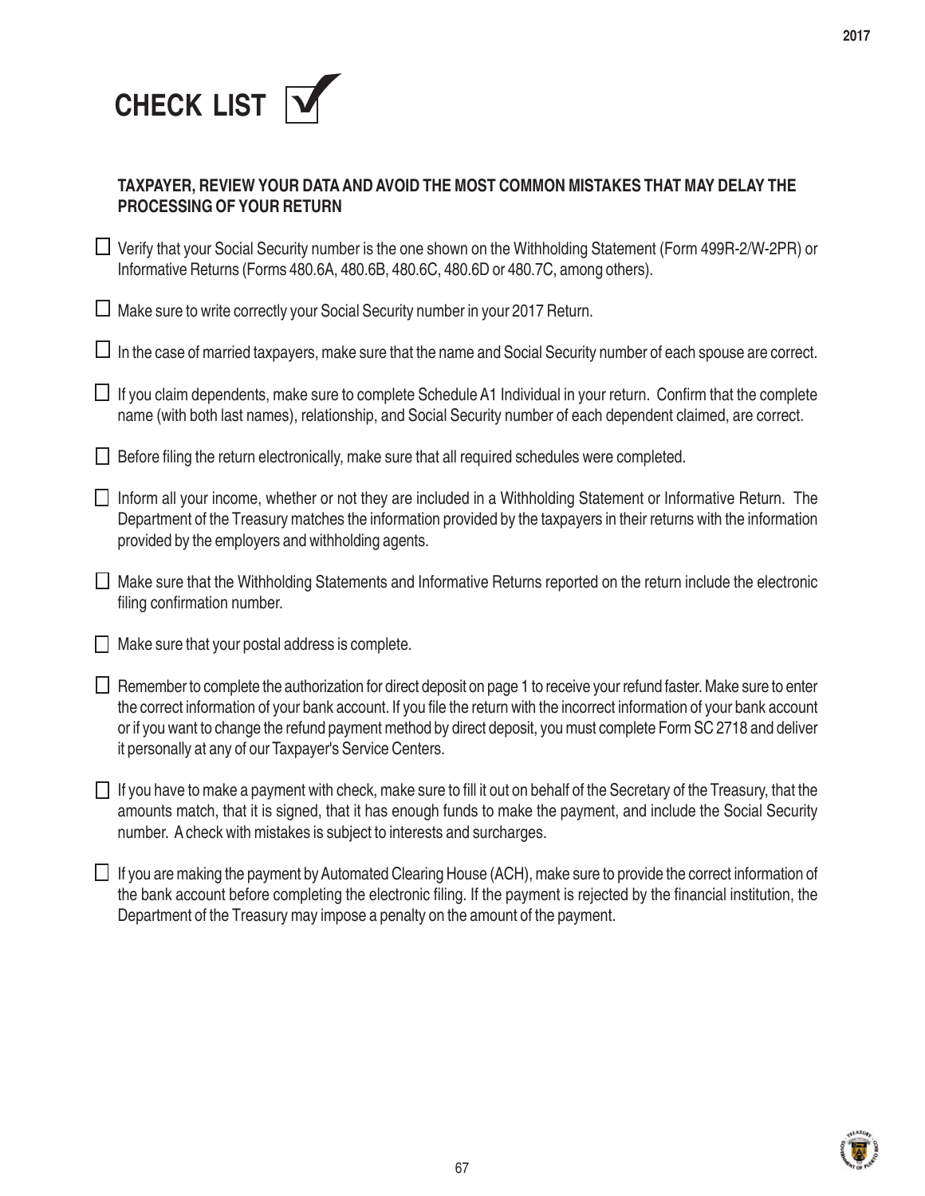# CHECK LIST

**TAXPAYER, REVIEW YOUR DATA AND AVOID THE MOST COMMON MISTAKES THAT MAY DELAY THE PROCESSING OF YOUR RETURN**

- [ ] Verify that your Social Security number is the one shown on the Withholding Statement (Form 499R-2/W-2PR) or Informative Returns (Forms 480.6A, 480.6B, 480.6C, 480.6D or 480.7C, among others).
- [ ] Make sure to write correctly your Social Security number in your 2017 Return.
- [ ] In the case of married taxpayers, make sure that the name and Social Security number of each spouse are correct.
- [ ] If you claim dependents, make sure to complete Schedule A1 Individual in your return. Confirm that the complete name (with both last names), relationship, and Social Security number of each dependent claimed, are correct.
- [ ] Before filing the return electronically, make sure that all required schedules were completed.
- [ ] Inform all your income, whether or not they are included in a Withholding Statement or Informative Return. The Department of the Treasury matches the information provided by the taxpayers in their returns with the information provided by the employers and withholding agents.
- [ ] Make sure that the Withholding Statements and Informative Returns reported on the return include the electronic filing confirmation number.
- [ ] Make sure that your postal address is complete.
- [ ] Remember to complete the authorization for direct deposit on page 1 to receive your refund faster. Make sure to enter the correct information of your bank account. If you file the return with the incorrect information of your bank account or if you want to change the refund payment method by direct deposit, you must complete Form SC 2718 and deliver it personally at any of our Taxpayer's Service Centers.
- [ ] If you have to make a payment with check, make sure to fill it out on behalf of the Secretary of the Treasury, that the amounts match, that it is signed, that it has enough funds to make the payment, and include the Social Security number. A check with mistakes is subject to interests and surcharges.
- [ ] If you are making the payment by Automated Clearing House (ACH), make sure to provide the correct information of the bank account before completing the electronic filing. If the payment is rejected by the financial institution, the Department of the Treasury may impose a penalty on the amount of the payment.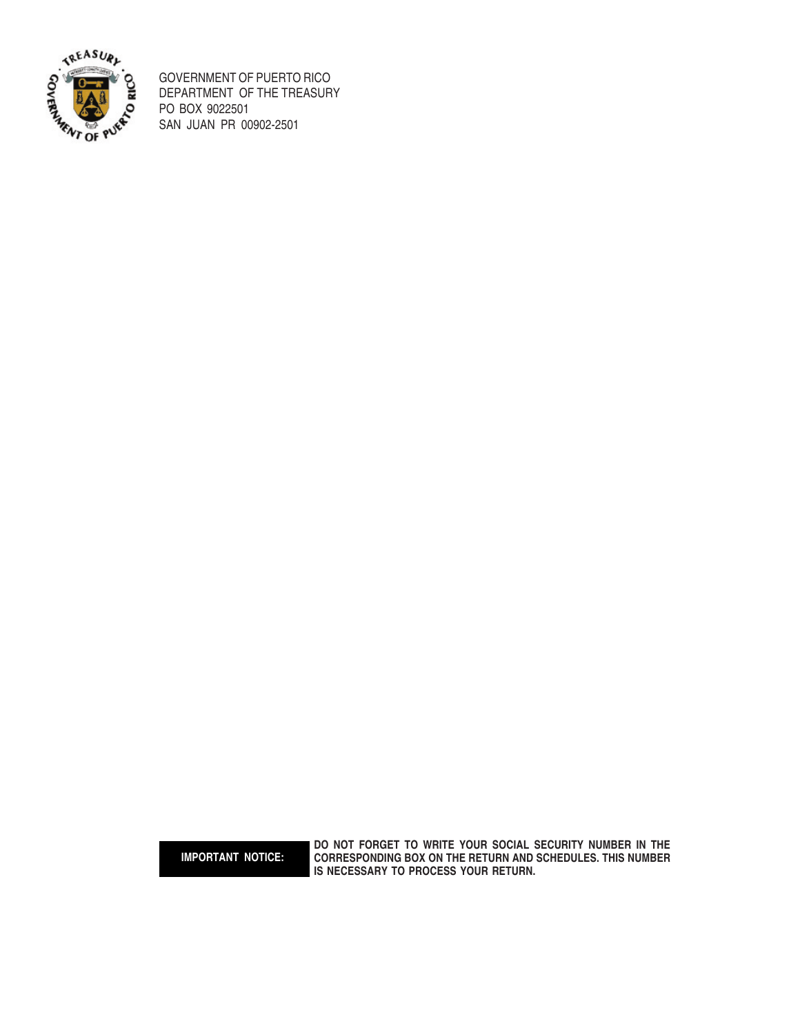GOVERNMENT OF PUERTO RICO
DEPARTMENT OF THE TREASURY
PO BOX 9022501
SAN JUAN PR 00902-2501

**IMPORTANT NOTICE:** **DO NOT FORGET TO WRITE YOUR SOCIAL SECURITY NUMBER IN THE CORRESPONDING BOX ON THE RETURN AND SCHEDULES. THIS NUMBER IS NECESSARY TO PROCESS YOUR RETURN.**